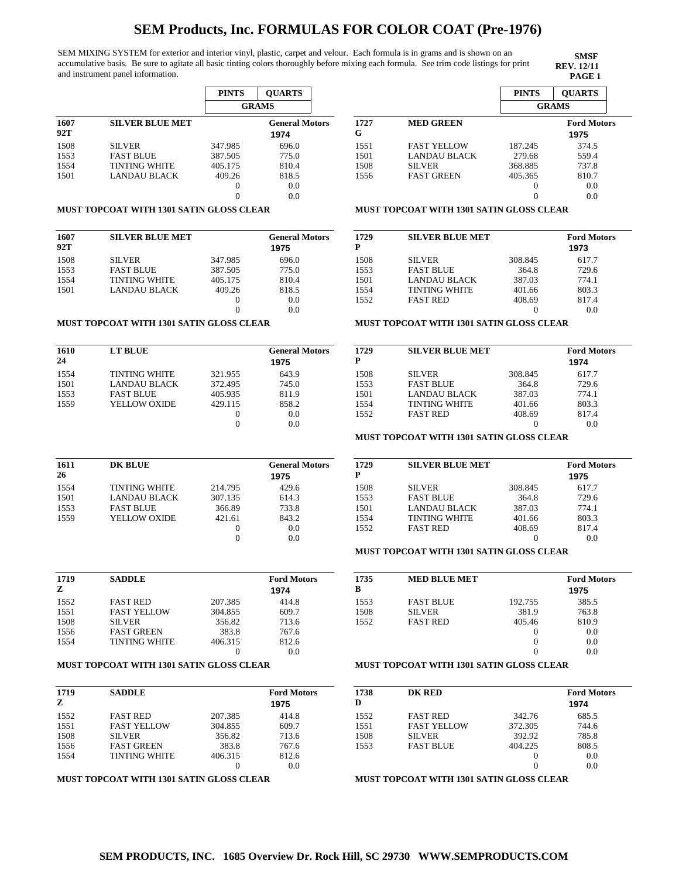# SEM Products, Inc. FORMULAS FOR COLOR COAT (Pre-1976)

SEM MIXING SYSTEM for exterior and interior vinyl, plastic, carpet and velour. Each formula is in grams and is shown on an accumulative basis. Be sure to agitate all basic tinting colors thoroughly before mixing each formula. See trim code listings for print and instrument panel information.

**SMSF**
**REV. 12/11**
**PAGE 1**

| | | PINTS | QUARTS |
|---|---|---|---|
| | | GRAMS | |
| **1607 92T** | **SILVER BLUE MET** | | **General Motors 1974** |
| 1508 | SILVER | 347.985 | 696.0 |
| 1553 | FAST BLUE | 387.505 | 775.0 |
| 1554 | TINTING WHITE | 405.175 | 810.4 |
| 1501 | LANDAU BLACK | 409.26 | 818.5 |
| | | 0 | 0.0 |
| | | 0 | 0.0 |

**MUST TOPCOAT WITH 1301 SATIN GLOSS CLEAR**

| | | PINTS | QUARTS |
|---|---|---|---|
| **1607 92T** | **SILVER BLUE MET** | | **General Motors 1975** |
| 1508 | SILVER | 347.985 | 696.0 |
| 1553 | FAST BLUE | 387.505 | 775.0 |
| 1554 | TINTING WHITE | 405.175 | 810.4 |
| 1501 | LANDAU BLACK | 409.26 | 818.5 |
| | | 0 | 0.0 |
| | | 0 | 0.0 |

**MUST TOPCOAT WITH 1301 SATIN GLOSS CLEAR**

| | | PINTS | QUARTS |
|---|---|---|---|
| **1610 24** | **LT BLUE** | | **General Motors 1975** |
| 1554 | TINTING WHITE | 321.955 | 643.9 |
| 1501 | LANDAU BLACK | 372.495 | 745.0 |
| 1553 | FAST BLUE | 405.935 | 811.9 |
| 1559 | YELLOW OXIDE | 429.115 | 858.2 |
| | | 0 | 0.0 |
| | | 0 | 0.0 |

| | | PINTS | QUARTS |
|---|---|---|---|
| **1611 26** | **DK BLUE** | | **General Motors 1975** |
| 1554 | TINTING WHITE | 214.795 | 429.6 |
| 1501 | LANDAU BLACK | 307.135 | 614.3 |
| 1553 | FAST BLUE | 366.89 | 733.8 |
| 1559 | YELLOW OXIDE | 421.61 | 843.2 |
| | | 0 | 0.0 |
| | | 0 | 0.0 |

| | | PINTS | QUARTS |
|---|---|---|---|
| **1719 Z** | **SADDLE** | | **Ford Motors 1974** |
| 1552 | FAST RED | 207.385 | 414.8 |
| 1551 | FAST YELLOW | 304.855 | 609.7 |
| 1508 | SILVER | 356.82 | 713.6 |
| 1556 | FAST GREEN | 383.8 | 767.6 |
| 1554 | TINTING WHITE | 406.315 | 812.6 |
| | | 0 | 0.0 |

**MUST TOPCOAT WITH 1301 SATIN GLOSS CLEAR**

| | | PINTS | QUARTS |
|---|---|---|---|
| **1719 Z** | **SADDLE** | | **Ford Motors 1975** |
| 1552 | FAST RED | 207.385 | 414.8 |
| 1551 | FAST YELLOW | 304.855 | 609.7 |
| 1508 | SILVER | 356.82 | 713.6 |
| 1556 | FAST GREEN | 383.8 | 767.6 |
| 1554 | TINTING WHITE | 406.315 | 812.6 |
| | | 0 | 0.0 |

**MUST TOPCOAT WITH 1301 SATIN GLOSS CLEAR**

| | | PINTS | QUARTS |
|---|---|---|---|
| | | GRAMS | |
| **1727 G** | **MED GREEN** | | **Ford Motors 1975** |
| 1551 | FAST YELLOW | 187.245 | 374.5 |
| 1501 | LANDAU BLACK | 279.68 | 559.4 |
| 1508 | SILVER | 368.885 | 737.8 |
| 1556 | FAST GREEN | 405.365 | 810.7 |
| | | 0 | 0.0 |
| | | 0 | 0.0 |

**MUST TOPCOAT WITH 1301 SATIN GLOSS CLEAR**

| | | PINTS | QUARTS |
|---|---|---|---|
| **1729 P** | **SILVER BLUE MET** | | **Ford Motors 1973** |
| 1508 | SILVER | 308.845 | 617.7 |
| 1553 | FAST BLUE | 364.8 | 729.6 |
| 1501 | LANDAU BLACK | 387.03 | 774.1 |
| 1554 | TINTING WHITE | 401.66 | 803.3 |
| 1552 | FAST RED | 408.69 | 817.4 |
| | | 0 | 0.0 |

**MUST TOPCOAT WITH 1301 SATIN GLOSS CLEAR**

| | | PINTS | QUARTS |
|---|---|---|---|
| **1729 P** | **SILVER BLUE MET** | | **Ford Motors 1974** |
| 1508 | SILVER | 308.845 | 617.7 |
| 1553 | FAST BLUE | 364.8 | 729.6 |
| 1501 | LANDAU BLACK | 387.03 | 774.1 |
| 1554 | TINTING WHITE | 401.66 | 803.3 |
| 1552 | FAST RED | 408.69 | 817.4 |
| | | 0 | 0.0 |

**MUST TOPCOAT WITH 1301 SATIN GLOSS CLEAR**

| | | PINTS | QUARTS |
|---|---|---|---|
| **1729 P** | **SILVER BLUE MET** | | **Ford Motors 1975** |
| 1508 | SILVER | 308.845 | 617.7 |
| 1553 | FAST BLUE | 364.8 | 729.6 |
| 1501 | LANDAU BLACK | 387.03 | 774.1 |
| 1554 | TINTING WHITE | 401.66 | 803.3 |
| 1552 | FAST RED | 408.69 | 817.4 |
| | | 0 | 0.0 |

**MUST TOPCOAT WITH 1301 SATIN GLOSS CLEAR**

| | | PINTS | QUARTS |
|---|---|---|---|
| **1735 B** | **MED BLUE MET** | | **Ford Motors 1975** |
| 1553 | FAST BLUE | 192.755 | 385.5 |
| 1508 | SILVER | 381.9 | 763.8 |
| 1552 | FAST RED | 405.46 | 810.9 |
| | | 0 | 0.0 |
| | | 0 | 0.0 |
| | | 0 | 0.0 |

**MUST TOPCOAT WITH 1301 SATIN GLOSS CLEAR**

| | | PINTS | QUARTS |
|---|---|---|---|
| **1738 D** | **DK RED** | | **Ford Motors 1974** |
| 1552 | FAST RED | 342.76 | 685.5 |
| 1551 | FAST YELLOW | 372.305 | 744.6 |
| 1508 | SILVER | 392.92 | 785.8 |
| 1553 | FAST BLUE | 404.225 | 808.5 |
| | | 0 | 0.0 |
| | | 0 | 0.0 |

**MUST TOPCOAT WITH 1301 SATIN GLOSS CLEAR**

**SEM PRODUCTS, INC. 1685 Overview Dr. Rock Hill, SC 29730 WWW.SEMPRODUCTS.COM**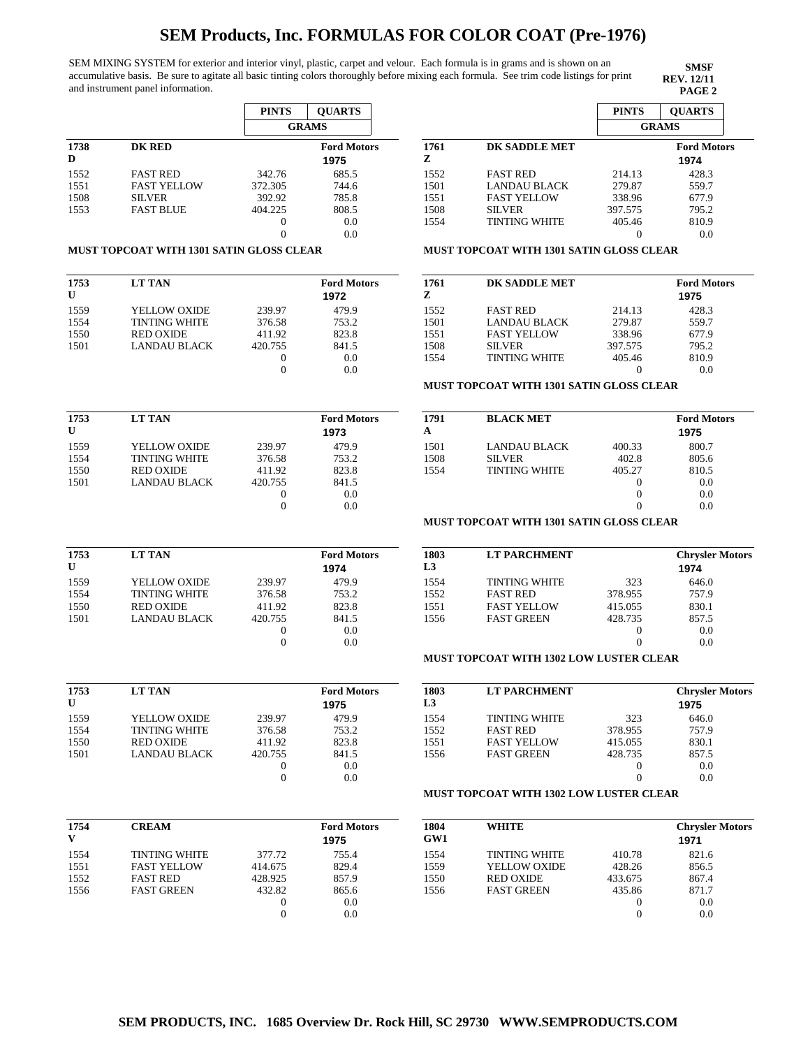# SEM Products, Inc. FORMULAS FOR COLOR COAT (Pre-1976)

SEM MIXING SYSTEM for exterior and interior vinyl, plastic, carpet and velour. Each formula is in grams and is shown on an accumulative basis. Be sure to agitate all basic tinting colors thoroughly before mixing each formula. See trim code listings for print and instrument panel information.

**SMSF**
**REV. 12/11**
**PAGE 2**

| | | PINTS | QUARTS |
|---|---|---|---|
| | | GRAMS | |
| **1738 D** | **DK RED** | | **Ford Motors 1975** |
| 1552 | FAST RED | 342.76 | 685.5 |
| 1551 | FAST YELLOW | 372.305 | 744.6 |
| 1508 | SILVER | 392.92 | 785.8 |
| 1553 | FAST BLUE | 404.225 | 808.5 |
| | | 0 | 0.0 |
| | | 0 | 0.0 |

**MUST TOPCOAT WITH 1301 SATIN GLOSS CLEAR**

| | | PINTS | QUARTS |
|---|---|---|---|
| **1753 U** | **LT TAN** | | **Ford Motors 1972** |
| 1559 | YELLOW OXIDE | 239.97 | 479.9 |
| 1554 | TINTING WHITE | 376.58 | 753.2 |
| 1550 | RED OXIDE | 411.92 | 823.8 |
| 1501 | LANDAU BLACK | 420.755 | 841.5 |
| | | 0 | 0.0 |
| | | 0 | 0.0 |

| | | PINTS | QUARTS |
|---|---|---|---|
| **1753 U** | **LT TAN** | | **Ford Motors 1973** |
| 1559 | YELLOW OXIDE | 239.97 | 479.9 |
| 1554 | TINTING WHITE | 376.58 | 753.2 |
| 1550 | RED OXIDE | 411.92 | 823.8 |
| 1501 | LANDAU BLACK | 420.755 | 841.5 |
| | | 0 | 0.0 |
| | | 0 | 0.0 |

| | | PINTS | QUARTS |
|---|---|---|---|
| **1753 U** | **LT TAN** | | **Ford Motors 1974** |
| 1559 | YELLOW OXIDE | 239.97 | 479.9 |
| 1554 | TINTING WHITE | 376.58 | 753.2 |
| 1550 | RED OXIDE | 411.92 | 823.8 |
| 1501 | LANDAU BLACK | 420.755 | 841.5 |
| | | 0 | 0.0 |
| | | 0 | 0.0 |

| | | PINTS | QUARTS |
|---|---|---|---|
| **1753 U** | **LT TAN** | | **Ford Motors 1975** |
| 1559 | YELLOW OXIDE | 239.97 | 479.9 |
| 1554 | TINTING WHITE | 376.58 | 753.2 |
| 1550 | RED OXIDE | 411.92 | 823.8 |
| 1501 | LANDAU BLACK | 420.755 | 841.5 |
| | | 0 | 0.0 |
| | | 0 | 0.0 |

| | | PINTS | QUARTS |
|---|---|---|---|
| **1754 V** | **CREAM** | | **Ford Motors 1975** |
| 1554 | TINTING WHITE | 377.72 | 755.4 |
| 1551 | FAST YELLOW | 414.675 | 829.4 |
| 1552 | FAST RED | 428.925 | 857.9 |
| 1556 | FAST GREEN | 432.82 | 865.6 |
| | | 0 | 0.0 |
| | | 0 | 0.0 |

| | | PINTS | QUARTS |
|---|---|---|---|
| | | GRAMS | |
| **1761 Z** | **DK SADDLE MET** | | **Ford Motors 1974** |
| 1552 | FAST RED | 214.13 | 428.3 |
| 1501 | LANDAU BLACK | 279.87 | 559.7 |
| 1551 | FAST YELLOW | 338.96 | 677.9 |
| 1508 | SILVER | 397.575 | 795.2 |
| 1554 | TINTING WHITE | 405.46 | 810.9 |
| | | 0 | 0.0 |

**MUST TOPCOAT WITH 1301 SATIN GLOSS CLEAR**

| | | PINTS | QUARTS |
|---|---|---|---|
| **1761 Z** | **DK SADDLE MET** | | **Ford Motors 1975** |
| 1552 | FAST RED | 214.13 | 428.3 |
| 1501 | LANDAU BLACK | 279.87 | 559.7 |
| 1551 | FAST YELLOW | 338.96 | 677.9 |
| 1508 | SILVER | 397.575 | 795.2 |
| 1554 | TINTING WHITE | 405.46 | 810.9 |
| | | 0 | 0.0 |

**MUST TOPCOAT WITH 1301 SATIN GLOSS CLEAR**

| | | PINTS | QUARTS |
|---|---|---|---|
| **1791 A** | **BLACK MET** | | **Ford Motors 1975** |
| 1501 | LANDAU BLACK | 400.33 | 800.7 |
| 1508 | SILVER | 402.8 | 805.6 |
| 1554 | TINTING WHITE | 405.27 | 810.5 |
| | | 0 | 0.0 |
| | | 0 | 0.0 |
| | | 0 | 0.0 |

**MUST TOPCOAT WITH 1301 SATIN GLOSS CLEAR**

| | | PINTS | QUARTS |
|---|---|---|---|
| **1803 L3** | **LT PARCHMENT** | | **Chrysler Motors 1974** |
| 1554 | TINTING WHITE | 323 | 646.0 |
| 1552 | FAST RED | 378.955 | 757.9 |
| 1551 | FAST YELLOW | 415.055 | 830.1 |
| 1556 | FAST GREEN | 428.735 | 857.5 |
| | | 0 | 0.0 |
| | | 0 | 0.0 |

**MUST TOPCOAT WITH 1302 LOW LUSTER CLEAR**

| | | PINTS | QUARTS |
|---|---|---|---|
| **1803 L3** | **LT PARCHMENT** | | **Chrysler Motors 1975** |
| 1554 | TINTING WHITE | 323 | 646.0 |
| 1552 | FAST RED | 378.955 | 757.9 |
| 1551 | FAST YELLOW | 415.055 | 830.1 |
| 1556 | FAST GREEN | 428.735 | 857.5 |
| | | 0 | 0.0 |
| | | 0 | 0.0 |

**MUST TOPCOAT WITH 1302 LOW LUSTER CLEAR**

| | | PINTS | QUARTS |
|---|---|---|---|
| **1804 GW1** | **WHITE** | | **Chrysler Motors 1971** |
| 1554 | TINTING WHITE | 410.78 | 821.6 |
| 1559 | YELLOW OXIDE | 428.26 | 856.5 |
| 1550 | RED OXIDE | 433.675 | 867.4 |
| 1556 | FAST GREEN | 435.86 | 871.7 |
| | | 0 | 0.0 |
| | | 0 | 0.0 |

SEM PRODUCTS, INC. 1685 Overview Dr. Rock Hill, SC 29730 WWW.SEMPRODUCTS.COM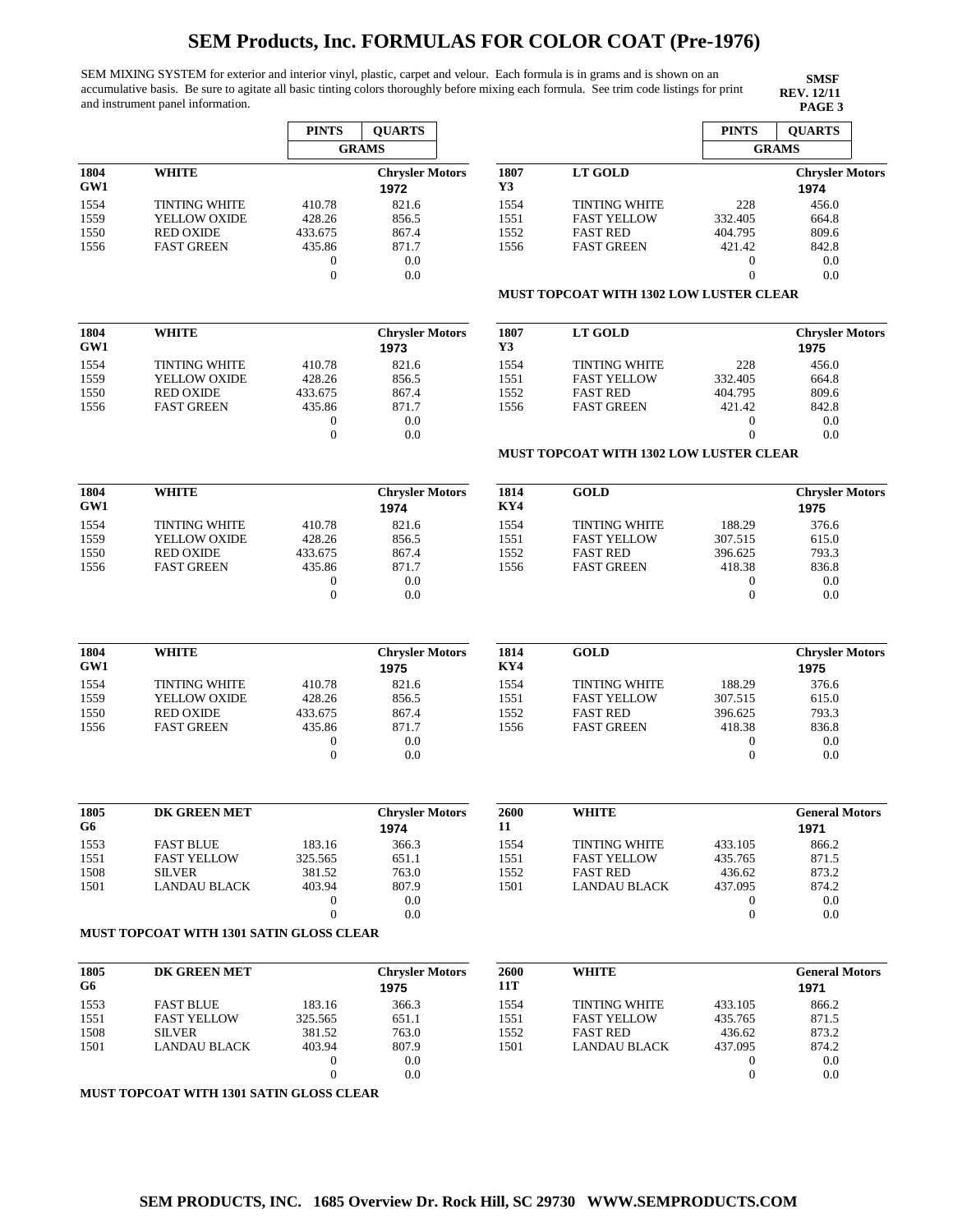# SEM Products, Inc. FORMULAS FOR COLOR COAT (Pre-1976)

SEM MIXING SYSTEM for exterior and interior vinyl, plastic, carpet and velour. Each formula is in grams and is shown on an accumulative basis. Be sure to agitate all basic tinting colors thoroughly before mixing each formula. See trim code listings for print and instrument panel information.

**SMSF**
**REV. 12/11**
**PAGE 3**

| | | PINTS | QUARTS |
|---|---|---|---|
| | | GRAMS | |
| **1804 GW1** | **WHITE** | | **Chrysler Motors 1972** |
| 1554 | TINTING WHITE | 410.78 | 821.6 |
| 1559 | YELLOW OXIDE | 428.26 | 856.5 |
| 1550 | RED OXIDE | 433.675 | 867.4 |
| 1556 | FAST GREEN | 435.86 | 871.7 |
| | | 0 | 0.0 |
| | | 0 | 0.0 |

| | | PINTS | QUARTS |
|---|---|---|---|
| **1804 GW1** | **WHITE** | | **Chrysler Motors 1973** |
| 1554 | TINTING WHITE | 410.78 | 821.6 |
| 1559 | YELLOW OXIDE | 428.26 | 856.5 |
| 1550 | RED OXIDE | 433.675 | 867.4 |
| 1556 | FAST GREEN | 435.86 | 871.7 |
| | | 0 | 0.0 |
| | | 0 | 0.0 |

| | | PINTS | QUARTS |
|---|---|---|---|
| **1804 GW1** | **WHITE** | | **Chrysler Motors 1974** |
| 1554 | TINTING WHITE | 410.78 | 821.6 |
| 1559 | YELLOW OXIDE | 428.26 | 856.5 |
| 1550 | RED OXIDE | 433.675 | 867.4 |
| 1556 | FAST GREEN | 435.86 | 871.7 |
| | | 0 | 0.0 |
| | | 0 | 0.0 |

| | | PINTS | QUARTS |
|---|---|---|---|
| **1804 GW1** | **WHITE** | | **Chrysler Motors 1975** |
| 1554 | TINTING WHITE | 410.78 | 821.6 |
| 1559 | YELLOW OXIDE | 428.26 | 856.5 |
| 1550 | RED OXIDE | 433.675 | 867.4 |
| 1556 | FAST GREEN | 435.86 | 871.7 |
| | | 0 | 0.0 |
| | | 0 | 0.0 |

| | | PINTS | QUARTS |
|---|---|---|---|
| **1805 G6** | **DK GREEN MET** | | **Chrysler Motors 1974** |
| 1553 | FAST BLUE | 183.16 | 366.3 |
| 1551 | FAST YELLOW | 325.565 | 651.1 |
| 1508 | SILVER | 381.52 | 763.0 |
| 1501 | LANDAU BLACK | 403.94 | 807.9 |
| | | 0 | 0.0 |
| | | 0 | 0.0 |

**MUST TOPCOAT WITH 1301 SATIN GLOSS CLEAR**

| | | PINTS | QUARTS |
|---|---|---|---|
| **1805 G6** | **DK GREEN MET** | | **Chrysler Motors 1975** |
| 1553 | FAST BLUE | 183.16 | 366.3 |
| 1551 | FAST YELLOW | 325.565 | 651.1 |
| 1508 | SILVER | 381.52 | 763.0 |
| 1501 | LANDAU BLACK | 403.94 | 807.9 |
| | | 0 | 0.0 |
| | | 0 | 0.0 |

**MUST TOPCOAT WITH 1301 SATIN GLOSS CLEAR**

| | | PINTS | QUARTS |
|---|---|---|---|
| | | GRAMS | |
| **1807 Y3** | **LT GOLD** | | **Chrysler Motors 1974** |
| 1554 | TINTING WHITE | 228 | 456.0 |
| 1551 | FAST YELLOW | 332.405 | 664.8 |
| 1552 | FAST RED | 404.795 | 809.6 |
| 1556 | FAST GREEN | 421.42 | 842.8 |
| | | 0 | 0.0 |
| | | 0 | 0.0 |

**MUST TOPCOAT WITH 1302 LOW LUSTER CLEAR**

| | | PINTS | QUARTS |
|---|---|---|---|
| **1807 Y3** | **LT GOLD** | | **Chrysler Motors 1975** |
| 1554 | TINTING WHITE | 228 | 456.0 |
| 1551 | FAST YELLOW | 332.405 | 664.8 |
| 1552 | FAST RED | 404.795 | 809.6 |
| 1556 | FAST GREEN | 421.42 | 842.8 |
| | | 0 | 0.0 |
| | | 0 | 0.0 |

**MUST TOPCOAT WITH 1302 LOW LUSTER CLEAR**

| | | PINTS | QUARTS |
|---|---|---|---|
| **1814 KY4** | **GOLD** | | **Chrysler Motors 1975** |
| 1554 | TINTING WHITE | 188.29 | 376.6 |
| 1551 | FAST YELLOW | 307.515 | 615.0 |
| 1552 | FAST RED | 396.625 | 793.3 |
| 1556 | FAST GREEN | 418.38 | 836.8 |
| | | 0 | 0.0 |
| | | 0 | 0.0 |

| | | PINTS | QUARTS |
|---|---|---|---|
| **1814 KY4** | **GOLD** | | **Chrysler Motors 1975** |
| 1554 | TINTING WHITE | 188.29 | 376.6 |
| 1551 | FAST YELLOW | 307.515 | 615.0 |
| 1552 | FAST RED | 396.625 | 793.3 |
| 1556 | FAST GREEN | 418.38 | 836.8 |
| | | 0 | 0.0 |
| | | 0 | 0.0 |

| | | PINTS | QUARTS |
|---|---|---|---|
| **2600 11** | **WHITE** | | **General Motors 1971** |
| 1554 | TINTING WHITE | 433.105 | 866.2 |
| 1551 | FAST YELLOW | 435.765 | 871.5 |
| 1552 | FAST RED | 436.62 | 873.2 |
| 1501 | LANDAU BLACK | 437.095 | 874.2 |
| | | 0 | 0.0 |
| | | 0 | 0.0 |

| | | PINTS | QUARTS |
|---|---|---|---|
| **2600 11T** | **WHITE** | | **General Motors 1971** |
| 1554 | TINTING WHITE | 433.105 | 866.2 |
| 1551 | FAST YELLOW | 435.765 | 871.5 |
| 1552 | FAST RED | 436.62 | 873.2 |
| 1501 | LANDAU BLACK | 437.095 | 874.2 |
| | | 0 | 0.0 |
| | | 0 | 0.0 |

**SEM PRODUCTS, INC. 1685 Overview Dr. Rock Hill, SC 29730 WWW.SEMPRODUCTS.COM**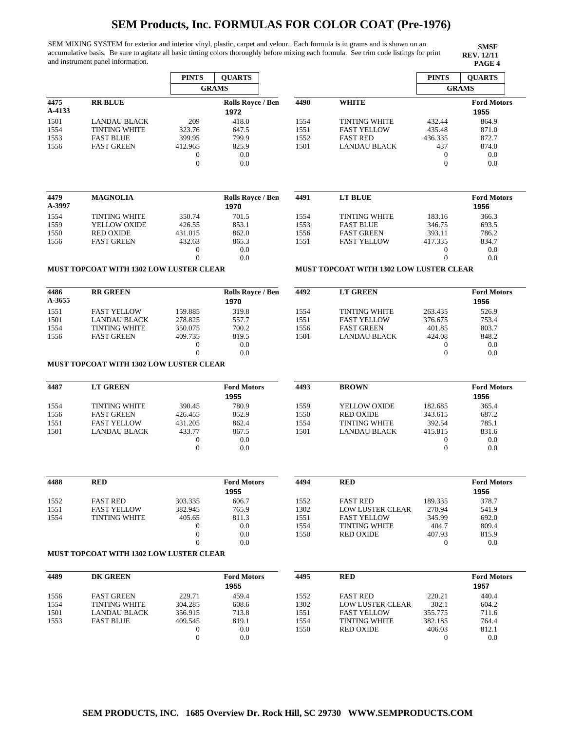# SEM Products, Inc. FORMULAS FOR COLOR COAT (Pre-1976)

SEM MIXING SYSTEM for exterior and interior vinyl, plastic, carpet and velour. Each formula is in grams and is shown on an accumulative basis. Be sure to agitate all basic tinting colors thoroughly before mixing each formula. See trim code listings for print and instrument panel information.

**SMSF**
**REV. 12/11**

### 4475 / A-4133 — RR BLUE — Rolls Royce / Ben — 1972

| Code | Color | PINTS (GRAMS) | QUARTS (GRAMS) |
|---|---|---|---|
| 1501 | LANDAU BLACK | 209 | 418.0 |
| 1554 | TINTING WHITE | 323.76 | 647.5 |
| 1553 | FAST BLUE | 399.95 | 799.9 |
| 1556 | FAST GREEN | 412.965 | 825.9 |
| | | 0 | 0.0 |
| | | 0 | 0.0 |

### 4479 / A-3997 — MAGNOLIA — Rolls Royce / Ben — 1970

| Code | Color | PINTS (GRAMS) | QUARTS (GRAMS) |
|---|---|---|---|
| 1554 | TINTING WHITE | 350.74 | 701.5 |
| 1559 | YELLOW OXIDE | 426.55 | 853.1 |
| 1550 | RED OXIDE | 431.015 | 862.0 |
| 1556 | FAST GREEN | 432.63 | 865.3 |
| | | 0 | 0.0 |
| | | 0 | 0.0 |

**MUST TOPCOAT WITH 1302 LOW LUSTER CLEAR**

### 4486 / A-3655 — RR GREEN — Rolls Royce / Ben — 1970

| Code | Color | PINTS (GRAMS) | QUARTS (GRAMS) |
|---|---|---|---|
| 1551 | FAST YELLOW | 159.885 | 319.8 |
| 1501 | LANDAU BLACK | 278.825 | 557.7 |
| 1554 | TINTING WHITE | 350.075 | 700.2 |
| 1556 | FAST GREEN | 409.735 | 819.5 |
| | | 0 | 0.0 |
| | | 0 | 0.0 |

**MUST TOPCOAT WITH 1302 LOW LUSTER CLEAR**

### 4487 — LT GREEN — Ford Motors — 1955

| Code | Color | PINTS (GRAMS) | QUARTS (GRAMS) |
|---|---|---|---|
| 1554 | TINTING WHITE | 390.45 | 780.9 |
| 1556 | FAST GREEN | 426.455 | 852.9 |
| 1551 | FAST YELLOW | 431.205 | 862.4 |
| 1501 | LANDAU BLACK | 433.77 | 867.5 |
| | | 0 | 0.0 |
| | | 0 | 0.0 |

### 4488 — RED — Ford Motors — 1955

| Code | Color | PINTS (GRAMS) | QUARTS (GRAMS) |
|---|---|---|---|
| 1552 | FAST RED | 303.335 | 606.7 |
| 1551 | FAST YELLOW | 382.945 | 765.9 |
| 1554 | TINTING WHITE | 405.65 | 811.3 |
| | | 0 | 0.0 |
| | | 0 | 0.0 |
| | | 0 | 0.0 |

**MUST TOPCOAT WITH 1302 LOW LUSTER CLEAR**

### 4489 — DK GREEN — Ford Motors — 1955

| Code | Color | PINTS (GRAMS) | QUARTS (GRAMS) |
|---|---|---|---|
| 1556 | FAST GREEN | 229.71 | 459.4 |
| 1554 | TINTING WHITE | 304.285 | 608.6 |
| 1501 | LANDAU BLACK | 356.915 | 713.8 |
| 1553 | FAST BLUE | 409.545 | 819.1 |
| | | 0 | 0.0 |
| | | 0 | 0.0 |

### 4490 — WHITE — Ford Motors — 1955

| Code | Color | PINTS (GRAMS) | QUARTS (GRAMS) |
|---|---|---|---|
| 1554 | TINTING WHITE | 432.44 | 864.9 |
| 1551 | FAST YELLOW | 435.48 | 871.0 |
| 1552 | FAST RED | 436.335 | 872.7 |
| 1501 | LANDAU BLACK | 437 | 874.0 |
| | | 0 | 0.0 |
| | | 0 | 0.0 |

### 4491 — LT BLUE — Ford Motors — 1956

| Code | Color | PINTS (GRAMS) | QUARTS (GRAMS) |
|---|---|---|---|
| 1554 | TINTING WHITE | 183.16 | 366.3 |
| 1553 | FAST BLUE | 346.75 | 693.5 |
| 1556 | FAST GREEN | 393.11 | 786.2 |
| 1551 | FAST YELLOW | 417.335 | 834.7 |
| | | 0 | 0.0 |
| | | 0 | 0.0 |

**MUST TOPCOAT WITH 1302 LOW LUSTER CLEAR**

### 4492 — LT GREEN — Ford Motors — 1956

| Code | Color | PINTS (GRAMS) | QUARTS (GRAMS) |
|---|---|---|---|
| 1554 | TINTING WHITE | 263.435 | 526.9 |
| 1551 | FAST YELLOW | 376.675 | 753.4 |
| 1556 | FAST GREEN | 401.85 | 803.7 |
| 1501 | LANDAU BLACK | 424.08 | 848.2 |
| | | 0 | 0.0 |
| | | 0 | 0.0 |

### 4493 — BROWN — Ford Motors — 1956

| Code | Color | PINTS (GRAMS) | QUARTS (GRAMS) |
|---|---|---|---|
| 1559 | YELLOW OXIDE | 182.685 | 365.4 |
| 1550 | RED OXIDE | 343.615 | 687.2 |
| 1554 | TINTING WHITE | 392.54 | 785.1 |
| 1501 | LANDAU BLACK | 415.815 | 831.6 |
| | | 0 | 0.0 |
| | | 0 | 0.0 |

### 4494 — RED — Ford Motors — 1956

| Code | Color | PINTS (GRAMS) | QUARTS (GRAMS) |
|---|---|---|---|
| 1552 | FAST RED | 189.335 | 378.7 |
| 1302 | LOW LUSTER CLEAR | 270.94 | 541.9 |
| 1551 | FAST YELLOW | 345.99 | 692.0 |
| 1554 | TINTING WHITE | 404.7 | 809.4 |
| 1550 | RED OXIDE | 407.93 | 815.9 |
| | | 0 | 0.0 |

### 4495 — RED — Ford Motors — 1957

| Code | Color | PINTS (GRAMS) | QUARTS (GRAMS) |
|---|---|---|---|
| 1552 | FAST RED | 220.21 | 440.4 |
| 1302 | LOW LUSTER CLEAR | 302.1 | 604.2 |
| 1551 | FAST YELLOW | 355.775 | 711.6 |
| 1554 | TINTING WHITE | 382.185 | 764.4 |
| 1550 | RED OXIDE | 406.03 | 812.1 |
| | | 0 | 0.0 |

SEM PRODUCTS, INC. 1685 Overview Dr. Rock Hill, SC 29730 WWW.SEMPRODUCTS.COM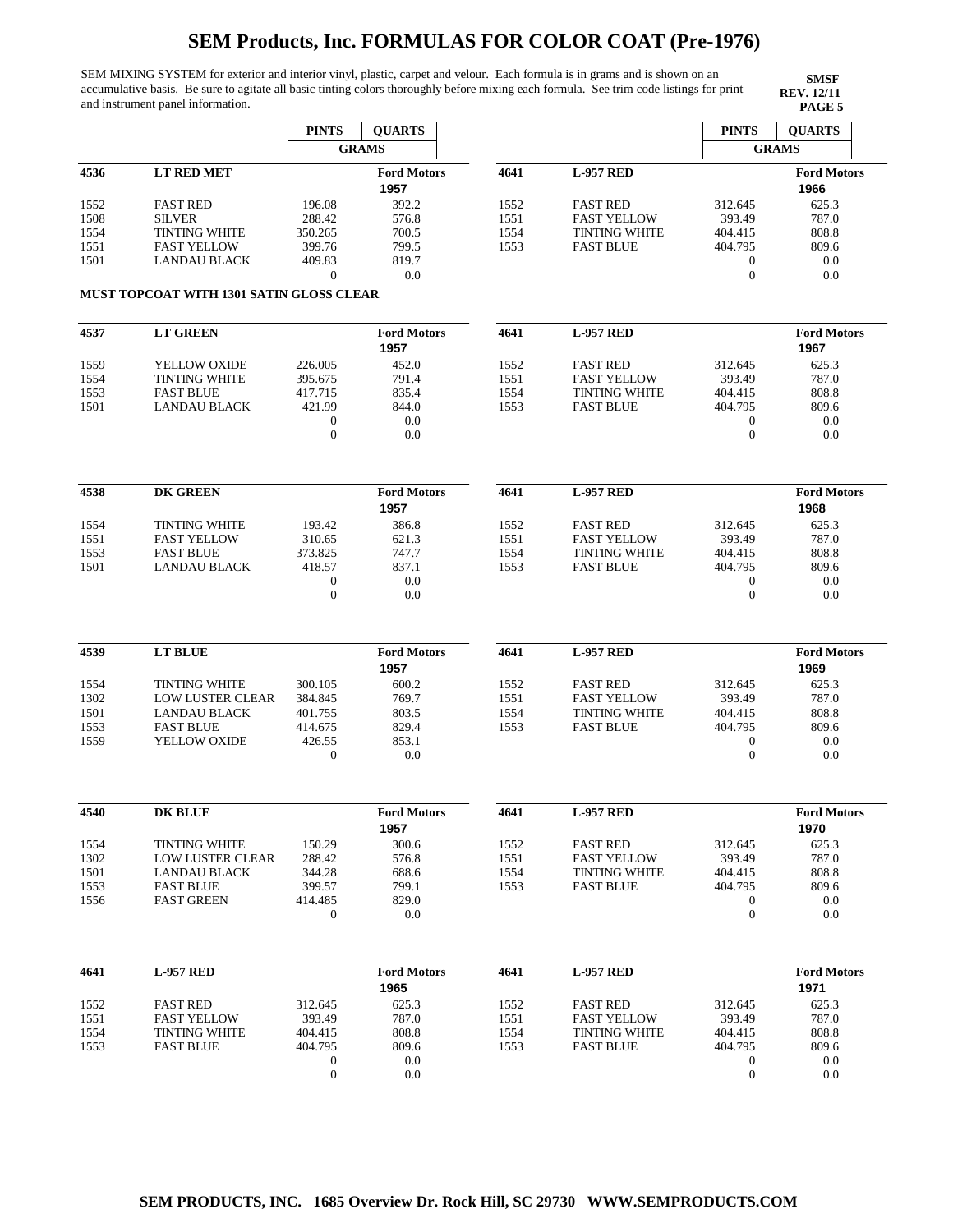# SEM Products, Inc. FORMULAS FOR COLOR COAT (Pre-1976)

SEM MIXING SYSTEM for exterior and interior vinyl, plastic, carpet and velour. Each formula is in grams and is shown on an accumulative basis. Be sure to agitate all basic tinting colors thoroughly before mixing each formula. See trim code listings for print and instrument panel information.

**SMSF**
**REV. 12/11**
**PAGE 5**

| | | PINTS | QUARTS |
|---|---|---|---|
| | | GRAMS | |
| **4536** | **LT RED MET** | | **Ford Motors** 1957 |
| 1552 | FAST RED | 196.08 | 392.2 |
| 1508 | SILVER | 288.42 | 576.8 |
| 1554 | TINTING WHITE | 350.265 | 700.5 |
| 1551 | FAST YELLOW | 399.76 | 799.5 |
| 1501 | LANDAU BLACK | 409.83 | 819.7 |
| | | 0 | 0.0 |

**MUST TOPCOAT WITH 1301 SATIN GLOSS CLEAR**

| | | PINTS | QUARTS |
|---|---|---|---|
| **4537** | **LT GREEN** | | **Ford Motors** 1957 |
| 1559 | YELLOW OXIDE | 226.005 | 452.0 |
| 1554 | TINTING WHITE | 395.675 | 791.4 |
| 1553 | FAST BLUE | 417.715 | 835.4 |
| 1501 | LANDAU BLACK | 421.99 | 844.0 |
| | | 0 | 0.0 |
| | | 0 | 0.0 |

| | | PINTS | QUARTS |
|---|---|---|---|
| **4538** | **DK GREEN** | | **Ford Motors** 1957 |
| 1554 | TINTING WHITE | 193.42 | 386.8 |
| 1551 | FAST YELLOW | 310.65 | 621.3 |
| 1553 | FAST BLUE | 373.825 | 747.7 |
| 1501 | LANDAU BLACK | 418.57 | 837.1 |
| | | 0 | 0.0 |
| | | 0 | 0.0 |

| | | PINTS | QUARTS |
|---|---|---|---|
| **4539** | **LT BLUE** | | **Ford Motors** 1957 |
| 1554 | TINTING WHITE | 300.105 | 600.2 |
| 1302 | LOW LUSTER CLEAR | 384.845 | 769.7 |
| 1501 | LANDAU BLACK | 401.755 | 803.5 |
| 1553 | FAST BLUE | 414.675 | 829.4 |
| 1559 | YELLOW OXIDE | 426.55 | 853.1 |
| | | 0 | 0.0 |

| | | PINTS | QUARTS |
|---|---|---|---|
| **4540** | **DK BLUE** | | **Ford Motors** 1957 |
| 1554 | TINTING WHITE | 150.29 | 300.6 |
| 1302 | LOW LUSTER CLEAR | 288.42 | 576.8 |
| 1501 | LANDAU BLACK | 344.28 | 688.6 |
| 1553 | FAST BLUE | 399.57 | 799.1 |
| 1556 | FAST GREEN | 414.485 | 829.0 |
| | | 0 | 0.0 |

| | | PINTS | QUARTS |
|---|---|---|---|
| **4641** | **L-957 RED** | | **Ford Motors** 1965 |
| 1552 | FAST RED | 312.645 | 625.3 |
| 1551 | FAST YELLOW | 393.49 | 787.0 |
| 1554 | TINTING WHITE | 404.415 | 808.8 |
| 1553 | FAST BLUE | 404.795 | 809.6 |
| | | 0 | 0.0 |
| | | 0 | 0.0 |

| | | PINTS | QUARTS |
|---|---|---|---|
| | | GRAMS | |
| **4641** | **L-957 RED** | | **Ford Motors** 1966 |
| 1552 | FAST RED | 312.645 | 625.3 |
| 1551 | FAST YELLOW | 393.49 | 787.0 |
| 1554 | TINTING WHITE | 404.415 | 808.8 |
| 1553 | FAST BLUE | 404.795 | 809.6 |
| | | 0 | 0.0 |
| | | 0 | 0.0 |

| | | PINTS | QUARTS |
|---|---|---|---|
| **4641** | **L-957 RED** | | **Ford Motors** 1967 |
| 1552 | FAST RED | 312.645 | 625.3 |
| 1551 | FAST YELLOW | 393.49 | 787.0 |
| 1554 | TINTING WHITE | 404.415 | 808.8 |
| 1553 | FAST BLUE | 404.795 | 809.6 |
| | | 0 | 0.0 |
| | | 0 | 0.0 |

| | | PINTS | QUARTS |
|---|---|---|---|
| **4641** | **L-957 RED** | | **Ford Motors** 1968 |
| 1552 | FAST RED | 312.645 | 625.3 |
| 1551 | FAST YELLOW | 393.49 | 787.0 |
| 1554 | TINTING WHITE | 404.415 | 808.8 |
| 1553 | FAST BLUE | 404.795 | 809.6 |
| | | 0 | 0.0 |
| | | 0 | 0.0 |

| | | PINTS | QUARTS |
|---|---|---|---|
| **4641** | **L-957 RED** | | **Ford Motors** 1969 |
| 1552 | FAST RED | 312.645 | 625.3 |
| 1551 | FAST YELLOW | 393.49 | 787.0 |
| 1554 | TINTING WHITE | 404.415 | 808.8 |
| 1553 | FAST BLUE | 404.795 | 809.6 |
| | | 0 | 0.0 |
| | | 0 | 0.0 |

| | | PINTS | QUARTS |
|---|---|---|---|
| **4641** | **L-957 RED** | | **Ford Motors** 1970 |
| 1552 | FAST RED | 312.645 | 625.3 |
| 1551 | FAST YELLOW | 393.49 | 787.0 |
| 1554 | TINTING WHITE | 404.415 | 808.8 |
| 1553 | FAST BLUE | 404.795 | 809.6 |
| | | 0 | 0.0 |
| | | 0 | 0.0 |

| | | PINTS | QUARTS |
|---|---|---|---|
| **4641** | **L-957 RED** | | **Ford Motors** 1971 |
| 1552 | FAST RED | 312.645 | 625.3 |
| 1551 | FAST YELLOW | 393.49 | 787.0 |
| 1554 | TINTING WHITE | 404.415 | 808.8 |
| 1553 | FAST BLUE | 404.795 | 809.6 |
| | | 0 | 0.0 |
| | | 0 | 0.0 |

**SEM PRODUCTS, INC. 1685 Overview Dr. Rock Hill, SC 29730 WWW.SEMPRODUCTS.COM**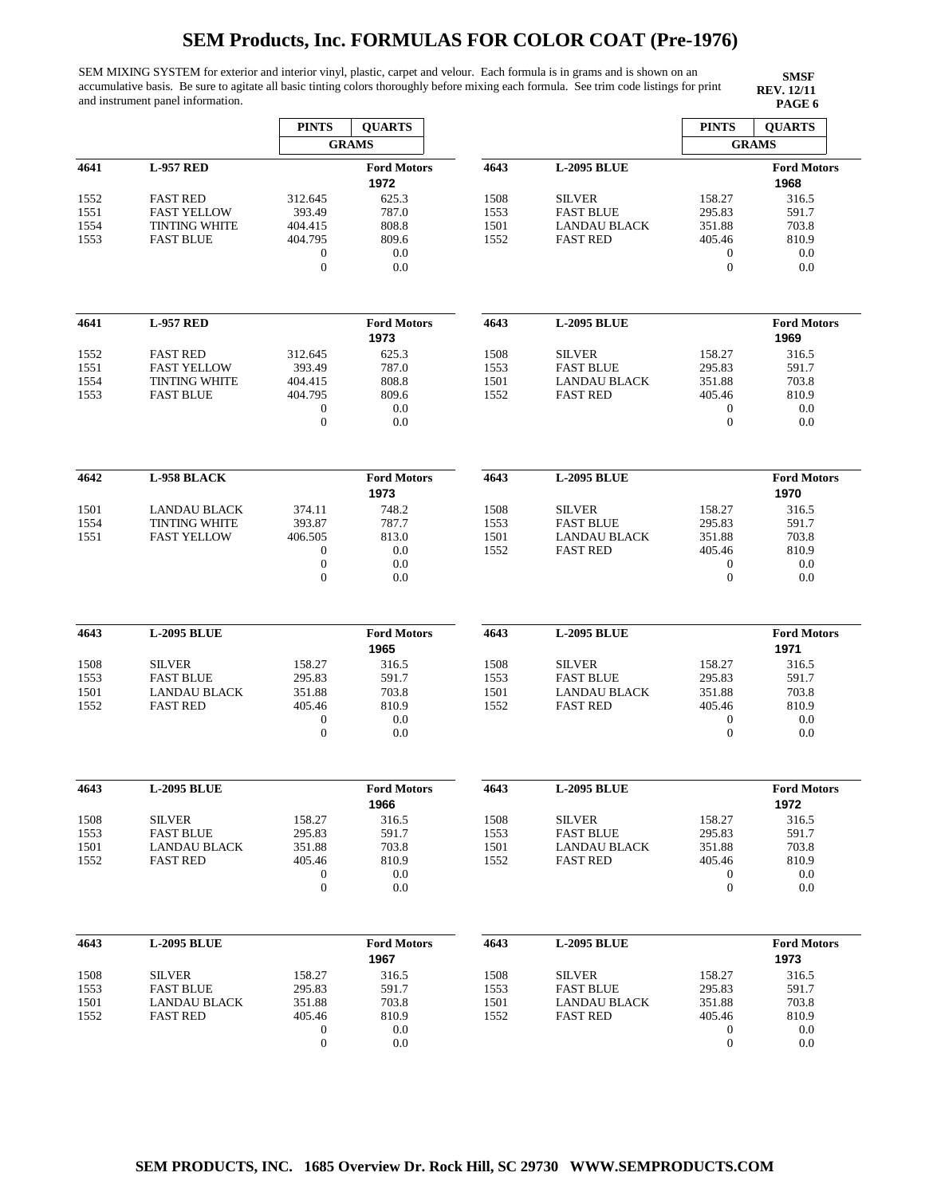# SEM Products, Inc. FORMULAS FOR COLOR COAT (Pre-1976)

SEM MIXING SYSTEM for exterior and interior vinyl, plastic, carpet and velour. Each formula is in grams and is shown on an accumulative basis. Be sure to agitate all basic tinting colors thoroughly before mixing each formula. See trim code listings for print and instrument panel information.

**SMSF**
**REV. 12/11**
**PAGE 6**

| | | PINTS | QUARTS |
|---|---|---|---|
| | | GRAMS | |
| **4641** | **L-957 RED** | | **Ford Motors** 1972 |
| 1552 | FAST RED | 312.645 | 625.3 |
| 1551 | FAST YELLOW | 393.49 | 787.0 |
| 1554 | TINTING WHITE | 404.415 | 808.8 |
| 1553 | FAST BLUE | 404.795 | 809.6 |
| | | 0 | 0.0 |
| | | 0 | 0.0 |
| **4641** | **L-957 RED** | | **Ford Motors** 1973 |
| 1552 | FAST RED | 312.645 | 625.3 |
| 1551 | FAST YELLOW | 393.49 | 787.0 |
| 1554 | TINTING WHITE | 404.415 | 808.8 |
| 1553 | FAST BLUE | 404.795 | 809.6 |
| | | 0 | 0.0 |
| | | 0 | 0.0 |
| **4642** | **L-958 BLACK** | | **Ford Motors** 1973 |
| 1501 | LANDAU BLACK | 374.11 | 748.2 |
| 1554 | TINTING WHITE | 393.87 | 787.7 |
| 1551 | FAST YELLOW | 406.505 | 813.0 |
| | | 0 | 0.0 |
| | | 0 | 0.0 |
| | | 0 | 0.0 |
| **4643** | **L-2095 BLUE** | | **Ford Motors** 1965 |
| 1508 | SILVER | 158.27 | 316.5 |
| 1553 | FAST BLUE | 295.83 | 591.7 |
| 1501 | LANDAU BLACK | 351.88 | 703.8 |
| 1552 | FAST RED | 405.46 | 810.9 |
| | | 0 | 0.0 |
| | | 0 | 0.0 |
| **4643** | **L-2095 BLUE** | | **Ford Motors** 1966 |
| 1508 | SILVER | 158.27 | 316.5 |
| 1553 | FAST BLUE | 295.83 | 591.7 |
| 1501 | LANDAU BLACK | 351.88 | 703.8 |
| 1552 | FAST RED | 405.46 | 810.9 |
| | | 0 | 0.0 |
| | | 0 | 0.0 |
| **4643** | **L-2095 BLUE** | | **Ford Motors** 1967 |
| 1508 | SILVER | 158.27 | 316.5 |
| 1553 | FAST BLUE | 295.83 | 591.7 |
| 1501 | LANDAU BLACK | 351.88 | 703.8 |
| 1552 | FAST RED | 405.46 | 810.9 |
| | | 0 | 0.0 |
| | | 0 | 0.0 |

| | | PINTS | QUARTS |
|---|---|---|---|
| | | GRAMS | |
| **4643** | **L-2095 BLUE** | | **Ford Motors** 1968 |
| 1508 | SILVER | 158.27 | 316.5 |
| 1553 | FAST BLUE | 295.83 | 591.7 |
| 1501 | LANDAU BLACK | 351.88 | 703.8 |
| 1552 | FAST RED | 405.46 | 810.9 |
| | | 0 | 0.0 |
| | | 0 | 0.0 |
| **4643** | **L-2095 BLUE** | | **Ford Motors** 1969 |
| 1508 | SILVER | 158.27 | 316.5 |
| 1553 | FAST BLUE | 295.83 | 591.7 |
| 1501 | LANDAU BLACK | 351.88 | 703.8 |
| 1552 | FAST RED | 405.46 | 810.9 |
| | | 0 | 0.0 |
| | | 0 | 0.0 |
| **4643** | **L-2095 BLUE** | | **Ford Motors** 1970 |
| 1508 | SILVER | 158.27 | 316.5 |
| 1553 | FAST BLUE | 295.83 | 591.7 |
| 1501 | LANDAU BLACK | 351.88 | 703.8 |
| 1552 | FAST RED | 405.46 | 810.9 |
| | | 0 | 0.0 |
| | | 0 | 0.0 |
| **4643** | **L-2095 BLUE** | | **Ford Motors** 1971 |
| 1508 | SILVER | 158.27 | 316.5 |
| 1553 | FAST BLUE | 295.83 | 591.7 |
| 1501 | LANDAU BLACK | 351.88 | 703.8 |
| 1552 | FAST RED | 405.46 | 810.9 |
| | | 0 | 0.0 |
| | | 0 | 0.0 |
| **4643** | **L-2095 BLUE** | | **Ford Motors** 1972 |
| 1508 | SILVER | 158.27 | 316.5 |
| 1553 | FAST BLUE | 295.83 | 591.7 |
| 1501 | LANDAU BLACK | 351.88 | 703.8 |
| 1552 | FAST RED | 405.46 | 810.9 |
| | | 0 | 0.0 |
| | | 0 | 0.0 |
| **4643** | **L-2095 BLUE** | | **Ford Motors** 1973 |
| 1508 | SILVER | 158.27 | 316.5 |
| 1553 | FAST BLUE | 295.83 | 591.7 |
| 1501 | LANDAU BLACK | 351.88 | 703.8 |
| 1552 | FAST RED | 405.46 | 810.9 |
| | | 0 | 0.0 |
| | | 0 | 0.0 |

**SEM PRODUCTS, INC. 1685 Overview Dr. Rock Hill, SC 29730 WWW.SEMPRODUCTS.COM**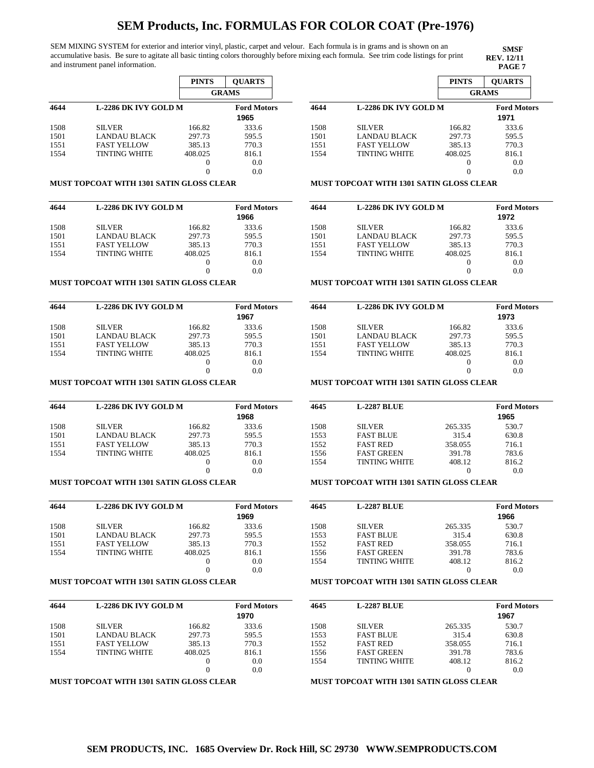# SEM Products, Inc. FORMULAS FOR COLOR COAT (Pre-1976)

SEM MIXING SYSTEM for exterior and interior vinyl, plastic, carpet and velour. Each formula is in grams and is shown on an accumulative basis. Be sure to agitate all basic tinting colors thoroughly before mixing each formula. See trim code listings for print and instrument panel information.

**SMSF**
**REV. 12/11**
**PAGE 7**

| | | PINTS | QUARTS |
|---|---|---|---|
| | | GRAMS | |
| **4644** | **L-2286 DK IVY GOLD M** | | **Ford Motors** 1965 |
| 1508 | SILVER | 166.82 | 333.6 |
| 1501 | LANDAU BLACK | 297.73 | 595.5 |
| 1551 | FAST YELLOW | 385.13 | 770.3 |
| 1554 | TINTING WHITE | 408.025 | 816.1 |
| | | 0 | 0.0 |
| | | 0 | 0.0 |

**MUST TOPCOAT WITH 1301 SATIN GLOSS CLEAR**

| | | PINTS | QUARTS |
|---|---|---|---|
| **4644** | **L-2286 DK IVY GOLD M** | | **Ford Motors** 1966 |
| 1508 | SILVER | 166.82 | 333.6 |
| 1501 | LANDAU BLACK | 297.73 | 595.5 |
| 1551 | FAST YELLOW | 385.13 | 770.3 |
| 1554 | TINTING WHITE | 408.025 | 816.1 |
| | | 0 | 0.0 |
| | | 0 | 0.0 |

**MUST TOPCOAT WITH 1301 SATIN GLOSS CLEAR**

| | | PINTS | QUARTS |
|---|---|---|---|
| **4644** | **L-2286 DK IVY GOLD M** | | **Ford Motors** 1967 |
| 1508 | SILVER | 166.82 | 333.6 |
| 1501 | LANDAU BLACK | 297.73 | 595.5 |
| 1551 | FAST YELLOW | 385.13 | 770.3 |
| 1554 | TINTING WHITE | 408.025 | 816.1 |
| | | 0 | 0.0 |
| | | 0 | 0.0 |

**MUST TOPCOAT WITH 1301 SATIN GLOSS CLEAR**

| | | PINTS | QUARTS |
|---|---|---|---|
| **4644** | **L-2286 DK IVY GOLD M** | | **Ford Motors** 1968 |
| 1508 | SILVER | 166.82 | 333.6 |
| 1501 | LANDAU BLACK | 297.73 | 595.5 |
| 1551 | FAST YELLOW | 385.13 | 770.3 |
| 1554 | TINTING WHITE | 408.025 | 816.1 |
| | | 0 | 0.0 |
| | | 0 | 0.0 |

**MUST TOPCOAT WITH 1301 SATIN GLOSS CLEAR**

| | | PINTS | QUARTS |
|---|---|---|---|
| **4644** | **L-2286 DK IVY GOLD M** | | **Ford Motors** 1969 |
| 1508 | SILVER | 166.82 | 333.6 |
| 1501 | LANDAU BLACK | 297.73 | 595.5 |
| 1551 | FAST YELLOW | 385.13 | 770.3 |
| 1554 | TINTING WHITE | 408.025 | 816.1 |
| | | 0 | 0.0 |
| | | 0 | 0.0 |

**MUST TOPCOAT WITH 1301 SATIN GLOSS CLEAR**

| | | PINTS | QUARTS |
|---|---|---|---|
| **4644** | **L-2286 DK IVY GOLD M** | | **Ford Motors** 1970 |
| 1508 | SILVER | 166.82 | 333.6 |
| 1501 | LANDAU BLACK | 297.73 | 595.5 |
| 1551 | FAST YELLOW | 385.13 | 770.3 |
| 1554 | TINTING WHITE | 408.025 | 816.1 |
| | | 0 | 0.0 |
| | | 0 | 0.0 |

**MUST TOPCOAT WITH 1301 SATIN GLOSS CLEAR**

| | | PINTS | QUARTS |
|---|---|---|---|
| **4644** | **L-2286 DK IVY GOLD M** | | **Ford Motors** 1971 |
| 1508 | SILVER | 166.82 | 333.6 |
| 1501 | LANDAU BLACK | 297.73 | 595.5 |
| 1551 | FAST YELLOW | 385.13 | 770.3 |
| 1554 | TINTING WHITE | 408.025 | 816.1 |
| | | 0 | 0.0 |
| | | 0 | 0.0 |

**MUST TOPCOAT WITH 1301 SATIN GLOSS CLEAR**

| | | PINTS | QUARTS |
|---|---|---|---|
| **4644** | **L-2286 DK IVY GOLD M** | | **Ford Motors** 1972 |
| 1508 | SILVER | 166.82 | 333.6 |
| 1501 | LANDAU BLACK | 297.73 | 595.5 |
| 1551 | FAST YELLOW | 385.13 | 770.3 |
| 1554 | TINTING WHITE | 408.025 | 816.1 |
| | | 0 | 0.0 |
| | | 0 | 0.0 |

**MUST TOPCOAT WITH 1301 SATIN GLOSS CLEAR**

| | | PINTS | QUARTS |
|---|---|---|---|
| **4644** | **L-2286 DK IVY GOLD M** | | **Ford Motors** 1973 |
| 1508 | SILVER | 166.82 | 333.6 |
| 1501 | LANDAU BLACK | 297.73 | 595.5 |
| 1551 | FAST YELLOW | 385.13 | 770.3 |
| 1554 | TINTING WHITE | 408.025 | 816.1 |
| | | 0 | 0.0 |
| | | 0 | 0.0 |

**MUST TOPCOAT WITH 1301 SATIN GLOSS CLEAR**

| | | PINTS | QUARTS |
|---|---|---|---|
| **4645** | **L-2287 BLUE** | | **Ford Motors** 1965 |
| 1508 | SILVER | 265.335 | 530.7 |
| 1553 | FAST BLUE | 315.4 | 630.8 |
| 1552 | FAST RED | 358.055 | 716.1 |
| 1556 | FAST GREEN | 391.78 | 783.6 |
| 1554 | TINTING WHITE | 408.12 | 816.2 |
| | | 0 | 0.0 |

**MUST TOPCOAT WITH 1301 SATIN GLOSS CLEAR**

| | | PINTS | QUARTS |
|---|---|---|---|
| **4645** | **L-2287 BLUE** | | **Ford Motors** 1966 |
| 1508 | SILVER | 265.335 | 530.7 |
| 1553 | FAST BLUE | 315.4 | 630.8 |
| 1552 | FAST RED | 358.055 | 716.1 |
| 1556 | FAST GREEN | 391.78 | 783.6 |
| 1554 | TINTING WHITE | 408.12 | 816.2 |
| | | 0 | 0.0 |

**MUST TOPCOAT WITH 1301 SATIN GLOSS CLEAR**

| | | PINTS | QUARTS |
|---|---|---|---|
| **4645** | **L-2287 BLUE** | | **Ford Motors** 1967 |
| 1508 | SILVER | 265.335 | 530.7 |
| 1553 | FAST BLUE | 315.4 | 630.8 |
| 1552 | FAST RED | 358.055 | 716.1 |
| 1556 | FAST GREEN | 391.78 | 783.6 |
| 1554 | TINTING WHITE | 408.12 | 816.2 |
| | | 0 | 0.0 |

**MUST TOPCOAT WITH 1301 SATIN GLOSS CLEAR**

**SEM PRODUCTS, INC. 1685 Overview Dr. Rock Hill, SC 29730 WWW.SEMPRODUCTS.COM**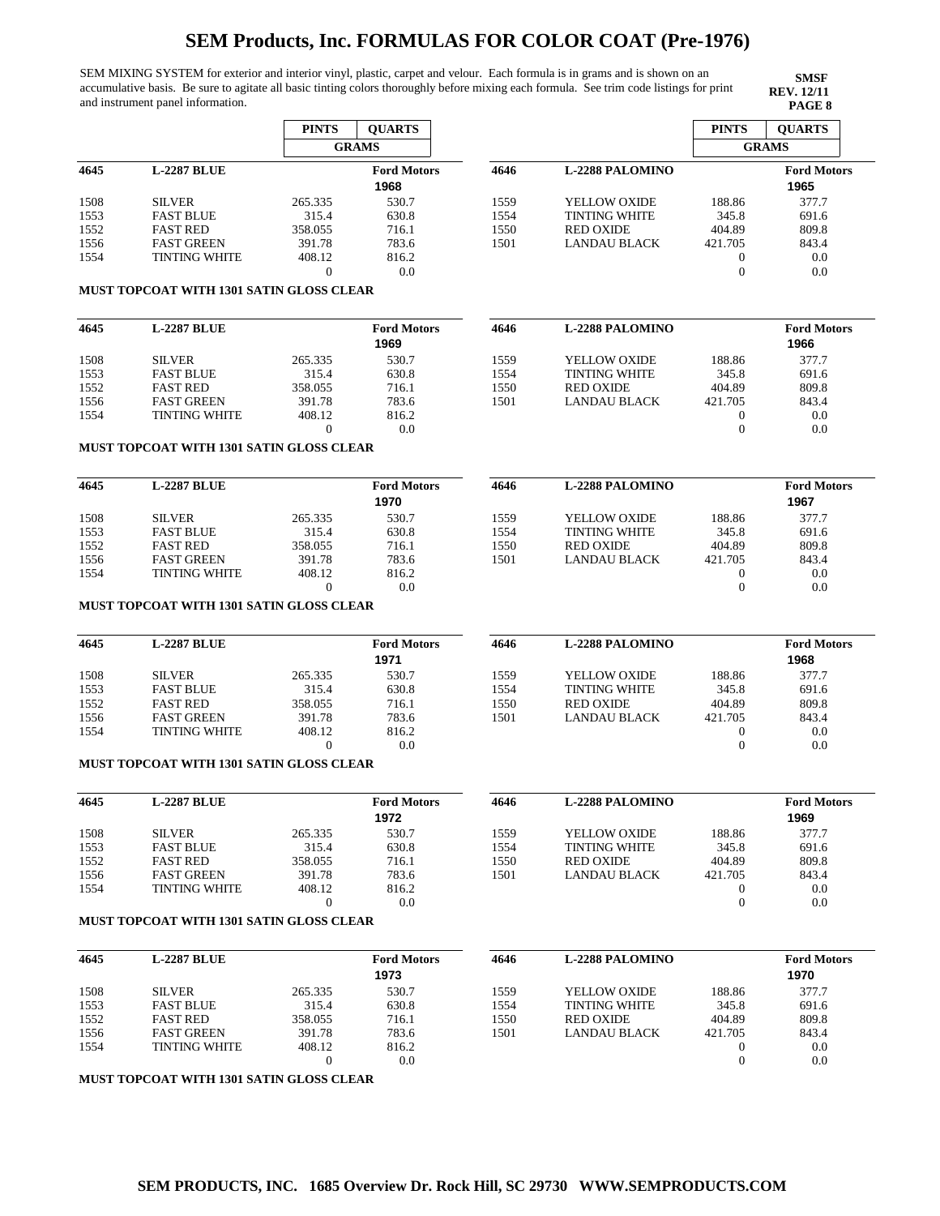# SEM Products, Inc. FORMULAS FOR COLOR COAT (Pre-1976)

SEM MIXING SYSTEM for exterior and interior vinyl, plastic, carpet and velour. Each formula is in grams and is shown on an accumulative basis. Be sure to agitate all basic tinting colors thoroughly before mixing each formula. See trim code listings for print and instrument panel information.

**SMSF**
**REV. 12/11**

| | | PINTS | QUARTS |
|---|---|---|---|
| | | GRAMS | |
| **4645** | **L-2287 BLUE** | | **Ford Motors 1968** |
| 1508 | SILVER | 265.335 | 530.7 |
| 1553 | FAST BLUE | 315.4 | 630.8 |
| 1552 | FAST RED | 358.055 | 716.1 |
| 1556 | FAST GREEN | 391.78 | 783.6 |
| 1554 | TINTING WHITE | 408.12 | 816.2 |
| | | 0 | 0.0 |

**MUST TOPCOAT WITH 1301 SATIN GLOSS CLEAR**

| | | PINTS | QUARTS |
|---|---|---|---|
| **4645** | **L-2287 BLUE** | | **Ford Motors 1969** |
| 1508 | SILVER | 265.335 | 530.7 |
| 1553 | FAST BLUE | 315.4 | 630.8 |
| 1552 | FAST RED | 358.055 | 716.1 |
| 1556 | FAST GREEN | 391.78 | 783.6 |
| 1554 | TINTING WHITE | 408.12 | 816.2 |
| | | 0 | 0.0 |

**MUST TOPCOAT WITH 1301 SATIN GLOSS CLEAR**

| | | PINTS | QUARTS |
|---|---|---|---|
| **4645** | **L-2287 BLUE** | | **Ford Motors 1970** |
| 1508 | SILVER | 265.335 | 530.7 |
| 1553 | FAST BLUE | 315.4 | 630.8 |
| 1552 | FAST RED | 358.055 | 716.1 |
| 1556 | FAST GREEN | 391.78 | 783.6 |
| 1554 | TINTING WHITE | 408.12 | 816.2 |
| | | 0 | 0.0 |

**MUST TOPCOAT WITH 1301 SATIN GLOSS CLEAR**

| | | PINTS | QUARTS |
|---|---|---|---|
| **4645** | **L-2287 BLUE** | | **Ford Motors 1971** |
| 1508 | SILVER | 265.335 | 530.7 |
| 1553 | FAST BLUE | 315.4 | 630.8 |
| 1552 | FAST RED | 358.055 | 716.1 |
| 1556 | FAST GREEN | 391.78 | 783.6 |
| 1554 | TINTING WHITE | 408.12 | 816.2 |
| | | 0 | 0.0 |

**MUST TOPCOAT WITH 1301 SATIN GLOSS CLEAR**

| | | PINTS | QUARTS |
|---|---|---|---|
| **4645** | **L-2287 BLUE** | | **Ford Motors 1972** |
| 1508 | SILVER | 265.335 | 530.7 |
| 1553 | FAST BLUE | 315.4 | 630.8 |
| 1552 | FAST RED | 358.055 | 716.1 |
| 1556 | FAST GREEN | 391.78 | 783.6 |
| 1554 | TINTING WHITE | 408.12 | 816.2 |
| | | 0 | 0.0 |

**MUST TOPCOAT WITH 1301 SATIN GLOSS CLEAR**

| | | PINTS | QUARTS |
|---|---|---|---|
| **4645** | **L-2287 BLUE** | | **Ford Motors 1973** |
| 1508 | SILVER | 265.335 | 530.7 |
| 1553 | FAST BLUE | 315.4 | 630.8 |
| 1552 | FAST RED | 358.055 | 716.1 |
| 1556 | FAST GREEN | 391.78 | 783.6 |
| 1554 | TINTING WHITE | 408.12 | 816.2 |
| | | 0 | 0.0 |

**MUST TOPCOAT WITH 1301 SATIN GLOSS CLEAR**

| | | PINTS | QUARTS |
|---|---|---|---|
| | | GRAMS | |
| **4646** | **L-2288 PALOMINO** | | **Ford Motors 1965** |
| 1559 | YELLOW OXIDE | 188.86 | 377.7 |
| 1554 | TINTING WHITE | 345.8 | 691.6 |
| 1550 | RED OXIDE | 404.89 | 809.8 |
| 1501 | LANDAU BLACK | 421.705 | 843.4 |
| | | 0 | 0.0 |
| | | 0 | 0.0 |

| | | PINTS | QUARTS |
|---|---|---|---|
| **4646** | **L-2288 PALOMINO** | | **Ford Motors 1966** |
| 1559 | YELLOW OXIDE | 188.86 | 377.7 |
| 1554 | TINTING WHITE | 345.8 | 691.6 |
| 1550 | RED OXIDE | 404.89 | 809.8 |
| 1501 | LANDAU BLACK | 421.705 | 843.4 |
| | | 0 | 0.0 |
| | | 0 | 0.0 |

| | | PINTS | QUARTS |
|---|---|---|---|
| **4646** | **L-2288 PALOMINO** | | **Ford Motors 1967** |
| 1559 | YELLOW OXIDE | 188.86 | 377.7 |
| 1554 | TINTING WHITE | 345.8 | 691.6 |
| 1550 | RED OXIDE | 404.89 | 809.8 |
| 1501 | LANDAU BLACK | 421.705 | 843.4 |
| | | 0 | 0.0 |
| | | 0 | 0.0 |

| | | PINTS | QUARTS |
|---|---|---|---|
| **4646** | **L-2288 PALOMINO** | | **Ford Motors 1968** |
| 1559 | YELLOW OXIDE | 188.86 | 377.7 |
| 1554 | TINTING WHITE | 345.8 | 691.6 |
| 1550 | RED OXIDE | 404.89 | 809.8 |
| 1501 | LANDAU BLACK | 421.705 | 843.4 |
| | | 0 | 0.0 |
| | | 0 | 0.0 |

| | | PINTS | QUARTS |
|---|---|---|---|
| **4646** | **L-2288 PALOMINO** | | **Ford Motors 1969** |
| 1559 | YELLOW OXIDE | 188.86 | 377.7 |
| 1554 | TINTING WHITE | 345.8 | 691.6 |
| 1550 | RED OXIDE | 404.89 | 809.8 |
| 1501 | LANDAU BLACK | 421.705 | 843.4 |
| | | 0 | 0.0 |
| | | 0 | 0.0 |

| | | PINTS | QUARTS |
|---|---|---|---|
| **4646** | **L-2288 PALOMINO** | | **Ford Motors 1970** |
| 1559 | YELLOW OXIDE | 188.86 | 377.7 |
| 1554 | TINTING WHITE | 345.8 | 691.6 |
| 1550 | RED OXIDE | 404.89 | 809.8 |
| 1501 | LANDAU BLACK | 421.705 | 843.4 |
| | | 0 | 0.0 |
| | | 0 | 0.0 |

**SEM PRODUCTS, INC. 1685 Overview Dr. Rock Hill, SC 29730 WWW.SEMPRODUCTS.COM**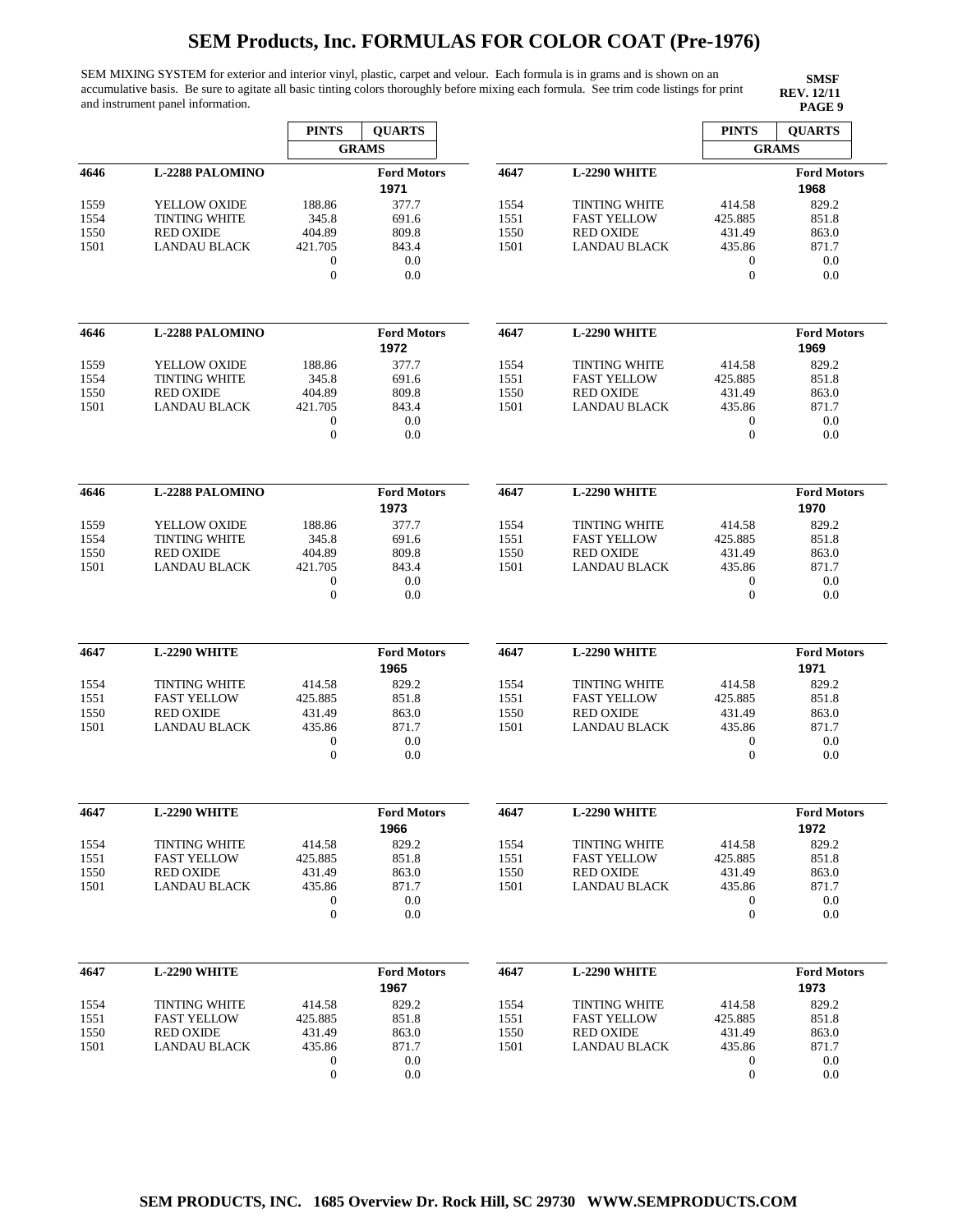# SEM Products, Inc. FORMULAS FOR COLOR COAT (Pre-1976)

SEM MIXING SYSTEM for exterior and interior vinyl, plastic, carpet and velour. Each formula is in grams and is shown on an accumulative basis. Be sure to agitate all basic tinting colors thoroughly before mixing each formula. See trim code listings for print and instrument panel information.

**SMSF**
**REV. 12/11**
**PAGE 9**

| | | PINTS | QUARTS |
|---|---|---|---|
| | | GRAMS | |
| **4646** | **L-2288 PALOMINO** | | **Ford Motors** 1971 |
| 1559 | YELLOW OXIDE | 188.86 | 377.7 |
| 1554 | TINTING WHITE | 345.8 | 691.6 |
| 1550 | RED OXIDE | 404.89 | 809.8 |
| 1501 | LANDAU BLACK | 421.705 | 843.4 |
| | | 0 | 0.0 |
| | | 0 | 0.0 |

| | | PINTS | QUARTS |
|---|---|---|---|
| **4646** | **L-2288 PALOMINO** | | **Ford Motors** 1972 |
| 1559 | YELLOW OXIDE | 188.86 | 377.7 |
| 1554 | TINTING WHITE | 345.8 | 691.6 |
| 1550 | RED OXIDE | 404.89 | 809.8 |
| 1501 | LANDAU BLACK | 421.705 | 843.4 |
| | | 0 | 0.0 |
| | | 0 | 0.0 |

| | | PINTS | QUARTS |
|---|---|---|---|
| **4646** | **L-2288 PALOMINO** | | **Ford Motors** 1973 |
| 1559 | YELLOW OXIDE | 188.86 | 377.7 |
| 1554 | TINTING WHITE | 345.8 | 691.6 |
| 1550 | RED OXIDE | 404.89 | 809.8 |
| 1501 | LANDAU BLACK | 421.705 | 843.4 |
| | | 0 | 0.0 |
| | | 0 | 0.0 |

| | | PINTS | QUARTS |
|---|---|---|---|
| **4647** | **L-2290 WHITE** | | **Ford Motors** 1965 |
| 1554 | TINTING WHITE | 414.58 | 829.2 |
| 1551 | FAST YELLOW | 425.885 | 851.8 |
| 1550 | RED OXIDE | 431.49 | 863.0 |
| 1501 | LANDAU BLACK | 435.86 | 871.7 |
| | | 0 | 0.0 |
| | | 0 | 0.0 |

| | | PINTS | QUARTS |
|---|---|---|---|
| **4647** | **L-2290 WHITE** | | **Ford Motors** 1966 |
| 1554 | TINTING WHITE | 414.58 | 829.2 |
| 1551 | FAST YELLOW | 425.885 | 851.8 |
| 1550 | RED OXIDE | 431.49 | 863.0 |
| 1501 | LANDAU BLACK | 435.86 | 871.7 |
| | | 0 | 0.0 |
| | | 0 | 0.0 |

| | | PINTS | QUARTS |
|---|---|---|---|
| **4647** | **L-2290 WHITE** | | **Ford Motors** 1967 |
| 1554 | TINTING WHITE | 414.58 | 829.2 |
| 1551 | FAST YELLOW | 425.885 | 851.8 |
| 1550 | RED OXIDE | 431.49 | 863.0 |
| 1501 | LANDAU BLACK | 435.86 | 871.7 |
| | | 0 | 0.0 |
| | | 0 | 0.0 |

| | | PINTS | QUARTS |
|---|---|---|---|
| | | GRAMS | |
| **4647** | **L-2290 WHITE** | | **Ford Motors** 1968 |
| 1554 | TINTING WHITE | 414.58 | 829.2 |
| 1551 | FAST YELLOW | 425.885 | 851.8 |
| 1550 | RED OXIDE | 431.49 | 863.0 |
| 1501 | LANDAU BLACK | 435.86 | 871.7 |
| | | 0 | 0.0 |
| | | 0 | 0.0 |

| | | PINTS | QUARTS |
|---|---|---|---|
| **4647** | **L-2290 WHITE** | | **Ford Motors** 1969 |
| 1554 | TINTING WHITE | 414.58 | 829.2 |
| 1551 | FAST YELLOW | 425.885 | 851.8 |
| 1550 | RED OXIDE | 431.49 | 863.0 |
| 1501 | LANDAU BLACK | 435.86 | 871.7 |
| | | 0 | 0.0 |
| | | 0 | 0.0 |

| | | PINTS | QUARTS |
|---|---|---|---|
| **4647** | **L-2290 WHITE** | | **Ford Motors** 1970 |
| 1554 | TINTING WHITE | 414.58 | 829.2 |
| 1551 | FAST YELLOW | 425.885 | 851.8 |
| 1550 | RED OXIDE | 431.49 | 863.0 |
| 1501 | LANDAU BLACK | 435.86 | 871.7 |
| | | 0 | 0.0 |
| | | 0 | 0.0 |

| | | PINTS | QUARTS |
|---|---|---|---|
| **4647** | **L-2290 WHITE** | | **Ford Motors** 1971 |
| 1554 | TINTING WHITE | 414.58 | 829.2 |
| 1551 | FAST YELLOW | 425.885 | 851.8 |
| 1550 | RED OXIDE | 431.49 | 863.0 |
| 1501 | LANDAU BLACK | 435.86 | 871.7 |
| | | 0 | 0.0 |
| | | 0 | 0.0 |

| | | PINTS | QUARTS |
|---|---|---|---|
| **4647** | **L-2290 WHITE** | | **Ford Motors** 1972 |
| 1554 | TINTING WHITE | 414.58 | 829.2 |
| 1551 | FAST YELLOW | 425.885 | 851.8 |
| 1550 | RED OXIDE | 431.49 | 863.0 |
| 1501 | LANDAU BLACK | 435.86 | 871.7 |
| | | 0 | 0.0 |
| | | 0 | 0.0 |

| | | PINTS | QUARTS |
|---|---|---|---|
| **4647** | **L-2290 WHITE** | | **Ford Motors** 1973 |
| 1554 | TINTING WHITE | 414.58 | 829.2 |
| 1551 | FAST YELLOW | 425.885 | 851.8 |
| 1550 | RED OXIDE | 431.49 | 863.0 |
| 1501 | LANDAU BLACK | 435.86 | 871.7 |
| | | 0 | 0.0 |
| | | 0 | 0.0 |

**SEM PRODUCTS, INC. 1685 Overview Dr. Rock Hill, SC 29730 WWW.SEMPRODUCTS.COM**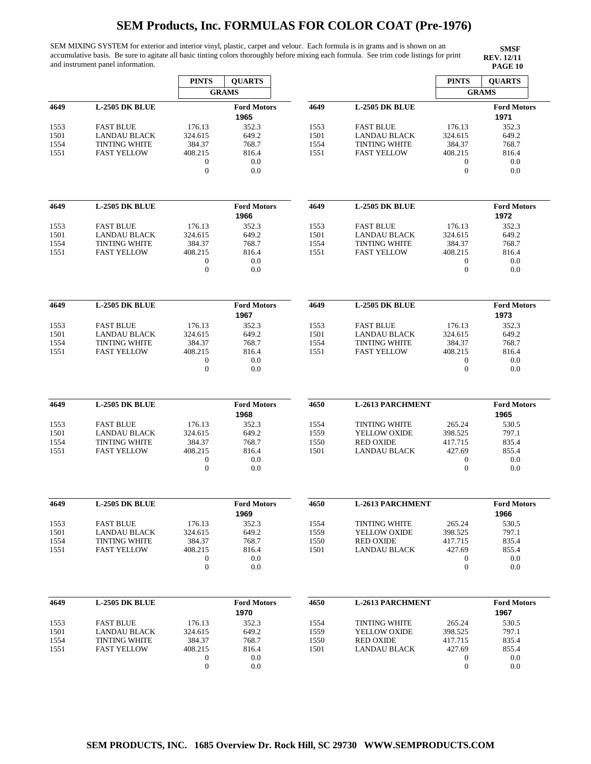# SEM Products, Inc. FORMULAS FOR COLOR COAT (Pre-1976)

SEM MIXING SYSTEM for exterior and interior vinyl, plastic, carpet and velour. Each formula is in grams and is shown on an accumulative basis. Be sure to agitate all basic tinting colors thoroughly before mixing each formula. See trim code listings for print and instrument panel information.

**SMSF**
**REV. 12/11**
**PAGE 10**

| | | PINTS | QUARTS |
|---|---|---|---|
| | | GRAMS | |
| **4649** | **L-2505 DK BLUE** | | **Ford Motors 1965** |
| 1553 | FAST BLUE | 176.13 | 352.3 |
| 1501 | LANDAU BLACK | 324.615 | 649.2 |
| 1554 | TINTING WHITE | 384.37 | 768.7 |
| 1551 | FAST YELLOW | 408.215 | 816.4 |
| | | 0 | 0.0 |
| | | 0 | 0.0 |

| | | PINTS | QUARTS |
|---|---|---|---|
| **4649** | **L-2505 DK BLUE** | | **Ford Motors 1966** |
| 1553 | FAST BLUE | 176.13 | 352.3 |
| 1501 | LANDAU BLACK | 324.615 | 649.2 |
| 1554 | TINTING WHITE | 384.37 | 768.7 |
| 1551 | FAST YELLOW | 408.215 | 816.4 |
| | | 0 | 0.0 |
| | | 0 | 0.0 |

| | | PINTS | QUARTS |
|---|---|---|---|
| **4649** | **L-2505 DK BLUE** | | **Ford Motors 1967** |
| 1553 | FAST BLUE | 176.13 | 352.3 |
| 1501 | LANDAU BLACK | 324.615 | 649.2 |
| 1554 | TINTING WHITE | 384.37 | 768.7 |
| 1551 | FAST YELLOW | 408.215 | 816.4 |
| | | 0 | 0.0 |
| | | 0 | 0.0 |

| | | PINTS | QUARTS |
|---|---|---|---|
| **4649** | **L-2505 DK BLUE** | | **Ford Motors 1968** |
| 1553 | FAST BLUE | 176.13 | 352.3 |
| 1501 | LANDAU BLACK | 324.615 | 649.2 |
| 1554 | TINTING WHITE | 384.37 | 768.7 |
| 1551 | FAST YELLOW | 408.215 | 816.4 |
| | | 0 | 0.0 |
| | | 0 | 0.0 |

| | | PINTS | QUARTS |
|---|---|---|---|
| **4649** | **L-2505 DK BLUE** | | **Ford Motors 1969** |
| 1553 | FAST BLUE | 176.13 | 352.3 |
| 1501 | LANDAU BLACK | 324.615 | 649.2 |
| 1554 | TINTING WHITE | 384.37 | 768.7 |
| 1551 | FAST YELLOW | 408.215 | 816.4 |
| | | 0 | 0.0 |
| | | 0 | 0.0 |

| | | PINTS | QUARTS |
|---|---|---|---|
| **4649** | **L-2505 DK BLUE** | | **Ford Motors 1970** |
| 1553 | FAST BLUE | 176.13 | 352.3 |
| 1501 | LANDAU BLACK | 324.615 | 649.2 |
| 1554 | TINTING WHITE | 384.37 | 768.7 |
| 1551 | FAST YELLOW | 408.215 | 816.4 |
| | | 0 | 0.0 |
| | | 0 | 0.0 |

| | | PINTS | QUARTS |
|---|---|---|---|
| | | GRAMS | |
| **4649** | **L-2505 DK BLUE** | | **Ford Motors 1971** |
| 1553 | FAST BLUE | 176.13 | 352.3 |
| 1501 | LANDAU BLACK | 324.615 | 649.2 |
| 1554 | TINTING WHITE | 384.37 | 768.7 |
| 1551 | FAST YELLOW | 408.215 | 816.4 |
| | | 0 | 0.0 |
| | | 0 | 0.0 |

| | | PINTS | QUARTS |
|---|---|---|---|
| **4649** | **L-2505 DK BLUE** | | **Ford Motors 1972** |
| 1553 | FAST BLUE | 176.13 | 352.3 |
| 1501 | LANDAU BLACK | 324.615 | 649.2 |
| 1554 | TINTING WHITE | 384.37 | 768.7 |
| 1551 | FAST YELLOW | 408.215 | 816.4 |
| | | 0 | 0.0 |
| | | 0 | 0.0 |

| | | PINTS | QUARTS |
|---|---|---|---|
| **4649** | **L-2505 DK BLUE** | | **Ford Motors 1973** |
| 1553 | FAST BLUE | 176.13 | 352.3 |
| 1501 | LANDAU BLACK | 324.615 | 649.2 |
| 1554 | TINTING WHITE | 384.37 | 768.7 |
| 1551 | FAST YELLOW | 408.215 | 816.4 |
| | | 0 | 0.0 |
| | | 0 | 0.0 |

| | | PINTS | QUARTS |
|---|---|---|---|
| **4650** | **L-2613 PARCHMENT** | | **Ford Motors 1965** |
| 1554 | TINTING WHITE | 265.24 | 530.5 |
| 1559 | YELLOW OXIDE | 398.525 | 797.1 |
| 1550 | RED OXIDE | 417.715 | 835.4 |
| 1501 | LANDAU BLACK | 427.69 | 855.4 |
| | | 0 | 0.0 |
| | | 0 | 0.0 |

| | | PINTS | QUARTS |
|---|---|---|---|
| **4650** | **L-2613 PARCHMENT** | | **Ford Motors 1966** |
| 1554 | TINTING WHITE | 265.24 | 530.5 |
| 1559 | YELLOW OXIDE | 398.525 | 797.1 |
| 1550 | RED OXIDE | 417.715 | 835.4 |
| 1501 | LANDAU BLACK | 427.69 | 855.4 |
| | | 0 | 0.0 |
| | | 0 | 0.0 |

| | | PINTS | QUARTS |
|---|---|---|---|
| **4650** | **L-2613 PARCHMENT** | | **Ford Motors 1967** |
| 1554 | TINTING WHITE | 265.24 | 530.5 |
| 1559 | YELLOW OXIDE | 398.525 | 797.1 |
| 1550 | RED OXIDE | 417.715 | 835.4 |
| 1501 | LANDAU BLACK | 427.69 | 855.4 |
| | | 0 | 0.0 |
| | | 0 | 0.0 |

**SEM PRODUCTS, INC. 1685 Overview Dr. Rock Hill, SC 29730 WWW.SEMPRODUCTS.COM**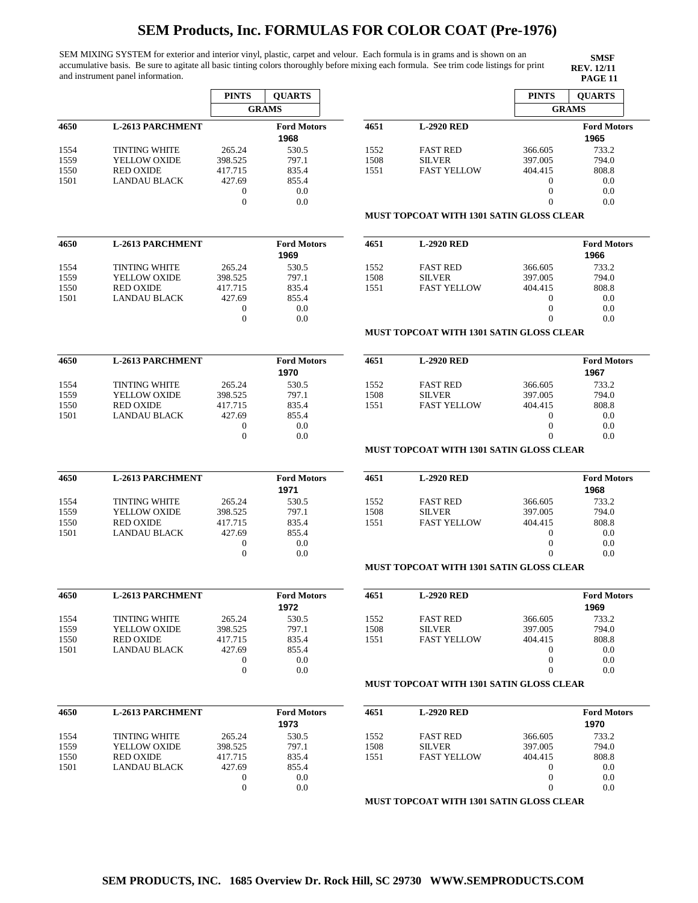# SEM Products, Inc. FORMULAS FOR COLOR COAT (Pre-1976)

SEM MIXING SYSTEM for exterior and interior vinyl, plastic, carpet and velour. Each formula is in grams and is shown on an accumulative basis. Be sure to agitate all basic tinting colors thoroughly before mixing each formula. See trim code listings for print and instrument panel information.

**SMSF**
**REV. 12/11**
**PAGE 11**

| | | PINTS | QUARTS |
|---|---|---|---|
| | | GRAMS | |
| **4650** | **L-2613 PARCHMENT** | | **Ford Motors** |
| | | | **1968** |
| 1554 | TINTING WHITE | 265.24 | 530.5 |
| 1559 | YELLOW OXIDE | 398.525 | 797.1 |
| 1550 | RED OXIDE | 417.715 | 835.4 |
| 1501 | LANDAU BLACK | 427.69 | 855.4 |
| | | 0 | 0.0 |
| | | 0 | 0.0 |

| | | PINTS | QUARTS |
|---|---|---|---|
| **4650** | **L-2613 PARCHMENT** | | **Ford Motors** |
| | | | **1969** |
| 1554 | TINTING WHITE | 265.24 | 530.5 |
| 1559 | YELLOW OXIDE | 398.525 | 797.1 |
| 1550 | RED OXIDE | 417.715 | 835.4 |
| 1501 | LANDAU BLACK | 427.69 | 855.4 |
| | | 0 | 0.0 |
| | | 0 | 0.0 |

| | | PINTS | QUARTS |
|---|---|---|---|
| **4650** | **L-2613 PARCHMENT** | | **Ford Motors** |
| | | | **1970** |
| 1554 | TINTING WHITE | 265.24 | 530.5 |
| 1559 | YELLOW OXIDE | 398.525 | 797.1 |
| 1550 | RED OXIDE | 417.715 | 835.4 |
| 1501 | LANDAU BLACK | 427.69 | 855.4 |
| | | 0 | 0.0 |
| | | 0 | 0.0 |

| | | PINTS | QUARTS |
|---|---|---|---|
| **4650** | **L-2613 PARCHMENT** | | **Ford Motors** |
| | | | **1971** |
| 1554 | TINTING WHITE | 265.24 | 530.5 |
| 1559 | YELLOW OXIDE | 398.525 | 797.1 |
| 1550 | RED OXIDE | 417.715 | 835.4 |
| 1501 | LANDAU BLACK | 427.69 | 855.4 |
| | | 0 | 0.0 |
| | | 0 | 0.0 |

| | | PINTS | QUARTS |
|---|---|---|---|
| **4650** | **L-2613 PARCHMENT** | | **Ford Motors** |
| | | | **1972** |
| 1554 | TINTING WHITE | 265.24 | 530.5 |
| 1559 | YELLOW OXIDE | 398.525 | 797.1 |
| 1550 | RED OXIDE | 417.715 | 835.4 |
| 1501 | LANDAU BLACK | 427.69 | 855.4 |
| | | 0 | 0.0 |
| | | 0 | 0.0 |

| | | PINTS | QUARTS |
|---|---|---|---|
| **4650** | **L-2613 PARCHMENT** | | **Ford Motors** |
| | | | **1973** |
| 1554 | TINTING WHITE | 265.24 | 530.5 |
| 1559 | YELLOW OXIDE | 398.525 | 797.1 |
| 1550 | RED OXIDE | 417.715 | 835.4 |
| 1501 | LANDAU BLACK | 427.69 | 855.4 |
| | | 0 | 0.0 |
| | | 0 | 0.0 |

| | | PINTS | QUARTS |
|---|---|---|---|
| | | GRAMS | |
| **4651** | **L-2920 RED** | | **Ford Motors** |
| | | | **1965** |
| 1552 | FAST RED | 366.605 | 733.2 |
| 1508 | SILVER | 397.005 | 794.0 |
| 1551 | FAST YELLOW | 404.415 | 808.8 |
| | | 0 | 0.0 |
| | | 0 | 0.0 |
| | | 0 | 0.0 |

**MUST TOPCOAT WITH 1301 SATIN GLOSS CLEAR**

| | | PINTS | QUARTS |
|---|---|---|---|
| **4651** | **L-2920 RED** | | **Ford Motors** |
| | | | **1966** |
| 1552 | FAST RED | 366.605 | 733.2 |
| 1508 | SILVER | 397.005 | 794.0 |
| 1551 | FAST YELLOW | 404.415 | 808.8 |
| | | 0 | 0.0 |
| | | 0 | 0.0 |
| | | 0 | 0.0 |

**MUST TOPCOAT WITH 1301 SATIN GLOSS CLEAR**

| | | PINTS | QUARTS |
|---|---|---|---|
| **4651** | **L-2920 RED** | | **Ford Motors** |
| | | | **1967** |
| 1552 | FAST RED | 366.605 | 733.2 |
| 1508 | SILVER | 397.005 | 794.0 |
| 1551 | FAST YELLOW | 404.415 | 808.8 |
| | | 0 | 0.0 |
| | | 0 | 0.0 |
| | | 0 | 0.0 |

**MUST TOPCOAT WITH 1301 SATIN GLOSS CLEAR**

| | | PINTS | QUARTS |
|---|---|---|---|
| **4651** | **L-2920 RED** | | **Ford Motors** |
| | | | **1968** |
| 1552 | FAST RED | 366.605 | 733.2 |
| 1508 | SILVER | 397.005 | 794.0 |
| 1551 | FAST YELLOW | 404.415 | 808.8 |
| | | 0 | 0.0 |
| | | 0 | 0.0 |
| | | 0 | 0.0 |

**MUST TOPCOAT WITH 1301 SATIN GLOSS CLEAR**

| | | PINTS | QUARTS |
|---|---|---|---|
| **4651** | **L-2920 RED** | | **Ford Motors** |
| | | | **1969** |
| 1552 | FAST RED | 366.605 | 733.2 |
| 1508 | SILVER | 397.005 | 794.0 |
| 1551 | FAST YELLOW | 404.415 | 808.8 |
| | | 0 | 0.0 |
| | | 0 | 0.0 |
| | | 0 | 0.0 |

**MUST TOPCOAT WITH 1301 SATIN GLOSS CLEAR**

| | | PINTS | QUARTS |
|---|---|---|---|
| **4651** | **L-2920 RED** | | **Ford Motors** |
| | | | **1970** |
| 1552 | FAST RED | 366.605 | 733.2 |
| 1508 | SILVER | 397.005 | 794.0 |
| 1551 | FAST YELLOW | 404.415 | 808.8 |
| | | 0 | 0.0 |
| | | 0 | 0.0 |
| | | 0 | 0.0 |

**MUST TOPCOAT WITH 1301 SATIN GLOSS CLEAR**

**SEM PRODUCTS, INC. 1685 Overview Dr. Rock Hill, SC 29730 WWW.SEMPRODUCTS.COM**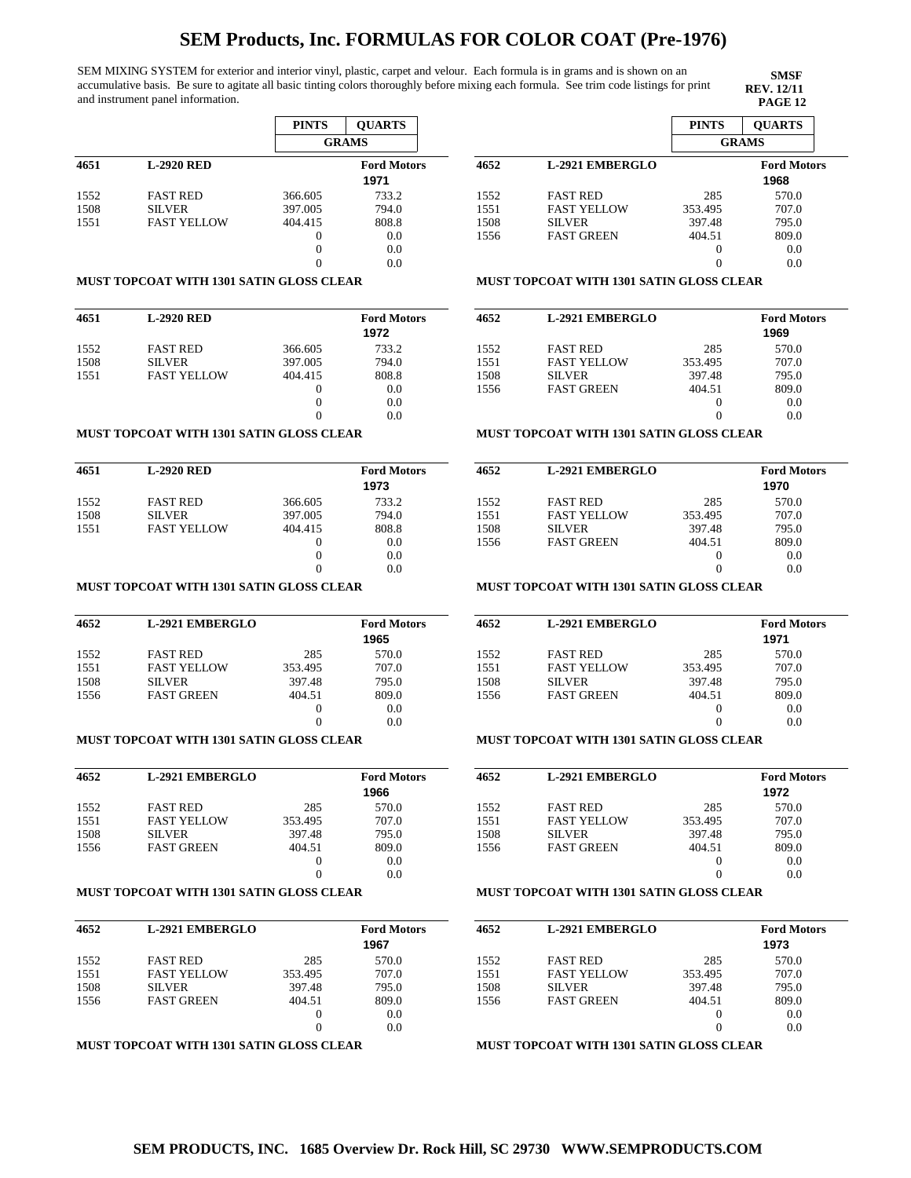# SEM Products, Inc. FORMULAS FOR COLOR COAT (Pre-1976)

SEM MIXING SYSTEM for exterior and interior vinyl, plastic, carpet and velour. Each formula is in grams and is shown on an accumulative basis. Be sure to agitate all basic tinting colors thoroughly before mixing each formula. See trim code listings for print and instrument panel information.

**SMSF**
**REV. 12/11**
**PAGE 12**

| | | PINTS | QUARTS |
|---|---|---|---|
| | | GRAMS | |
| **4651** | **L-2920 RED** | | **Ford Motors** 1971 |
| 1552 | FAST RED | 366.605 | 733.2 |
| 1508 | SILVER | 397.005 | 794.0 |
| 1551 | FAST YELLOW | 404.415 | 808.8 |
| | | 0 | 0.0 |
| | | 0 | 0.0 |
| | | 0 | 0.0 |

**MUST TOPCOAT WITH 1301 SATIN GLOSS CLEAR**

| | | PINTS | QUARTS |
|---|---|---|---|
| **4651** | **L-2920 RED** | | **Ford Motors** 1972 |
| 1552 | FAST RED | 366.605 | 733.2 |
| 1508 | SILVER | 397.005 | 794.0 |
| 1551 | FAST YELLOW | 404.415 | 808.8 |
| | | 0 | 0.0 |
| | | 0 | 0.0 |
| | | 0 | 0.0 |

**MUST TOPCOAT WITH 1301 SATIN GLOSS CLEAR**

| | | PINTS | QUARTS |
|---|---|---|---|
| **4651** | **L-2920 RED** | | **Ford Motors** 1973 |
| 1552 | FAST RED | 366.605 | 733.2 |
| 1508 | SILVER | 397.005 | 794.0 |
| 1551 | FAST YELLOW | 404.415 | 808.8 |
| | | 0 | 0.0 |
| | | 0 | 0.0 |
| | | 0 | 0.0 |

**MUST TOPCOAT WITH 1301 SATIN GLOSS CLEAR**

| | | PINTS | QUARTS |
|---|---|---|---|
| **4652** | **L-2921 EMBERGLO** | | **Ford Motors** 1965 |
| 1552 | FAST RED | 285 | 570.0 |
| 1551 | FAST YELLOW | 353.495 | 707.0 |
| 1508 | SILVER | 397.48 | 795.0 |
| 1556 | FAST GREEN | 404.51 | 809.0 |
| | | 0 | 0.0 |
| | | 0 | 0.0 |

**MUST TOPCOAT WITH 1301 SATIN GLOSS CLEAR**

| | | PINTS | QUARTS |
|---|---|---|---|
| **4652** | **L-2921 EMBERGLO** | | **Ford Motors** 1966 |
| 1552 | FAST RED | 285 | 570.0 |
| 1551 | FAST YELLOW | 353.495 | 707.0 |
| 1508 | SILVER | 397.48 | 795.0 |
| 1556 | FAST GREEN | 404.51 | 809.0 |
| | | 0 | 0.0 |
| | | 0 | 0.0 |

**MUST TOPCOAT WITH 1301 SATIN GLOSS CLEAR**

| | | PINTS | QUARTS |
|---|---|---|---|
| **4652** | **L-2921 EMBERGLO** | | **Ford Motors** 1967 |
| 1552 | FAST RED | 285 | 570.0 |
| 1551 | FAST YELLOW | 353.495 | 707.0 |
| 1508 | SILVER | 397.48 | 795.0 |
| 1556 | FAST GREEN | 404.51 | 809.0 |
| | | 0 | 0.0 |
| | | 0 | 0.0 |

**MUST TOPCOAT WITH 1301 SATIN GLOSS CLEAR**

| | | PINTS | QUARTS |
|---|---|---|---|
| | | GRAMS | |
| **4652** | **L-2921 EMBERGLO** | | **Ford Motors** 1968 |
| 1552 | FAST RED | 285 | 570.0 |
| 1551 | FAST YELLOW | 353.495 | 707.0 |
| 1508 | SILVER | 397.48 | 795.0 |
| 1556 | FAST GREEN | 404.51 | 809.0 |
| | | 0 | 0.0 |
| | | 0 | 0.0 |

**MUST TOPCOAT WITH 1301 SATIN GLOSS CLEAR**

| | | PINTS | QUARTS |
|---|---|---|---|
| **4652** | **L-2921 EMBERGLO** | | **Ford Motors** 1969 |
| 1552 | FAST RED | 285 | 570.0 |
| 1551 | FAST YELLOW | 353.495 | 707.0 |
| 1508 | SILVER | 397.48 | 795.0 |
| 1556 | FAST GREEN | 404.51 | 809.0 |
| | | 0 | 0.0 |
| | | 0 | 0.0 |

**MUST TOPCOAT WITH 1301 SATIN GLOSS CLEAR**

| | | PINTS | QUARTS |
|---|---|---|---|
| **4652** | **L-2921 EMBERGLO** | | **Ford Motors** 1970 |
| 1552 | FAST RED | 285 | 570.0 |
| 1551 | FAST YELLOW | 353.495 | 707.0 |
| 1508 | SILVER | 397.48 | 795.0 |
| 1556 | FAST GREEN | 404.51 | 809.0 |
| | | 0 | 0.0 |
| | | 0 | 0.0 |

**MUST TOPCOAT WITH 1301 SATIN GLOSS CLEAR**

| | | PINTS | QUARTS |
|---|---|---|---|
| **4652** | **L-2921 EMBERGLO** | | **Ford Motors** 1971 |
| 1552 | FAST RED | 285 | 570.0 |
| 1551 | FAST YELLOW | 353.495 | 707.0 |
| 1508 | SILVER | 397.48 | 795.0 |
| 1556 | FAST GREEN | 404.51 | 809.0 |
| | | 0 | 0.0 |
| | | 0 | 0.0 |

**MUST TOPCOAT WITH 1301 SATIN GLOSS CLEAR**

| | | PINTS | QUARTS |
|---|---|---|---|
| **4652** | **L-2921 EMBERGLO** | | **Ford Motors** 1972 |
| 1552 | FAST RED | 285 | 570.0 |
| 1551 | FAST YELLOW | 353.495 | 707.0 |
| 1508 | SILVER | 397.48 | 795.0 |
| 1556 | FAST GREEN | 404.51 | 809.0 |
| | | 0 | 0.0 |
| | | 0 | 0.0 |

**MUST TOPCOAT WITH 1301 SATIN GLOSS CLEAR**

| | | PINTS | QUARTS |
|---|---|---|---|
| **4652** | **L-2921 EMBERGLO** | | **Ford Motors** 1973 |
| 1552 | FAST RED | 285 | 570.0 |
| 1551 | FAST YELLOW | 353.495 | 707.0 |
| 1508 | SILVER | 397.48 | 795.0 |
| 1556 | FAST GREEN | 404.51 | 809.0 |
| | | 0 | 0.0 |
| | | 0 | 0.0 |

**MUST TOPCOAT WITH 1301 SATIN GLOSS CLEAR**

**SEM PRODUCTS, INC. 1685 Overview Dr. Rock Hill, SC 29730 WWW.SEMPRODUCTS.COM**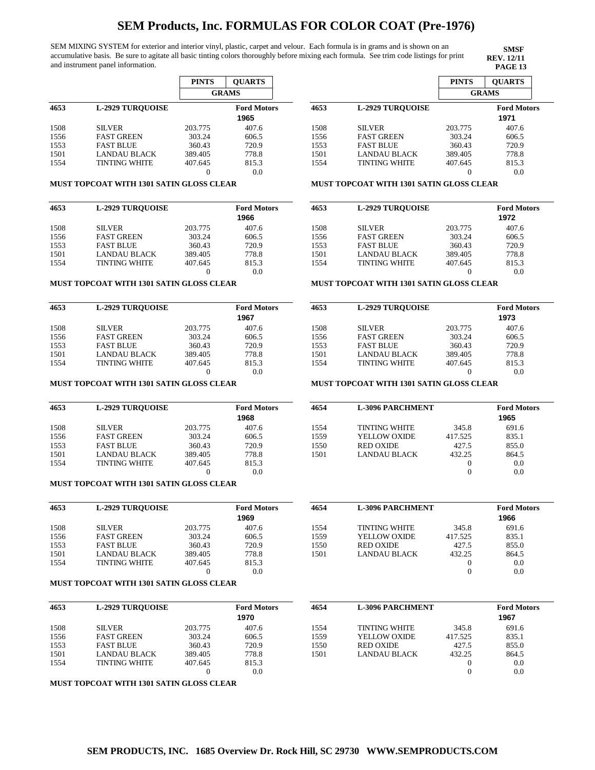# SEM Products, Inc. FORMULAS FOR COLOR COAT (Pre-1976)

SEM MIXING SYSTEM for exterior and interior vinyl, plastic, carpet and velour. Each formula is in grams and is shown on an accumulative basis. Be sure to agitate all basic tinting colors thoroughly before mixing each formula. See trim code listings for print and instrument panel information.

**SMSF**
**REV. 12/11**
**PAGE 13**

| | | PINTS | QUARTS |
|---|---|---|---|
| | | GRAMS | |
| **4653** | **L-2929 TURQUOISE** | | **Ford Motors** |
| | | | **1965** |
| 1508 | SILVER | 203.775 | 407.6 |
| 1556 | FAST GREEN | 303.24 | 606.5 |
| 1553 | FAST BLUE | 360.43 | 720.9 |
| 1501 | LANDAU BLACK | 389.405 | 778.8 |
| 1554 | TINTING WHITE | 407.645 | 815.3 |
| | | 0 | 0.0 |

**MUST TOPCOAT WITH 1301 SATIN GLOSS CLEAR**

| | | PINTS | QUARTS |
|---|---|---|---|
| **4653** | **L-2929 TURQUOISE** | | **Ford Motors** |
| | | | **1966** |
| 1508 | SILVER | 203.775 | 407.6 |
| 1556 | FAST GREEN | 303.24 | 606.5 |
| 1553 | FAST BLUE | 360.43 | 720.9 |
| 1501 | LANDAU BLACK | 389.405 | 778.8 |
| 1554 | TINTING WHITE | 407.645 | 815.3 |
| | | 0 | 0.0 |

**MUST TOPCOAT WITH 1301 SATIN GLOSS CLEAR**

| | | PINTS | QUARTS |
|---|---|---|---|
| **4653** | **L-2929 TURQUOISE** | | **Ford Motors** |
| | | | **1967** |
| 1508 | SILVER | 203.775 | 407.6 |
| 1556 | FAST GREEN | 303.24 | 606.5 |
| 1553 | FAST BLUE | 360.43 | 720.9 |
| 1501 | LANDAU BLACK | 389.405 | 778.8 |
| 1554 | TINTING WHITE | 407.645 | 815.3 |
| | | 0 | 0.0 |

**MUST TOPCOAT WITH 1301 SATIN GLOSS CLEAR**

| | | PINTS | QUARTS |
|---|---|---|---|
| **4653** | **L-2929 TURQUOISE** | | **Ford Motors** |
| | | | **1968** |
| 1508 | SILVER | 203.775 | 407.6 |
| 1556 | FAST GREEN | 303.24 | 606.5 |
| 1553 | FAST BLUE | 360.43 | 720.9 |
| 1501 | LANDAU BLACK | 389.405 | 778.8 |
| 1554 | TINTING WHITE | 407.645 | 815.3 |
| | | 0 | 0.0 |

**MUST TOPCOAT WITH 1301 SATIN GLOSS CLEAR**

| | | PINTS | QUARTS |
|---|---|---|---|
| **4653** | **L-2929 TURQUOISE** | | **Ford Motors** |
| | | | **1969** |
| 1508 | SILVER | 203.775 | 407.6 |
| 1556 | FAST GREEN | 303.24 | 606.5 |
| 1553 | FAST BLUE | 360.43 | 720.9 |
| 1501 | LANDAU BLACK | 389.405 | 778.8 |
| 1554 | TINTING WHITE | 407.645 | 815.3 |
| | | 0 | 0.0 |

**MUST TOPCOAT WITH 1301 SATIN GLOSS CLEAR**

| | | PINTS | QUARTS |
|---|---|---|---|
| **4653** | **L-2929 TURQUOISE** | | **Ford Motors** |
| | | | **1970** |
| 1508 | SILVER | 203.775 | 407.6 |
| 1556 | FAST GREEN | 303.24 | 606.5 |
| 1553 | FAST BLUE | 360.43 | 720.9 |
| 1501 | LANDAU BLACK | 389.405 | 778.8 |
| 1554 | TINTING WHITE | 407.645 | 815.3 |
| | | 0 | 0.0 |

**MUST TOPCOAT WITH 1301 SATIN GLOSS CLEAR**

| | | PINTS | QUARTS |
|---|---|---|---|
| | | GRAMS | |
| **4653** | **L-2929 TURQUOISE** | | **Ford Motors** |
| | | | **1971** |
| 1508 | SILVER | 203.775 | 407.6 |
| 1556 | FAST GREEN | 303.24 | 606.5 |
| 1553 | FAST BLUE | 360.43 | 720.9 |
| 1501 | LANDAU BLACK | 389.405 | 778.8 |
| 1554 | TINTING WHITE | 407.645 | 815.3 |
| | | 0 | 0.0 |

**MUST TOPCOAT WITH 1301 SATIN GLOSS CLEAR**

| | | PINTS | QUARTS |
|---|---|---|---|
| **4653** | **L-2929 TURQUOISE** | | **Ford Motors** |
| | | | **1972** |
| 1508 | SILVER | 203.775 | 407.6 |
| 1556 | FAST GREEN | 303.24 | 606.5 |
| 1553 | FAST BLUE | 360.43 | 720.9 |
| 1501 | LANDAU BLACK | 389.405 | 778.8 |
| 1554 | TINTING WHITE | 407.645 | 815.3 |
| | | 0 | 0.0 |

**MUST TOPCOAT WITH 1301 SATIN GLOSS CLEAR**

| | | PINTS | QUARTS |
|---|---|---|---|
| **4653** | **L-2929 TURQUOISE** | | **Ford Motors** |
| | | | **1973** |
| 1508 | SILVER | 203.775 | 407.6 |
| 1556 | FAST GREEN | 303.24 | 606.5 |
| 1553 | FAST BLUE | 360.43 | 720.9 |
| 1501 | LANDAU BLACK | 389.405 | 778.8 |
| 1554 | TINTING WHITE | 407.645 | 815.3 |
| | | 0 | 0.0 |

**MUST TOPCOAT WITH 1301 SATIN GLOSS CLEAR**

| | | PINTS | QUARTS |
|---|---|---|---|
| **4654** | **L-3096 PARCHMENT** | | **Ford Motors** |
| | | | **1965** |
| 1554 | TINTING WHITE | 345.8 | 691.6 |
| 1559 | YELLOW OXIDE | 417.525 | 835.1 |
| 1550 | RED OXIDE | 427.5 | 855.0 |
| 1501 | LANDAU BLACK | 432.25 | 864.5 |
| | | 0 | 0.0 |
| | | 0 | 0.0 |

| | | PINTS | QUARTS |
|---|---|---|---|
| **4654** | **L-3096 PARCHMENT** | | **Ford Motors** |
| | | | **1966** |
| 1554 | TINTING WHITE | 345.8 | 691.6 |
| 1559 | YELLOW OXIDE | 417.525 | 835.1 |
| 1550 | RED OXIDE | 427.5 | 855.0 |
| 1501 | LANDAU BLACK | 432.25 | 864.5 |
| | | 0 | 0.0 |
| | | 0 | 0.0 |

| | | PINTS | QUARTS |
|---|---|---|---|
| **4654** | **L-3096 PARCHMENT** | | **Ford Motors** |
| | | | **1967** |
| 1554 | TINTING WHITE | 345.8 | 691.6 |
| 1559 | YELLOW OXIDE | 417.525 | 835.1 |
| 1550 | RED OXIDE | 427.5 | 855.0 |
| 1501 | LANDAU BLACK | 432.25 | 864.5 |
| | | 0 | 0.0 |
| | | 0 | 0.0 |

**SEM PRODUCTS, INC. 1685 Overview Dr. Rock Hill, SC 29730 WWW.SEMPRODUCTS.COM**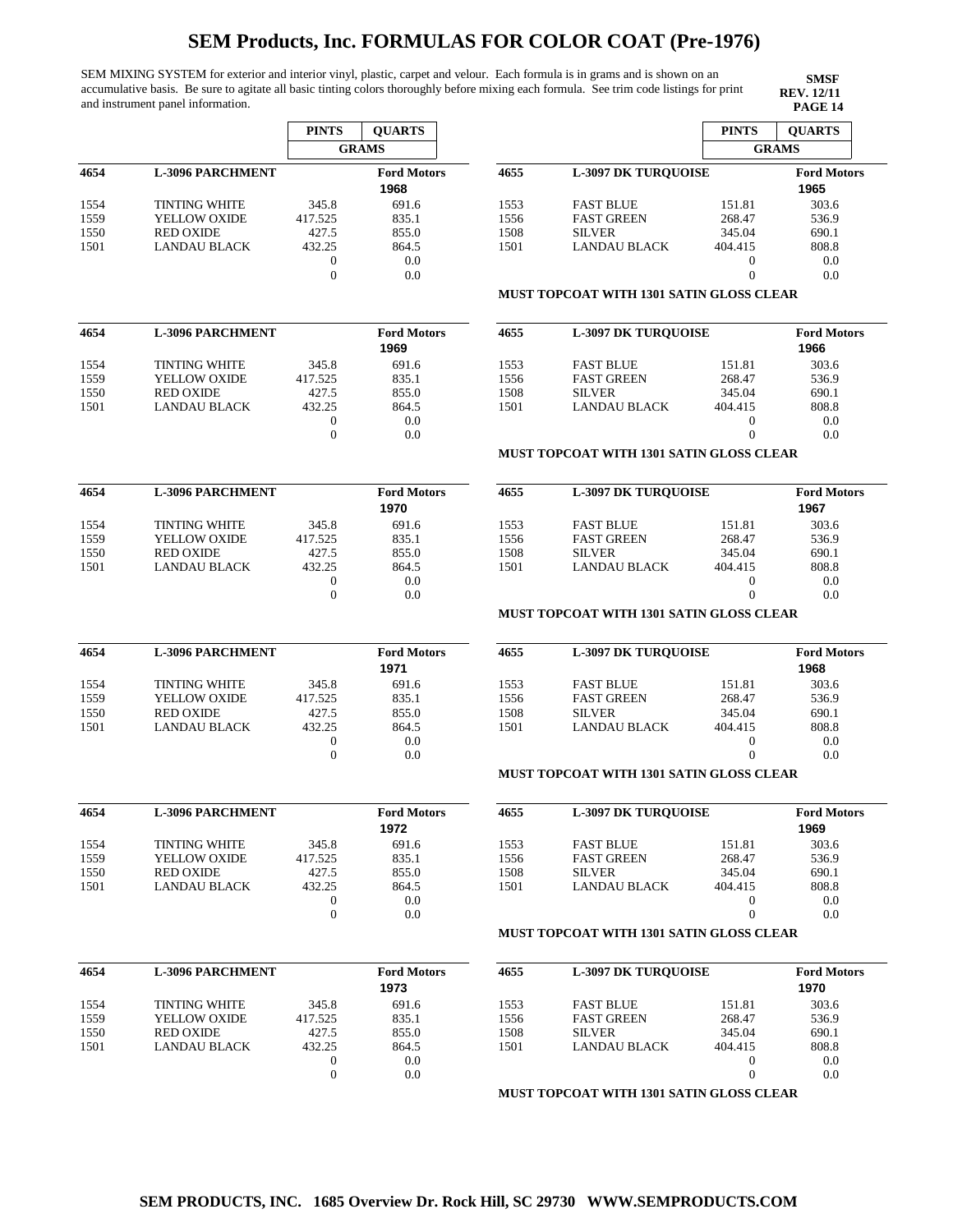# SEM Products, Inc. FORMULAS FOR COLOR COAT (Pre-1976)

SEM MIXING SYSTEM for exterior and interior vinyl, plastic, carpet and velour. Each formula is in grams and is shown on an accumulative basis. Be sure to agitate all basic tinting colors thoroughly before mixing each formula. See trim code listings for print and instrument panel information.

**SMSF**
**REV. 12/11**
**PAGE 14**

| | | PINTS | QUARTS |
|---|---|---|---|
| | | GRAMS | |
| **4654** | **L-3096 PARCHMENT** | | **Ford Motors 1968** |
| 1554 | TINTING WHITE | 345.8 | 691.6 |
| 1559 | YELLOW OXIDE | 417.525 | 835.1 |
| 1550 | RED OXIDE | 427.5 | 855.0 |
| 1501 | LANDAU BLACK | 432.25 | 864.5 |
| | | 0 | 0.0 |
| | | 0 | 0.0 |

| | | PINTS | QUARTS |
|---|---|---|---|
| **4654** | **L-3096 PARCHMENT** | | **Ford Motors 1969** |
| 1554 | TINTING WHITE | 345.8 | 691.6 |
| 1559 | YELLOW OXIDE | 417.525 | 835.1 |
| 1550 | RED OXIDE | 427.5 | 855.0 |
| 1501 | LANDAU BLACK | 432.25 | 864.5 |
| | | 0 | 0.0 |
| | | 0 | 0.0 |

| | | PINTS | QUARTS |
|---|---|---|---|
| **4654** | **L-3096 PARCHMENT** | | **Ford Motors 1970** |
| 1554 | TINTING WHITE | 345.8 | 691.6 |
| 1559 | YELLOW OXIDE | 417.525 | 835.1 |
| 1550 | RED OXIDE | 427.5 | 855.0 |
| 1501 | LANDAU BLACK | 432.25 | 864.5 |
| | | 0 | 0.0 |
| | | 0 | 0.0 |

| | | PINTS | QUARTS |
|---|---|---|---|
| **4654** | **L-3096 PARCHMENT** | | **Ford Motors 1971** |
| 1554 | TINTING WHITE | 345.8 | 691.6 |
| 1559 | YELLOW OXIDE | 417.525 | 835.1 |
| 1550 | RED OXIDE | 427.5 | 855.0 |
| 1501 | LANDAU BLACK | 432.25 | 864.5 |
| | | 0 | 0.0 |
| | | 0 | 0.0 |

| | | PINTS | QUARTS |
|---|---|---|---|
| **4654** | **L-3096 PARCHMENT** | | **Ford Motors 1972** |
| 1554 | TINTING WHITE | 345.8 | 691.6 |
| 1559 | YELLOW OXIDE | 417.525 | 835.1 |
| 1550 | RED OXIDE | 427.5 | 855.0 |
| 1501 | LANDAU BLACK | 432.25 | 864.5 |
| | | 0 | 0.0 |
| | | 0 | 0.0 |

| | | PINTS | QUARTS |
|---|---|---|---|
| **4654** | **L-3096 PARCHMENT** | | **Ford Motors 1973** |
| 1554 | TINTING WHITE | 345.8 | 691.6 |
| 1559 | YELLOW OXIDE | 417.525 | 835.1 |
| 1550 | RED OXIDE | 427.5 | 855.0 |
| 1501 | LANDAU BLACK | 432.25 | 864.5 |
| | | 0 | 0.0 |
| | | 0 | 0.0 |

| | | PINTS | QUARTS |
|---|---|---|---|
| | | GRAMS | |
| **4655** | **L-3097 DK TURQUOISE** | | **Ford Motors 1965** |
| 1553 | FAST BLUE | 151.81 | 303.6 |
| 1556 | FAST GREEN | 268.47 | 536.9 |
| 1508 | SILVER | 345.04 | 690.1 |
| 1501 | LANDAU BLACK | 404.415 | 808.8 |
| | | 0 | 0.0 |
| | | 0 | 0.0 |

**MUST TOPCOAT WITH 1301 SATIN GLOSS CLEAR**

| | | PINTS | QUARTS |
|---|---|---|---|
| **4655** | **L-3097 DK TURQUOISE** | | **Ford Motors 1966** |
| 1553 | FAST BLUE | 151.81 | 303.6 |
| 1556 | FAST GREEN | 268.47 | 536.9 |
| 1508 | SILVER | 345.04 | 690.1 |
| 1501 | LANDAU BLACK | 404.415 | 808.8 |
| | | 0 | 0.0 |
| | | 0 | 0.0 |

**MUST TOPCOAT WITH 1301 SATIN GLOSS CLEAR**

| | | PINTS | QUARTS |
|---|---|---|---|
| **4655** | **L-3097 DK TURQUOISE** | | **Ford Motors 1967** |
| 1553 | FAST BLUE | 151.81 | 303.6 |
| 1556 | FAST GREEN | 268.47 | 536.9 |
| 1508 | SILVER | 345.04 | 690.1 |
| 1501 | LANDAU BLACK | 404.415 | 808.8 |
| | | 0 | 0.0 |
| | | 0 | 0.0 |

**MUST TOPCOAT WITH 1301 SATIN GLOSS CLEAR**

| | | PINTS | QUARTS |
|---|---|---|---|
| **4655** | **L-3097 DK TURQUOISE** | | **Ford Motors 1968** |
| 1553 | FAST BLUE | 151.81 | 303.6 |
| 1556 | FAST GREEN | 268.47 | 536.9 |
| 1508 | SILVER | 345.04 | 690.1 |
| 1501 | LANDAU BLACK | 404.415 | 808.8 |
| | | 0 | 0.0 |
| | | 0 | 0.0 |

**MUST TOPCOAT WITH 1301 SATIN GLOSS CLEAR**

| | | PINTS | QUARTS |
|---|---|---|---|
| **4655** | **L-3097 DK TURQUOISE** | | **Ford Motors 1969** |
| 1553 | FAST BLUE | 151.81 | 303.6 |
| 1556 | FAST GREEN | 268.47 | 536.9 |
| 1508 | SILVER | 345.04 | 690.1 |
| 1501 | LANDAU BLACK | 404.415 | 808.8 |
| | | 0 | 0.0 |
| | | 0 | 0.0 |

**MUST TOPCOAT WITH 1301 SATIN GLOSS CLEAR**

| | | PINTS | QUARTS |
|---|---|---|---|
| **4655** | **L-3097 DK TURQUOISE** | | **Ford Motors 1970** |
| 1553 | FAST BLUE | 151.81 | 303.6 |
| 1556 | FAST GREEN | 268.47 | 536.9 |
| 1508 | SILVER | 345.04 | 690.1 |
| 1501 | LANDAU BLACK | 404.415 | 808.8 |
| | | 0 | 0.0 |
| | | 0 | 0.0 |

**MUST TOPCOAT WITH 1301 SATIN GLOSS CLEAR**

**SEM PRODUCTS, INC. 1685 Overview Dr. Rock Hill, SC 29730 WWW.SEMPRODUCTS.COM**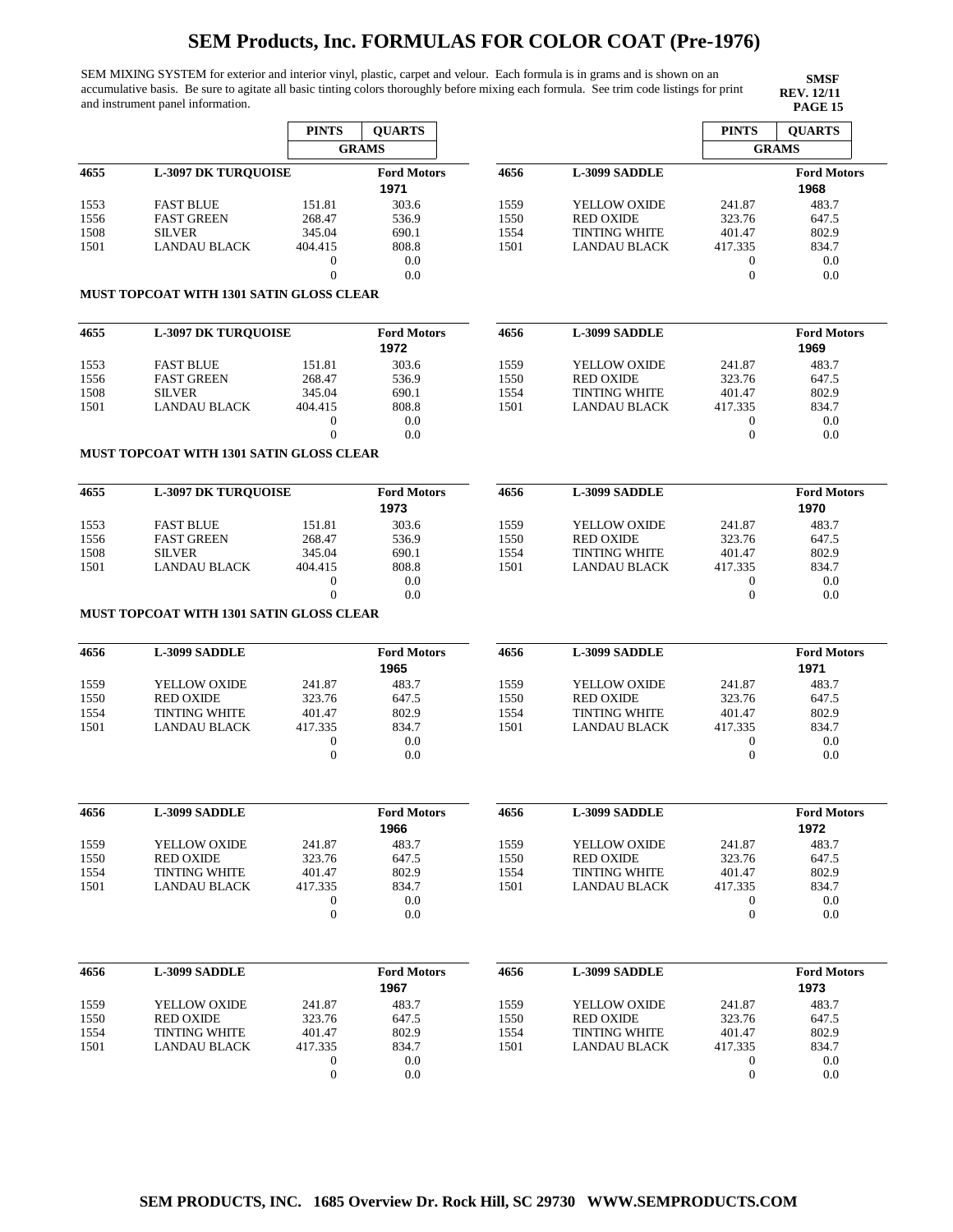# SEM Products, Inc. FORMULAS FOR COLOR COAT (Pre-1976)

SEM MIXING SYSTEM for exterior and interior vinyl, plastic, carpet and velour. Each formula is in grams and is shown on an accumulative basis. Be sure to agitate all basic tinting colors thoroughly before mixing each formula. See trim code listings for print and instrument panel information.

**SMSF**
**REV. 12/11**
**PAGE 15**

| | | PINTS | QUARTS |
|---|---|---|---|
| | | GRAMS | |
| **4655** | **L-3097 DK TURQUOISE** | | **Ford Motors** 1971 |
| 1553 | FAST BLUE | 151.81 | 303.6 |
| 1556 | FAST GREEN | 268.47 | 536.9 |
| 1508 | SILVER | 345.04 | 690.1 |
| 1501 | LANDAU BLACK | 404.415 | 808.8 |
| | | 0 | 0.0 |
| | | 0 | 0.0 |

**MUST TOPCOAT WITH 1301 SATIN GLOSS CLEAR**

| | | PINTS | QUARTS |
|---|---|---|---|
| **4655** | **L-3097 DK TURQUOISE** | | **Ford Motors** 1972 |
| 1553 | FAST BLUE | 151.81 | 303.6 |
| 1556 | FAST GREEN | 268.47 | 536.9 |
| 1508 | SILVER | 345.04 | 690.1 |
| 1501 | LANDAU BLACK | 404.415 | 808.8 |
| | | 0 | 0.0 |
| | | 0 | 0.0 |

**MUST TOPCOAT WITH 1301 SATIN GLOSS CLEAR**

| | | PINTS | QUARTS |
|---|---|---|---|
| **4655** | **L-3097 DK TURQUOISE** | | **Ford Motors** 1973 |
| 1553 | FAST BLUE | 151.81 | 303.6 |
| 1556 | FAST GREEN | 268.47 | 536.9 |
| 1508 | SILVER | 345.04 | 690.1 |
| 1501 | LANDAU BLACK | 404.415 | 808.8 |
| | | 0 | 0.0 |
| | | 0 | 0.0 |

**MUST TOPCOAT WITH 1301 SATIN GLOSS CLEAR**

| | | PINTS | QUARTS |
|---|---|---|---|
| **4656** | **L-3099 SADDLE** | | **Ford Motors** 1965 |
| 1559 | YELLOW OXIDE | 241.87 | 483.7 |
| 1550 | RED OXIDE | 323.76 | 647.5 |
| 1554 | TINTING WHITE | 401.47 | 802.9 |
| 1501 | LANDAU BLACK | 417.335 | 834.7 |
| | | 0 | 0.0 |
| | | 0 | 0.0 |

| | | PINTS | QUARTS |
|---|---|---|---|
| **4656** | **L-3099 SADDLE** | | **Ford Motors** 1966 |
| 1559 | YELLOW OXIDE | 241.87 | 483.7 |
| 1550 | RED OXIDE | 323.76 | 647.5 |
| 1554 | TINTING WHITE | 401.47 | 802.9 |
| 1501 | LANDAU BLACK | 417.335 | 834.7 |
| | | 0 | 0.0 |
| | | 0 | 0.0 |

| | | PINTS | QUARTS |
|---|---|---|---|
| **4656** | **L-3099 SADDLE** | | **Ford Motors** 1967 |
| 1559 | YELLOW OXIDE | 241.87 | 483.7 |
| 1550 | RED OXIDE | 323.76 | 647.5 |
| 1554 | TINTING WHITE | 401.47 | 802.9 |
| 1501 | LANDAU BLACK | 417.335 | 834.7 |
| | | 0 | 0.0 |
| | | 0 | 0.0 |

| | | PINTS | QUARTS |
|---|---|---|---|
| | | GRAMS | |
| **4656** | **L-3099 SADDLE** | | **Ford Motors** 1968 |
| 1559 | YELLOW OXIDE | 241.87 | 483.7 |
| 1550 | RED OXIDE | 323.76 | 647.5 |
| 1554 | TINTING WHITE | 401.47 | 802.9 |
| 1501 | LANDAU BLACK | 417.335 | 834.7 |
| | | 0 | 0.0 |
| | | 0 | 0.0 |

| | | PINTS | QUARTS |
|---|---|---|---|
| **4656** | **L-3099 SADDLE** | | **Ford Motors** 1969 |
| 1559 | YELLOW OXIDE | 241.87 | 483.7 |
| 1550 | RED OXIDE | 323.76 | 647.5 |
| 1554 | TINTING WHITE | 401.47 | 802.9 |
| 1501 | LANDAU BLACK | 417.335 | 834.7 |
| | | 0 | 0.0 |
| | | 0 | 0.0 |

| | | PINTS | QUARTS |
|---|---|---|---|
| **4656** | **L-3099 SADDLE** | | **Ford Motors** 1970 |
| 1559 | YELLOW OXIDE | 241.87 | 483.7 |
| 1550 | RED OXIDE | 323.76 | 647.5 |
| 1554 | TINTING WHITE | 401.47 | 802.9 |
| 1501 | LANDAU BLACK | 417.335 | 834.7 |
| | | 0 | 0.0 |
| | | 0 | 0.0 |

| | | PINTS | QUARTS |
|---|---|---|---|
| **4656** | **L-3099 SADDLE** | | **Ford Motors** 1971 |
| 1559 | YELLOW OXIDE | 241.87 | 483.7 |
| 1550 | RED OXIDE | 323.76 | 647.5 |
| 1554 | TINTING WHITE | 401.47 | 802.9 |
| 1501 | LANDAU BLACK | 417.335 | 834.7 |
| | | 0 | 0.0 |
| | | 0 | 0.0 |

| | | PINTS | QUARTS |
|---|---|---|---|
| **4656** | **L-3099 SADDLE** | | **Ford Motors** 1972 |
| 1559 | YELLOW OXIDE | 241.87 | 483.7 |
| 1550 | RED OXIDE | 323.76 | 647.5 |
| 1554 | TINTING WHITE | 401.47 | 802.9 |
| 1501 | LANDAU BLACK | 417.335 | 834.7 |
| | | 0 | 0.0 |
| | | 0 | 0.0 |

| | | PINTS | QUARTS |
|---|---|---|---|
| **4656** | **L-3099 SADDLE** | | **Ford Motors** 1973 |
| 1559 | YELLOW OXIDE | 241.87 | 483.7 |
| 1550 | RED OXIDE | 323.76 | 647.5 |
| 1554 | TINTING WHITE | 401.47 | 802.9 |
| 1501 | LANDAU BLACK | 417.335 | 834.7 |
| | | 0 | 0.0 |
| | | 0 | 0.0 |

**SEM PRODUCTS, INC. 1685 Overview Dr. Rock Hill, SC 29730 WWW.SEMPRODUCTS.COM**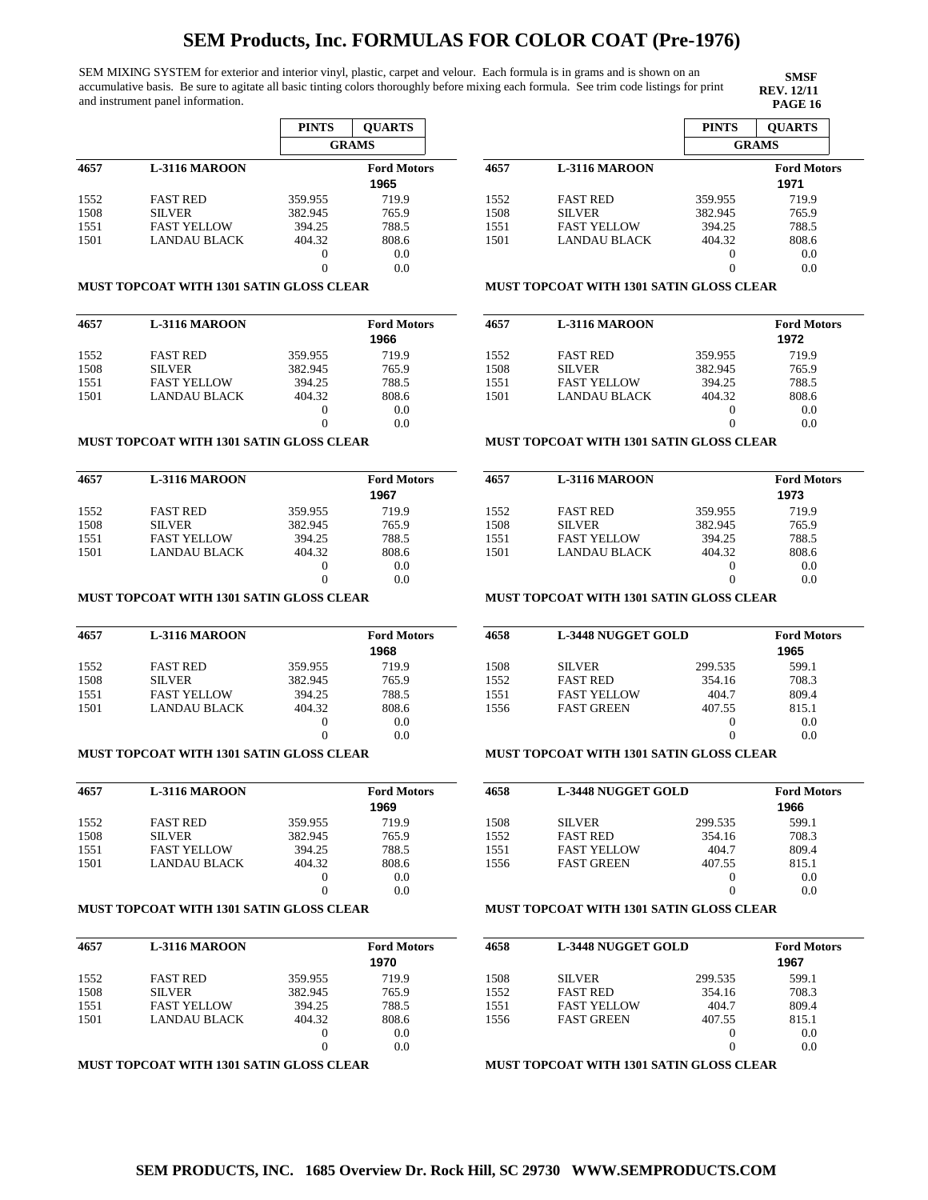# SEM Products, Inc. FORMULAS FOR COLOR COAT (Pre-1976)

SEM MIXING SYSTEM for exterior and interior vinyl, plastic, carpet and velour. Each formula is in grams and is shown on an accumulative basis. Be sure to agitate all basic tinting colors thoroughly before mixing each formula. See trim code listings for print and instrument panel information.

**SMSF**
**REV. 12/11**
**PAGE 16**

| 4657 | L-3116 MAROON | PINTS (GRAMS) | QUARTS (GRAMS) |
|---|---|---|---|
| | | | **Ford Motors 1965** |
| 1552 | FAST RED | 359.955 | 719.9 |
| 1508 | SILVER | 382.945 | 765.9 |
| 1551 | FAST YELLOW | 394.25 | 788.5 |
| 1501 | LANDAU BLACK | 404.32 | 808.6 |
| | | 0 | 0.0 |
| | | 0 | 0.0 |

**MUST TOPCOAT WITH 1301 SATIN GLOSS CLEAR**

| 4657 | L-3116 MAROON | PINTS (GRAMS) | QUARTS (GRAMS) |
|---|---|---|---|
| | | | **Ford Motors 1966** |
| 1552 | FAST RED | 359.955 | 719.9 |
| 1508 | SILVER | 382.945 | 765.9 |
| 1551 | FAST YELLOW | 394.25 | 788.5 |
| 1501 | LANDAU BLACK | 404.32 | 808.6 |
| | | 0 | 0.0 |
| | | 0 | 0.0 |

**MUST TOPCOAT WITH 1301 SATIN GLOSS CLEAR**

| 4657 | L-3116 MAROON | PINTS (GRAMS) | QUARTS (GRAMS) |
|---|---|---|---|
| | | | **Ford Motors 1967** |
| 1552 | FAST RED | 359.955 | 719.9 |
| 1508 | SILVER | 382.945 | 765.9 |
| 1551 | FAST YELLOW | 394.25 | 788.5 |
| 1501 | LANDAU BLACK | 404.32 | 808.6 |
| | | 0 | 0.0 |
| | | 0 | 0.0 |

**MUST TOPCOAT WITH 1301 SATIN GLOSS CLEAR**

| 4657 | L-3116 MAROON | PINTS (GRAMS) | QUARTS (GRAMS) |
|---|---|---|---|
| | | | **Ford Motors 1968** |
| 1552 | FAST RED | 359.955 | 719.9 |
| 1508 | SILVER | 382.945 | 765.9 |
| 1551 | FAST YELLOW | 394.25 | 788.5 |
| 1501 | LANDAU BLACK | 404.32 | 808.6 |
| | | 0 | 0.0 |
| | | 0 | 0.0 |

**MUST TOPCOAT WITH 1301 SATIN GLOSS CLEAR**

| 4657 | L-3116 MAROON | PINTS (GRAMS) | QUARTS (GRAMS) |
|---|---|---|---|
| | | | **Ford Motors 1969** |
| 1552 | FAST RED | 359.955 | 719.9 |
| 1508 | SILVER | 382.945 | 765.9 |
| 1551 | FAST YELLOW | 394.25 | 788.5 |
| 1501 | LANDAU BLACK | 404.32 | 808.6 |
| | | 0 | 0.0 |
| | | 0 | 0.0 |

**MUST TOPCOAT WITH 1301 SATIN GLOSS CLEAR**

| 4657 | L-3116 MAROON | PINTS (GRAMS) | QUARTS (GRAMS) |
|---|---|---|---|
| | | | **Ford Motors 1970** |
| 1552 | FAST RED | 359.955 | 719.9 |
| 1508 | SILVER | 382.945 | 765.9 |
| 1551 | FAST YELLOW | 394.25 | 788.5 |
| 1501 | LANDAU BLACK | 404.32 | 808.6 |
| | | 0 | 0.0 |
| | | 0 | 0.0 |

**MUST TOPCOAT WITH 1301 SATIN GLOSS CLEAR**

| 4657 | L-3116 MAROON | PINTS (GRAMS) | QUARTS (GRAMS) |
|---|---|---|---|
| | | | **Ford Motors 1971** |
| 1552 | FAST RED | 359.955 | 719.9 |
| 1508 | SILVER | 382.945 | 765.9 |
| 1551 | FAST YELLOW | 394.25 | 788.5 |
| 1501 | LANDAU BLACK | 404.32 | 808.6 |
| | | 0 | 0.0 |
| | | 0 | 0.0 |

**MUST TOPCOAT WITH 1301 SATIN GLOSS CLEAR**

| 4657 | L-3116 MAROON | PINTS (GRAMS) | QUARTS (GRAMS) |
|---|---|---|---|
| | | | **Ford Motors 1972** |
| 1552 | FAST RED | 359.955 | 719.9 |
| 1508 | SILVER | 382.945 | 765.9 |
| 1551 | FAST YELLOW | 394.25 | 788.5 |
| 1501 | LANDAU BLACK | 404.32 | 808.6 |
| | | 0 | 0.0 |
| | | 0 | 0.0 |

**MUST TOPCOAT WITH 1301 SATIN GLOSS CLEAR**

| 4657 | L-3116 MAROON | PINTS (GRAMS) | QUARTS (GRAMS) |
|---|---|---|---|
| | | | **Ford Motors 1973** |
| 1552 | FAST RED | 359.955 | 719.9 |
| 1508 | SILVER | 382.945 | 765.9 |
| 1551 | FAST YELLOW | 394.25 | 788.5 |
| 1501 | LANDAU BLACK | 404.32 | 808.6 |
| | | 0 | 0.0 |
| | | 0 | 0.0 |

**MUST TOPCOAT WITH 1301 SATIN GLOSS CLEAR**

| 4658 | L-3448 NUGGET GOLD | PINTS (GRAMS) | QUARTS (GRAMS) |
|---|---|---|---|
| | | | **Ford Motors 1965** |
| 1508 | SILVER | 299.535 | 599.1 |
| 1552 | FAST RED | 354.16 | 708.3 |
| 1551 | FAST YELLOW | 404.7 | 809.4 |
| 1556 | FAST GREEN | 407.55 | 815.1 |
| | | 0 | 0.0 |
| | | 0 | 0.0 |

**MUST TOPCOAT WITH 1301 SATIN GLOSS CLEAR**

| 4658 | L-3448 NUGGET GOLD | PINTS (GRAMS) | QUARTS (GRAMS) |
|---|---|---|---|
| | | | **Ford Motors 1966** |
| 1508 | SILVER | 299.535 | 599.1 |
| 1552 | FAST RED | 354.16 | 708.3 |
| 1551 | FAST YELLOW | 404.7 | 809.4 |
| 1556 | FAST GREEN | 407.55 | 815.1 |
| | | 0 | 0.0 |
| | | 0 | 0.0 |

**MUST TOPCOAT WITH 1301 SATIN GLOSS CLEAR**

| 4658 | L-3448 NUGGET GOLD | PINTS (GRAMS) | QUARTS (GRAMS) |
|---|---|---|---|
| | | | **Ford Motors 1967** |
| 1508 | SILVER | 299.535 | 599.1 |
| 1552 | FAST RED | 354.16 | 708.3 |
| 1551 | FAST YELLOW | 404.7 | 809.4 |
| 1556 | FAST GREEN | 407.55 | 815.1 |
| | | 0 | 0.0 |
| | | 0 | 0.0 |

**MUST TOPCOAT WITH 1301 SATIN GLOSS CLEAR**

**SEM PRODUCTS, INC. 1685 Overview Dr. Rock Hill, SC 29730 WWW.SEMPRODUCTS.COM**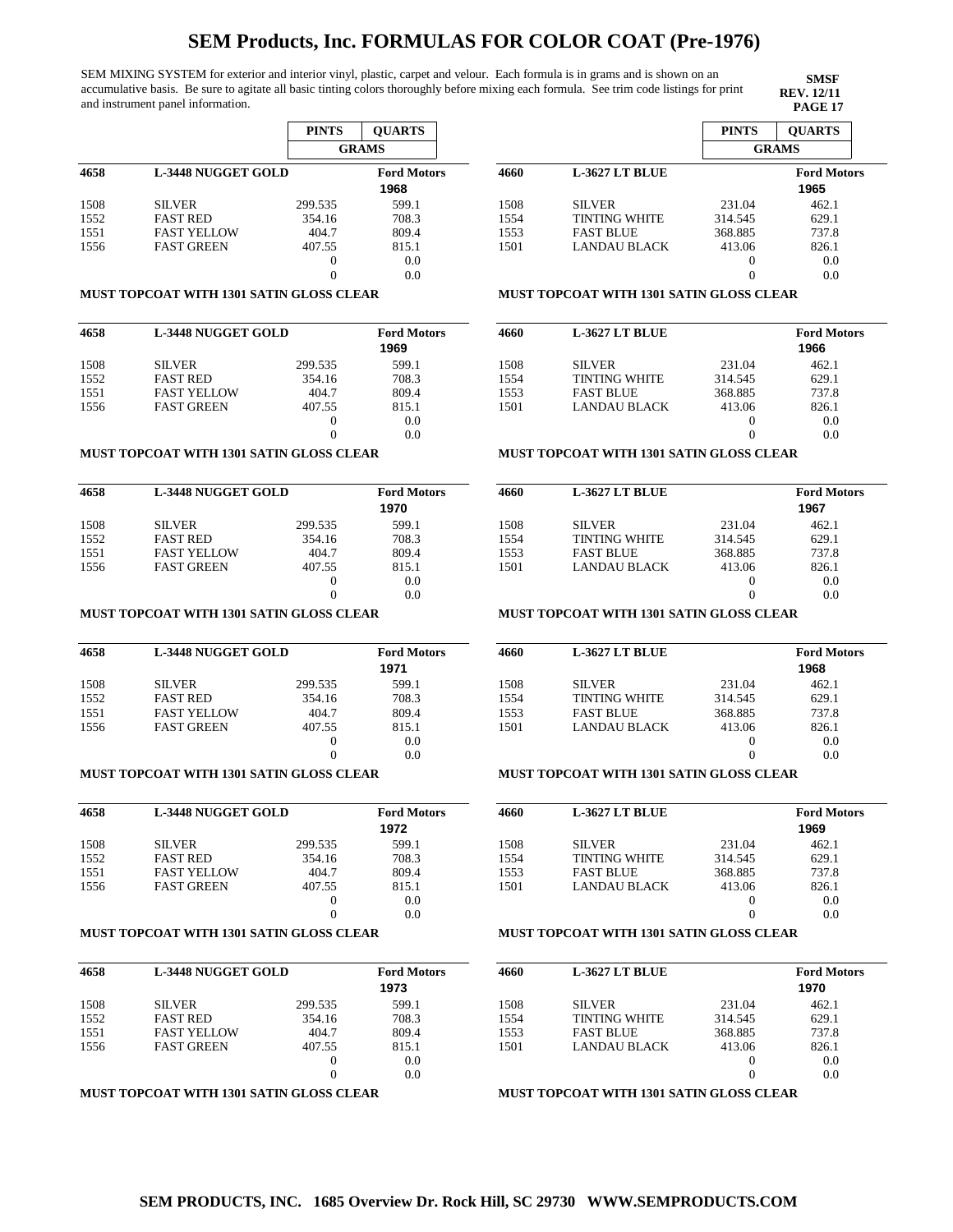# SEM Products, Inc. FORMULAS FOR COLOR COAT (Pre-1976)

SEM MIXING SYSTEM for exterior and interior vinyl, plastic, carpet and velour. Each formula is in grams and is shown on an accumulative basis. Be sure to agitate all basic tinting colors thoroughly before mixing each formula. See trim code listings for print and instrument panel information.

**SMSF**
**REV. 12/11**
**PAGE 17**

| | | PINTS | QUARTS |
|---|---|---|---|
| | | GRAMS | |
| **4658** | **L-3448 NUGGET GOLD** | | **Ford Motors 1968** |
| 1508 | SILVER | 299.535 | 599.1 |
| 1552 | FAST RED | 354.16 | 708.3 |
| 1551 | FAST YELLOW | 404.7 | 809.4 |
| 1556 | FAST GREEN | 407.55 | 815.1 |
| | | 0 | 0.0 |
| | | 0 | 0.0 |

**MUST TOPCOAT WITH 1301 SATIN GLOSS CLEAR**

| | | PINTS | QUARTS |
|---|---|---|---|
| **4658** | **L-3448 NUGGET GOLD** | | **Ford Motors 1969** |
| 1508 | SILVER | 299.535 | 599.1 |
| 1552 | FAST RED | 354.16 | 708.3 |
| 1551 | FAST YELLOW | 404.7 | 809.4 |
| 1556 | FAST GREEN | 407.55 | 815.1 |
| | | 0 | 0.0 |
| | | 0 | 0.0 |

**MUST TOPCOAT WITH 1301 SATIN GLOSS CLEAR**

| | | PINTS | QUARTS |
|---|---|---|---|
| **4658** | **L-3448 NUGGET GOLD** | | **Ford Motors 1970** |
| 1508 | SILVER | 299.535 | 599.1 |
| 1552 | FAST RED | 354.16 | 708.3 |
| 1551 | FAST YELLOW | 404.7 | 809.4 |
| 1556 | FAST GREEN | 407.55 | 815.1 |
| | | 0 | 0.0 |
| | | 0 | 0.0 |

**MUST TOPCOAT WITH 1301 SATIN GLOSS CLEAR**

| | | PINTS | QUARTS |
|---|---|---|---|
| **4658** | **L-3448 NUGGET GOLD** | | **Ford Motors 1971** |
| 1508 | SILVER | 299.535 | 599.1 |
| 1552 | FAST RED | 354.16 | 708.3 |
| 1551 | FAST YELLOW | 404.7 | 809.4 |
| 1556 | FAST GREEN | 407.55 | 815.1 |
| | | 0 | 0.0 |
| | | 0 | 0.0 |

**MUST TOPCOAT WITH 1301 SATIN GLOSS CLEAR**

| | | PINTS | QUARTS |
|---|---|---|---|
| **4658** | **L-3448 NUGGET GOLD** | | **Ford Motors 1972** |
| 1508 | SILVER | 299.535 | 599.1 |
| 1552 | FAST RED | 354.16 | 708.3 |
| 1551 | FAST YELLOW | 404.7 | 809.4 |
| 1556 | FAST GREEN | 407.55 | 815.1 |
| | | 0 | 0.0 |
| | | 0 | 0.0 |

**MUST TOPCOAT WITH 1301 SATIN GLOSS CLEAR**

| | | PINTS | QUARTS |
|---|---|---|---|
| **4658** | **L-3448 NUGGET GOLD** | | **Ford Motors 1973** |
| 1508 | SILVER | 299.535 | 599.1 |
| 1552 | FAST RED | 354.16 | 708.3 |
| 1551 | FAST YELLOW | 404.7 | 809.4 |
| 1556 | FAST GREEN | 407.55 | 815.1 |
| | | 0 | 0.0 |
| | | 0 | 0.0 |

**MUST TOPCOAT WITH 1301 SATIN GLOSS CLEAR**

| | | PINTS | QUARTS |
|---|---|---|---|
| | | GRAMS | |
| **4660** | **L-3627 LT BLUE** | | **Ford Motors 1965** |
| 1508 | SILVER | 231.04 | 462.1 |
| 1554 | TINTING WHITE | 314.545 | 629.1 |
| 1553 | FAST BLUE | 368.885 | 737.8 |
| 1501 | LANDAU BLACK | 413.06 | 826.1 |
| | | 0 | 0.0 |
| | | 0 | 0.0 |

**MUST TOPCOAT WITH 1301 SATIN GLOSS CLEAR**

| | | PINTS | QUARTS |
|---|---|---|---|
| **4660** | **L-3627 LT BLUE** | | **Ford Motors 1966** |
| 1508 | SILVER | 231.04 | 462.1 |
| 1554 | TINTING WHITE | 314.545 | 629.1 |
| 1553 | FAST BLUE | 368.885 | 737.8 |
| 1501 | LANDAU BLACK | 413.06 | 826.1 |
| | | 0 | 0.0 |
| | | 0 | 0.0 |

**MUST TOPCOAT WITH 1301 SATIN GLOSS CLEAR**

| | | PINTS | QUARTS |
|---|---|---|---|
| **4660** | **L-3627 LT BLUE** | | **Ford Motors 1967** |
| 1508 | SILVER | 231.04 | 462.1 |
| 1554 | TINTING WHITE | 314.545 | 629.1 |
| 1553 | FAST BLUE | 368.885 | 737.8 |
| 1501 | LANDAU BLACK | 413.06 | 826.1 |
| | | 0 | 0.0 |
| | | 0 | 0.0 |

**MUST TOPCOAT WITH 1301 SATIN GLOSS CLEAR**

| | | PINTS | QUARTS |
|---|---|---|---|
| **4660** | **L-3627 LT BLUE** | | **Ford Motors 1968** |
| 1508 | SILVER | 231.04 | 462.1 |
| 1554 | TINTING WHITE | 314.545 | 629.1 |
| 1553 | FAST BLUE | 368.885 | 737.8 |
| 1501 | LANDAU BLACK | 413.06 | 826.1 |
| | | 0 | 0.0 |
| | | 0 | 0.0 |

**MUST TOPCOAT WITH 1301 SATIN GLOSS CLEAR**

| | | PINTS | QUARTS |
|---|---|---|---|
| **4660** | **L-3627 LT BLUE** | | **Ford Motors 1969** |
| 1508 | SILVER | 231.04 | 462.1 |
| 1554 | TINTING WHITE | 314.545 | 629.1 |
| 1553 | FAST BLUE | 368.885 | 737.8 |
| 1501 | LANDAU BLACK | 413.06 | 826.1 |
| | | 0 | 0.0 |
| | | 0 | 0.0 |

**MUST TOPCOAT WITH 1301 SATIN GLOSS CLEAR**

| | | PINTS | QUARTS |
|---|---|---|---|
| **4660** | **L-3627 LT BLUE** | | **Ford Motors 1970** |
| 1508 | SILVER | 231.04 | 462.1 |
| 1554 | TINTING WHITE | 314.545 | 629.1 |
| 1553 | FAST BLUE | 368.885 | 737.8 |
| 1501 | LANDAU BLACK | 413.06 | 826.1 |
| | | 0 | 0.0 |
| | | 0 | 0.0 |

**MUST TOPCOAT WITH 1301 SATIN GLOSS CLEAR**

**SEM PRODUCTS, INC. 1685 Overview Dr. Rock Hill, SC 29730 WWW.SEMPRODUCTS.COM**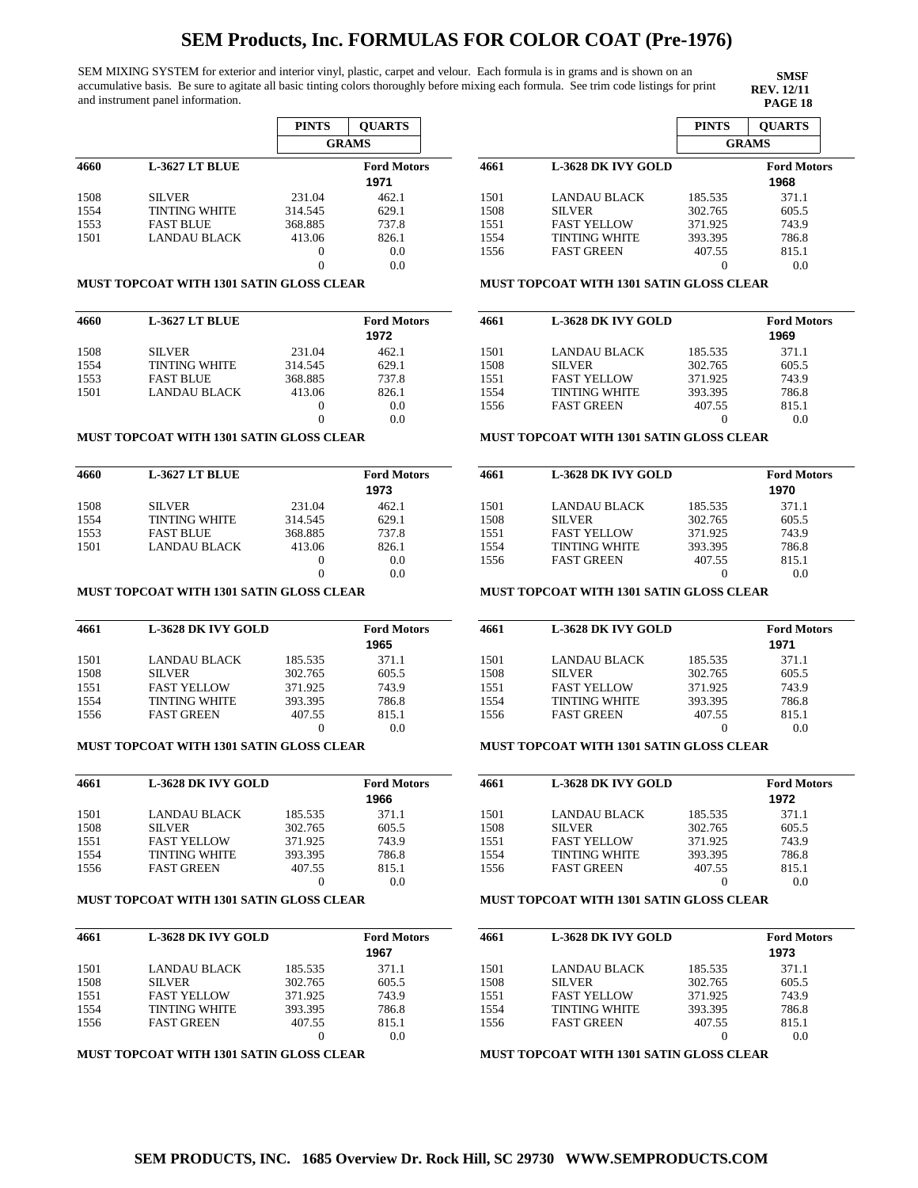# SEM Products, Inc. FORMULAS FOR COLOR COAT (Pre-1976)

SEM MIXING SYSTEM for exterior and interior vinyl, plastic, carpet and velour. Each formula is in grams and is shown on an accumulative basis. Be sure to agitate all basic tinting colors thoroughly before mixing each formula. See trim code listings for print and instrument panel information.

**SMSF**
**REV. 12/11**
**PAGE 18**

| 4660 | L-3627 LT BLUE | PINTS (GRAMS) | QUARTS (GRAMS) | Ford Motors 1971 |
|---|---|---|---|---|
| 1508 | SILVER | 231.04 | 462.1 | |
| 1554 | TINTING WHITE | 314.545 | 629.1 | |
| 1553 | FAST BLUE | 368.885 | 737.8 | |
| 1501 | LANDAU BLACK | 413.06 | 826.1 | |
| | | 0 | 0.0 | |
| | | 0 | 0.0 | |

**MUST TOPCOAT WITH 1301 SATIN GLOSS CLEAR**

| 4660 | L-3627 LT BLUE | PINTS (GRAMS) | QUARTS (GRAMS) | Ford Motors 1972 |
|---|---|---|---|---|
| 1508 | SILVER | 231.04 | 462.1 | |
| 1554 | TINTING WHITE | 314.545 | 629.1 | |
| 1553 | FAST BLUE | 368.885 | 737.8 | |
| 1501 | LANDAU BLACK | 413.06 | 826.1 | |
| | | 0 | 0.0 | |
| | | 0 | 0.0 | |

**MUST TOPCOAT WITH 1301 SATIN GLOSS CLEAR**

| 4660 | L-3627 LT BLUE | PINTS (GRAMS) | QUARTS (GRAMS) | Ford Motors 1973 |
|---|---|---|---|---|
| 1508 | SILVER | 231.04 | 462.1 | |
| 1554 | TINTING WHITE | 314.545 | 629.1 | |
| 1553 | FAST BLUE | 368.885 | 737.8 | |
| 1501 | LANDAU BLACK | 413.06 | 826.1 | |
| | | 0 | 0.0 | |
| | | 0 | 0.0 | |

**MUST TOPCOAT WITH 1301 SATIN GLOSS CLEAR**

| 4661 | L-3628 DK IVY GOLD | PINTS (GRAMS) | QUARTS (GRAMS) | Ford Motors 1965 |
|---|---|---|---|---|
| 1501 | LANDAU BLACK | 185.535 | 371.1 | |
| 1508 | SILVER | 302.765 | 605.5 | |
| 1551 | FAST YELLOW | 371.925 | 743.9 | |
| 1554 | TINTING WHITE | 393.395 | 786.8 | |
| 1556 | FAST GREEN | 407.55 | 815.1 | |
| | | 0 | 0.0 | |

**MUST TOPCOAT WITH 1301 SATIN GLOSS CLEAR**

| 4661 | L-3628 DK IVY GOLD | PINTS (GRAMS) | QUARTS (GRAMS) | Ford Motors 1966 |
|---|---|---|---|---|
| 1501 | LANDAU BLACK | 185.535 | 371.1 | |
| 1508 | SILVER | 302.765 | 605.5 | |
| 1551 | FAST YELLOW | 371.925 | 743.9 | |
| 1554 | TINTING WHITE | 393.395 | 786.8 | |
| 1556 | FAST GREEN | 407.55 | 815.1 | |
| | | 0 | 0.0 | |

**MUST TOPCOAT WITH 1301 SATIN GLOSS CLEAR**

| 4661 | L-3628 DK IVY GOLD | PINTS (GRAMS) | QUARTS (GRAMS) | Ford Motors 1967 |
|---|---|---|---|---|
| 1501 | LANDAU BLACK | 185.535 | 371.1 | |
| 1508 | SILVER | 302.765 | 605.5 | |
| 1551 | FAST YELLOW | 371.925 | 743.9 | |
| 1554 | TINTING WHITE | 393.395 | 786.8 | |
| 1556 | FAST GREEN | 407.55 | 815.1 | |
| | | 0 | 0.0 | |

**MUST TOPCOAT WITH 1301 SATIN GLOSS CLEAR**

| 4661 | L-3628 DK IVY GOLD | PINTS (GRAMS) | QUARTS (GRAMS) | Ford Motors 1968 |
|---|---|---|---|---|
| 1501 | LANDAU BLACK | 185.535 | 371.1 | |
| 1508 | SILVER | 302.765 | 605.5 | |
| 1551 | FAST YELLOW | 371.925 | 743.9 | |
| 1554 | TINTING WHITE | 393.395 | 786.8 | |
| 1556 | FAST GREEN | 407.55 | 815.1 | |
| | | 0 | 0.0 | |

**MUST TOPCOAT WITH 1301 SATIN GLOSS CLEAR**

| 4661 | L-3628 DK IVY GOLD | PINTS (GRAMS) | QUARTS (GRAMS) | Ford Motors 1969 |
|---|---|---|---|---|
| 1501 | LANDAU BLACK | 185.535 | 371.1 | |
| 1508 | SILVER | 302.765 | 605.5 | |
| 1551 | FAST YELLOW | 371.925 | 743.9 | |
| 1554 | TINTING WHITE | 393.395 | 786.8 | |
| 1556 | FAST GREEN | 407.55 | 815.1 | |
| | | 0 | 0.0 | |

**MUST TOPCOAT WITH 1301 SATIN GLOSS CLEAR**

| 4661 | L-3628 DK IVY GOLD | PINTS (GRAMS) | QUARTS (GRAMS) | Ford Motors 1970 |
|---|---|---|---|---|
| 1501 | LANDAU BLACK | 185.535 | 371.1 | |
| 1508 | SILVER | 302.765 | 605.5 | |
| 1551 | FAST YELLOW | 371.925 | 743.9 | |
| 1554 | TINTING WHITE | 393.395 | 786.8 | |
| 1556 | FAST GREEN | 407.55 | 815.1 | |
| | | 0 | 0.0 | |

**MUST TOPCOAT WITH 1301 SATIN GLOSS CLEAR**

| 4661 | L-3628 DK IVY GOLD | PINTS (GRAMS) | QUARTS (GRAMS) | Ford Motors 1971 |
|---|---|---|---|---|
| 1501 | LANDAU BLACK | 185.535 | 371.1 | |
| 1508 | SILVER | 302.765 | 605.5 | |
| 1551 | FAST YELLOW | 371.925 | 743.9 | |
| 1554 | TINTING WHITE | 393.395 | 786.8 | |
| 1556 | FAST GREEN | 407.55 | 815.1 | |
| | | 0 | 0.0 | |

**MUST TOPCOAT WITH 1301 SATIN GLOSS CLEAR**

| 4661 | L-3628 DK IVY GOLD | PINTS (GRAMS) | QUARTS (GRAMS) | Ford Motors 1972 |
|---|---|---|---|---|
| 1501 | LANDAU BLACK | 185.535 | 371.1 | |
| 1508 | SILVER | 302.765 | 605.5 | |
| 1551 | FAST YELLOW | 371.925 | 743.9 | |
| 1554 | TINTING WHITE | 393.395 | 786.8 | |
| 1556 | FAST GREEN | 407.55 | 815.1 | |
| | | 0 | 0.0 | |

**MUST TOPCOAT WITH 1301 SATIN GLOSS CLEAR**

| 4661 | L-3628 DK IVY GOLD | PINTS (GRAMS) | QUARTS (GRAMS) | Ford Motors 1973 |
|---|---|---|---|---|
| 1501 | LANDAU BLACK | 185.535 | 371.1 | |
| 1508 | SILVER | 302.765 | 605.5 | |
| 1551 | FAST YELLOW | 371.925 | 743.9 | |
| 1554 | TINTING WHITE | 393.395 | 786.8 | |
| 1556 | FAST GREEN | 407.55 | 815.1 | |
| | | 0 | 0.0 | |

**MUST TOPCOAT WITH 1301 SATIN GLOSS CLEAR**

**SEM PRODUCTS, INC. 1685 Overview Dr. Rock Hill, SC 29730 WWW.SEMPRODUCTS.COM**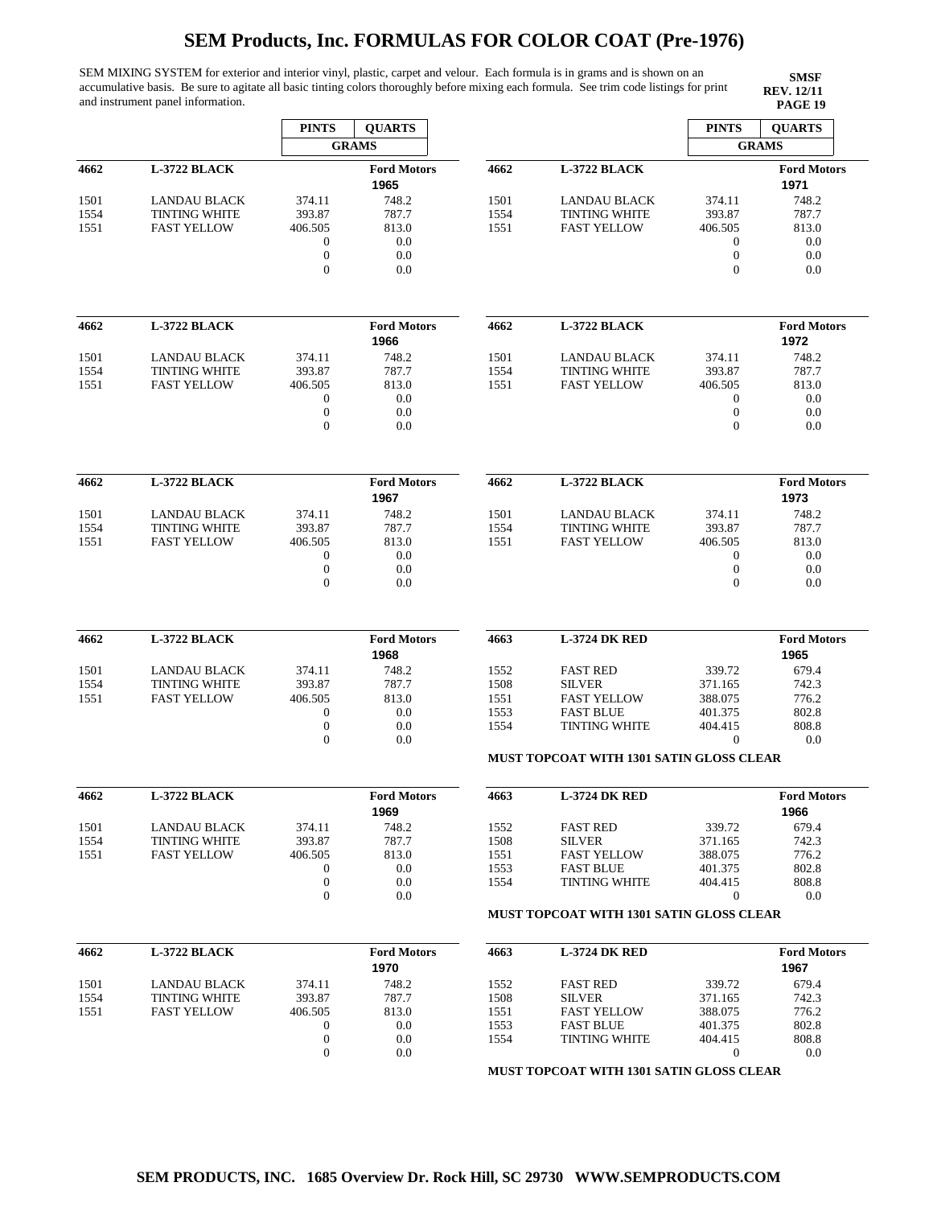# SEM Products, Inc. FORMULAS FOR COLOR COAT (Pre-1976)

SEM MIXING SYSTEM for exterior and interior vinyl, plastic, carpet and velour. Each formula is in grams and is shown on an accumulative basis. Be sure to agitate all basic tinting colors thoroughly before mixing each formula. See trim code listings for print and instrument panel information.

**SMSF**
**REV. 12/11**
**PAGE 19**

| | | PINTS | QUARTS |
|---|---|---|---|
| | | GRAMS | |
| **4662** | **L-3722 BLACK** | | **Ford Motors 1965** |
| 1501 | LANDAU BLACK | 374.11 | 748.2 |
| 1554 | TINTING WHITE | 393.87 | 787.7 |
| 1551 | FAST YELLOW | 406.505 | 813.0 |
| | | 0 | 0.0 |
| | | 0 | 0.0 |
| | | 0 | 0.0 |
| **4662** | **L-3722 BLACK** | | **Ford Motors 1966** |
| 1501 | LANDAU BLACK | 374.11 | 748.2 |
| 1554 | TINTING WHITE | 393.87 | 787.7 |
| 1551 | FAST YELLOW | 406.505 | 813.0 |
| | | 0 | 0.0 |
| | | 0 | 0.0 |
| | | 0 | 0.0 |
| **4662** | **L-3722 BLACK** | | **Ford Motors 1967** |
| 1501 | LANDAU BLACK | 374.11 | 748.2 |
| 1554 | TINTING WHITE | 393.87 | 787.7 |
| 1551 | FAST YELLOW | 406.505 | 813.0 |
| | | 0 | 0.0 |
| | | 0 | 0.0 |
| | | 0 | 0.0 |
| **4662** | **L-3722 BLACK** | | **Ford Motors 1968** |
| 1501 | LANDAU BLACK | 374.11 | 748.2 |
| 1554 | TINTING WHITE | 393.87 | 787.7 |
| 1551 | FAST YELLOW | 406.505 | 813.0 |
| | | 0 | 0.0 |
| | | 0 | 0.0 |
| | | 0 | 0.0 |
| **4662** | **L-3722 BLACK** | | **Ford Motors 1969** |
| 1501 | LANDAU BLACK | 374.11 | 748.2 |
| 1554 | TINTING WHITE | 393.87 | 787.7 |
| 1551 | FAST YELLOW | 406.505 | 813.0 |
| | | 0 | 0.0 |
| | | 0 | 0.0 |
| | | 0 | 0.0 |
| **4662** | **L-3722 BLACK** | | **Ford Motors 1970** |
| 1501 | LANDAU BLACK | 374.11 | 748.2 |
| 1554 | TINTING WHITE | 393.87 | 787.7 |
| 1551 | FAST YELLOW | 406.505 | 813.0 |
| | | 0 | 0.0 |
| | | 0 | 0.0 |
| | | 0 | 0.0 |
| **4662** | **L-3722 BLACK** | | **Ford Motors 1971** |
| 1501 | LANDAU BLACK | 374.11 | 748.2 |
| 1554 | TINTING WHITE | 393.87 | 787.7 |
| 1551 | FAST YELLOW | 406.505 | 813.0 |
| | | 0 | 0.0 |
| | | 0 | 0.0 |
| | | 0 | 0.0 |
| **4662** | **L-3722 BLACK** | | **Ford Motors 1972** |
| 1501 | LANDAU BLACK | 374.11 | 748.2 |
| 1554 | TINTING WHITE | 393.87 | 787.7 |
| 1551 | FAST YELLOW | 406.505 | 813.0 |
| | | 0 | 0.0 |
| | | 0 | 0.0 |
| | | 0 | 0.0 |
| **4662** | **L-3722 BLACK** | | **Ford Motors 1973** |
| 1501 | LANDAU BLACK | 374.11 | 748.2 |
| 1554 | TINTING WHITE | 393.87 | 787.7 |
| 1551 | FAST YELLOW | 406.505 | 813.0 |
| | | 0 | 0.0 |
| | | 0 | 0.0 |
| | | 0 | 0.0 |
| **4663** | **L-3724 DK RED** | | **Ford Motors 1965** |
| 1552 | FAST RED | 339.72 | 679.4 |
| 1508 | SILVER | 371.165 | 742.3 |
| 1551 | FAST YELLOW | 388.075 | 776.2 |
| 1553 | FAST BLUE | 401.375 | 802.8 |
| 1554 | TINTING WHITE | 404.415 | 808.8 |
| | | 0 | 0.0 |
| **MUST TOPCOAT WITH 1301 SATIN GLOSS CLEAR** | | | |
| **4663** | **L-3724 DK RED** | | **Ford Motors 1966** |
| 1552 | FAST RED | 339.72 | 679.4 |
| 1508 | SILVER | 371.165 | 742.3 |
| 1551 | FAST YELLOW | 388.075 | 776.2 |
| 1553 | FAST BLUE | 401.375 | 802.8 |
| 1554 | TINTING WHITE | 404.415 | 808.8 |
| | | 0 | 0.0 |
| **MUST TOPCOAT WITH 1301 SATIN GLOSS CLEAR** | | | |
| **4663** | **L-3724 DK RED** | | **Ford Motors 1967** |
| 1552 | FAST RED | 339.72 | 679.4 |
| 1508 | SILVER | 371.165 | 742.3 |
| 1551 | FAST YELLOW | 388.075 | 776.2 |
| 1553 | FAST BLUE | 401.375 | 802.8 |
| 1554 | TINTING WHITE | 404.415 | 808.8 |
| | | 0 | 0.0 |
| **MUST TOPCOAT WITH 1301 SATIN GLOSS CLEAR** | | | |

SEM PRODUCTS, INC. 1685 Overview Dr. Rock Hill, SC 29730 WWW.SEMPRODUCTS.COM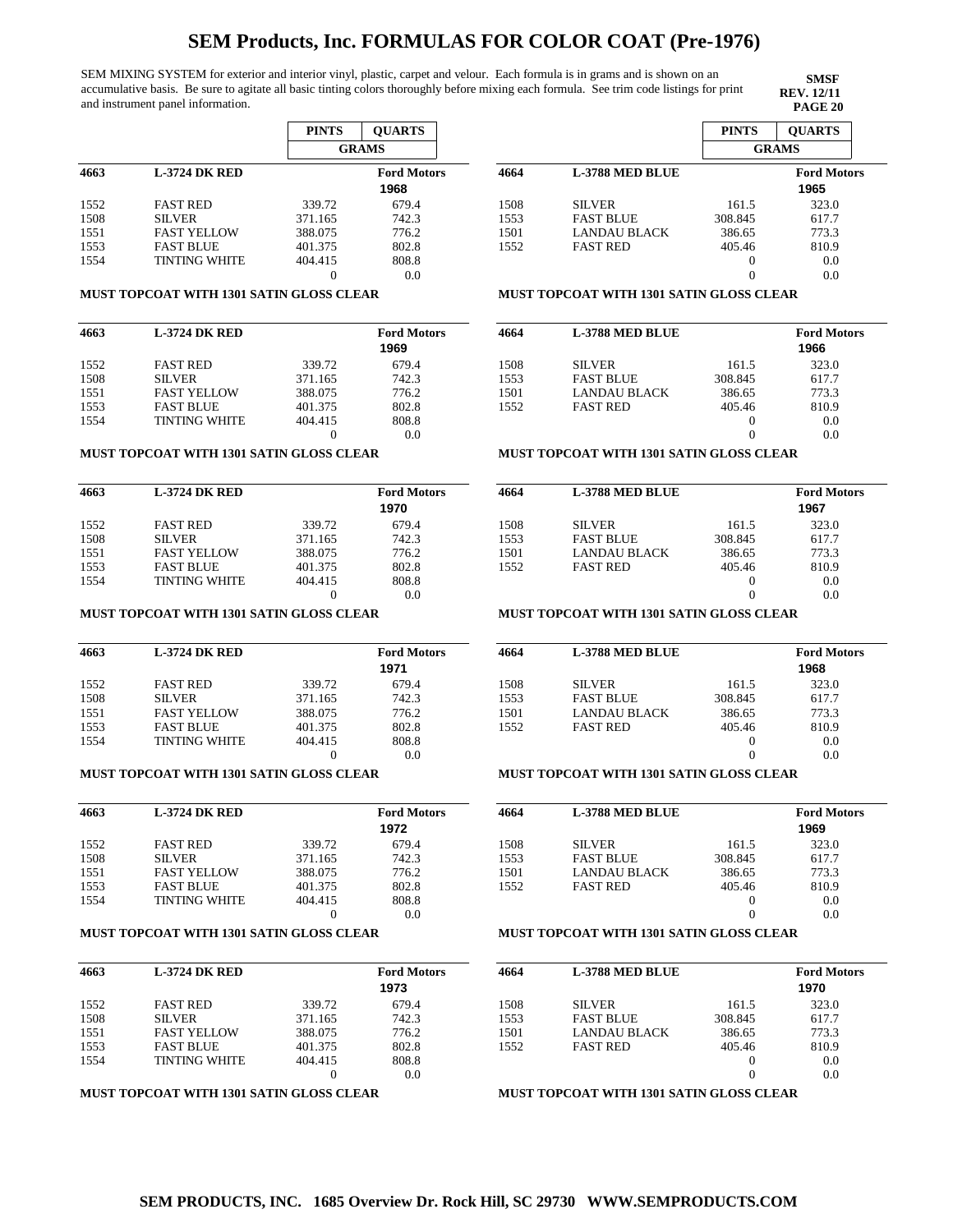# SEM Products, Inc. FORMULAS FOR COLOR COAT (Pre-1976)

SEM MIXING SYSTEM for exterior and interior vinyl, plastic, carpet and velour. Each formula is in grams and is shown on an accumulative basis. Be sure to agitate all basic tinting colors thoroughly before mixing each formula. See trim code listings for print and instrument panel information.

**SMSF**
**REV. 12/11**
**PAGE 20**

| | | PINTS | QUARTS |
|---|---|---|---|
| | | GRAMS | |
| **4663** | **L-3724 DK RED** | | **Ford Motors** |
| | | | **1968** |
| 1552 | FAST RED | 339.72 | 679.4 |
| 1508 | SILVER | 371.165 | 742.3 |
| 1551 | FAST YELLOW | 388.075 | 776.2 |
| 1553 | FAST BLUE | 401.375 | 802.8 |
| 1554 | TINTING WHITE | 404.415 | 808.8 |
| | | 0 | 0.0 |

**MUST TOPCOAT WITH 1301 SATIN GLOSS CLEAR**

| | | PINTS | QUARTS |
|---|---|---|---|
| **4663** | **L-3724 DK RED** | | **Ford Motors** |
| | | | **1969** |
| 1552 | FAST RED | 339.72 | 679.4 |
| 1508 | SILVER | 371.165 | 742.3 |
| 1551 | FAST YELLOW | 388.075 | 776.2 |
| 1553 | FAST BLUE | 401.375 | 802.8 |
| 1554 | TINTING WHITE | 404.415 | 808.8 |
| | | 0 | 0.0 |

**MUST TOPCOAT WITH 1301 SATIN GLOSS CLEAR**

| | | PINTS | QUARTS |
|---|---|---|---|
| **4663** | **L-3724 DK RED** | | **Ford Motors** |
| | | | **1970** |
| 1552 | FAST RED | 339.72 | 679.4 |
| 1508 | SILVER | 371.165 | 742.3 |
| 1551 | FAST YELLOW | 388.075 | 776.2 |
| 1553 | FAST BLUE | 401.375 | 802.8 |
| 1554 | TINTING WHITE | 404.415 | 808.8 |
| | | 0 | 0.0 |

**MUST TOPCOAT WITH 1301 SATIN GLOSS CLEAR**

| | | PINTS | QUARTS |
|---|---|---|---|
| **4663** | **L-3724 DK RED** | | **Ford Motors** |
| | | | **1971** |
| 1552 | FAST RED | 339.72 | 679.4 |
| 1508 | SILVER | 371.165 | 742.3 |
| 1551 | FAST YELLOW | 388.075 | 776.2 |
| 1553 | FAST BLUE | 401.375 | 802.8 |
| 1554 | TINTING WHITE | 404.415 | 808.8 |
| | | 0 | 0.0 |

**MUST TOPCOAT WITH 1301 SATIN GLOSS CLEAR**

| | | PINTS | QUARTS |
|---|---|---|---|
| **4663** | **L-3724 DK RED** | | **Ford Motors** |
| | | | **1972** |
| 1552 | FAST RED | 339.72 | 679.4 |
| 1508 | SILVER | 371.165 | 742.3 |
| 1551 | FAST YELLOW | 388.075 | 776.2 |
| 1553 | FAST BLUE | 401.375 | 802.8 |
| 1554 | TINTING WHITE | 404.415 | 808.8 |
| | | 0 | 0.0 |

**MUST TOPCOAT WITH 1301 SATIN GLOSS CLEAR**

| | | PINTS | QUARTS |
|---|---|---|---|
| **4663** | **L-3724 DK RED** | | **Ford Motors** |
| | | | **1973** |
| 1552 | FAST RED | 339.72 | 679.4 |
| 1508 | SILVER | 371.165 | 742.3 |
| 1551 | FAST YELLOW | 388.075 | 776.2 |
| 1553 | FAST BLUE | 401.375 | 802.8 |
| 1554 | TINTING WHITE | 404.415 | 808.8 |
| | | 0 | 0.0 |

**MUST TOPCOAT WITH 1301 SATIN GLOSS CLEAR**

| | | PINTS | QUARTS |
|---|---|---|---|
| | | GRAMS | |
| **4664** | **L-3788 MED BLUE** | | **Ford Motors** |
| | | | **1965** |
| 1508 | SILVER | 161.5 | 323.0 |
| 1553 | FAST BLUE | 308.845 | 617.7 |
| 1501 | LANDAU BLACK | 386.65 | 773.3 |
| 1552 | FAST RED | 405.46 | 810.9 |
| | | 0 | 0.0 |
| | | 0 | 0.0 |

**MUST TOPCOAT WITH 1301 SATIN GLOSS CLEAR**

| | | PINTS | QUARTS |
|---|---|---|---|
| **4664** | **L-3788 MED BLUE** | | **Ford Motors** |
| | | | **1966** |
| 1508 | SILVER | 161.5 | 323.0 |
| 1553 | FAST BLUE | 308.845 | 617.7 |
| 1501 | LANDAU BLACK | 386.65 | 773.3 |
| 1552 | FAST RED | 405.46 | 810.9 |
| | | 0 | 0.0 |
| | | 0 | 0.0 |

**MUST TOPCOAT WITH 1301 SATIN GLOSS CLEAR**

| | | PINTS | QUARTS |
|---|---|---|---|
| **4664** | **L-3788 MED BLUE** | | **Ford Motors** |
| | | | **1967** |
| 1508 | SILVER | 161.5 | 323.0 |
| 1553 | FAST BLUE | 308.845 | 617.7 |
| 1501 | LANDAU BLACK | 386.65 | 773.3 |
| 1552 | FAST RED | 405.46 | 810.9 |
| | | 0 | 0.0 |
| | | 0 | 0.0 |

**MUST TOPCOAT WITH 1301 SATIN GLOSS CLEAR**

| | | PINTS | QUARTS |
|---|---|---|---|
| **4664** | **L-3788 MED BLUE** | | **Ford Motors** |
| | | | **1968** |
| 1508 | SILVER | 161.5 | 323.0 |
| 1553 | FAST BLUE | 308.845 | 617.7 |
| 1501 | LANDAU BLACK | 386.65 | 773.3 |
| 1552 | FAST RED | 405.46 | 810.9 |
| | | 0 | 0.0 |
| | | 0 | 0.0 |

**MUST TOPCOAT WITH 1301 SATIN GLOSS CLEAR**

| | | PINTS | QUARTS |
|---|---|---|---|
| **4664** | **L-3788 MED BLUE** | | **Ford Motors** |
| | | | **1969** |
| 1508 | SILVER | 161.5 | 323.0 |
| 1553 | FAST BLUE | 308.845 | 617.7 |
| 1501 | LANDAU BLACK | 386.65 | 773.3 |
| 1552 | FAST RED | 405.46 | 810.9 |
| | | 0 | 0.0 |
| | | 0 | 0.0 |

**MUST TOPCOAT WITH 1301 SATIN GLOSS CLEAR**

| | | PINTS | QUARTS |
|---|---|---|---|
| **4664** | **L-3788 MED BLUE** | | **Ford Motors** |
| | | | **1970** |
| 1508 | SILVER | 161.5 | 323.0 |
| 1553 | FAST BLUE | 308.845 | 617.7 |
| 1501 | LANDAU BLACK | 386.65 | 773.3 |
| 1552 | FAST RED | 405.46 | 810.9 |
| | | 0 | 0.0 |
| | | 0 | 0.0 |

**MUST TOPCOAT WITH 1301 SATIN GLOSS CLEAR**

**SEM PRODUCTS, INC. 1685 Overview Dr. Rock Hill, SC 29730 WWW.SEMPRODUCTS.COM**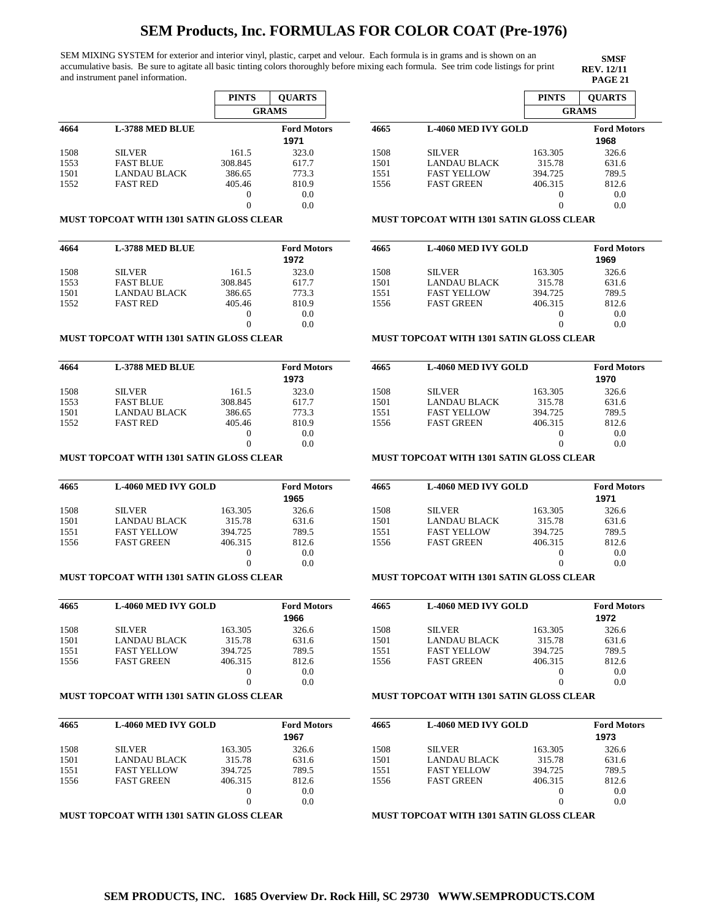# SEM Products, Inc. FORMULAS FOR COLOR COAT (Pre-1976)

SEM MIXING SYSTEM for exterior and interior vinyl, plastic, carpet and velour. Each formula is in grams and is shown on an accumulative basis. Be sure to agitate all basic tinting colors thoroughly before mixing each formula. See trim code listings for print and instrument panel information.

**SMSF**
**REV. 12/11**
**PAGE 21**

| | | PINTS | QUARTS |
|---|---|---|---|
| | | GRAMS | |
| **4664** | **L-3788 MED BLUE** | | **Ford Motors 1971** |
| 1508 | SILVER | 161.5 | 323.0 |
| 1553 | FAST BLUE | 308.845 | 617.7 |
| 1501 | LANDAU BLACK | 386.65 | 773.3 |
| 1552 | FAST RED | 405.46 | 810.9 |
| | | 0 | 0.0 |
| | | 0 | 0.0 |

**MUST TOPCOAT WITH 1301 SATIN GLOSS CLEAR**

| | | PINTS | QUARTS |
|---|---|---|---|
| **4664** | **L-3788 MED BLUE** | | **Ford Motors 1972** |
| 1508 | SILVER | 161.5 | 323.0 |
| 1553 | FAST BLUE | 308.845 | 617.7 |
| 1501 | LANDAU BLACK | 386.65 | 773.3 |
| 1552 | FAST RED | 405.46 | 810.9 |
| | | 0 | 0.0 |
| | | 0 | 0.0 |

**MUST TOPCOAT WITH 1301 SATIN GLOSS CLEAR**

| | | PINTS | QUARTS |
|---|---|---|---|
| **4664** | **L-3788 MED BLUE** | | **Ford Motors 1973** |
| 1508 | SILVER | 161.5 | 323.0 |
| 1553 | FAST BLUE | 308.845 | 617.7 |
| 1501 | LANDAU BLACK | 386.65 | 773.3 |
| 1552 | FAST RED | 405.46 | 810.9 |
| | | 0 | 0.0 |
| | | 0 | 0.0 |

**MUST TOPCOAT WITH 1301 SATIN GLOSS CLEAR**

| | | PINTS | QUARTS |
|---|---|---|---|
| **4665** | **L-4060 MED IVY GOLD** | | **Ford Motors 1965** |
| 1508 | SILVER | 163.305 | 326.6 |
| 1501 | LANDAU BLACK | 315.78 | 631.6 |
| 1551 | FAST YELLOW | 394.725 | 789.5 |
| 1556 | FAST GREEN | 406.315 | 812.6 |
| | | 0 | 0.0 |
| | | 0 | 0.0 |

**MUST TOPCOAT WITH 1301 SATIN GLOSS CLEAR**

| | | PINTS | QUARTS |
|---|---|---|---|
| **4665** | **L-4060 MED IVY GOLD** | | **Ford Motors 1966** |
| 1508 | SILVER | 163.305 | 326.6 |
| 1501 | LANDAU BLACK | 315.78 | 631.6 |
| 1551 | FAST YELLOW | 394.725 | 789.5 |
| 1556 | FAST GREEN | 406.315 | 812.6 |
| | | 0 | 0.0 |
| | | 0 | 0.0 |

**MUST TOPCOAT WITH 1301 SATIN GLOSS CLEAR**

| | | PINTS | QUARTS |
|---|---|---|---|
| **4665** | **L-4060 MED IVY GOLD** | | **Ford Motors 1967** |
| 1508 | SILVER | 163.305 | 326.6 |
| 1501 | LANDAU BLACK | 315.78 | 631.6 |
| 1551 | FAST YELLOW | 394.725 | 789.5 |
| 1556 | FAST GREEN | 406.315 | 812.6 |
| | | 0 | 0.0 |
| | | 0 | 0.0 |

**MUST TOPCOAT WITH 1301 SATIN GLOSS CLEAR**

| | | PINTS | QUARTS |
|---|---|---|---|
| | | GRAMS | |
| **4665** | **L-4060 MED IVY GOLD** | | **Ford Motors 1968** |
| 1508 | SILVER | 163.305 | 326.6 |
| 1501 | LANDAU BLACK | 315.78 | 631.6 |
| 1551 | FAST YELLOW | 394.725 | 789.5 |
| 1556 | FAST GREEN | 406.315 | 812.6 |
| | | 0 | 0.0 |
| | | 0 | 0.0 |

**MUST TOPCOAT WITH 1301 SATIN GLOSS CLEAR**

| | | PINTS | QUARTS |
|---|---|---|---|
| **4665** | **L-4060 MED IVY GOLD** | | **Ford Motors 1969** |
| 1508 | SILVER | 163.305 | 326.6 |
| 1501 | LANDAU BLACK | 315.78 | 631.6 |
| 1551 | FAST YELLOW | 394.725 | 789.5 |
| 1556 | FAST GREEN | 406.315 | 812.6 |
| | | 0 | 0.0 |
| | | 0 | 0.0 |

**MUST TOPCOAT WITH 1301 SATIN GLOSS CLEAR**

| | | PINTS | QUARTS |
|---|---|---|---|
| **4665** | **L-4060 MED IVY GOLD** | | **Ford Motors 1970** |
| 1508 | SILVER | 163.305 | 326.6 |
| 1501 | LANDAU BLACK | 315.78 | 631.6 |
| 1551 | FAST YELLOW | 394.725 | 789.5 |
| 1556 | FAST GREEN | 406.315 | 812.6 |
| | | 0 | 0.0 |
| | | 0 | 0.0 |

**MUST TOPCOAT WITH 1301 SATIN GLOSS CLEAR**

| | | PINTS | QUARTS |
|---|---|---|---|
| **4665** | **L-4060 MED IVY GOLD** | | **Ford Motors 1971** |
| 1508 | SILVER | 163.305 | 326.6 |
| 1501 | LANDAU BLACK | 315.78 | 631.6 |
| 1551 | FAST YELLOW | 394.725 | 789.5 |
| 1556 | FAST GREEN | 406.315 | 812.6 |
| | | 0 | 0.0 |
| | | 0 | 0.0 |

**MUST TOPCOAT WITH 1301 SATIN GLOSS CLEAR**

| | | PINTS | QUARTS |
|---|---|---|---|
| **4665** | **L-4060 MED IVY GOLD** | | **Ford Motors 1972** |
| 1508 | SILVER | 163.305 | 326.6 |
| 1501 | LANDAU BLACK | 315.78 | 631.6 |
| 1551 | FAST YELLOW | 394.725 | 789.5 |
| 1556 | FAST GREEN | 406.315 | 812.6 |
| | | 0 | 0.0 |
| | | 0 | 0.0 |

**MUST TOPCOAT WITH 1301 SATIN GLOSS CLEAR**

| | | PINTS | QUARTS |
|---|---|---|---|
| **4665** | **L-4060 MED IVY GOLD** | | **Ford Motors 1973** |
| 1508 | SILVER | 163.305 | 326.6 |
| 1501 | LANDAU BLACK | 315.78 | 631.6 |
| 1551 | FAST YELLOW | 394.725 | 789.5 |
| 1556 | FAST GREEN | 406.315 | 812.6 |
| | | 0 | 0.0 |
| | | 0 | 0.0 |

**MUST TOPCOAT WITH 1301 SATIN GLOSS CLEAR**

**SEM PRODUCTS, INC. 1685 Overview Dr. Rock Hill, SC 29730 WWW.SEMPRODUCTS.COM**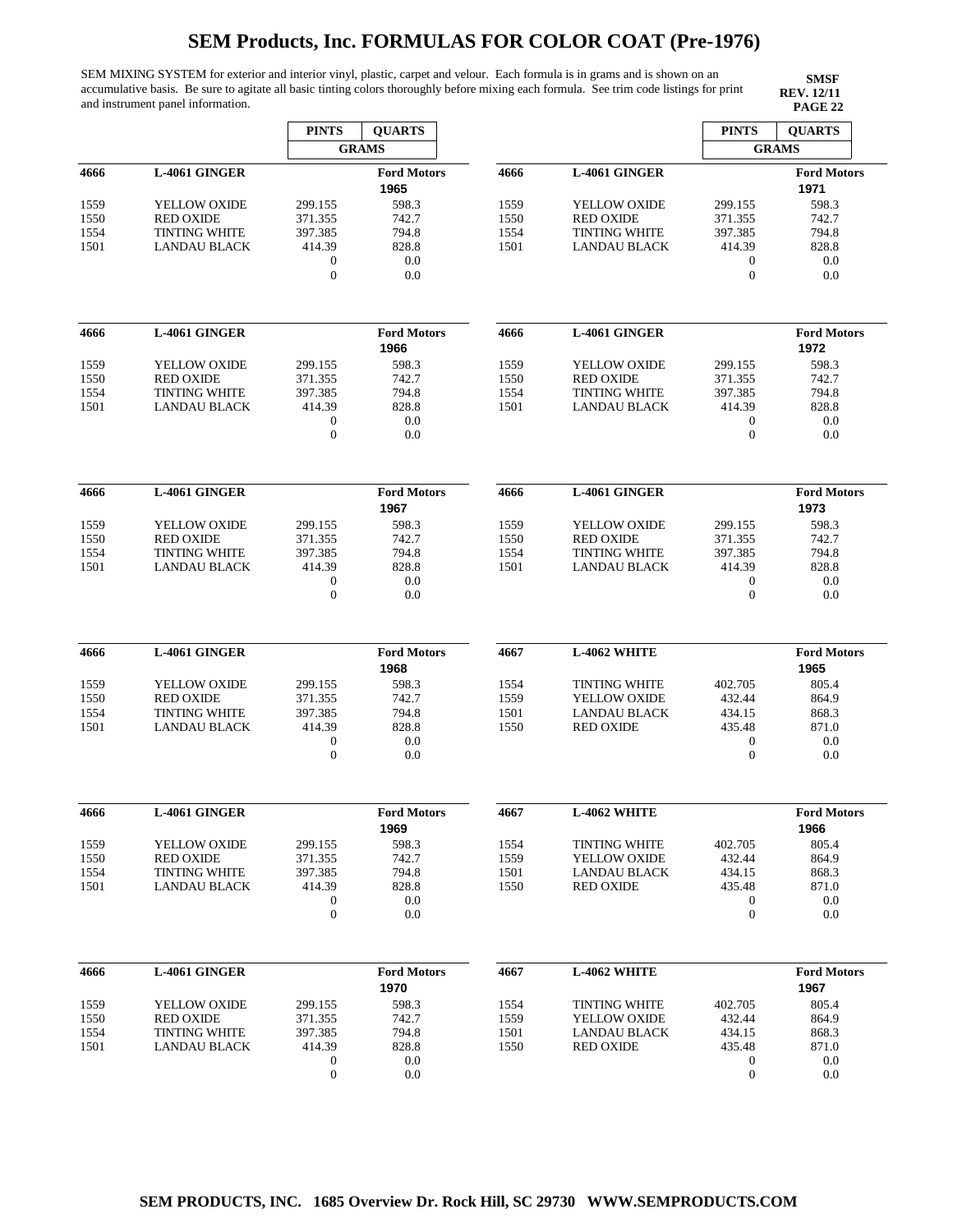# SEM Products, Inc. FORMULAS FOR COLOR COAT (Pre-1976)

SEM MIXING SYSTEM for exterior and interior vinyl, plastic, carpet and velour. Each formula is in grams and is shown on an accumulative basis. Be sure to agitate all basic tinting colors thoroughly before mixing each formula. See trim code listings for print and instrument panel information.

**SMSF**
**REV. 12/11**
**PAGE 22**

| | | PINTS | QUARTS |
|---|---|---|---|
| | | GRAMS | |
| **4666** | **L-4061 GINGER** | | **Ford Motors 1965** |
| 1559 | YELLOW OXIDE | 299.155 | 598.3 |
| 1550 | RED OXIDE | 371.355 | 742.7 |
| 1554 | TINTING WHITE | 397.385 | 794.8 |
| 1501 | LANDAU BLACK | 414.39 | 828.8 |
| | | 0 | 0.0 |
| | | 0 | 0.0 |
| **4666** | **L-4061 GINGER** | | **Ford Motors 1966** |
| 1559 | YELLOW OXIDE | 299.155 | 598.3 |
| 1550 | RED OXIDE | 371.355 | 742.7 |
| 1554 | TINTING WHITE | 397.385 | 794.8 |
| 1501 | LANDAU BLACK | 414.39 | 828.8 |
| | | 0 | 0.0 |
| | | 0 | 0.0 |
| **4666** | **L-4061 GINGER** | | **Ford Motors 1967** |
| 1559 | YELLOW OXIDE | 299.155 | 598.3 |
| 1550 | RED OXIDE | 371.355 | 742.7 |
| 1554 | TINTING WHITE | 397.385 | 794.8 |
| 1501 | LANDAU BLACK | 414.39 | 828.8 |
| | | 0 | 0.0 |
| | | 0 | 0.0 |
| **4666** | **L-4061 GINGER** | | **Ford Motors 1968** |
| 1559 | YELLOW OXIDE | 299.155 | 598.3 |
| 1550 | RED OXIDE | 371.355 | 742.7 |
| 1554 | TINTING WHITE | 397.385 | 794.8 |
| 1501 | LANDAU BLACK | 414.39 | 828.8 |
| | | 0 | 0.0 |
| | | 0 | 0.0 |
| **4666** | **L-4061 GINGER** | | **Ford Motors 1969** |
| 1559 | YELLOW OXIDE | 299.155 | 598.3 |
| 1550 | RED OXIDE | 371.355 | 742.7 |
| 1554 | TINTING WHITE | 397.385 | 794.8 |
| 1501 | LANDAU BLACK | 414.39 | 828.8 |
| | | 0 | 0.0 |
| | | 0 | 0.0 |
| **4666** | **L-4061 GINGER** | | **Ford Motors 1970** |
| 1559 | YELLOW OXIDE | 299.155 | 598.3 |
| 1550 | RED OXIDE | 371.355 | 742.7 |
| 1554 | TINTING WHITE | 397.385 | 794.8 |
| 1501 | LANDAU BLACK | 414.39 | 828.8 |
| | | 0 | 0.0 |
| | | 0 | 0.0 |
| **4666** | **L-4061 GINGER** | | **Ford Motors 1971** |
| 1559 | YELLOW OXIDE | 299.155 | 598.3 |
| 1550 | RED OXIDE | 371.355 | 742.7 |
| 1554 | TINTING WHITE | 397.385 | 794.8 |
| 1501 | LANDAU BLACK | 414.39 | 828.8 |
| | | 0 | 0.0 |
| | | 0 | 0.0 |
| **4666** | **L-4061 GINGER** | | **Ford Motors 1972** |
| 1559 | YELLOW OXIDE | 299.155 | 598.3 |
| 1550 | RED OXIDE | 371.355 | 742.7 |
| 1554 | TINTING WHITE | 397.385 | 794.8 |
| 1501 | LANDAU BLACK | 414.39 | 828.8 |
| | | 0 | 0.0 |
| | | 0 | 0.0 |
| **4666** | **L-4061 GINGER** | | **Ford Motors 1973** |
| 1559 | YELLOW OXIDE | 299.155 | 598.3 |
| 1550 | RED OXIDE | 371.355 | 742.7 |
| 1554 | TINTING WHITE | 397.385 | 794.8 |
| 1501 | LANDAU BLACK | 414.39 | 828.8 |
| | | 0 | 0.0 |
| | | 0 | 0.0 |
| **4667** | **L-4062 WHITE** | | **Ford Motors 1965** |
| 1554 | TINTING WHITE | 402.705 | 805.4 |
| 1559 | YELLOW OXIDE | 432.44 | 864.9 |
| 1501 | LANDAU BLACK | 434.15 | 868.3 |
| 1550 | RED OXIDE | 435.48 | 871.0 |
| | | 0 | 0.0 |
| | | 0 | 0.0 |
| **4667** | **L-4062 WHITE** | | **Ford Motors 1966** |
| 1554 | TINTING WHITE | 402.705 | 805.4 |
| 1559 | YELLOW OXIDE | 432.44 | 864.9 |
| 1501 | LANDAU BLACK | 434.15 | 868.3 |
| 1550 | RED OXIDE | 435.48 | 871.0 |
| | | 0 | 0.0 |
| | | 0 | 0.0 |
| **4667** | **L-4062 WHITE** | | **Ford Motors 1967** |
| 1554 | TINTING WHITE | 402.705 | 805.4 |
| 1559 | YELLOW OXIDE | 432.44 | 864.9 |
| 1501 | LANDAU BLACK | 434.15 | 868.3 |
| 1550 | RED OXIDE | 435.48 | 871.0 |
| | | 0 | 0.0 |
| | | 0 | 0.0 |

SEM PRODUCTS, INC. 1685 Overview Dr. Rock Hill, SC 29730 WWW.SEMPRODUCTS.COM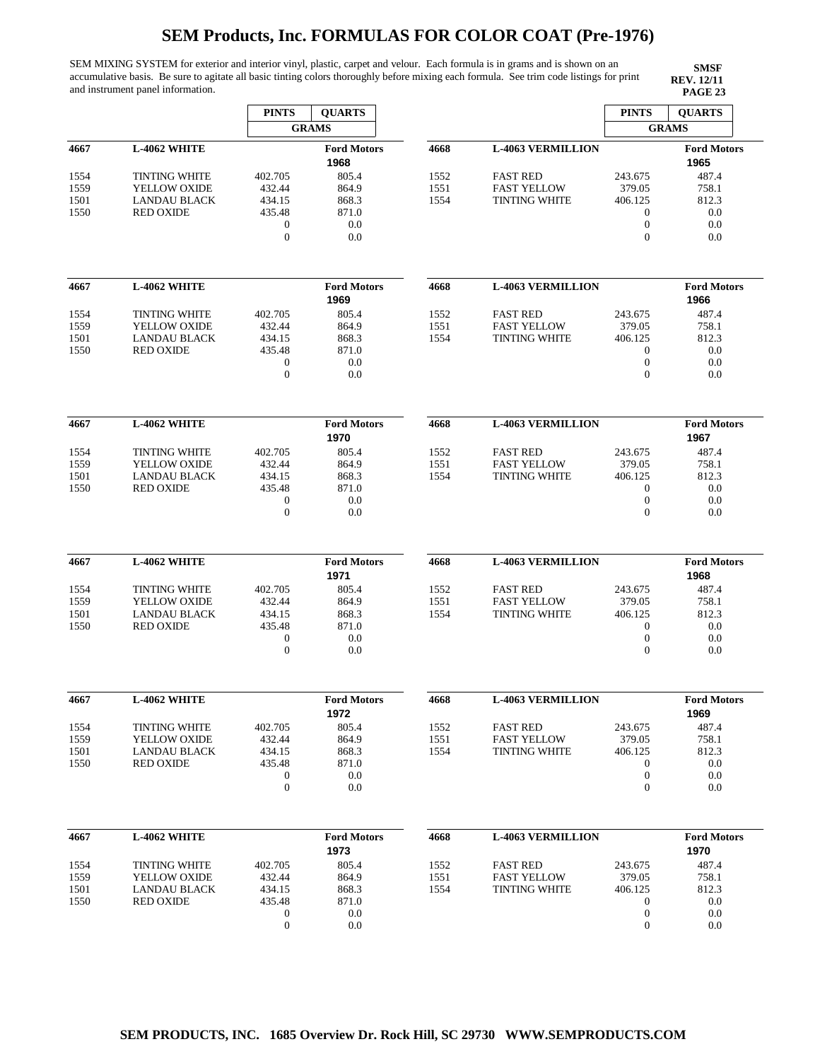# SEM Products, Inc. FORMULAS FOR COLOR COAT (Pre-1976)

SEM MIXING SYSTEM for exterior and interior vinyl, plastic, carpet and velour. Each formula is in grams and is shown on an accumulative basis. Be sure to agitate all basic tinting colors thoroughly before mixing each formula. See trim code listings for print and instrument panel information.

**SMSF**
**REV. 12/11**
**PAGE 23**

| | | PINTS | QUARTS |
|---|---|---|---|
| | | GRAMS | |
| **4667** | **L-4062 WHITE** | | **Ford Motors** 1968 |
| 1554 | TINTING WHITE | 402.705 | 805.4 |
| 1559 | YELLOW OXIDE | 432.44 | 864.9 |
| 1501 | LANDAU BLACK | 434.15 | 868.3 |
| 1550 | RED OXIDE | 435.48 | 871.0 |
| | | 0 | 0.0 |
| | | 0 | 0.0 |

| | | PINTS | QUARTS |
|---|---|---|---|
| **4667** | **L-4062 WHITE** | | **Ford Motors** 1969 |
| 1554 | TINTING WHITE | 402.705 | 805.4 |
| 1559 | YELLOW OXIDE | 432.44 | 864.9 |
| 1501 | LANDAU BLACK | 434.15 | 868.3 |
| 1550 | RED OXIDE | 435.48 | 871.0 |
| | | 0 | 0.0 |
| | | 0 | 0.0 |

| | | PINTS | QUARTS |
|---|---|---|---|
| **4667** | **L-4062 WHITE** | | **Ford Motors** 1970 |
| 1554 | TINTING WHITE | 402.705 | 805.4 |
| 1559 | YELLOW OXIDE | 432.44 | 864.9 |
| 1501 | LANDAU BLACK | 434.15 | 868.3 |
| 1550 | RED OXIDE | 435.48 | 871.0 |
| | | 0 | 0.0 |
| | | 0 | 0.0 |

| | | PINTS | QUARTS |
|---|---|---|---|
| **4667** | **L-4062 WHITE** | | **Ford Motors** 1971 |
| 1554 | TINTING WHITE | 402.705 | 805.4 |
| 1559 | YELLOW OXIDE | 432.44 | 864.9 |
| 1501 | LANDAU BLACK | 434.15 | 868.3 |
| 1550 | RED OXIDE | 435.48 | 871.0 |
| | | 0 | 0.0 |
| | | 0 | 0.0 |

| | | PINTS | QUARTS |
|---|---|---|---|
| **4667** | **L-4062 WHITE** | | **Ford Motors** 1972 |
| 1554 | TINTING WHITE | 402.705 | 805.4 |
| 1559 | YELLOW OXIDE | 432.44 | 864.9 |
| 1501 | LANDAU BLACK | 434.15 | 868.3 |
| 1550 | RED OXIDE | 435.48 | 871.0 |
| | | 0 | 0.0 |
| | | 0 | 0.0 |

| | | PINTS | QUARTS |
|---|---|---|---|
| **4667** | **L-4062 WHITE** | | **Ford Motors** 1973 |
| 1554 | TINTING WHITE | 402.705 | 805.4 |
| 1559 | YELLOW OXIDE | 432.44 | 864.9 |
| 1501 | LANDAU BLACK | 434.15 | 868.3 |
| 1550 | RED OXIDE | 435.48 | 871.0 |
| | | 0 | 0.0 |
| | | 0 | 0.0 |

| | | PINTS | QUARTS |
|---|---|---|---|
| | | GRAMS | |
| **4668** | **L-4063 VERMILLION** | | **Ford Motors** 1965 |
| 1552 | FAST RED | 243.675 | 487.4 |
| 1551 | FAST YELLOW | 379.05 | 758.1 |
| 1554 | TINTING WHITE | 406.125 | 812.3 |
| | | 0 | 0.0 |
| | | 0 | 0.0 |
| | | 0 | 0.0 |

| | | PINTS | QUARTS |
|---|---|---|---|
| **4668** | **L-4063 VERMILLION** | | **Ford Motors** 1966 |
| 1552 | FAST RED | 243.675 | 487.4 |
| 1551 | FAST YELLOW | 379.05 | 758.1 |
| 1554 | TINTING WHITE | 406.125 | 812.3 |
| | | 0 | 0.0 |
| | | 0 | 0.0 |
| | | 0 | 0.0 |

| | | PINTS | QUARTS |
|---|---|---|---|
| **4668** | **L-4063 VERMILLION** | | **Ford Motors** 1967 |
| 1552 | FAST RED | 243.675 | 487.4 |
| 1551 | FAST YELLOW | 379.05 | 758.1 |
| 1554 | TINTING WHITE | 406.125 | 812.3 |
| | | 0 | 0.0 |
| | | 0 | 0.0 |
| | | 0 | 0.0 |

| | | PINTS | QUARTS |
|---|---|---|---|
| **4668** | **L-4063 VERMILLION** | | **Ford Motors** 1968 |
| 1552 | FAST RED | 243.675 | 487.4 |
| 1551 | FAST YELLOW | 379.05 | 758.1 |
| 1554 | TINTING WHITE | 406.125 | 812.3 |
| | | 0 | 0.0 |
| | | 0 | 0.0 |
| | | 0 | 0.0 |

| | | PINTS | QUARTS |
|---|---|---|---|
| **4668** | **L-4063 VERMILLION** | | **Ford Motors** 1969 |
| 1552 | FAST RED | 243.675 | 487.4 |
| 1551 | FAST YELLOW | 379.05 | 758.1 |
| 1554 | TINTING WHITE | 406.125 | 812.3 |
| | | 0 | 0.0 |
| | | 0 | 0.0 |
| | | 0 | 0.0 |

| | | PINTS | QUARTS |
|---|---|---|---|
| **4668** | **L-4063 VERMILLION** | | **Ford Motors** 1970 |
| 1552 | FAST RED | 243.675 | 487.4 |
| 1551 | FAST YELLOW | 379.05 | 758.1 |
| 1554 | TINTING WHITE | 406.125 | 812.3 |
| | | 0 | 0.0 |
| | | 0 | 0.0 |
| | | 0 | 0.0 |

**SEM PRODUCTS, INC. 1685 Overview Dr. Rock Hill, SC 29730 WWW.SEMPRODUCTS.COM**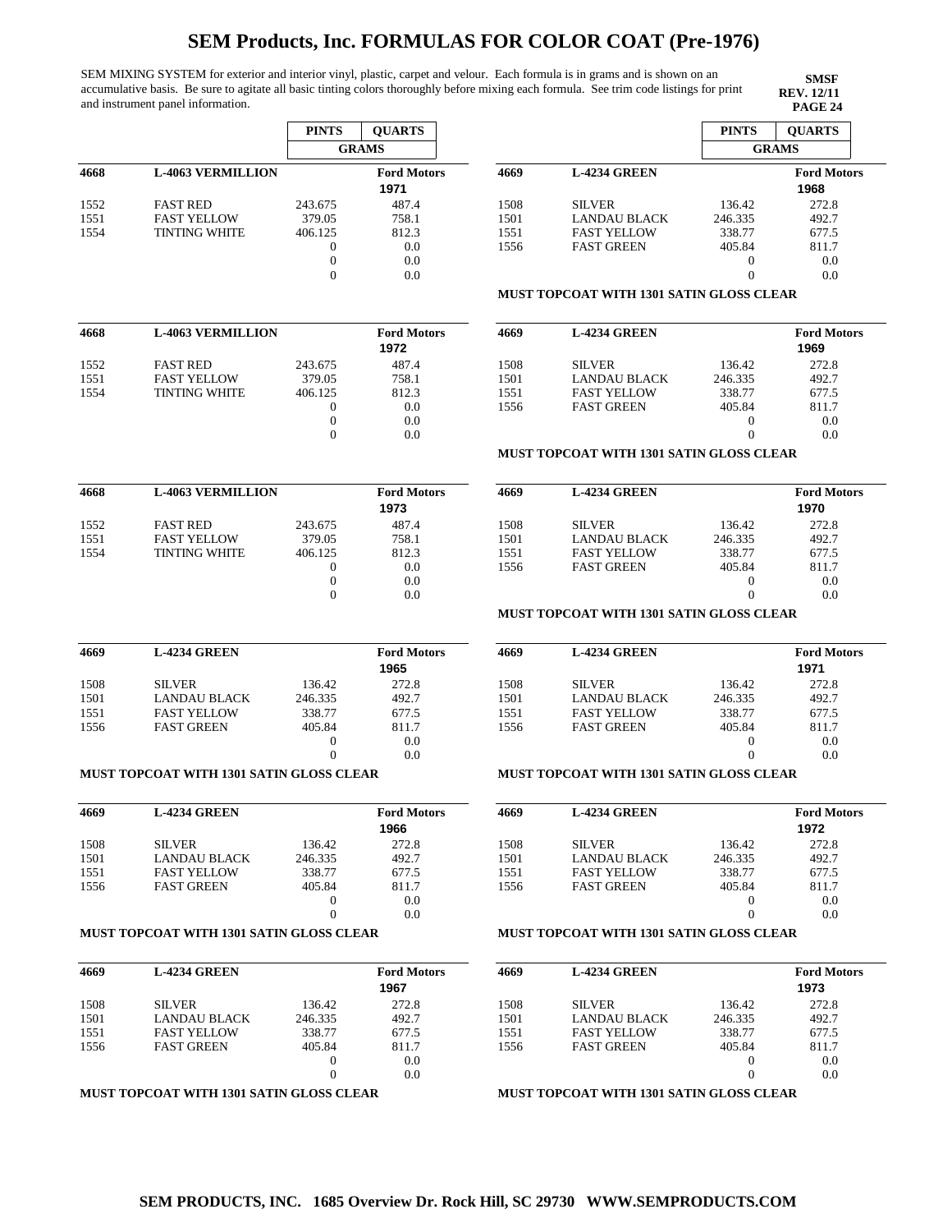# SEM Products, Inc. FORMULAS FOR COLOR COAT (Pre-1976)

SEM MIXING SYSTEM for exterior and interior vinyl, plastic, carpet and velour. Each formula is in grams and is shown on an accumulative basis. Be sure to agitate all basic tinting colors thoroughly before mixing each formula. See trim code listings for print and instrument panel information.

**SMSF**
**REV. 12/11**
**PAGE 24**

| | | PINTS | QUARTS |
|---|---|---|---|
| | | GRAMS | |
| **4668** | **L-4063 VERMILLION** | | **Ford Motors 1971** |
| 1552 | FAST RED | 243.675 | 487.4 |
| 1551 | FAST YELLOW | 379.05 | 758.1 |
| 1554 | TINTING WHITE | 406.125 | 812.3 |
| | | 0 | 0.0 |
| | | 0 | 0.0 |
| | | 0 | 0.0 |

| | | PINTS | QUARTS |
|---|---|---|---|
| **4668** | **L-4063 VERMILLION** | | **Ford Motors 1972** |
| 1552 | FAST RED | 243.675 | 487.4 |
| 1551 | FAST YELLOW | 379.05 | 758.1 |
| 1554 | TINTING WHITE | 406.125 | 812.3 |
| | | 0 | 0.0 |
| | | 0 | 0.0 |
| | | 0 | 0.0 |

| | | PINTS | QUARTS |
|---|---|---|---|
| **4668** | **L-4063 VERMILLION** | | **Ford Motors 1973** |
| 1552 | FAST RED | 243.675 | 487.4 |
| 1551 | FAST YELLOW | 379.05 | 758.1 |
| 1554 | TINTING WHITE | 406.125 | 812.3 |
| | | 0 | 0.0 |
| | | 0 | 0.0 |
| | | 0 | 0.0 |

| | | PINTS | QUARTS |
|---|---|---|---|
| **4669** | **L-4234 GREEN** | | **Ford Motors 1965** |
| 1508 | SILVER | 136.42 | 272.8 |
| 1501 | LANDAU BLACK | 246.335 | 492.7 |
| 1551 | FAST YELLOW | 338.77 | 677.5 |
| 1556 | FAST GREEN | 405.84 | 811.7 |
| | | 0 | 0.0 |
| | | 0 | 0.0 |

**MUST TOPCOAT WITH 1301 SATIN GLOSS CLEAR**

| | | PINTS | QUARTS |
|---|---|---|---|
| **4669** | **L-4234 GREEN** | | **Ford Motors 1966** |
| 1508 | SILVER | 136.42 | 272.8 |
| 1501 | LANDAU BLACK | 246.335 | 492.7 |
| 1551 | FAST YELLOW | 338.77 | 677.5 |
| 1556 | FAST GREEN | 405.84 | 811.7 |
| | | 0 | 0.0 |
| | | 0 | 0.0 |

**MUST TOPCOAT WITH 1301 SATIN GLOSS CLEAR**

| | | PINTS | QUARTS |
|---|---|---|---|
| **4669** | **L-4234 GREEN** | | **Ford Motors 1967** |
| 1508 | SILVER | 136.42 | 272.8 |
| 1501 | LANDAU BLACK | 246.335 | 492.7 |
| 1551 | FAST YELLOW | 338.77 | 677.5 |
| 1556 | FAST GREEN | 405.84 | 811.7 |
| | | 0 | 0.0 |
| | | 0 | 0.0 |

**MUST TOPCOAT WITH 1301 SATIN GLOSS CLEAR**

| | | PINTS | QUARTS |
|---|---|---|---|
| | | GRAMS | |
| **4669** | **L-4234 GREEN** | | **Ford Motors 1968** |
| 1508 | SILVER | 136.42 | 272.8 |
| 1501 | LANDAU BLACK | 246.335 | 492.7 |
| 1551 | FAST YELLOW | 338.77 | 677.5 |
| 1556 | FAST GREEN | 405.84 | 811.7 |
| | | 0 | 0.0 |
| | | 0 | 0.0 |

**MUST TOPCOAT WITH 1301 SATIN GLOSS CLEAR**

| | | PINTS | QUARTS |
|---|---|---|---|
| **4669** | **L-4234 GREEN** | | **Ford Motors 1969** |
| 1508 | SILVER | 136.42 | 272.8 |
| 1501 | LANDAU BLACK | 246.335 | 492.7 |
| 1551 | FAST YELLOW | 338.77 | 677.5 |
| 1556 | FAST GREEN | 405.84 | 811.7 |
| | | 0 | 0.0 |
| | | 0 | 0.0 |

**MUST TOPCOAT WITH 1301 SATIN GLOSS CLEAR**

| | | PINTS | QUARTS |
|---|---|---|---|
| **4669** | **L-4234 GREEN** | | **Ford Motors 1970** |
| 1508 | SILVER | 136.42 | 272.8 |
| 1501 | LANDAU BLACK | 246.335 | 492.7 |
| 1551 | FAST YELLOW | 338.77 | 677.5 |
| 1556 | FAST GREEN | 405.84 | 811.7 |
| | | 0 | 0.0 |
| | | 0 | 0.0 |

**MUST TOPCOAT WITH 1301 SATIN GLOSS CLEAR**

| | | PINTS | QUARTS |
|---|---|---|---|
| **4669** | **L-4234 GREEN** | | **Ford Motors 1971** |
| 1508 | SILVER | 136.42 | 272.8 |
| 1501 | LANDAU BLACK | 246.335 | 492.7 |
| 1551 | FAST YELLOW | 338.77 | 677.5 |
| 1556 | FAST GREEN | 405.84 | 811.7 |
| | | 0 | 0.0 |
| | | 0 | 0.0 |

**MUST TOPCOAT WITH 1301 SATIN GLOSS CLEAR**

| | | PINTS | QUARTS |
|---|---|---|---|
| **4669** | **L-4234 GREEN** | | **Ford Motors 1972** |
| 1508 | SILVER | 136.42 | 272.8 |
| 1501 | LANDAU BLACK | 246.335 | 492.7 |
| 1551 | FAST YELLOW | 338.77 | 677.5 |
| 1556 | FAST GREEN | 405.84 | 811.7 |
| | | 0 | 0.0 |
| | | 0 | 0.0 |

**MUST TOPCOAT WITH 1301 SATIN GLOSS CLEAR**

| | | PINTS | QUARTS |
|---|---|---|---|
| **4669** | **L-4234 GREEN** | | **Ford Motors 1973** |
| 1508 | SILVER | 136.42 | 272.8 |
| 1501 | LANDAU BLACK | 246.335 | 492.7 |
| 1551 | FAST YELLOW | 338.77 | 677.5 |
| 1556 | FAST GREEN | 405.84 | 811.7 |
| | | 0 | 0.0 |
| | | 0 | 0.0 |

**MUST TOPCOAT WITH 1301 SATIN GLOSS CLEAR**

**SEM PRODUCTS, INC. 1685 Overview Dr. Rock Hill, SC 29730 WWW.SEMPRODUCTS.COM**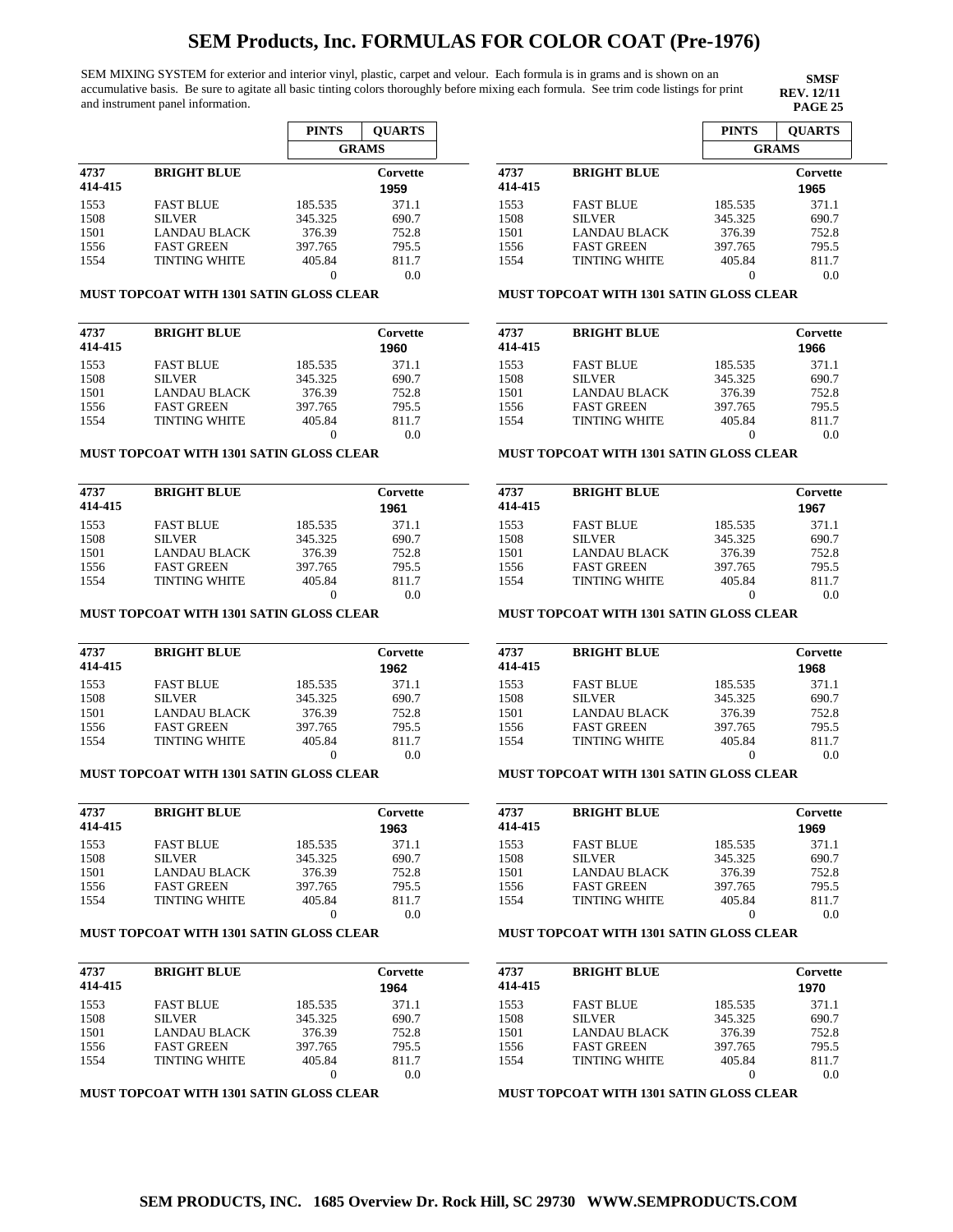# SEM Products, Inc. FORMULAS FOR COLOR COAT (Pre-1976)

SEM MIXING SYSTEM for exterior and interior vinyl, plastic, carpet and velour. Each formula is in grams and is shown on an accumulative basis. Be sure to agitate all basic tinting colors thoroughly before mixing each formula. See trim code listings for print and instrument panel information.

**SMSF**
**REV. 12/11**
**PAGE 25**

| | | PINTS | QUARTS |
|---|---|---|---|
| | | GRAMS | |
| **4737 414-415** | **BRIGHT BLUE** | | **Corvette 1959** |
| 1553 | FAST BLUE | 185.535 | 371.1 |
| 1508 | SILVER | 345.325 | 690.7 |
| 1501 | LANDAU BLACK | 376.39 | 752.8 |
| 1556 | FAST GREEN | 397.765 | 795.5 |
| 1554 | TINTING WHITE | 405.84 | 811.7 |
| | | 0 | 0.0 |

**MUST TOPCOAT WITH 1301 SATIN GLOSS CLEAR**

| | | PINTS | QUARTS |
|---|---|---|---|
| **4737 414-415** | **BRIGHT BLUE** | | **Corvette 1960** |
| 1553 | FAST BLUE | 185.535 | 371.1 |
| 1508 | SILVER | 345.325 | 690.7 |
| 1501 | LANDAU BLACK | 376.39 | 752.8 |
| 1556 | FAST GREEN | 397.765 | 795.5 |
| 1554 | TINTING WHITE | 405.84 | 811.7 |
| | | 0 | 0.0 |

**MUST TOPCOAT WITH 1301 SATIN GLOSS CLEAR**

| | | PINTS | QUARTS |
|---|---|---|---|
| **4737 414-415** | **BRIGHT BLUE** | | **Corvette 1961** |
| 1553 | FAST BLUE | 185.535 | 371.1 |
| 1508 | SILVER | 345.325 | 690.7 |
| 1501 | LANDAU BLACK | 376.39 | 752.8 |
| 1556 | FAST GREEN | 397.765 | 795.5 |
| 1554 | TINTING WHITE | 405.84 | 811.7 |
| | | 0 | 0.0 |

**MUST TOPCOAT WITH 1301 SATIN GLOSS CLEAR**

| | | PINTS | QUARTS |
|---|---|---|---|
| **4737 414-415** | **BRIGHT BLUE** | | **Corvette 1962** |
| 1553 | FAST BLUE | 185.535 | 371.1 |
| 1508 | SILVER | 345.325 | 690.7 |
| 1501 | LANDAU BLACK | 376.39 | 752.8 |
| 1556 | FAST GREEN | 397.765 | 795.5 |
| 1554 | TINTING WHITE | 405.84 | 811.7 |
| | | 0 | 0.0 |

**MUST TOPCOAT WITH 1301 SATIN GLOSS CLEAR**

| | | PINTS | QUARTS |
|---|---|---|---|
| **4737 414-415** | **BRIGHT BLUE** | | **Corvette 1963** |
| 1553 | FAST BLUE | 185.535 | 371.1 |
| 1508 | SILVER | 345.325 | 690.7 |
| 1501 | LANDAU BLACK | 376.39 | 752.8 |
| 1556 | FAST GREEN | 397.765 | 795.5 |
| 1554 | TINTING WHITE | 405.84 | 811.7 |
| | | 0 | 0.0 |

**MUST TOPCOAT WITH 1301 SATIN GLOSS CLEAR**

| | | PINTS | QUARTS |
|---|---|---|---|
| **4737 414-415** | **BRIGHT BLUE** | | **Corvette 1964** |
| 1553 | FAST BLUE | 185.535 | 371.1 |
| 1508 | SILVER | 345.325 | 690.7 |
| 1501 | LANDAU BLACK | 376.39 | 752.8 |
| 1556 | FAST GREEN | 397.765 | 795.5 |
| 1554 | TINTING WHITE | 405.84 | 811.7 |
| | | 0 | 0.0 |

**MUST TOPCOAT WITH 1301 SATIN GLOSS CLEAR**

| | | PINTS | QUARTS |
|---|---|---|---|
| | | GRAMS | |
| **4737 414-415** | **BRIGHT BLUE** | | **Corvette 1965** |
| 1553 | FAST BLUE | 185.535 | 371.1 |
| 1508 | SILVER | 345.325 | 690.7 |
| 1501 | LANDAU BLACK | 376.39 | 752.8 |
| 1556 | FAST GREEN | 397.765 | 795.5 |
| 1554 | TINTING WHITE | 405.84 | 811.7 |
| | | 0 | 0.0 |

**MUST TOPCOAT WITH 1301 SATIN GLOSS CLEAR**

| | | PINTS | QUARTS |
|---|---|---|---|
| **4737 414-415** | **BRIGHT BLUE** | | **Corvette 1966** |
| 1553 | FAST BLUE | 185.535 | 371.1 |
| 1508 | SILVER | 345.325 | 690.7 |
| 1501 | LANDAU BLACK | 376.39 | 752.8 |
| 1556 | FAST GREEN | 397.765 | 795.5 |
| 1554 | TINTING WHITE | 405.84 | 811.7 |
| | | 0 | 0.0 |

**MUST TOPCOAT WITH 1301 SATIN GLOSS CLEAR**

| | | PINTS | QUARTS |
|---|---|---|---|
| **4737 414-415** | **BRIGHT BLUE** | | **Corvette 1967** |
| 1553 | FAST BLUE | 185.535 | 371.1 |
| 1508 | SILVER | 345.325 | 690.7 |
| 1501 | LANDAU BLACK | 376.39 | 752.8 |
| 1556 | FAST GREEN | 397.765 | 795.5 |
| 1554 | TINTING WHITE | 405.84 | 811.7 |
| | | 0 | 0.0 |

**MUST TOPCOAT WITH 1301 SATIN GLOSS CLEAR**

| | | PINTS | QUARTS |
|---|---|---|---|
| **4737 414-415** | **BRIGHT BLUE** | | **Corvette 1968** |
| 1553 | FAST BLUE | 185.535 | 371.1 |
| 1508 | SILVER | 345.325 | 690.7 |
| 1501 | LANDAU BLACK | 376.39 | 752.8 |
| 1556 | FAST GREEN | 397.765 | 795.5 |
| 1554 | TINTING WHITE | 405.84 | 811.7 |
| | | 0 | 0.0 |

**MUST TOPCOAT WITH 1301 SATIN GLOSS CLEAR**

| | | PINTS | QUARTS |
|---|---|---|---|
| **4737 414-415** | **BRIGHT BLUE** | | **Corvette 1969** |
| 1553 | FAST BLUE | 185.535 | 371.1 |
| 1508 | SILVER | 345.325 | 690.7 |
| 1501 | LANDAU BLACK | 376.39 | 752.8 |
| 1556 | FAST GREEN | 397.765 | 795.5 |
| 1554 | TINTING WHITE | 405.84 | 811.7 |
| | | 0 | 0.0 |

**MUST TOPCOAT WITH 1301 SATIN GLOSS CLEAR**

| | | PINTS | QUARTS |
|---|---|---|---|
| **4737 414-415** | **BRIGHT BLUE** | | **Corvette 1970** |
| 1553 | FAST BLUE | 185.535 | 371.1 |
| 1508 | SILVER | 345.325 | 690.7 |
| 1501 | LANDAU BLACK | 376.39 | 752.8 |
| 1556 | FAST GREEN | 397.765 | 795.5 |
| 1554 | TINTING WHITE | 405.84 | 811.7 |
| | | 0 | 0.0 |

**MUST TOPCOAT WITH 1301 SATIN GLOSS CLEAR**

**SEM PRODUCTS, INC. 1685 Overview Dr. Rock Hill, SC 29730 WWW.SEMPRODUCTS.COM**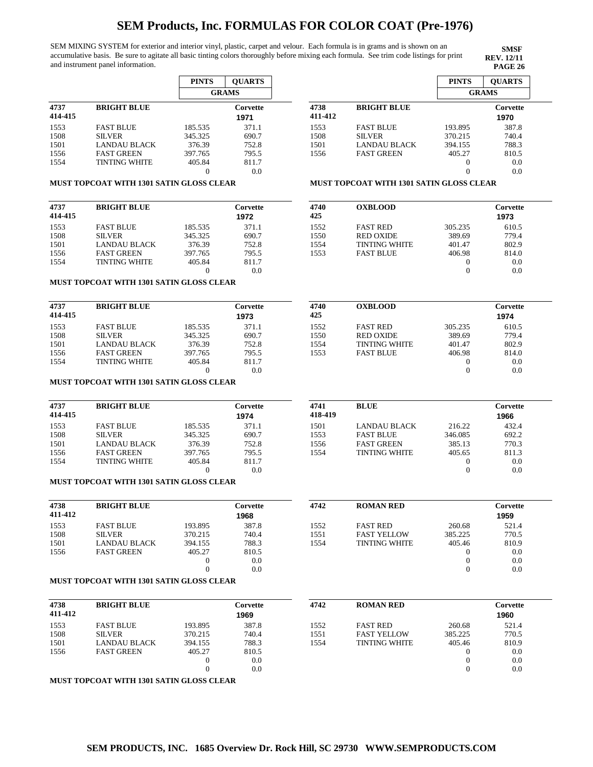# SEM Products, Inc. FORMULAS FOR COLOR COAT (Pre-1976)

SEM MIXING SYSTEM for exterior and interior vinyl, plastic, carpet and velour. Each formula is in grams and is shown on an accumulative basis. Be sure to agitate all basic tinting colors thoroughly before mixing each formula. See trim code listings for print and instrument panel information.

**SMSF**
**REV. 12/11**
**PAGE 26**

| | | PINTS | QUARTS |
|---|---|---|---|
| | | GRAMS | |
| **4737** **414-415** | **BRIGHT BLUE** | | **Corvette** **1971** |
| 1553 | FAST BLUE | 185.535 | 371.1 |
| 1508 | SILVER | 345.325 | 690.7 |
| 1501 | LANDAU BLACK | 376.39 | 752.8 |
| 1556 | FAST GREEN | 397.765 | 795.5 |
| 1554 | TINTING WHITE | 405.84 | 811.7 |
| | | 0 | 0.0 |

**MUST TOPCOAT WITH 1301 SATIN GLOSS CLEAR**

| | | PINTS | QUARTS |
|---|---|---|---|
| **4737** **414-415** | **BRIGHT BLUE** | | **Corvette** **1972** |
| 1553 | FAST BLUE | 185.535 | 371.1 |
| 1508 | SILVER | 345.325 | 690.7 |
| 1501 | LANDAU BLACK | 376.39 | 752.8 |
| 1556 | FAST GREEN | 397.765 | 795.5 |
| 1554 | TINTING WHITE | 405.84 | 811.7 |
| | | 0 | 0.0 |

**MUST TOPCOAT WITH 1301 SATIN GLOSS CLEAR**

| | | PINTS | QUARTS |
|---|---|---|---|
| **4737** **414-415** | **BRIGHT BLUE** | | **Corvette** **1973** |
| 1553 | FAST BLUE | 185.535 | 371.1 |
| 1508 | SILVER | 345.325 | 690.7 |
| 1501 | LANDAU BLACK | 376.39 | 752.8 |
| 1556 | FAST GREEN | 397.765 | 795.5 |
| 1554 | TINTING WHITE | 405.84 | 811.7 |
| | | 0 | 0.0 |

**MUST TOPCOAT WITH 1301 SATIN GLOSS CLEAR**

| | | PINTS | QUARTS |
|---|---|---|---|
| **4737** **414-415** | **BRIGHT BLUE** | | **Corvette** **1974** |
| 1553 | FAST BLUE | 185.535 | 371.1 |
| 1508 | SILVER | 345.325 | 690.7 |
| 1501 | LANDAU BLACK | 376.39 | 752.8 |
| 1556 | FAST GREEN | 397.765 | 795.5 |
| 1554 | TINTING WHITE | 405.84 | 811.7 |
| | | 0 | 0.0 |

**MUST TOPCOAT WITH 1301 SATIN GLOSS CLEAR**

| | | PINTS | QUARTS |
|---|---|---|---|
| **4738** **411-412** | **BRIGHT BLUE** | | **Corvette** **1968** |
| 1553 | FAST BLUE | 193.895 | 387.8 |
| 1508 | SILVER | 370.215 | 740.4 |
| 1501 | LANDAU BLACK | 394.155 | 788.3 |
| 1556 | FAST GREEN | 405.27 | 810.5 |
| | | 0 | 0.0 |
| | | 0 | 0.0 |

**MUST TOPCOAT WITH 1301 SATIN GLOSS CLEAR**

| | | PINTS | QUARTS |
|---|---|---|---|
| **4738** **411-412** | **BRIGHT BLUE** | | **Corvette** **1969** |
| 1553 | FAST BLUE | 193.895 | 387.8 |
| 1508 | SILVER | 370.215 | 740.4 |
| 1501 | LANDAU BLACK | 394.155 | 788.3 |
| 1556 | FAST GREEN | 405.27 | 810.5 |
| | | 0 | 0.0 |
| | | 0 | 0.0 |

**MUST TOPCOAT WITH 1301 SATIN GLOSS CLEAR**

| | | PINTS | QUARTS |
|---|---|---|---|
| | | GRAMS | |
| **4738** **411-412** | **BRIGHT BLUE** | | **Corvette** **1970** |
| 1553 | FAST BLUE | 193.895 | 387.8 |
| 1508 | SILVER | 370.215 | 740.4 |
| 1501 | LANDAU BLACK | 394.155 | 788.3 |
| 1556 | FAST GREEN | 405.27 | 810.5 |
| | | 0 | 0.0 |
| | | 0 | 0.0 |

**MUST TOPCOAT WITH 1301 SATIN GLOSS CLEAR**

| | | PINTS | QUARTS |
|---|---|---|---|
| **4740** **425** | **OXBLOOD** | | **Corvette** **1973** |
| 1552 | FAST RED | 305.235 | 610.5 |
| 1550 | RED OXIDE | 389.69 | 779.4 |
| 1554 | TINTING WHITE | 401.47 | 802.9 |
| 1553 | FAST BLUE | 406.98 | 814.0 |
| | | 0 | 0.0 |
| | | 0 | 0.0 |

| | | PINTS | QUARTS |
|---|---|---|---|
| **4740** **425** | **OXBLOOD** | | **Corvette** **1974** |
| 1552 | FAST RED | 305.235 | 610.5 |
| 1550 | RED OXIDE | 389.69 | 779.4 |
| 1554 | TINTING WHITE | 401.47 | 802.9 |
| 1553 | FAST BLUE | 406.98 | 814.0 |
| | | 0 | 0.0 |
| | | 0 | 0.0 |

| | | PINTS | QUARTS |
|---|---|---|---|
| **4741** **418-419** | **BLUE** | | **Corvette** **1966** |
| 1501 | LANDAU BLACK | 216.22 | 432.4 |
| 1553 | FAST BLUE | 346.085 | 692.2 |
| 1556 | FAST GREEN | 385.13 | 770.3 |
| 1554 | TINTING WHITE | 405.65 | 811.3 |
| | | 0 | 0.0 |
| | | 0 | 0.0 |

| | | PINTS | QUARTS |
|---|---|---|---|
| **4742** | **ROMAN RED** | | **Corvette** **1959** |
| 1552 | FAST RED | 260.68 | 521.4 |
| 1551 | FAST YELLOW | 385.225 | 770.5 |
| 1554 | TINTING WHITE | 405.46 | 810.9 |
| | | 0 | 0.0 |
| | | 0 | 0.0 |
| | | 0 | 0.0 |

| | | PINTS | QUARTS |
|---|---|---|---|
| **4742** | **ROMAN RED** | | **Corvette** **1960** |
| 1552 | FAST RED | 260.68 | 521.4 |
| 1551 | FAST YELLOW | 385.225 | 770.5 |
| 1554 | TINTING WHITE | 405.46 | 810.9 |
| | | 0 | 0.0 |
| | | 0 | 0.0 |
| | | 0 | 0.0 |

**SEM PRODUCTS, INC. 1685 Overview Dr. Rock Hill, SC 29730 WWW.SEMPRODUCTS.COM**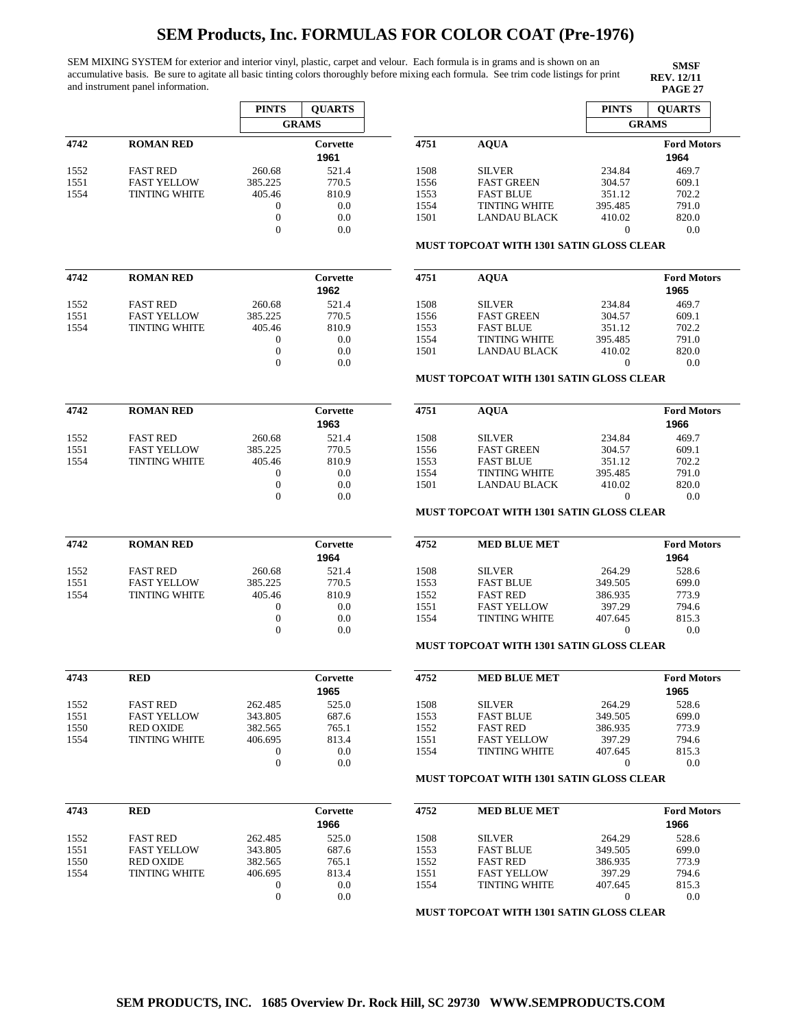# SEM Products, Inc. FORMULAS FOR COLOR COAT (Pre-1976)

SEM MIXING SYSTEM for exterior and interior vinyl, plastic, carpet and velour. Each formula is in grams and is shown on an accumulative basis. Be sure to agitate all basic tinting colors thoroughly before mixing each formula. See trim code listings for print and instrument panel information.

**SMSF**
**REV. 12/11**
**PAGE 27**

| | | PINTS | QUARTS |
|---|---|---|---|
| | | GRAMS | |
| **4742** | **ROMAN RED** | | **Corvette 1961** |
| 1552 | FAST RED | 260.68 | 521.4 |
| 1551 | FAST YELLOW | 385.225 | 770.5 |
| 1554 | TINTING WHITE | 405.46 | 810.9 |
| | | 0 | 0.0 |
| | | 0 | 0.0 |
| | | 0 | 0.0 |

| | | PINTS | QUARTS |
|---|---|---|---|
| **4742** | **ROMAN RED** | | **Corvette 1962** |
| 1552 | FAST RED | 260.68 | 521.4 |
| 1551 | FAST YELLOW | 385.225 | 770.5 |
| 1554 | TINTING WHITE | 405.46 | 810.9 |
| | | 0 | 0.0 |
| | | 0 | 0.0 |
| | | 0 | 0.0 |

| | | PINTS | QUARTS |
|---|---|---|---|
| **4742** | **ROMAN RED** | | **Corvette 1963** |
| 1552 | FAST RED | 260.68 | 521.4 |
| 1551 | FAST YELLOW | 385.225 | 770.5 |
| 1554 | TINTING WHITE | 405.46 | 810.9 |
| | | 0 | 0.0 |
| | | 0 | 0.0 |
| | | 0 | 0.0 |

| | | PINTS | QUARTS |
|---|---|---|---|
| **4742** | **ROMAN RED** | | **Corvette 1964** |
| 1552 | FAST RED | 260.68 | 521.4 |
| 1551 | FAST YELLOW | 385.225 | 770.5 |
| 1554 | TINTING WHITE | 405.46 | 810.9 |
| | | 0 | 0.0 |
| | | 0 | 0.0 |
| | | 0 | 0.0 |

| | | PINTS | QUARTS |
|---|---|---|---|
| **4743** | **RED** | | **Corvette 1965** |
| 1552 | FAST RED | 262.485 | 525.0 |
| 1551 | FAST YELLOW | 343.805 | 687.6 |
| 1550 | RED OXIDE | 382.565 | 765.1 |
| 1554 | TINTING WHITE | 406.695 | 813.4 |
| | | 0 | 0.0 |
| | | 0 | 0.0 |

| | | PINTS | QUARTS |
|---|---|---|---|
| **4743** | **RED** | | **Corvette 1966** |
| 1552 | FAST RED | 262.485 | 525.0 |
| 1551 | FAST YELLOW | 343.805 | 687.6 |
| 1550 | RED OXIDE | 382.565 | 765.1 |
| 1554 | TINTING WHITE | 406.695 | 813.4 |
| | | 0 | 0.0 |
| | | 0 | 0.0 |

| | | PINTS | QUARTS |
|---|---|---|---|
| | | GRAMS | |
| **4751** | **AQUA** | | **Ford Motors 1964** |
| 1508 | SILVER | 234.84 | 469.7 |
| 1556 | FAST GREEN | 304.57 | 609.1 |
| 1553 | FAST BLUE | 351.12 | 702.2 |
| 1554 | TINTING WHITE | 395.485 | 791.0 |
| 1501 | LANDAU BLACK | 410.02 | 820.0 |
| | | 0 | 0.0 |

**MUST TOPCOAT WITH 1301 SATIN GLOSS CLEAR**

| | | PINTS | QUARTS |
|---|---|---|---|
| **4751** | **AQUA** | | **Ford Motors 1965** |
| 1508 | SILVER | 234.84 | 469.7 |
| 1556 | FAST GREEN | 304.57 | 609.1 |
| 1553 | FAST BLUE | 351.12 | 702.2 |
| 1554 | TINTING WHITE | 395.485 | 791.0 |
| 1501 | LANDAU BLACK | 410.02 | 820.0 |
| | | 0 | 0.0 |

**MUST TOPCOAT WITH 1301 SATIN GLOSS CLEAR**

| | | PINTS | QUARTS |
|---|---|---|---|
| **4751** | **AQUA** | | **Ford Motors 1966** |
| 1508 | SILVER | 234.84 | 469.7 |
| 1556 | FAST GREEN | 304.57 | 609.1 |
| 1553 | FAST BLUE | 351.12 | 702.2 |
| 1554 | TINTING WHITE | 395.485 | 791.0 |
| 1501 | LANDAU BLACK | 410.02 | 820.0 |
| | | 0 | 0.0 |

**MUST TOPCOAT WITH 1301 SATIN GLOSS CLEAR**

| | | PINTS | QUARTS |
|---|---|---|---|
| **4752** | **MED BLUE MET** | | **Ford Motors 1964** |
| 1508 | SILVER | 264.29 | 528.6 |
| 1553 | FAST BLUE | 349.505 | 699.0 |
| 1552 | FAST RED | 386.935 | 773.9 |
| 1551 | FAST YELLOW | 397.29 | 794.6 |
| 1554 | TINTING WHITE | 407.645 | 815.3 |
| | | 0 | 0.0 |

**MUST TOPCOAT WITH 1301 SATIN GLOSS CLEAR**

| | | PINTS | QUARTS |
|---|---|---|---|
| **4752** | **MED BLUE MET** | | **Ford Motors 1965** |
| 1508 | SILVER | 264.29 | 528.6 |
| 1553 | FAST BLUE | 349.505 | 699.0 |
| 1552 | FAST RED | 386.935 | 773.9 |
| 1551 | FAST YELLOW | 397.29 | 794.6 |
| 1554 | TINTING WHITE | 407.645 | 815.3 |
| | | 0 | 0.0 |

**MUST TOPCOAT WITH 1301 SATIN GLOSS CLEAR**

| | | PINTS | QUARTS |
|---|---|---|---|
| **4752** | **MED BLUE MET** | | **Ford Motors 1966** |
| 1508 | SILVER | 264.29 | 528.6 |
| 1553 | FAST BLUE | 349.505 | 699.0 |
| 1552 | FAST RED | 386.935 | 773.9 |
| 1551 | FAST YELLOW | 397.29 | 794.6 |
| 1554 | TINTING WHITE | 407.645 | 815.3 |
| | | 0 | 0.0 |

**MUST TOPCOAT WITH 1301 SATIN GLOSS CLEAR**

**SEM PRODUCTS, INC. 1685 Overview Dr. Rock Hill, SC 29730 WWW.SEMPRODUCTS.COM**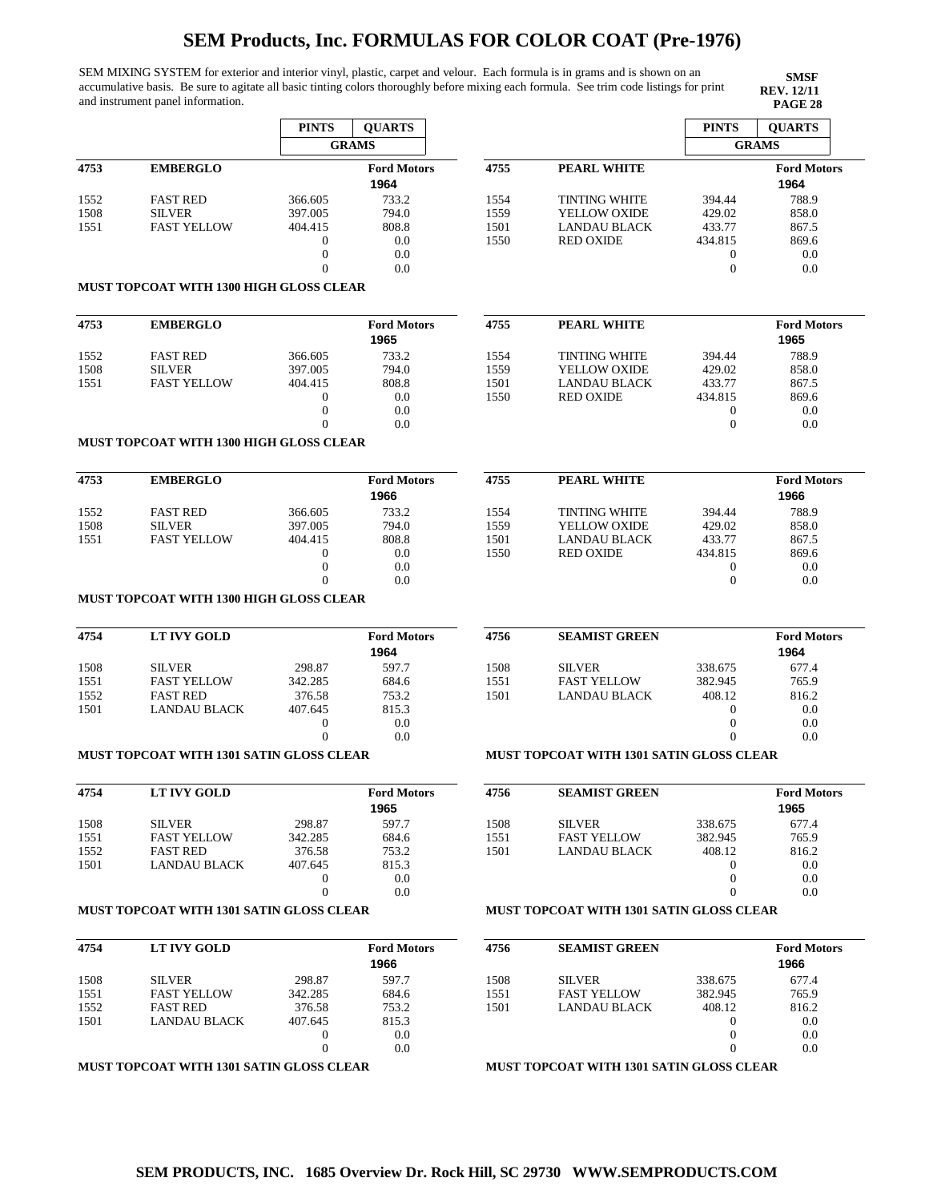# SEM Products, Inc. FORMULAS FOR COLOR COAT (Pre-1976)

SEM MIXING SYSTEM for exterior and interior vinyl, plastic, carpet and velour. Each formula is in grams and is shown on an accumulative basis. Be sure to agitate all basic tinting colors thoroughly before mixing each formula. See trim code listings for print and instrument panel information.

**SMSF**
**REV. 12/11**
**PAGE 28**

| 4753 | EMBERGLO | PINTS (GRAMS) | QUARTS (GRAMS) |
|---|---|---|---|
| | | | **Ford Motors 1964** |
| 1552 | FAST RED | 366.605 | 733.2 |
| 1508 | SILVER | 397.005 | 794.0 |
| 1551 | FAST YELLOW | 404.415 | 808.8 |
| | | 0 | 0.0 |
| | | 0 | 0.0 |
| | | 0 | 0.0 |

**MUST TOPCOAT WITH 1300 HIGH GLOSS CLEAR**

| 4753 | EMBERGLO | PINTS (GRAMS) | QUARTS (GRAMS) |
|---|---|---|---|
| | | | **Ford Motors 1965** |
| 1552 | FAST RED | 366.605 | 733.2 |
| 1508 | SILVER | 397.005 | 794.0 |
| 1551 | FAST YELLOW | 404.415 | 808.8 |
| | | 0 | 0.0 |
| | | 0 | 0.0 |
| | | 0 | 0.0 |

**MUST TOPCOAT WITH 1300 HIGH GLOSS CLEAR**

| 4753 | EMBERGLO | PINTS (GRAMS) | QUARTS (GRAMS) |
|---|---|---|---|
| | | | **Ford Motors 1966** |
| 1552 | FAST RED | 366.605 | 733.2 |
| 1508 | SILVER | 397.005 | 794.0 |
| 1551 | FAST YELLOW | 404.415 | 808.8 |
| | | 0 | 0.0 |
| | | 0 | 0.0 |
| | | 0 | 0.0 |

**MUST TOPCOAT WITH 1300 HIGH GLOSS CLEAR**

| 4754 | LT IVY GOLD | PINTS (GRAMS) | QUARTS (GRAMS) |
|---|---|---|---|
| | | | **Ford Motors 1964** |
| 1508 | SILVER | 298.87 | 597.7 |
| 1551 | FAST YELLOW | 342.285 | 684.6 |
| 1552 | FAST RED | 376.58 | 753.2 |
| 1501 | LANDAU BLACK | 407.645 | 815.3 |
| | | 0 | 0.0 |
| | | 0 | 0.0 |

**MUST TOPCOAT WITH 1301 SATIN GLOSS CLEAR**

| 4754 | LT IVY GOLD | PINTS (GRAMS) | QUARTS (GRAMS) |
|---|---|---|---|
| | | | **Ford Motors 1965** |
| 1508 | SILVER | 298.87 | 597.7 |
| 1551 | FAST YELLOW | 342.285 | 684.6 |
| 1552 | FAST RED | 376.58 | 753.2 |
| 1501 | LANDAU BLACK | 407.645 | 815.3 |
| | | 0 | 0.0 |
| | | 0 | 0.0 |

**MUST TOPCOAT WITH 1301 SATIN GLOSS CLEAR**

| 4754 | LT IVY GOLD | PINTS (GRAMS) | QUARTS (GRAMS) |
|---|---|---|---|
| | | | **Ford Motors 1966** |
| 1508 | SILVER | 298.87 | 597.7 |
| 1551 | FAST YELLOW | 342.285 | 684.6 |
| 1552 | FAST RED | 376.58 | 753.2 |
| 1501 | LANDAU BLACK | 407.645 | 815.3 |
| | | 0 | 0.0 |
| | | 0 | 0.0 |

**MUST TOPCOAT WITH 1301 SATIN GLOSS CLEAR**

| 4755 | PEARL WHITE | PINTS (GRAMS) | QUARTS (GRAMS) |
|---|---|---|---|
| | | | **Ford Motors 1964** |
| 1554 | TINTING WHITE | 394.44 | 788.9 |
| 1559 | YELLOW OXIDE | 429.02 | 858.0 |
| 1501 | LANDAU BLACK | 433.77 | 867.5 |
| 1550 | RED OXIDE | 434.815 | 869.6 |
| | | 0 | 0.0 |
| | | 0 | 0.0 |

| 4755 | PEARL WHITE | PINTS (GRAMS) | QUARTS (GRAMS) |
|---|---|---|---|
| | | | **Ford Motors 1965** |
| 1554 | TINTING WHITE | 394.44 | 788.9 |
| 1559 | YELLOW OXIDE | 429.02 | 858.0 |
| 1501 | LANDAU BLACK | 433.77 | 867.5 |
| 1550 | RED OXIDE | 434.815 | 869.6 |
| | | 0 | 0.0 |
| | | 0 | 0.0 |

| 4755 | PEARL WHITE | PINTS (GRAMS) | QUARTS (GRAMS) |
|---|---|---|---|
| | | | **Ford Motors 1966** |
| 1554 | TINTING WHITE | 394.44 | 788.9 |
| 1559 | YELLOW OXIDE | 429.02 | 858.0 |
| 1501 | LANDAU BLACK | 433.77 | 867.5 |
| 1550 | RED OXIDE | 434.815 | 869.6 |
| | | 0 | 0.0 |
| | | 0 | 0.0 |

| 4756 | SEAMIST GREEN | PINTS (GRAMS) | QUARTS (GRAMS) |
|---|---|---|---|
| | | | **Ford Motors 1964** |
| 1508 | SILVER | 338.675 | 677.4 |
| 1551 | FAST YELLOW | 382.945 | 765.9 |
| 1501 | LANDAU BLACK | 408.12 | 816.2 |
| | | 0 | 0.0 |
| | | 0 | 0.0 |
| | | 0 | 0.0 |

**MUST TOPCOAT WITH 1301 SATIN GLOSS CLEAR**

| 4756 | SEAMIST GREEN | PINTS (GRAMS) | QUARTS (GRAMS) |
|---|---|---|---|
| | | | **Ford Motors 1965** |
| 1508 | SILVER | 338.675 | 677.4 |
| 1551 | FAST YELLOW | 382.945 | 765.9 |
| 1501 | LANDAU BLACK | 408.12 | 816.2 |
| | | 0 | 0.0 |
| | | 0 | 0.0 |
| | | 0 | 0.0 |

**MUST TOPCOAT WITH 1301 SATIN GLOSS CLEAR**

| 4756 | SEAMIST GREEN | PINTS (GRAMS) | QUARTS (GRAMS) |
|---|---|---|---|
| | | | **Ford Motors 1966** |
| 1508 | SILVER | 338.675 | 677.4 |
| 1551 | FAST YELLOW | 382.945 | 765.9 |
| 1501 | LANDAU BLACK | 408.12 | 816.2 |
| | | 0 | 0.0 |
| | | 0 | 0.0 |
| | | 0 | 0.0 |

**MUST TOPCOAT WITH 1301 SATIN GLOSS CLEAR**

**SEM PRODUCTS, INC. 1685 Overview Dr. Rock Hill, SC 29730 WWW.SEMPRODUCTS.COM**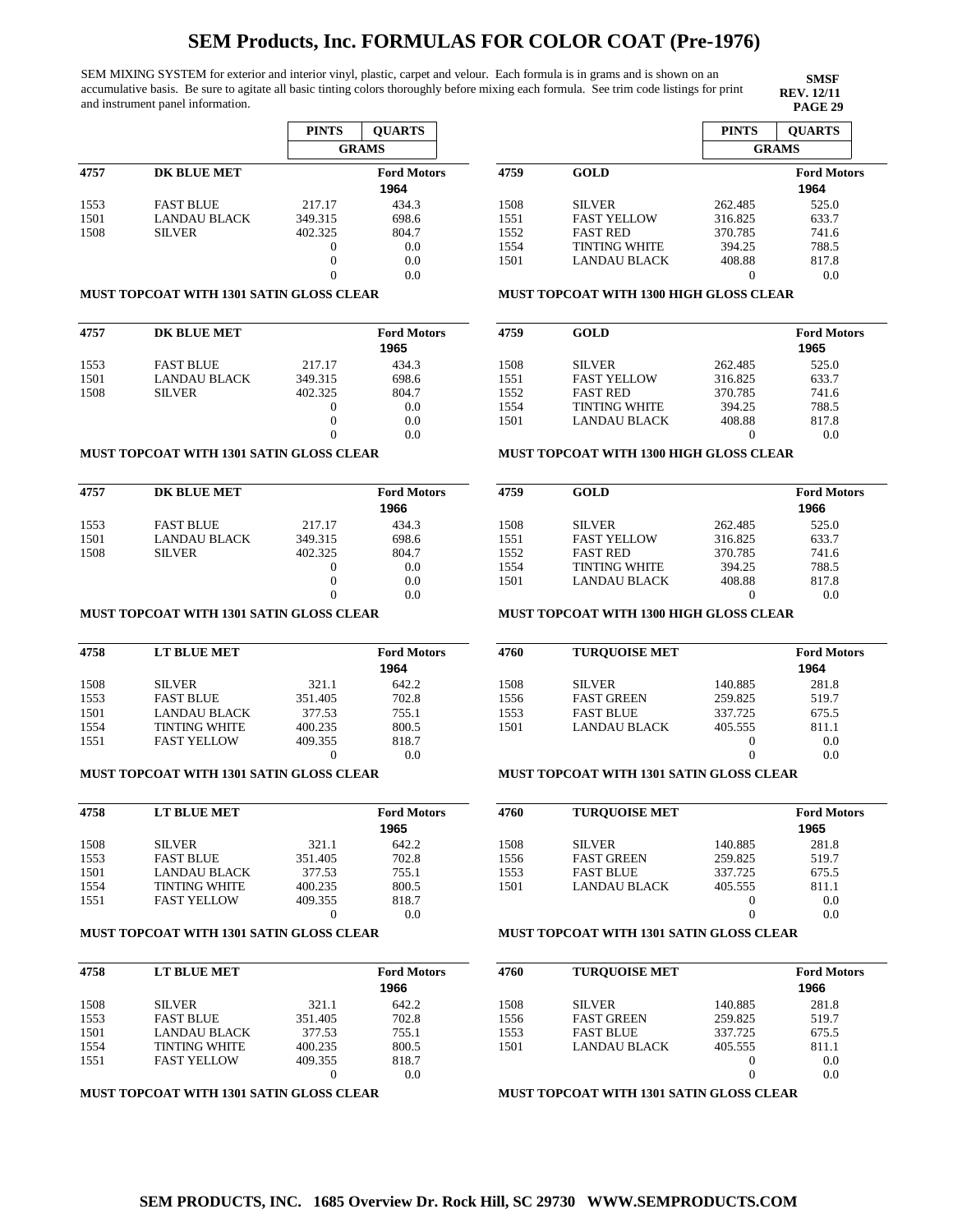# SEM Products, Inc. FORMULAS FOR COLOR COAT (Pre-1976)

SEM MIXING SYSTEM for exterior and interior vinyl, plastic, carpet and velour. Each formula is in grams and is shown on an accumulative basis. Be sure to agitate all basic tinting colors thoroughly before mixing each formula. See trim code listings for print and instrument panel information.

**SMSF**
**REV. 12/11**
**PAGE 29**

| | | PINTS | QUARTS |
|---|---|---|---|
| | | GRAMS | |
| **4757** | **DK BLUE MET** | | **Ford Motors 1964** |
| 1553 | FAST BLUE | 217.17 | 434.3 |
| 1501 | LANDAU BLACK | 349.315 | 698.6 |
| 1508 | SILVER | 402.325 | 804.7 |
| | | 0 | 0.0 |
| | | 0 | 0.0 |
| | | 0 | 0.0 |

**MUST TOPCOAT WITH 1301 SATIN GLOSS CLEAR**

| | | PINTS | QUARTS |
|---|---|---|---|
| **4757** | **DK BLUE MET** | | **Ford Motors 1965** |
| 1553 | FAST BLUE | 217.17 | 434.3 |
| 1501 | LANDAU BLACK | 349.315 | 698.6 |
| 1508 | SILVER | 402.325 | 804.7 |
| | | 0 | 0.0 |
| | | 0 | 0.0 |
| | | 0 | 0.0 |

**MUST TOPCOAT WITH 1301 SATIN GLOSS CLEAR**

| | | PINTS | QUARTS |
|---|---|---|---|
| **4757** | **DK BLUE MET** | | **Ford Motors 1966** |
| 1553 | FAST BLUE | 217.17 | 434.3 |
| 1501 | LANDAU BLACK | 349.315 | 698.6 |
| 1508 | SILVER | 402.325 | 804.7 |
| | | 0 | 0.0 |
| | | 0 | 0.0 |
| | | 0 | 0.0 |

**MUST TOPCOAT WITH 1301 SATIN GLOSS CLEAR**

| | | PINTS | QUARTS |
|---|---|---|---|
| **4758** | **LT BLUE MET** | | **Ford Motors 1964** |
| 1508 | SILVER | 321.1 | 642.2 |
| 1553 | FAST BLUE | 351.405 | 702.8 |
| 1501 | LANDAU BLACK | 377.53 | 755.1 |
| 1554 | TINTING WHITE | 400.235 | 800.5 |
| 1551 | FAST YELLOW | 409.355 | 818.7 |
| | | 0 | 0.0 |

**MUST TOPCOAT WITH 1301 SATIN GLOSS CLEAR**

| | | PINTS | QUARTS |
|---|---|---|---|
| **4758** | **LT BLUE MET** | | **Ford Motors 1965** |
| 1508 | SILVER | 321.1 | 642.2 |
| 1553 | FAST BLUE | 351.405 | 702.8 |
| 1501 | LANDAU BLACK | 377.53 | 755.1 |
| 1554 | TINTING WHITE | 400.235 | 800.5 |
| 1551 | FAST YELLOW | 409.355 | 818.7 |
| | | 0 | 0.0 |

**MUST TOPCOAT WITH 1301 SATIN GLOSS CLEAR**

| | | PINTS | QUARTS |
|---|---|---|---|
| **4758** | **LT BLUE MET** | | **Ford Motors 1966** |
| 1508 | SILVER | 321.1 | 642.2 |
| 1553 | FAST BLUE | 351.405 | 702.8 |
| 1501 | LANDAU BLACK | 377.53 | 755.1 |
| 1554 | TINTING WHITE | 400.235 | 800.5 |
| 1551 | FAST YELLOW | 409.355 | 818.7 |
| | | 0 | 0.0 |

**MUST TOPCOAT WITH 1301 SATIN GLOSS CLEAR**

| | | PINTS | QUARTS |
|---|---|---|---|
| | | GRAMS | |
| **4759** | **GOLD** | | **Ford Motors 1964** |
| 1508 | SILVER | 262.485 | 525.0 |
| 1551 | FAST YELLOW | 316.825 | 633.7 |
| 1552 | FAST RED | 370.785 | 741.6 |
| 1554 | TINTING WHITE | 394.25 | 788.5 |
| 1501 | LANDAU BLACK | 408.88 | 817.8 |
| | | 0 | 0.0 |

**MUST TOPCOAT WITH 1300 HIGH GLOSS CLEAR**

| | | PINTS | QUARTS |
|---|---|---|---|
| **4759** | **GOLD** | | **Ford Motors 1965** |
| 1508 | SILVER | 262.485 | 525.0 |
| 1551 | FAST YELLOW | 316.825 | 633.7 |
| 1552 | FAST RED | 370.785 | 741.6 |
| 1554 | TINTING WHITE | 394.25 | 788.5 |
| 1501 | LANDAU BLACK | 408.88 | 817.8 |
| | | 0 | 0.0 |

**MUST TOPCOAT WITH 1300 HIGH GLOSS CLEAR**

| | | PINTS | QUARTS |
|---|---|---|---|
| **4759** | **GOLD** | | **Ford Motors 1966** |
| 1508 | SILVER | 262.485 | 525.0 |
| 1551 | FAST YELLOW | 316.825 | 633.7 |
| 1552 | FAST RED | 370.785 | 741.6 |
| 1554 | TINTING WHITE | 394.25 | 788.5 |
| 1501 | LANDAU BLACK | 408.88 | 817.8 |
| | | 0 | 0.0 |

**MUST TOPCOAT WITH 1300 HIGH GLOSS CLEAR**

| | | PINTS | QUARTS |
|---|---|---|---|
| **4760** | **TURQUOISE MET** | | **Ford Motors 1964** |
| 1508 | SILVER | 140.885 | 281.8 |
| 1556 | FAST GREEN | 259.825 | 519.7 |
| 1553 | FAST BLUE | 337.725 | 675.5 |
| 1501 | LANDAU BLACK | 405.555 | 811.1 |
| | | 0 | 0.0 |
| | | 0 | 0.0 |

**MUST TOPCOAT WITH 1301 SATIN GLOSS CLEAR**

| | | PINTS | QUARTS |
|---|---|---|---|
| **4760** | **TURQUOISE MET** | | **Ford Motors 1965** |
| 1508 | SILVER | 140.885 | 281.8 |
| 1556 | FAST GREEN | 259.825 | 519.7 |
| 1553 | FAST BLUE | 337.725 | 675.5 |
| 1501 | LANDAU BLACK | 405.555 | 811.1 |
| | | 0 | 0.0 |
| | | 0 | 0.0 |

**MUST TOPCOAT WITH 1301 SATIN GLOSS CLEAR**

| | | PINTS | QUARTS |
|---|---|---|---|
| **4760** | **TURQUOISE MET** | | **Ford Motors 1966** |
| 1508 | SILVER | 140.885 | 281.8 |
| 1556 | FAST GREEN | 259.825 | 519.7 |
| 1553 | FAST BLUE | 337.725 | 675.5 |
| 1501 | LANDAU BLACK | 405.555 | 811.1 |
| | | 0 | 0.0 |
| | | 0 | 0.0 |

**MUST TOPCOAT WITH 1301 SATIN GLOSS CLEAR**

**SEM PRODUCTS, INC. 1685 Overview Dr. Rock Hill, SC 29730 WWW.SEMPRODUCTS.COM**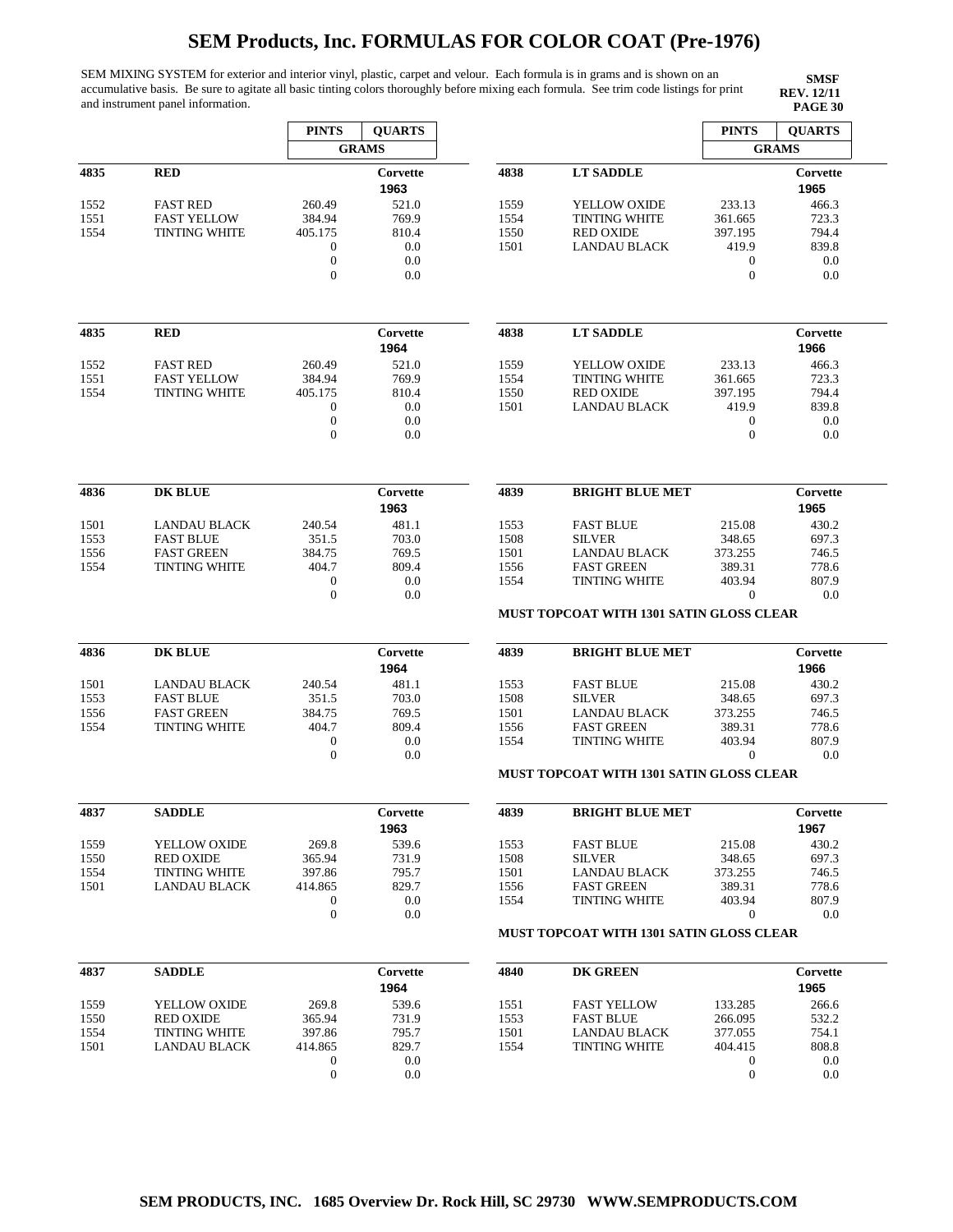# SEM Products, Inc. FORMULAS FOR COLOR COAT (Pre-1976)

SEM MIXING SYSTEM for exterior and interior vinyl, plastic, carpet and velour. Each formula is in grams and is shown on an accumulative basis. Be sure to agitate all basic tinting colors thoroughly before mixing each formula. See trim code listings for print and instrument panel information.

**SMSF**
**REV. 12/11**
**PAGE 30**

| | | PINTS | QUARTS |
|---|---|---|---|
| | | GRAMS | |
| **4835** | **RED** | | **Corvette 1963** |
| 1552 | FAST RED | 260.49 | 521.0 |
| 1551 | FAST YELLOW | 384.94 | 769.9 |
| 1554 | TINTING WHITE | 405.175 | 810.4 |
| | | 0 | 0.0 |
| | | 0 | 0.0 |
| | | 0 | 0.0 |

| | | PINTS | QUARTS |
|---|---|---|---|
| **4835** | **RED** | | **Corvette 1964** |
| 1552 | FAST RED | 260.49 | 521.0 |
| 1551 | FAST YELLOW | 384.94 | 769.9 |
| 1554 | TINTING WHITE | 405.175 | 810.4 |
| | | 0 | 0.0 |
| | | 0 | 0.0 |
| | | 0 | 0.0 |

| | | PINTS | QUARTS |
|---|---|---|---|
| **4836** | **DK BLUE** | | **Corvette 1963** |
| 1501 | LANDAU BLACK | 240.54 | 481.1 |
| 1553 | FAST BLUE | 351.5 | 703.0 |
| 1556 | FAST GREEN | 384.75 | 769.5 |
| 1554 | TINTING WHITE | 404.7 | 809.4 |
| | | 0 | 0.0 |
| | | 0 | 0.0 |

| | | PINTS | QUARTS |
|---|---|---|---|
| **4836** | **DK BLUE** | | **Corvette 1964** |
| 1501 | LANDAU BLACK | 240.54 | 481.1 |
| 1553 | FAST BLUE | 351.5 | 703.0 |
| 1556 | FAST GREEN | 384.75 | 769.5 |
| 1554 | TINTING WHITE | 404.7 | 809.4 |
| | | 0 | 0.0 |
| | | 0 | 0.0 |

| | | PINTS | QUARTS |
|---|---|---|---|
| **4837** | **SADDLE** | | **Corvette 1963** |
| 1559 | YELLOW OXIDE | 269.8 | 539.6 |
| 1550 | RED OXIDE | 365.94 | 731.9 |
| 1554 | TINTING WHITE | 397.86 | 795.7 |
| 1501 | LANDAU BLACK | 414.865 | 829.7 |
| | | 0 | 0.0 |
| | | 0 | 0.0 |

| | | PINTS | QUARTS |
|---|---|---|---|
| **4837** | **SADDLE** | | **Corvette 1964** |
| 1559 | YELLOW OXIDE | 269.8 | 539.6 |
| 1550 | RED OXIDE | 365.94 | 731.9 |
| 1554 | TINTING WHITE | 397.86 | 795.7 |
| 1501 | LANDAU BLACK | 414.865 | 829.7 |
| | | 0 | 0.0 |
| | | 0 | 0.0 |

| | | PINTS | QUARTS |
|---|---|---|---|
| | | GRAMS | |
| **4838** | **LT SADDLE** | | **Corvette 1965** |
| 1559 | YELLOW OXIDE | 233.13 | 466.3 |
| 1554 | TINTING WHITE | 361.665 | 723.3 |
| 1550 | RED OXIDE | 397.195 | 794.4 |
| 1501 | LANDAU BLACK | 419.9 | 839.8 |
| | | 0 | 0.0 |
| | | 0 | 0.0 |

| | | PINTS | QUARTS |
|---|---|---|---|
| **4838** | **LT SADDLE** | | **Corvette 1966** |
| 1559 | YELLOW OXIDE | 233.13 | 466.3 |
| 1554 | TINTING WHITE | 361.665 | 723.3 |
| 1550 | RED OXIDE | 397.195 | 794.4 |
| 1501 | LANDAU BLACK | 419.9 | 839.8 |
| | | 0 | 0.0 |
| | | 0 | 0.0 |

| | | PINTS | QUARTS |
|---|---|---|---|
| **4839** | **BRIGHT BLUE MET** | | **Corvette 1965** |
| 1553 | FAST BLUE | 215.08 | 430.2 |
| 1508 | SILVER | 348.65 | 697.3 |
| 1501 | LANDAU BLACK | 373.255 | 746.5 |
| 1556 | FAST GREEN | 389.31 | 778.6 |
| 1554 | TINTING WHITE | 403.94 | 807.9 |
| | | 0 | 0.0 |

**MUST TOPCOAT WITH 1301 SATIN GLOSS CLEAR**

| | | PINTS | QUARTS |
|---|---|---|---|
| **4839** | **BRIGHT BLUE MET** | | **Corvette 1966** |
| 1553 | FAST BLUE | 215.08 | 430.2 |
| 1508 | SILVER | 348.65 | 697.3 |
| 1501 | LANDAU BLACK | 373.255 | 746.5 |
| 1556 | FAST GREEN | 389.31 | 778.6 |
| 1554 | TINTING WHITE | 403.94 | 807.9 |
| | | 0 | 0.0 |

**MUST TOPCOAT WITH 1301 SATIN GLOSS CLEAR**

| | | PINTS | QUARTS |
|---|---|---|---|
| **4839** | **BRIGHT BLUE MET** | | **Corvette 1967** |
| 1553 | FAST BLUE | 215.08 | 430.2 |
| 1508 | SILVER | 348.65 | 697.3 |
| 1501 | LANDAU BLACK | 373.255 | 746.5 |
| 1556 | FAST GREEN | 389.31 | 778.6 |
| 1554 | TINTING WHITE | 403.94 | 807.9 |
| | | 0 | 0.0 |

**MUST TOPCOAT WITH 1301 SATIN GLOSS CLEAR**

| | | PINTS | QUARTS |
|---|---|---|---|
| **4840** | **DK GREEN** | | **Corvette 1965** |
| 1551 | FAST YELLOW | 133.285 | 266.6 |
| 1553 | FAST BLUE | 266.095 | 532.2 |
| 1501 | LANDAU BLACK | 377.055 | 754.1 |
| 1554 | TINTING WHITE | 404.415 | 808.8 |
| | | 0 | 0.0 |
| | | 0 | 0.0 |

**SEM PRODUCTS, INC. 1685 Overview Dr. Rock Hill, SC 29730 WWW.SEMPRODUCTS.COM**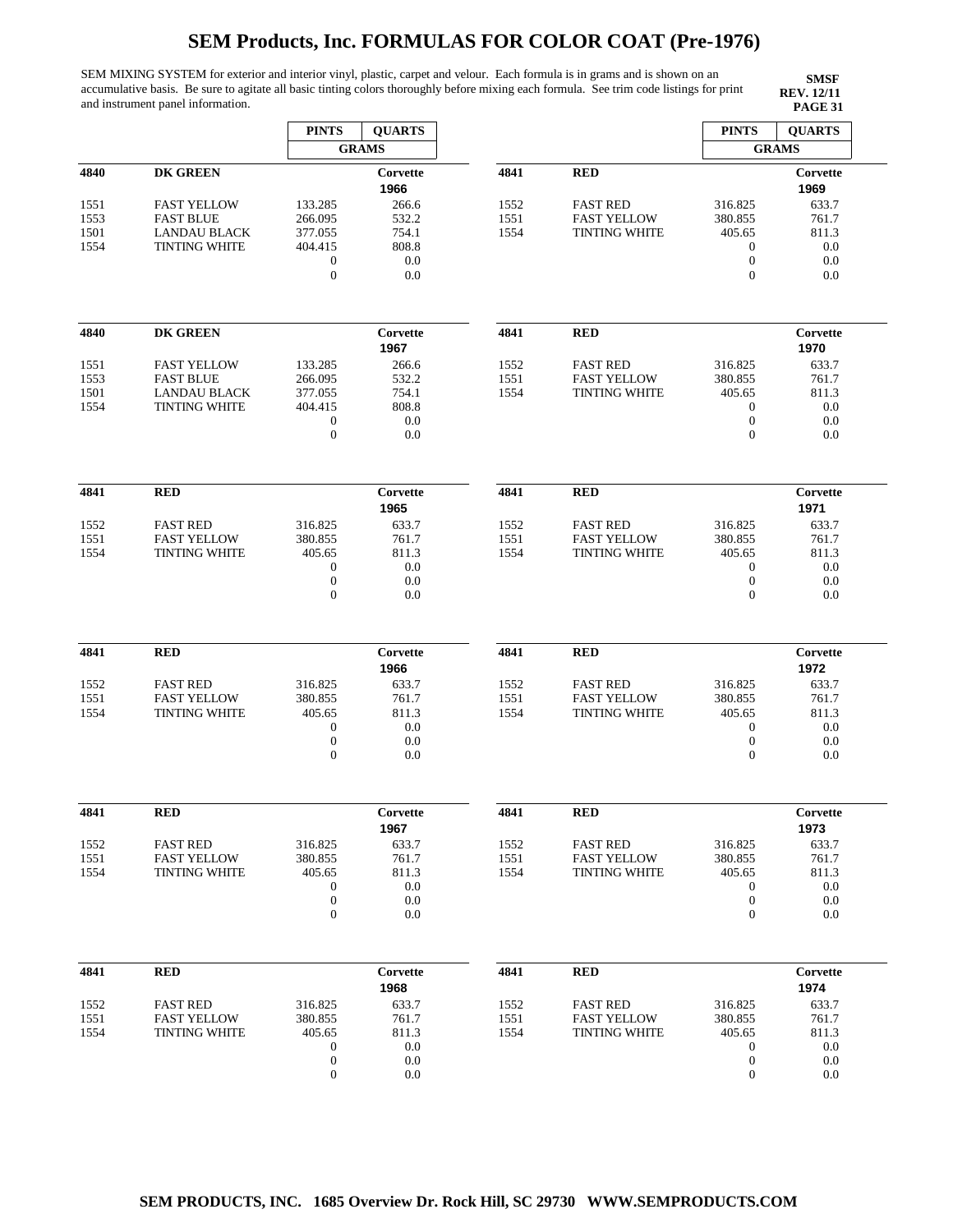# SEM Products, Inc. FORMULAS FOR COLOR COAT (Pre-1976)

SEM MIXING SYSTEM for exterior and interior vinyl, plastic, carpet and velour. Each formula is in grams and is shown on an accumulative basis. Be sure to agitate all basic tinting colors thoroughly before mixing each formula. See trim code listings for print and instrument panel information.

**SMSF**
**REV. 12/11**
**PAGE 31**

| | | PINTS | QUARTS |
|---|---|---|---|
| | | GRAMS | |
| **4840** | **DK GREEN** | | **Corvette** |
| | | | **1966** |
| 1551 | FAST YELLOW | 133.285 | 266.6 |
| 1553 | FAST BLUE | 266.095 | 532.2 |
| 1501 | LANDAU BLACK | 377.055 | 754.1 |
| 1554 | TINTING WHITE | 404.415 | 808.8 |
| | | 0 | 0.0 |
| | | 0 | 0.0 |

| | | PINTS | QUARTS |
|---|---|---|---|
| | | GRAMS | |
| **4840** | **DK GREEN** | | **Corvette** |
| | | | **1967** |
| 1551 | FAST YELLOW | 133.285 | 266.6 |
| 1553 | FAST BLUE | 266.095 | 532.2 |
| 1501 | LANDAU BLACK | 377.055 | 754.1 |
| 1554 | TINTING WHITE | 404.415 | 808.8 |
| | | 0 | 0.0 |
| | | 0 | 0.0 |

| | | PINTS | QUARTS |
|---|---|---|---|
| | | GRAMS | |
| **4841** | **RED** | | **Corvette** |
| | | | **1965** |
| 1552 | FAST RED | 316.825 | 633.7 |
| 1551 | FAST YELLOW | 380.855 | 761.7 |
| 1554 | TINTING WHITE | 405.65 | 811.3 |
| | | 0 | 0.0 |
| | | 0 | 0.0 |
| | | 0 | 0.0 |

| | | PINTS | QUARTS |
|---|---|---|---|
| | | GRAMS | |
| **4841** | **RED** | | **Corvette** |
| | | | **1966** |
| 1552 | FAST RED | 316.825 | 633.7 |
| 1551 | FAST YELLOW | 380.855 | 761.7 |
| 1554 | TINTING WHITE | 405.65 | 811.3 |
| | | 0 | 0.0 |
| | | 0 | 0.0 |
| | | 0 | 0.0 |

| | | PINTS | QUARTS |
|---|---|---|---|
| | | GRAMS | |
| **4841** | **RED** | | **Corvette** |
| | | | **1967** |
| 1552 | FAST RED | 316.825 | 633.7 |
| 1551 | FAST YELLOW | 380.855 | 761.7 |
| 1554 | TINTING WHITE | 405.65 | 811.3 |
| | | 0 | 0.0 |
| | | 0 | 0.0 |
| | | 0 | 0.0 |

| | | PINTS | QUARTS |
|---|---|---|---|
| | | GRAMS | |
| **4841** | **RED** | | **Corvette** |
| | | | **1968** |
| 1552 | FAST RED | 316.825 | 633.7 |
| 1551 | FAST YELLOW | 380.855 | 761.7 |
| 1554 | TINTING WHITE | 405.65 | 811.3 |
| | | 0 | 0.0 |
| | | 0 | 0.0 |
| | | 0 | 0.0 |

| | | PINTS | QUARTS |
|---|---|---|---|
| | | GRAMS | |
| **4841** | **RED** | | **Corvette** |
| | | | **1969** |
| 1552 | FAST RED | 316.825 | 633.7 |
| 1551 | FAST YELLOW | 380.855 | 761.7 |
| 1554 | TINTING WHITE | 405.65 | 811.3 |
| | | 0 | 0.0 |
| | | 0 | 0.0 |
| | | 0 | 0.0 |

| | | PINTS | QUARTS |
|---|---|---|---|
| | | GRAMS | |
| **4841** | **RED** | | **Corvette** |
| | | | **1970** |
| 1552 | FAST RED | 316.825 | 633.7 |
| 1551 | FAST YELLOW | 380.855 | 761.7 |
| 1554 | TINTING WHITE | 405.65 | 811.3 |
| | | 0 | 0.0 |
| | | 0 | 0.0 |
| | | 0 | 0.0 |

| | | PINTS | QUARTS |
|---|---|---|---|
| | | GRAMS | |
| **4841** | **RED** | | **Corvette** |
| | | | **1971** |
| 1552 | FAST RED | 316.825 | 633.7 |
| 1551 | FAST YELLOW | 380.855 | 761.7 |
| 1554 | TINTING WHITE | 405.65 | 811.3 |
| | | 0 | 0.0 |
| | | 0 | 0.0 |
| | | 0 | 0.0 |

| | | PINTS | QUARTS |
|---|---|---|---|
| | | GRAMS | |
| **4841** | **RED** | | **Corvette** |
| | | | **1972** |
| 1552 | FAST RED | 316.825 | 633.7 |
| 1551 | FAST YELLOW | 380.855 | 761.7 |
| 1554 | TINTING WHITE | 405.65 | 811.3 |
| | | 0 | 0.0 |
| | | 0 | 0.0 |
| | | 0 | 0.0 |

| | | PINTS | QUARTS |
|---|---|---|---|
| | | GRAMS | |
| **4841** | **RED** | | **Corvette** |
| | | | **1973** |
| 1552 | FAST RED | 316.825 | 633.7 |
| 1551 | FAST YELLOW | 380.855 | 761.7 |
| 1554 | TINTING WHITE | 405.65 | 811.3 |
| | | 0 | 0.0 |
| | | 0 | 0.0 |
| | | 0 | 0.0 |

| | | PINTS | QUARTS |
|---|---|---|---|
| | | GRAMS | |
| **4841** | **RED** | | **Corvette** |
| | | | **1974** |
| 1552 | FAST RED | 316.825 | 633.7 |
| 1551 | FAST YELLOW | 380.855 | 761.7 |
| 1554 | TINTING WHITE | 405.65 | 811.3 |
| | | 0 | 0.0 |
| | | 0 | 0.0 |
| | | 0 | 0.0 |

**SEM PRODUCTS, INC. 1685 Overview Dr. Rock Hill, SC 29730 WWW.SEMPRODUCTS.COM**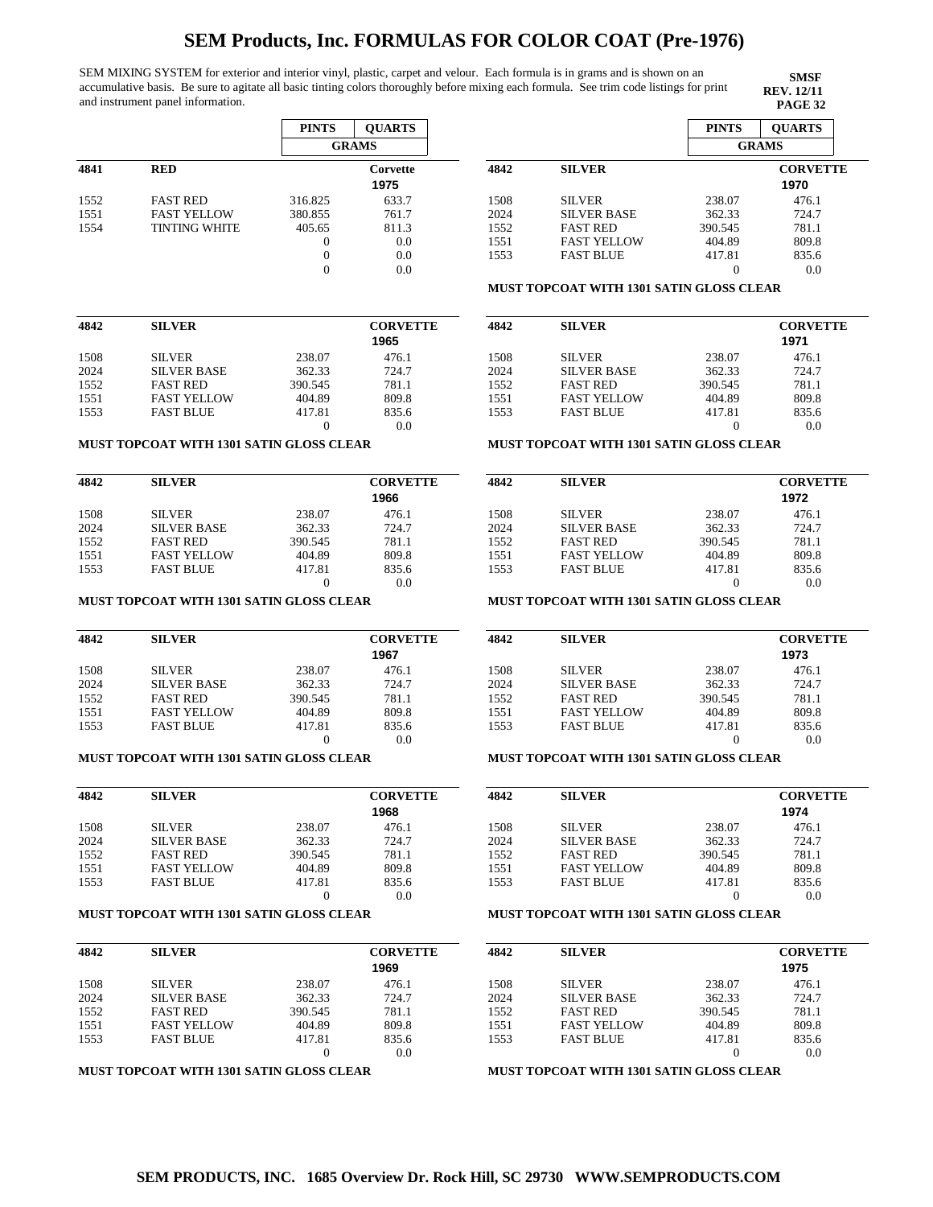# SEM Products, Inc. FORMULAS FOR COLOR COAT (Pre-1976)

SEM MIXING SYSTEM for exterior and interior vinyl, plastic, carpet and velour. Each formula is in grams and is shown on an accumulative basis. Be sure to agitate all basic tinting colors thoroughly before mixing each formula. See trim code listings for print and instrument panel information.

**SMSF**
**REV. 12/11**
**PAGE 32**

| | | PINTS | QUARTS |
|---|---|---|---|
| | | GRAMS | |
| **4841** | **RED** | | **Corvette 1975** |
| 1552 | FAST RED | 316.825 | 633.7 |
| 1551 | FAST YELLOW | 380.855 | 761.7 |
| 1554 | TINTING WHITE | 405.65 | 811.3 |
| | | 0 | 0.0 |
| | | 0 | 0.0 |
| | | 0 | 0.0 |

| | | PINTS | QUARTS |
|---|---|---|---|
| | | GRAMS | |
| **4842** | **SILVER** | | **CORVETTE 1965** |
| 1508 | SILVER | 238.07 | 476.1 |
| 2024 | SILVER BASE | 362.33 | 724.7 |
| 1552 | FAST RED | 390.545 | 781.1 |
| 1551 | FAST YELLOW | 404.89 | 809.8 |
| 1553 | FAST BLUE | 417.81 | 835.6 |
| | | 0 | 0.0 |

**MUST TOPCOAT WITH 1301 SATIN GLOSS CLEAR**

| | | PINTS | QUARTS |
|---|---|---|---|
| | | GRAMS | |
| **4842** | **SILVER** | | **CORVETTE 1966** |
| 1508 | SILVER | 238.07 | 476.1 |
| 2024 | SILVER BASE | 362.33 | 724.7 |
| 1552 | FAST RED | 390.545 | 781.1 |
| 1551 | FAST YELLOW | 404.89 | 809.8 |
| 1553 | FAST BLUE | 417.81 | 835.6 |
| | | 0 | 0.0 |

**MUST TOPCOAT WITH 1301 SATIN GLOSS CLEAR**

| | | PINTS | QUARTS |
|---|---|---|---|
| | | GRAMS | |
| **4842** | **SILVER** | | **CORVETTE 1967** |
| 1508 | SILVER | 238.07 | 476.1 |
| 2024 | SILVER BASE | 362.33 | 724.7 |
| 1552 | FAST RED | 390.545 | 781.1 |
| 1551 | FAST YELLOW | 404.89 | 809.8 |
| 1553 | FAST BLUE | 417.81 | 835.6 |
| | | 0 | 0.0 |

**MUST TOPCOAT WITH 1301 SATIN GLOSS CLEAR**

| | | PINTS | QUARTS |
|---|---|---|---|
| | | GRAMS | |
| **4842** | **SILVER** | | **CORVETTE 1968** |
| 1508 | SILVER | 238.07 | 476.1 |
| 2024 | SILVER BASE | 362.33 | 724.7 |
| 1552 | FAST RED | 390.545 | 781.1 |
| 1551 | FAST YELLOW | 404.89 | 809.8 |
| 1553 | FAST BLUE | 417.81 | 835.6 |
| | | 0 | 0.0 |

**MUST TOPCOAT WITH 1301 SATIN GLOSS CLEAR**

| | | PINTS | QUARTS |
|---|---|---|---|
| | | GRAMS | |
| **4842** | **SILVER** | | **CORVETTE 1969** |
| 1508 | SILVER | 238.07 | 476.1 |
| 2024 | SILVER BASE | 362.33 | 724.7 |
| 1552 | FAST RED | 390.545 | 781.1 |
| 1551 | FAST YELLOW | 404.89 | 809.8 |
| 1553 | FAST BLUE | 417.81 | 835.6 |
| | | 0 | 0.0 |

**MUST TOPCOAT WITH 1301 SATIN GLOSS CLEAR**

| | | PINTS | QUARTS |
|---|---|---|---|
| | | GRAMS | |
| **4842** | **SILVER** | | **CORVETTE 1970** |
| 1508 | SILVER | 238.07 | 476.1 |
| 2024 | SILVER BASE | 362.33 | 724.7 |
| 1552 | FAST RED | 390.545 | 781.1 |
| 1551 | FAST YELLOW | 404.89 | 809.8 |
| 1553 | FAST BLUE | 417.81 | 835.6 |
| | | 0 | 0.0 |

**MUST TOPCOAT WITH 1301 SATIN GLOSS CLEAR**

| | | PINTS | QUARTS |
|---|---|---|---|
| | | GRAMS | |
| **4842** | **SILVER** | | **CORVETTE 1971** |
| 1508 | SILVER | 238.07 | 476.1 |
| 2024 | SILVER BASE | 362.33 | 724.7 |
| 1552 | FAST RED | 390.545 | 781.1 |
| 1551 | FAST YELLOW | 404.89 | 809.8 |
| 1553 | FAST BLUE | 417.81 | 835.6 |
| | | 0 | 0.0 |

**MUST TOPCOAT WITH 1301 SATIN GLOSS CLEAR**

| | | PINTS | QUARTS |
|---|---|---|---|
| | | GRAMS | |
| **4842** | **SILVER** | | **CORVETTE 1972** |
| 1508 | SILVER | 238.07 | 476.1 |
| 2024 | SILVER BASE | 362.33 | 724.7 |
| 1552 | FAST RED | 390.545 | 781.1 |
| 1551 | FAST YELLOW | 404.89 | 809.8 |
| 1553 | FAST BLUE | 417.81 | 835.6 |
| | | 0 | 0.0 |

**MUST TOPCOAT WITH 1301 SATIN GLOSS CLEAR**

| | | PINTS | QUARTS |
|---|---|---|---|
| | | GRAMS | |
| **4842** | **SILVER** | | **CORVETTE 1973** |
| 1508 | SILVER | 238.07 | 476.1 |
| 2024 | SILVER BASE | 362.33 | 724.7 |
| 1552 | FAST RED | 390.545 | 781.1 |
| 1551 | FAST YELLOW | 404.89 | 809.8 |
| 1553 | FAST BLUE | 417.81 | 835.6 |
| | | 0 | 0.0 |

**MUST TOPCOAT WITH 1301 SATIN GLOSS CLEAR**

| | | PINTS | QUARTS |
|---|---|---|---|
| | | GRAMS | |
| **4842** | **SILVER** | | **CORVETTE 1974** |
| 1508 | SILVER | 238.07 | 476.1 |
| 2024 | SILVER BASE | 362.33 | 724.7 |
| 1552 | FAST RED | 390.545 | 781.1 |
| 1551 | FAST YELLOW | 404.89 | 809.8 |
| 1553 | FAST BLUE | 417.81 | 835.6 |
| | | 0 | 0.0 |

**MUST TOPCOAT WITH 1301 SATIN GLOSS CLEAR**

| | | PINTS | QUARTS |
|---|---|---|---|
| | | GRAMS | |
| **4842** | **SILVER** | | **CORVETTE 1975** |
| 1508 | SILVER | 238.07 | 476.1 |
| 2024 | SILVER BASE | 362.33 | 724.7 |
| 1552 | FAST RED | 390.545 | 781.1 |
| 1551 | FAST YELLOW | 404.89 | 809.8 |
| 1553 | FAST BLUE | 417.81 | 835.6 |
| | | 0 | 0.0 |

**MUST TOPCOAT WITH 1301 SATIN GLOSS CLEAR**

**SEM PRODUCTS, INC. 1685 Overview Dr. Rock Hill, SC 29730 WWW.SEMPRODUCTS.COM**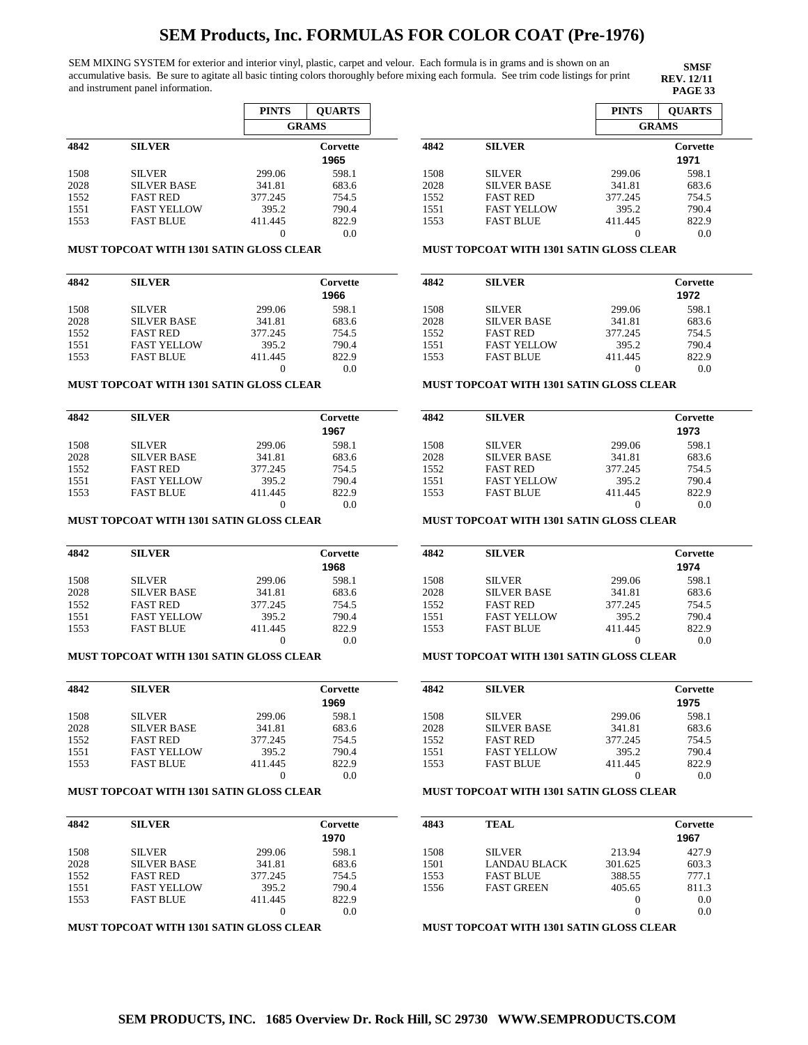# SEM Products, Inc. FORMULAS FOR COLOR COAT (Pre-1976)

SEM MIXING SYSTEM for exterior and interior vinyl, plastic, carpet and velour. Each formula is in grams and is shown on an accumulative basis. Be sure to agitate all basic tinting colors thoroughly before mixing each formula. See trim code listings for print and instrument panel information.

**SMSF**
**REV. 12/11**
**PAGE 33**

| | | PINTS | QUARTS |
|---|---|---|---|
| | | GRAMS | |
| **4842** | **SILVER** | | **Corvette 1965** |
| 1508 | SILVER | 299.06 | 598.1 |
| 2028 | SILVER BASE | 341.81 | 683.6 |
| 1552 | FAST RED | 377.245 | 754.5 |
| 1551 | FAST YELLOW | 395.2 | 790.4 |
| 1553 | FAST BLUE | 411.445 | 822.9 |
| | | 0 | 0.0 |

**MUST TOPCOAT WITH 1301 SATIN GLOSS CLEAR**

| | | PINTS | QUARTS |
|---|---|---|---|
| **4842** | **SILVER** | | **Corvette 1966** |
| 1508 | SILVER | 299.06 | 598.1 |
| 2028 | SILVER BASE | 341.81 | 683.6 |
| 1552 | FAST RED | 377.245 | 754.5 |
| 1551 | FAST YELLOW | 395.2 | 790.4 |
| 1553 | FAST BLUE | 411.445 | 822.9 |
| | | 0 | 0.0 |

**MUST TOPCOAT WITH 1301 SATIN GLOSS CLEAR**

| | | PINTS | QUARTS |
|---|---|---|---|
| **4842** | **SILVER** | | **Corvette 1967** |
| 1508 | SILVER | 299.06 | 598.1 |
| 2028 | SILVER BASE | 341.81 | 683.6 |
| 1552 | FAST RED | 377.245 | 754.5 |
| 1551 | FAST YELLOW | 395.2 | 790.4 |
| 1553 | FAST BLUE | 411.445 | 822.9 |
| | | 0 | 0.0 |

**MUST TOPCOAT WITH 1301 SATIN GLOSS CLEAR**

| | | PINTS | QUARTS |
|---|---|---|---|
| **4842** | **SILVER** | | **Corvette 1968** |
| 1508 | SILVER | 299.06 | 598.1 |
| 2028 | SILVER BASE | 341.81 | 683.6 |
| 1552 | FAST RED | 377.245 | 754.5 |
| 1551 | FAST YELLOW | 395.2 | 790.4 |
| 1553 | FAST BLUE | 411.445 | 822.9 |
| | | 0 | 0.0 |

**MUST TOPCOAT WITH 1301 SATIN GLOSS CLEAR**

| | | PINTS | QUARTS |
|---|---|---|---|
| **4842** | **SILVER** | | **Corvette 1969** |
| 1508 | SILVER | 299.06 | 598.1 |
| 2028 | SILVER BASE | 341.81 | 683.6 |
| 1552 | FAST RED | 377.245 | 754.5 |
| 1551 | FAST YELLOW | 395.2 | 790.4 |
| 1553 | FAST BLUE | 411.445 | 822.9 |
| | | 0 | 0.0 |

**MUST TOPCOAT WITH 1301 SATIN GLOSS CLEAR**

| | | PINTS | QUARTS |
|---|---|---|---|
| **4842** | **SILVER** | | **Corvette 1970** |
| 1508 | SILVER | 299.06 | 598.1 |
| 2028 | SILVER BASE | 341.81 | 683.6 |
| 1552 | FAST RED | 377.245 | 754.5 |
| 1551 | FAST YELLOW | 395.2 | 790.4 |
| 1553 | FAST BLUE | 411.445 | 822.9 |
| | | 0 | 0.0 |

**MUST TOPCOAT WITH 1301 SATIN GLOSS CLEAR**

| | | PINTS | QUARTS |
|---|---|---|---|
| | | GRAMS | |
| **4842** | **SILVER** | | **Corvette 1971** |
| 1508 | SILVER | 299.06 | 598.1 |
| 2028 | SILVER BASE | 341.81 | 683.6 |
| 1552 | FAST RED | 377.245 | 754.5 |
| 1551 | FAST YELLOW | 395.2 | 790.4 |
| 1553 | FAST BLUE | 411.445 | 822.9 |
| | | 0 | 0.0 |

**MUST TOPCOAT WITH 1301 SATIN GLOSS CLEAR**

| | | PINTS | QUARTS |
|---|---|---|---|
| **4842** | **SILVER** | | **Corvette 1972** |
| 1508 | SILVER | 299.06 | 598.1 |
| 2028 | SILVER BASE | 341.81 | 683.6 |
| 1552 | FAST RED | 377.245 | 754.5 |
| 1551 | FAST YELLOW | 395.2 | 790.4 |
| 1553 | FAST BLUE | 411.445 | 822.9 |
| | | 0 | 0.0 |

**MUST TOPCOAT WITH 1301 SATIN GLOSS CLEAR**

| | | PINTS | QUARTS |
|---|---|---|---|
| **4842** | **SILVER** | | **Corvette 1973** |
| 1508 | SILVER | 299.06 | 598.1 |
| 2028 | SILVER BASE | 341.81 | 683.6 |
| 1552 | FAST RED | 377.245 | 754.5 |
| 1551 | FAST YELLOW | 395.2 | 790.4 |
| 1553 | FAST BLUE | 411.445 | 822.9 |
| | | 0 | 0.0 |

**MUST TOPCOAT WITH 1301 SATIN GLOSS CLEAR**

| | | PINTS | QUARTS |
|---|---|---|---|
| **4842** | **SILVER** | | **Corvette 1974** |
| 1508 | SILVER | 299.06 | 598.1 |
| 2028 | SILVER BASE | 341.81 | 683.6 |
| 1552 | FAST RED | 377.245 | 754.5 |
| 1551 | FAST YELLOW | 395.2 | 790.4 |
| 1553 | FAST BLUE | 411.445 | 822.9 |
| | | 0 | 0.0 |

**MUST TOPCOAT WITH 1301 SATIN GLOSS CLEAR**

| | | PINTS | QUARTS |
|---|---|---|---|
| **4842** | **SILVER** | | **Corvette 1975** |
| 1508 | SILVER | 299.06 | 598.1 |
| 2028 | SILVER BASE | 341.81 | 683.6 |
| 1552 | FAST RED | 377.245 | 754.5 |
| 1551 | FAST YELLOW | 395.2 | 790.4 |
| 1553 | FAST BLUE | 411.445 | 822.9 |
| | | 0 | 0.0 |

**MUST TOPCOAT WITH 1301 SATIN GLOSS CLEAR**

| | | PINTS | QUARTS |
|---|---|---|---|
| **4843** | **TEAL** | | **Corvette 1967** |
| 1508 | SILVER | 213.94 | 427.9 |
| 1501 | LANDAU BLACK | 301.625 | 603.3 |
| 1553 | FAST BLUE | 388.55 | 777.1 |
| 1556 | FAST GREEN | 405.65 | 811.3 |
| | | 0 | 0.0 |
| | | 0 | 0.0 |

**MUST TOPCOAT WITH 1301 SATIN GLOSS CLEAR**

**SEM PRODUCTS, INC. 1685 Overview Dr. Rock Hill, SC 29730 WWW.SEMPRODUCTS.COM**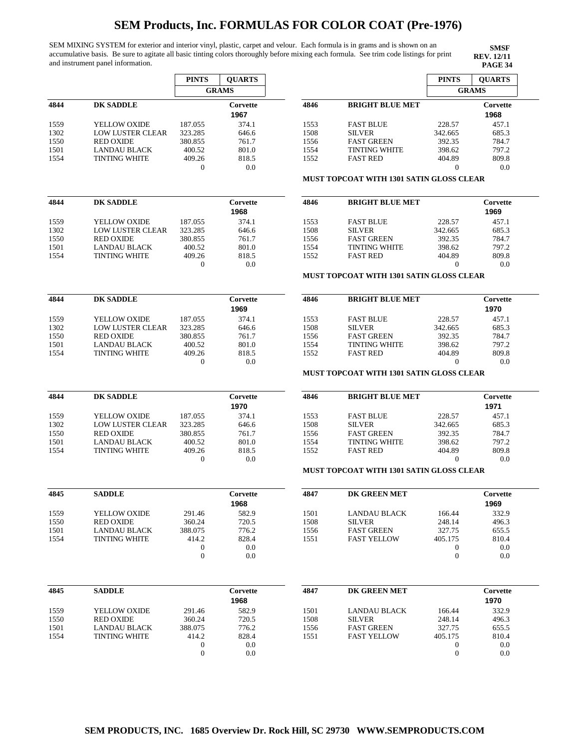# SEM Products, Inc. FORMULAS FOR COLOR COAT (Pre-1976)

SEM MIXING SYSTEM for exterior and interior vinyl, plastic, carpet and velour. Each formula is in grams and is shown on an accumulative basis. Be sure to agitate all basic tinting colors thoroughly before mixing each formula. See trim code listings for print and instrument panel information.

**SMSF**
**REV. 12/11**
**PAGE 34**

| | | PINTS | QUARTS |
|---|---|---|---|
| | | GRAMS | |
| **4844** | **DK SADDLE** | | **Corvette 1967** |
| 1559 | YELLOW OXIDE | 187.055 | 374.1 |
| 1302 | LOW LUSTER CLEAR | 323.285 | 646.6 |
| 1550 | RED OXIDE | 380.855 | 761.7 |
| 1501 | LANDAU BLACK | 400.52 | 801.0 |
| 1554 | TINTING WHITE | 409.26 | 818.5 |
| | | 0 | 0.0 |

| | | PINTS | QUARTS |
|---|---|---|---|
| **4844** | **DK SADDLE** | | **Corvette 1968** |
| 1559 | YELLOW OXIDE | 187.055 | 374.1 |
| 1302 | LOW LUSTER CLEAR | 323.285 | 646.6 |
| 1550 | RED OXIDE | 380.855 | 761.7 |
| 1501 | LANDAU BLACK | 400.52 | 801.0 |
| 1554 | TINTING WHITE | 409.26 | 818.5 |
| | | 0 | 0.0 |

| | | PINTS | QUARTS |
|---|---|---|---|
| **4844** | **DK SADDLE** | | **Corvette 1969** |
| 1559 | YELLOW OXIDE | 187.055 | 374.1 |
| 1302 | LOW LUSTER CLEAR | 323.285 | 646.6 |
| 1550 | RED OXIDE | 380.855 | 761.7 |
| 1501 | LANDAU BLACK | 400.52 | 801.0 |
| 1554 | TINTING WHITE | 409.26 | 818.5 |
| | | 0 | 0.0 |

| | | PINTS | QUARTS |
|---|---|---|---|
| **4844** | **DK SADDLE** | | **Corvette 1970** |
| 1559 | YELLOW OXIDE | 187.055 | 374.1 |
| 1302 | LOW LUSTER CLEAR | 323.285 | 646.6 |
| 1550 | RED OXIDE | 380.855 | 761.7 |
| 1501 | LANDAU BLACK | 400.52 | 801.0 |
| 1554 | TINTING WHITE | 409.26 | 818.5 |
| | | 0 | 0.0 |

| | | PINTS | QUARTS |
|---|---|---|---|
| **4845** | **SADDLE** | | **Corvette 1968** |
| 1559 | YELLOW OXIDE | 291.46 | 582.9 |
| 1550 | RED OXIDE | 360.24 | 720.5 |
| 1501 | LANDAU BLACK | 388.075 | 776.2 |
| 1554 | TINTING WHITE | 414.2 | 828.4 |
| | | 0 | 0.0 |
| | | 0 | 0.0 |

| | | PINTS | QUARTS |
|---|---|---|---|
| **4845** | **SADDLE** | | **Corvette 1968** |
| 1559 | YELLOW OXIDE | 291.46 | 582.9 |
| 1550 | RED OXIDE | 360.24 | 720.5 |
| 1501 | LANDAU BLACK | 388.075 | 776.2 |
| 1554 | TINTING WHITE | 414.2 | 828.4 |
| | | 0 | 0.0 |
| | | 0 | 0.0 |

| | | PINTS | QUARTS |
|---|---|---|---|
| | | GRAMS | |
| **4846** | **BRIGHT BLUE MET** | | **Corvette 1968** |
| 1553 | FAST BLUE | 228.57 | 457.1 |
| 1508 | SILVER | 342.665 | 685.3 |
| 1556 | FAST GREEN | 392.35 | 784.7 |
| 1554 | TINTING WHITE | 398.62 | 797.2 |
| 1552 | FAST RED | 404.89 | 809.8 |
| | | 0 | 0.0 |

**MUST TOPCOAT WITH 1301 SATIN GLOSS CLEAR**

| | | PINTS | QUARTS |
|---|---|---|---|
| **4846** | **BRIGHT BLUE MET** | | **Corvette 1969** |
| 1553 | FAST BLUE | 228.57 | 457.1 |
| 1508 | SILVER | 342.665 | 685.3 |
| 1556 | FAST GREEN | 392.35 | 784.7 |
| 1554 | TINTING WHITE | 398.62 | 797.2 |
| 1552 | FAST RED | 404.89 | 809.8 |
| | | 0 | 0.0 |

**MUST TOPCOAT WITH 1301 SATIN GLOSS CLEAR**

| | | PINTS | QUARTS |
|---|---|---|---|
| **4846** | **BRIGHT BLUE MET** | | **Corvette 1970** |
| 1553 | FAST BLUE | 228.57 | 457.1 |
| 1508 | SILVER | 342.665 | 685.3 |
| 1556 | FAST GREEN | 392.35 | 784.7 |
| 1554 | TINTING WHITE | 398.62 | 797.2 |
| 1552 | FAST RED | 404.89 | 809.8 |
| | | 0 | 0.0 |

**MUST TOPCOAT WITH 1301 SATIN GLOSS CLEAR**

| | | PINTS | QUARTS |
|---|---|---|---|
| **4846** | **BRIGHT BLUE MET** | | **Corvette 1971** |
| 1553 | FAST BLUE | 228.57 | 457.1 |
| 1508 | SILVER | 342.665 | 685.3 |
| 1556 | FAST GREEN | 392.35 | 784.7 |
| 1554 | TINTING WHITE | 398.62 | 797.2 |
| 1552 | FAST RED | 404.89 | 809.8 |
| | | 0 | 0.0 |

**MUST TOPCOAT WITH 1301 SATIN GLOSS CLEAR**

| | | PINTS | QUARTS |
|---|---|---|---|
| **4847** | **DK GREEN MET** | | **Corvette 1969** |
| 1501 | LANDAU BLACK | 166.44 | 332.9 |
| 1508 | SILVER | 248.14 | 496.3 |
| 1556 | FAST GREEN | 327.75 | 655.5 |
| 1551 | FAST YELLOW | 405.175 | 810.4 |
| | | 0 | 0.0 |
| | | 0 | 0.0 |

| | | PINTS | QUARTS |
|---|---|---|---|
| **4847** | **DK GREEN MET** | | **Corvette 1970** |
| 1501 | LANDAU BLACK | 166.44 | 332.9 |
| 1508 | SILVER | 248.14 | 496.3 |
| 1556 | FAST GREEN | 327.75 | 655.5 |
| 1551 | FAST YELLOW | 405.175 | 810.4 |
| | | 0 | 0.0 |
| | | 0 | 0.0 |

**SEM PRODUCTS, INC. 1685 Overview Dr. Rock Hill, SC 29730 WWW.SEMPRODUCTS.COM**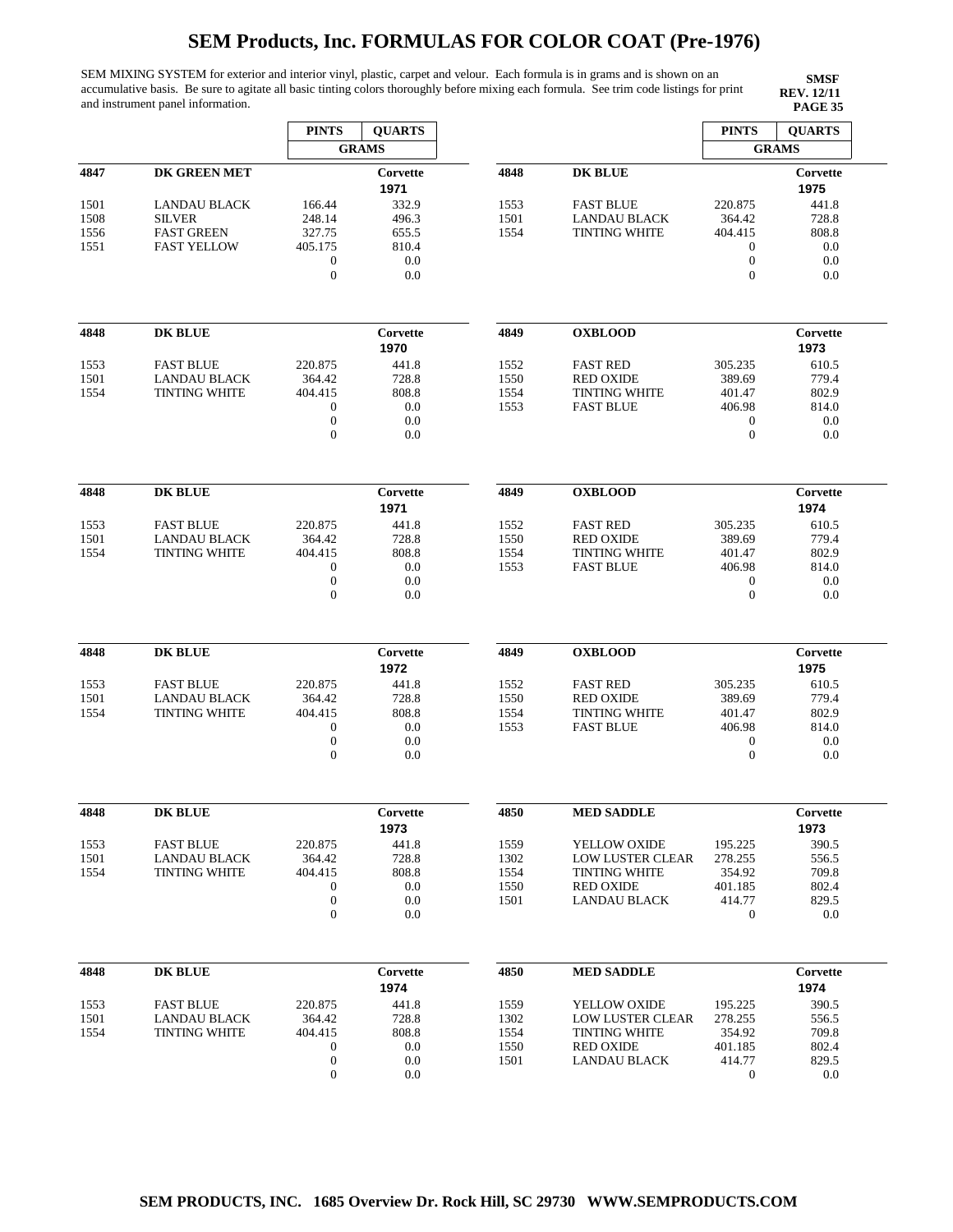# SEM Products, Inc. FORMULAS FOR COLOR COAT (Pre-1976)

SEM MIXING SYSTEM for exterior and interior vinyl, plastic, carpet and velour. Each formula is in grams and is shown on an accumulative basis. Be sure to agitate all basic tinting colors thoroughly before mixing each formula. See trim code listings for print and instrument panel information.

**SMSF**
**REV. 12/11**
**PAGE 35**

| | | PINTS | QUARTS |
|---|---|---|---|
| | | GRAMS | |
| **4847** | **DK GREEN MET** | | **Corvette 1971** |
| 1501 | LANDAU BLACK | 166.44 | 332.9 |
| 1508 | SILVER | 248.14 | 496.3 |
| 1556 | FAST GREEN | 327.75 | 655.5 |
| 1551 | FAST YELLOW | 405.175 | 810.4 |
| | | 0 | 0.0 |
| | | 0 | 0.0 |

| | | PINTS | QUARTS |
|---|---|---|---|
| | | GRAMS | |
| **4848** | **DK BLUE** | | **Corvette 1970** |
| 1553 | FAST BLUE | 220.875 | 441.8 |
| 1501 | LANDAU BLACK | 364.42 | 728.8 |
| 1554 | TINTING WHITE | 404.415 | 808.8 |
| | | 0 | 0.0 |
| | | 0 | 0.0 |
| | | 0 | 0.0 |

| | | PINTS | QUARTS |
|---|---|---|---|
| | | GRAMS | |
| **4848** | **DK BLUE** | | **Corvette 1971** |
| 1553 | FAST BLUE | 220.875 | 441.8 |
| 1501 | LANDAU BLACK | 364.42 | 728.8 |
| 1554 | TINTING WHITE | 404.415 | 808.8 |
| | | 0 | 0.0 |
| | | 0 | 0.0 |
| | | 0 | 0.0 |

| | | PINTS | QUARTS |
|---|---|---|---|
| | | GRAMS | |
| **4848** | **DK BLUE** | | **Corvette 1972** |
| 1553 | FAST BLUE | 220.875 | 441.8 |
| 1501 | LANDAU BLACK | 364.42 | 728.8 |
| 1554 | TINTING WHITE | 404.415 | 808.8 |
| | | 0 | 0.0 |
| | | 0 | 0.0 |
| | | 0 | 0.0 |

| | | PINTS | QUARTS |
|---|---|---|---|
| | | GRAMS | |
| **4848** | **DK BLUE** | | **Corvette 1973** |
| 1553 | FAST BLUE | 220.875 | 441.8 |
| 1501 | LANDAU BLACK | 364.42 | 728.8 |
| 1554 | TINTING WHITE | 404.415 | 808.8 |
| | | 0 | 0.0 |
| | | 0 | 0.0 |
| | | 0 | 0.0 |

| | | PINTS | QUARTS |
|---|---|---|---|
| | | GRAMS | |
| **4848** | **DK BLUE** | | **Corvette 1974** |
| 1553 | FAST BLUE | 220.875 | 441.8 |
| 1501 | LANDAU BLACK | 364.42 | 728.8 |
| 1554 | TINTING WHITE | 404.415 | 808.8 |
| | | 0 | 0.0 |
| | | 0 | 0.0 |
| | | 0 | 0.0 |

| | | PINTS | QUARTS |
|---|---|---|---|
| | | GRAMS | |
| **4848** | **DK BLUE** | | **Corvette 1975** |
| 1553 | FAST BLUE | 220.875 | 441.8 |
| 1501 | LANDAU BLACK | 364.42 | 728.8 |
| 1554 | TINTING WHITE | 404.415 | 808.8 |
| | | 0 | 0.0 |
| | | 0 | 0.0 |
| | | 0 | 0.0 |

| | | PINTS | QUARTS |
|---|---|---|---|
| | | GRAMS | |
| **4849** | **OXBLOOD** | | **Corvette 1973** |
| 1552 | FAST RED | 305.235 | 610.5 |
| 1550 | RED OXIDE | 389.69 | 779.4 |
| 1554 | TINTING WHITE | 401.47 | 802.9 |
| 1553 | FAST BLUE | 406.98 | 814.0 |
| | | 0 | 0.0 |
| | | 0 | 0.0 |

| | | PINTS | QUARTS |
|---|---|---|---|
| | | GRAMS | |
| **4849** | **OXBLOOD** | | **Corvette 1974** |
| 1552 | FAST RED | 305.235 | 610.5 |
| 1550 | RED OXIDE | 389.69 | 779.4 |
| 1554 | TINTING WHITE | 401.47 | 802.9 |
| 1553 | FAST BLUE | 406.98 | 814.0 |
| | | 0 | 0.0 |
| | | 0 | 0.0 |

| | | PINTS | QUARTS |
|---|---|---|---|
| | | GRAMS | |
| **4849** | **OXBLOOD** | | **Corvette 1975** |
| 1552 | FAST RED | 305.235 | 610.5 |
| 1550 | RED OXIDE | 389.69 | 779.4 |
| 1554 | TINTING WHITE | 401.47 | 802.9 |
| 1553 | FAST BLUE | 406.98 | 814.0 |
| | | 0 | 0.0 |
| | | 0 | 0.0 |

| | | PINTS | QUARTS |
|---|---|---|---|
| | | GRAMS | |
| **4850** | **MED SADDLE** | | **Corvette 1973** |
| 1559 | YELLOW OXIDE | 195.225 | 390.5 |
| 1302 | LOW LUSTER CLEAR | 278.255 | 556.5 |
| 1554 | TINTING WHITE | 354.92 | 709.8 |
| 1550 | RED OXIDE | 401.185 | 802.4 |
| 1501 | LANDAU BLACK | 414.77 | 829.5 |
| | | 0 | 0.0 |

| | | PINTS | QUARTS |
|---|---|---|---|
| | | GRAMS | |
| **4850** | **MED SADDLE** | | **Corvette 1974** |
| 1559 | YELLOW OXIDE | 195.225 | 390.5 |
| 1302 | LOW LUSTER CLEAR | 278.255 | 556.5 |
| 1554 | TINTING WHITE | 354.92 | 709.8 |
| 1550 | RED OXIDE | 401.185 | 802.4 |
| 1501 | LANDAU BLACK | 414.77 | 829.5 |
| | | 0 | 0.0 |

**SEM PRODUCTS, INC. 1685 Overview Dr. Rock Hill, SC 29730 WWW.SEMPRODUCTS.COM**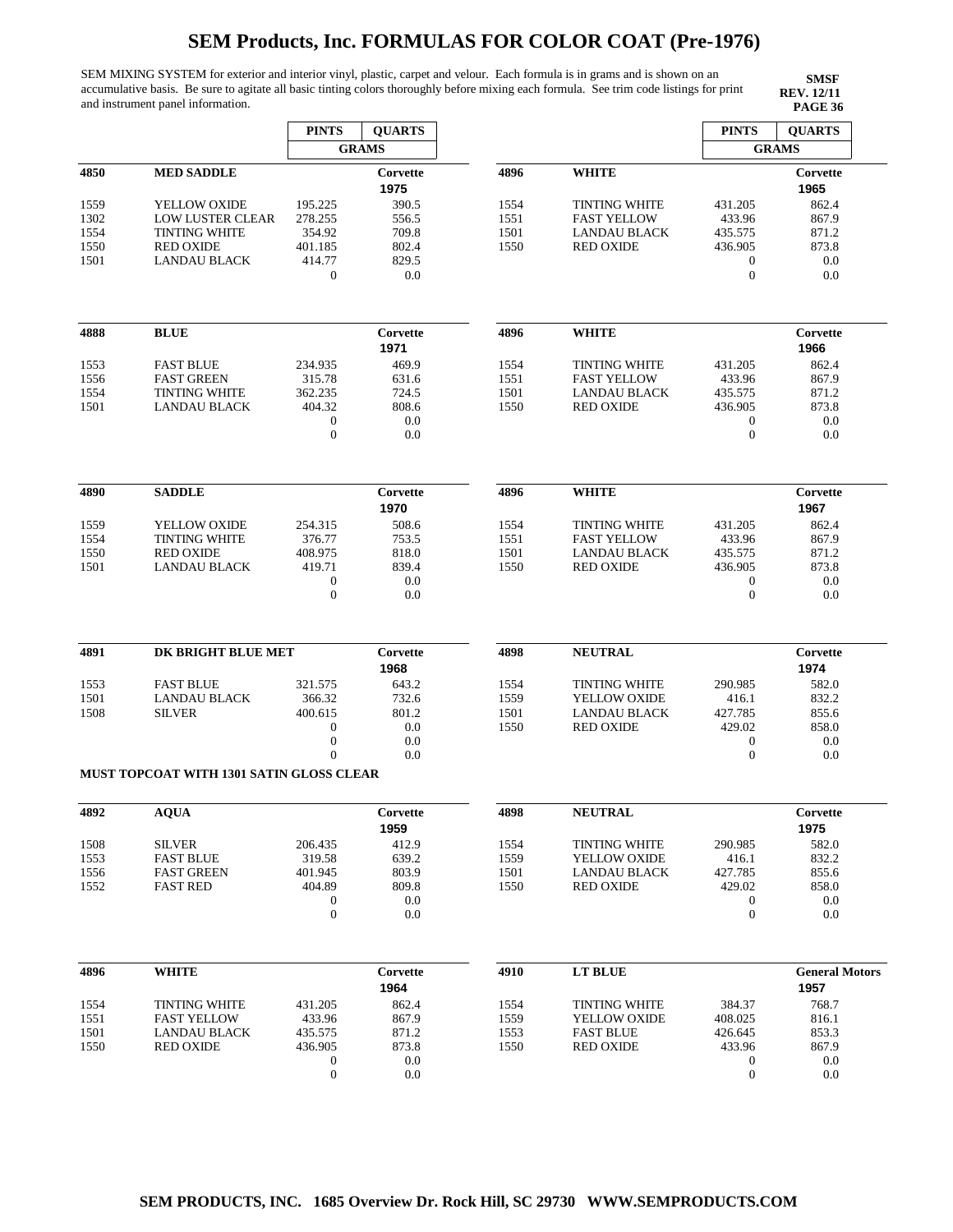# SEM Products, Inc. FORMULAS FOR COLOR COAT (Pre-1976)

SEM MIXING SYSTEM for exterior and interior vinyl, plastic, carpet and velour. Each formula is in grams and is shown on an accumulative basis. Be sure to agitate all basic tinting colors thoroughly before mixing each formula. See trim code listings for print and instrument panel information.

**SMSF**
**REV. 12/11**

| | | PINTS | QUARTS |
|---|---|---|---|
| | | GRAMS | |
| **4850** | **MED SADDLE** | | **Corvette** 1975 |
| 1559 | YELLOW OXIDE | 195.225 | 390.5 |
| 1302 | LOW LUSTER CLEAR | 278.255 | 556.5 |
| 1554 | TINTING WHITE | 354.92 | 709.8 |
| 1550 | RED OXIDE | 401.185 | 802.4 |
| 1501 | LANDAU BLACK | 414.77 | 829.5 |
| | | 0 | 0.0 |

| | | PINTS | QUARTS |
|---|---|---|---|
| **4888** | **BLUE** | | **Corvette** 1971 |
| 1553 | FAST BLUE | 234.935 | 469.9 |
| 1556 | FAST GREEN | 315.78 | 631.6 |
| 1554 | TINTING WHITE | 362.235 | 724.5 |
| 1501 | LANDAU BLACK | 404.32 | 808.6 |
| | | 0 | 0.0 |
| | | 0 | 0.0 |

| | | PINTS | QUARTS |
|---|---|---|---|
| **4890** | **SADDLE** | | **Corvette** 1970 |
| 1559 | YELLOW OXIDE | 254.315 | 508.6 |
| 1554 | TINTING WHITE | 376.77 | 753.5 |
| 1550 | RED OXIDE | 408.975 | 818.0 |
| 1501 | LANDAU BLACK | 419.71 | 839.4 |
| | | 0 | 0.0 |
| | | 0 | 0.0 |

| | | PINTS | QUARTS |
|---|---|---|---|
| **4891** | **DK BRIGHT BLUE MET** | | **Corvette** 1968 |
| 1553 | FAST BLUE | 321.575 | 643.2 |
| 1501 | LANDAU BLACK | 366.32 | 732.6 |
| 1508 | SILVER | 400.615 | 801.2 |
| | | 0 | 0.0 |
| | | 0 | 0.0 |
| | | 0 | 0.0 |

**MUST TOPCOAT WITH 1301 SATIN GLOSS CLEAR**

| | | PINTS | QUARTS |
|---|---|---|---|
| **4892** | **AQUA** | | **Corvette** 1959 |
| 1508 | SILVER | 206.435 | 412.9 |
| 1553 | FAST BLUE | 319.58 | 639.2 |
| 1556 | FAST GREEN | 401.945 | 803.9 |
| 1552 | FAST RED | 404.89 | 809.8 |
| | | 0 | 0.0 |
| | | 0 | 0.0 |

| | | PINTS | QUARTS |
|---|---|---|---|
| **4896** | **WHITE** | | **Corvette** 1964 |
| 1554 | TINTING WHITE | 431.205 | 862.4 |
| 1551 | FAST YELLOW | 433.96 | 867.9 |
| 1501 | LANDAU BLACK | 435.575 | 871.2 |
| 1550 | RED OXIDE | 436.905 | 873.8 |
| | | 0 | 0.0 |
| | | 0 | 0.0 |

| | | PINTS | QUARTS |
|---|---|---|---|
| **4896** | **WHITE** | | **Corvette** 1965 |
| 1554 | TINTING WHITE | 431.205 | 862.4 |
| 1551 | FAST YELLOW | 433.96 | 867.9 |
| 1501 | LANDAU BLACK | 435.575 | 871.2 |
| 1550 | RED OXIDE | 436.905 | 873.8 |
| | | 0 | 0.0 |
| | | 0 | 0.0 |

| | | PINTS | QUARTS |
|---|---|---|---|
| **4896** | **WHITE** | | **Corvette** 1966 |
| 1554 | TINTING WHITE | 431.205 | 862.4 |
| 1551 | FAST YELLOW | 433.96 | 867.9 |
| 1501 | LANDAU BLACK | 435.575 | 871.2 |
| 1550 | RED OXIDE | 436.905 | 873.8 |
| | | 0 | 0.0 |
| | | 0 | 0.0 |

| | | PINTS | QUARTS |
|---|---|---|---|
| **4896** | **WHITE** | | **Corvette** 1967 |
| 1554 | TINTING WHITE | 431.205 | 862.4 |
| 1551 | FAST YELLOW | 433.96 | 867.9 |
| 1501 | LANDAU BLACK | 435.575 | 871.2 |
| 1550 | RED OXIDE | 436.905 | 873.8 |
| | | 0 | 0.0 |
| | | 0 | 0.0 |

| | | PINTS | QUARTS |
|---|---|---|---|
| **4898** | **NEUTRAL** | | **Corvette** 1974 |
| 1554 | TINTING WHITE | 290.985 | 582.0 |
| 1559 | YELLOW OXIDE | 416.1 | 832.2 |
| 1501 | LANDAU BLACK | 427.785 | 855.6 |
| 1550 | RED OXIDE | 429.02 | 858.0 |
| | | 0 | 0.0 |
| | | 0 | 0.0 |

| | | PINTS | QUARTS |
|---|---|---|---|
| **4898** | **NEUTRAL** | | **Corvette** 1975 |
| 1554 | TINTING WHITE | 290.985 | 582.0 |
| 1559 | YELLOW OXIDE | 416.1 | 832.2 |
| 1501 | LANDAU BLACK | 427.785 | 855.6 |
| 1550 | RED OXIDE | 429.02 | 858.0 |
| | | 0 | 0.0 |
| | | 0 | 0.0 |

| | | PINTS | QUARTS |
|---|---|---|---|
| **4910** | **LT BLUE** | | **General Motors** 1957 |
| 1554 | TINTING WHITE | 384.37 | 768.7 |
| 1559 | YELLOW OXIDE | 408.025 | 816.1 |
| 1553 | FAST BLUE | 426.645 | 853.3 |
| 1550 | RED OXIDE | 433.96 | 867.9 |
| | | 0 | 0.0 |
| | | 0 | 0.0 |

**SEM PRODUCTS, INC. 1685 Overview Dr. Rock Hill, SC 29730 WWW.SEMPRODUCTS.COM**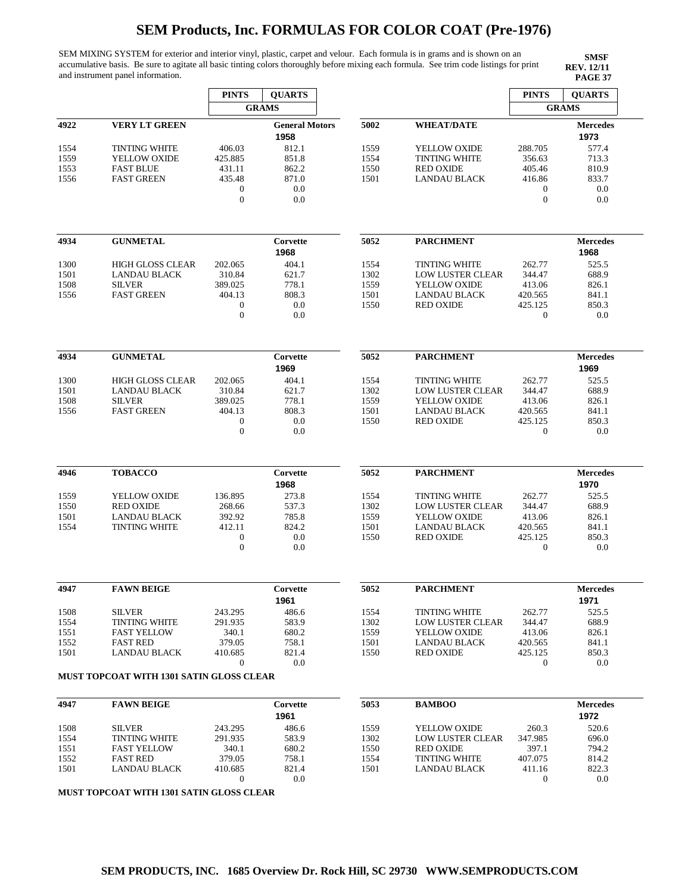# SEM Products, Inc. FORMULAS FOR COLOR COAT (Pre-1976)

SEM MIXING SYSTEM for exterior and interior vinyl, plastic, carpet and velour. Each formula is in grams and is shown on an accumulative basis. Be sure to agitate all basic tinting colors thoroughly before mixing each formula. See trim code listings for print and instrument panel information.

**SMSF**
**REV. 12/11**
**PAGE 37**

| | | PINTS | QUARTS |
|---|---|---|---|
| | | GRAMS | |
| **4922** | **VERY LT GREEN** | | **General Motors 1958** |
| 1554 | TINTING WHITE | 406.03 | 812.1 |
| 1559 | YELLOW OXIDE | 425.885 | 851.8 |
| 1553 | FAST BLUE | 431.11 | 862.2 |
| 1556 | FAST GREEN | 435.48 | 871.0 |
| | | 0 | 0.0 |
| | | 0 | 0.0 |

| | | PINTS | QUARTS |
|---|---|---|---|
| **4934** | **GUNMETAL** | | **Corvette 1968** |
| 1300 | HIGH GLOSS CLEAR | 202.065 | 404.1 |
| 1501 | LANDAU BLACK | 310.84 | 621.7 |
| 1508 | SILVER | 389.025 | 778.1 |
| 1556 | FAST GREEN | 404.13 | 808.3 |
| | | 0 | 0.0 |
| | | 0 | 0.0 |

| | | PINTS | QUARTS |
|---|---|---|---|
| **4934** | **GUNMETAL** | | **Corvette 1969** |
| 1300 | HIGH GLOSS CLEAR | 202.065 | 404.1 |
| 1501 | LANDAU BLACK | 310.84 | 621.7 |
| 1508 | SILVER | 389.025 | 778.1 |
| 1556 | FAST GREEN | 404.13 | 808.3 |
| | | 0 | 0.0 |
| | | 0 | 0.0 |

| | | PINTS | QUARTS |
|---|---|---|---|
| **4946** | **TOBACCO** | | **Corvette 1968** |
| 1559 | YELLOW OXIDE | 136.895 | 273.8 |
| 1550 | RED OXIDE | 268.66 | 537.3 |
| 1501 | LANDAU BLACK | 392.92 | 785.8 |
| 1554 | TINTING WHITE | 412.11 | 824.2 |
| | | 0 | 0.0 |
| | | 0 | 0.0 |

| | | PINTS | QUARTS |
|---|---|---|---|
| **4947** | **FAWN BEIGE** | | **Corvette 1961** |
| 1508 | SILVER | 243.295 | 486.6 |
| 1554 | TINTING WHITE | 291.935 | 583.9 |
| 1551 | FAST YELLOW | 340.1 | 680.2 |
| 1552 | FAST RED | 379.05 | 758.1 |
| 1501 | LANDAU BLACK | 410.685 | 821.4 |
| | | 0 | 0.0 |

**MUST TOPCOAT WITH 1301 SATIN GLOSS CLEAR**

| | | PINTS | QUARTS |
|---|---|---|---|
| **4947** | **FAWN BEIGE** | | **Corvette 1961** |
| 1508 | SILVER | 243.295 | 486.6 |
| 1554 | TINTING WHITE | 291.935 | 583.9 |
| 1551 | FAST YELLOW | 340.1 | 680.2 |
| 1552 | FAST RED | 379.05 | 758.1 |
| 1501 | LANDAU BLACK | 410.685 | 821.4 |
| | | 0 | 0.0 |

**MUST TOPCOAT WITH 1301 SATIN GLOSS CLEAR**

| | | PINTS | QUARTS |
|---|---|---|---|
| | | GRAMS | |
| **5002** | **WHEAT/DATE** | | **Mercedes 1973** |
| 1559 | YELLOW OXIDE | 288.705 | 577.4 |
| 1554 | TINTING WHITE | 356.63 | 713.3 |
| 1550 | RED OXIDE | 405.46 | 810.9 |
| 1501 | LANDAU BLACK | 416.86 | 833.7 |
| | | 0 | 0.0 |
| | | 0 | 0.0 |

| | | PINTS | QUARTS |
|---|---|---|---|
| **5052** | **PARCHMENT** | | **Mercedes 1968** |
| 1554 | TINTING WHITE | 262.77 | 525.5 |
| 1302 | LOW LUSTER CLEAR | 344.47 | 688.9 |
| 1559 | YELLOW OXIDE | 413.06 | 826.1 |
| 1501 | LANDAU BLACK | 420.565 | 841.1 |
| 1550 | RED OXIDE | 425.125 | 850.3 |
| | | 0 | 0.0 |

| | | PINTS | QUARTS |
|---|---|---|---|
| **5052** | **PARCHMENT** | | **Mercedes 1969** |
| 1554 | TINTING WHITE | 262.77 | 525.5 |
| 1302 | LOW LUSTER CLEAR | 344.47 | 688.9 |
| 1559 | YELLOW OXIDE | 413.06 | 826.1 |
| 1501 | LANDAU BLACK | 420.565 | 841.1 |
| 1550 | RED OXIDE | 425.125 | 850.3 |
| | | 0 | 0.0 |

| | | PINTS | QUARTS |
|---|---|---|---|
| **5052** | **PARCHMENT** | | **Mercedes 1970** |
| 1554 | TINTING WHITE | 262.77 | 525.5 |
| 1302 | LOW LUSTER CLEAR | 344.47 | 688.9 |
| 1559 | YELLOW OXIDE | 413.06 | 826.1 |
| 1501 | LANDAU BLACK | 420.565 | 841.1 |
| 1550 | RED OXIDE | 425.125 | 850.3 |
| | | 0 | 0.0 |

| | | PINTS | QUARTS |
|---|---|---|---|
| **5052** | **PARCHMENT** | | **Mercedes 1971** |
| 1554 | TINTING WHITE | 262.77 | 525.5 |
| 1302 | LOW LUSTER CLEAR | 344.47 | 688.9 |
| 1559 | YELLOW OXIDE | 413.06 | 826.1 |
| 1501 | LANDAU BLACK | 420.565 | 841.1 |
| 1550 | RED OXIDE | 425.125 | 850.3 |
| | | 0 | 0.0 |

| | | PINTS | QUARTS |
|---|---|---|---|
| **5053** | **BAMBOO** | | **Mercedes 1972** |
| 1559 | YELLOW OXIDE | 260.3 | 520.6 |
| 1302 | LOW LUSTER CLEAR | 347.985 | 696.0 |
| 1550 | RED OXIDE | 397.1 | 794.2 |
| 1554 | TINTING WHITE | 407.075 | 814.2 |
| 1501 | LANDAU BLACK | 411.16 | 822.3 |
| | | 0 | 0.0 |

SEM PRODUCTS, INC. 1685 Overview Dr. Rock Hill, SC 29730 WWW.SEMPRODUCTS.COM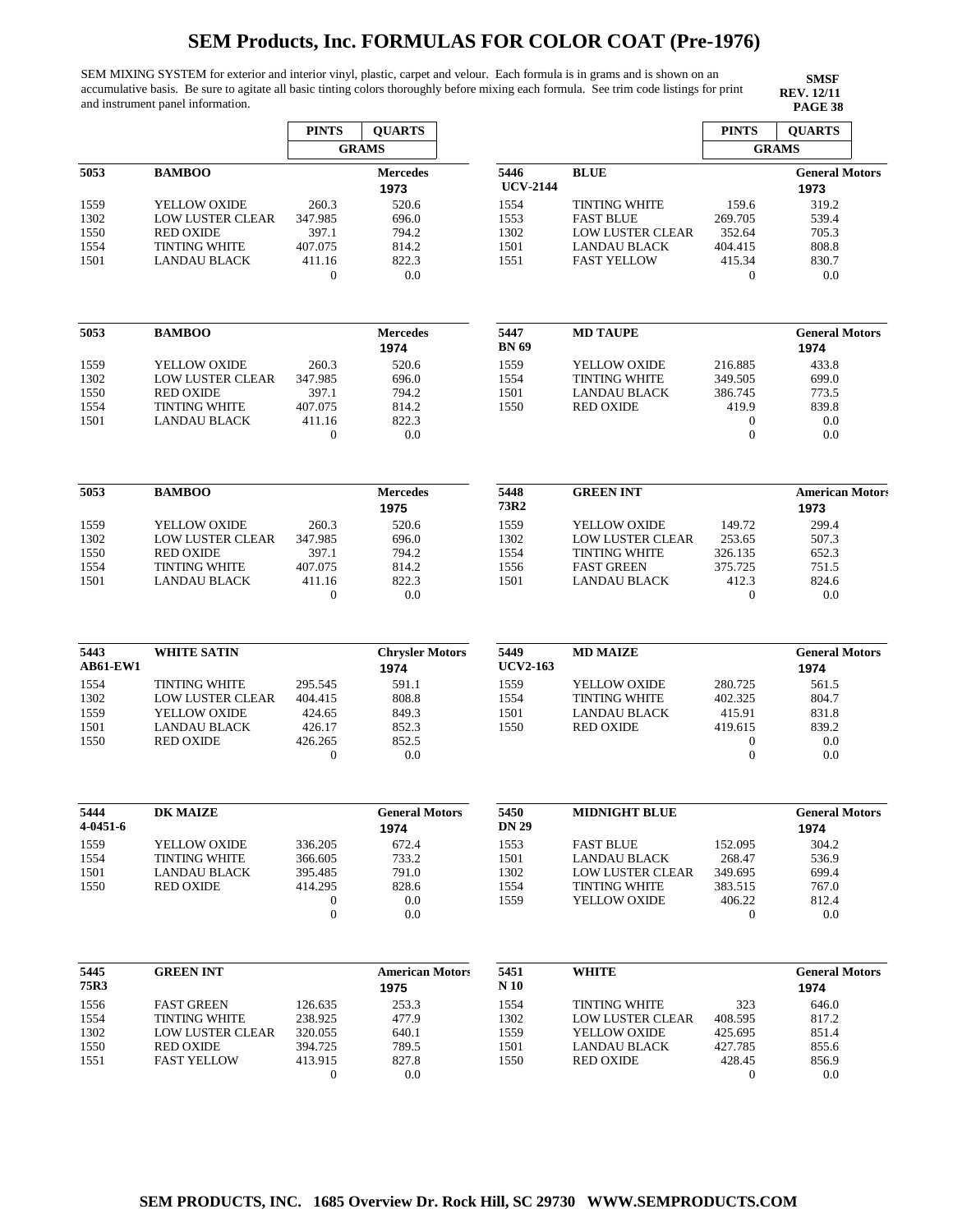# SEM Products, Inc. FORMULAS FOR COLOR COAT (Pre-1976)

SEM MIXING SYSTEM for exterior and interior vinyl, plastic, carpet and velour. Each formula is in grams and is shown on an accumulative basis. Be sure to agitate all basic tinting colors thoroughly before mixing each formula. See trim code listings for print and instrument panel information.

**SMSF REV. 12/11 PAGE 38**

| | | PINTS | QUARTS |
|---|---|---|---|
| | | GRAMS | |
| **5053** | **BAMBOO** | | **Mercedes 1973** |
| 1559 | YELLOW OXIDE | 260.3 | 520.6 |
| 1302 | LOW LUSTER CLEAR | 347.985 | 696.0 |
| 1550 | RED OXIDE | 397.1 | 794.2 |
| 1554 | TINTING WHITE | 407.075 | 814.2 |
| 1501 | LANDAU BLACK | 411.16 | 822.3 |
| | | 0 | 0.0 |
| **5053** | **BAMBOO** | | **Mercedes 1974** |
| 1559 | YELLOW OXIDE | 260.3 | 520.6 |
| 1302 | LOW LUSTER CLEAR | 347.985 | 696.0 |
| 1550 | RED OXIDE | 397.1 | 794.2 |
| 1554 | TINTING WHITE | 407.075 | 814.2 |
| 1501 | LANDAU BLACK | 411.16 | 822.3 |
| | | 0 | 0.0 |
| **5053** | **BAMBOO** | | **Mercedes 1975** |
| 1559 | YELLOW OXIDE | 260.3 | 520.6 |
| 1302 | LOW LUSTER CLEAR | 347.985 | 696.0 |
| 1550 | RED OXIDE | 397.1 | 794.2 |
| 1554 | TINTING WHITE | 407.075 | 814.2 |
| 1501 | LANDAU BLACK | 411.16 | 822.3 |
| | | 0 | 0.0 |
| **5443 AB61-EW1** | **WHITE SATIN** | | **Chrysler Motors 1974** |
| 1554 | TINTING WHITE | 295.545 | 591.1 |
| 1302 | LOW LUSTER CLEAR | 404.415 | 808.8 |
| 1559 | YELLOW OXIDE | 424.65 | 849.3 |
| 1501 | LANDAU BLACK | 426.17 | 852.3 |
| 1550 | RED OXIDE | 426.265 | 852.5 |
| | | 0 | 0.0 |
| **5444 4-0451-6** | **DK MAIZE** | | **General Motors 1974** |
| 1559 | YELLOW OXIDE | 336.205 | 672.4 |
| 1554 | TINTING WHITE | 366.605 | 733.2 |
| 1501 | LANDAU BLACK | 395.485 | 791.0 |
| 1550 | RED OXIDE | 414.295 | 828.6 |
| | | 0 | 0.0 |
| | | 0 | 0.0 |
| **5445 75R3** | **GREEN INT** | | **American Motors 1975** |
| 1556 | FAST GREEN | 126.635 | 253.3 |
| 1554 | TINTING WHITE | 238.925 | 477.9 |
| 1302 | LOW LUSTER CLEAR | 320.055 | 640.1 |
| 1550 | RED OXIDE | 394.725 | 789.5 |
| 1551 | FAST YELLOW | 413.915 | 827.8 |
| | | 0 | 0.0 |
| **5446 UCV-2144** | **BLUE** | | **General Motors 1973** |
| 1554 | TINTING WHITE | 159.6 | 319.2 |
| 1553 | FAST BLUE | 269.705 | 539.4 |
| 1302 | LOW LUSTER CLEAR | 352.64 | 705.3 |
| 1501 | LANDAU BLACK | 404.415 | 808.8 |
| 1551 | FAST YELLOW | 415.34 | 830.7 |
| | | 0 | 0.0 |
| **5447 BN 69** | **MD TAUPE** | | **General Motors 1974** |
| 1559 | YELLOW OXIDE | 216.885 | 433.8 |
| 1554 | TINTING WHITE | 349.505 | 699.0 |
| 1501 | LANDAU BLACK | 386.745 | 773.5 |
| 1550 | RED OXIDE | 419.9 | 839.8 |
| | | 0 | 0.0 |
| | | 0 | 0.0 |
| **5448 73R2** | **GREEN INT** | | **American Motors 1973** |
| 1559 | YELLOW OXIDE | 149.72 | 299.4 |
| 1302 | LOW LUSTER CLEAR | 253.65 | 507.3 |
| 1554 | TINTING WHITE | 326.135 | 652.3 |
| 1556 | FAST GREEN | 375.725 | 751.5 |
| 1501 | LANDAU BLACK | 412.3 | 824.6 |
| | | 0 | 0.0 |
| **5449 UCV2-163** | **MD MAIZE** | | **General Motors 1974** |
| 1559 | YELLOW OXIDE | 280.725 | 561.5 |
| 1554 | TINTING WHITE | 402.325 | 804.7 |
| 1501 | LANDAU BLACK | 415.91 | 831.8 |
| 1550 | RED OXIDE | 419.615 | 839.2 |
| | | 0 | 0.0 |
| | | 0 | 0.0 |
| **5450 DN 29** | **MIDNIGHT BLUE** | | **General Motors 1974** |
| 1553 | FAST BLUE | 152.095 | 304.2 |
| 1501 | LANDAU BLACK | 268.47 | 536.9 |
| 1302 | LOW LUSTER CLEAR | 349.695 | 699.4 |
| 1554 | TINTING WHITE | 383.515 | 767.0 |
| 1559 | YELLOW OXIDE | 406.22 | 812.4 |
| | | 0 | 0.0 |
| **5451 N 10** | **WHITE** | | **General Motors 1974** |
| 1554 | TINTING WHITE | 323 | 646.0 |
| 1302 | LOW LUSTER CLEAR | 408.595 | 817.2 |
| 1559 | YELLOW OXIDE | 425.695 | 851.4 |
| 1501 | LANDAU BLACK | 427.785 | 855.6 |
| 1550 | RED OXIDE | 428.45 | 856.9 |
| | | 0 | 0.0 |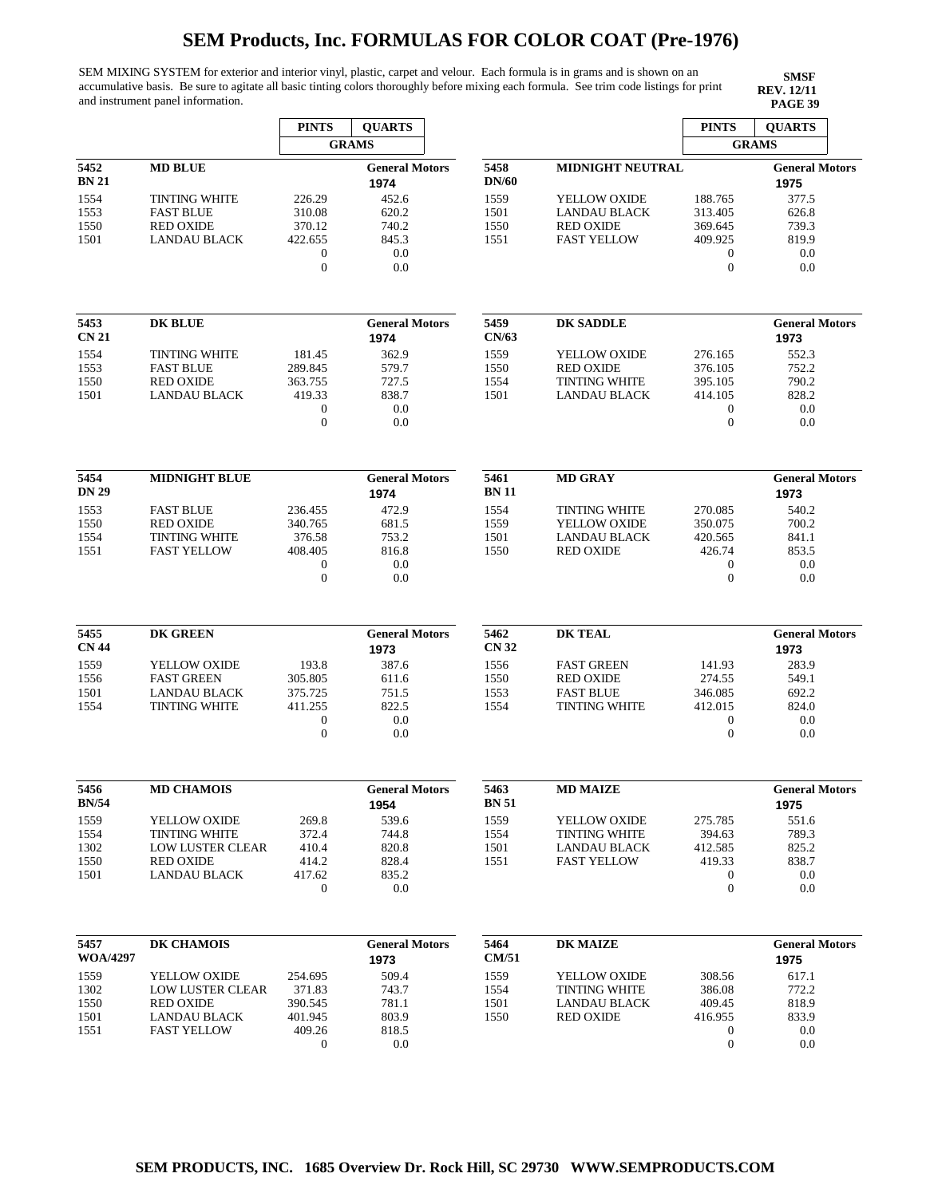# SEM Products, Inc. FORMULAS FOR COLOR COAT (Pre-1976)

SEM MIXING SYSTEM for exterior and interior vinyl, plastic, carpet and velour. Each formula is in grams and is shown on an accumulative basis. Be sure to agitate all basic tinting colors thoroughly before mixing each formula. See trim code listings for print and instrument panel information.

**SMSF**
**REV. 12/11**
**PAGE 39**

| | | PINTS | QUARTS |
|---|---|---|---|
| | | GRAMS | |
| **5452** **BN 21** | **MD BLUE** | | **General Motors** 1974 |
| 1554 | TINTING WHITE | 226.29 | 452.6 |
| 1553 | FAST BLUE | 310.08 | 620.2 |
| 1550 | RED OXIDE | 370.12 | 740.2 |
| 1501 | LANDAU BLACK | 422.655 | 845.3 |
| | | 0 | 0.0 |
| | | 0 | 0.0 |
| **5453** **CN 21** | **DK BLUE** | | **General Motors** 1974 |
| 1554 | TINTING WHITE | 181.45 | 362.9 |
| 1553 | FAST BLUE | 289.845 | 579.7 |
| 1550 | RED OXIDE | 363.755 | 727.5 |
| 1501 | LANDAU BLACK | 419.33 | 838.7 |
| | | 0 | 0.0 |
| | | 0 | 0.0 |
| **5454** **DN 29** | **MIDNIGHT BLUE** | | **General Motors** 1974 |
| 1553 | FAST BLUE | 236.455 | 472.9 |
| 1550 | RED OXIDE | 340.765 | 681.5 |
| 1554 | TINTING WHITE | 376.58 | 753.2 |
| 1551 | FAST YELLOW | 408.405 | 816.8 |
| | | 0 | 0.0 |
| | | 0 | 0.0 |
| **5455** **CN 44** | **DK GREEN** | | **General Motors** 1973 |
| 1559 | YELLOW OXIDE | 193.8 | 387.6 |
| 1556 | FAST GREEN | 305.805 | 611.6 |
| 1501 | LANDAU BLACK | 375.725 | 751.5 |
| 1554 | TINTING WHITE | 411.255 | 822.5 |
| | | 0 | 0.0 |
| | | 0 | 0.0 |
| **5456** **BN/54** | **MD CHAMOIS** | | **General Motors** 1954 |
| 1559 | YELLOW OXIDE | 269.8 | 539.6 |
| 1554 | TINTING WHITE | 372.4 | 744.8 |
| 1302 | LOW LUSTER CLEAR | 410.4 | 820.8 |
| 1550 | RED OXIDE | 414.2 | 828.4 |
| 1501 | LANDAU BLACK | 417.62 | 835.2 |
| | | 0 | 0.0 |
| **5457** **WOA/4297** | **DK CHAMOIS** | | **General Motors** 1973 |
| 1559 | YELLOW OXIDE | 254.695 | 509.4 |
| 1302 | LOW LUSTER CLEAR | 371.83 | 743.7 |
| 1550 | RED OXIDE | 390.545 | 781.1 |
| 1501 | LANDAU BLACK | 401.945 | 803.9 |
| 1551 | FAST YELLOW | 409.26 | 818.5 |
| | | 0 | 0.0 |

| | | PINTS | QUARTS |
|---|---|---|---|
| | | GRAMS | |
| **5458** **DN/60** | **MIDNIGHT NEUTRAL** | | **General Motors** 1975 |
| 1559 | YELLOW OXIDE | 188.765 | 377.5 |
| 1501 | LANDAU BLACK | 313.405 | 626.8 |
| 1550 | RED OXIDE | 369.645 | 739.3 |
| 1551 | FAST YELLOW | 409.925 | 819.9 |
| | | 0 | 0.0 |
| | | 0 | 0.0 |
| **5459** **CN/63** | **DK SADDLE** | | **General Motors** 1973 |
| 1559 | YELLOW OXIDE | 276.165 | 552.3 |
| 1550 | RED OXIDE | 376.105 | 752.2 |
| 1554 | TINTING WHITE | 395.105 | 790.2 |
| 1501 | LANDAU BLACK | 414.105 | 828.2 |
| | | 0 | 0.0 |
| | | 0 | 0.0 |
| **5461** **BN 11** | **MD GRAY** | | **General Motors** 1973 |
| 1554 | TINTING WHITE | 270.085 | 540.2 |
| 1559 | YELLOW OXIDE | 350.075 | 700.2 |
| 1501 | LANDAU BLACK | 420.565 | 841.1 |
| 1550 | RED OXIDE | 426.74 | 853.5 |
| | | 0 | 0.0 |
| | | 0 | 0.0 |
| **5462** **CN 32** | **DK TEAL** | | **General Motors** 1973 |
| 1556 | FAST GREEN | 141.93 | 283.9 |
| 1550 | RED OXIDE | 274.55 | 549.1 |
| 1553 | FAST BLUE | 346.085 | 692.2 |
| 1554 | TINTING WHITE | 412.015 | 824.0 |
| | | 0 | 0.0 |
| | | 0 | 0.0 |
| **5463** **BN 51** | **MD MAIZE** | | **General Motors** 1975 |
| 1559 | YELLOW OXIDE | 275.785 | 551.6 |
| 1554 | TINTING WHITE | 394.63 | 789.3 |
| 1501 | LANDAU BLACK | 412.585 | 825.2 |
| 1551 | FAST YELLOW | 419.33 | 838.7 |
| | | 0 | 0.0 |
| | | 0 | 0.0 |
| **5464** **CM/51** | **DK MAIZE** | | **General Motors** 1975 |
| 1559 | YELLOW OXIDE | 308.56 | 617.1 |
| 1554 | TINTING WHITE | 386.08 | 772.2 |
| 1501 | LANDAU BLACK | 409.45 | 818.9 |
| 1550 | RED OXIDE | 416.955 | 833.9 |
| | | 0 | 0.0 |
| | | 0 | 0.0 |

SEM PRODUCTS, INC. 1685 Overview Dr. Rock Hill, SC 29730 WWW.SEMPRODUCTS.COM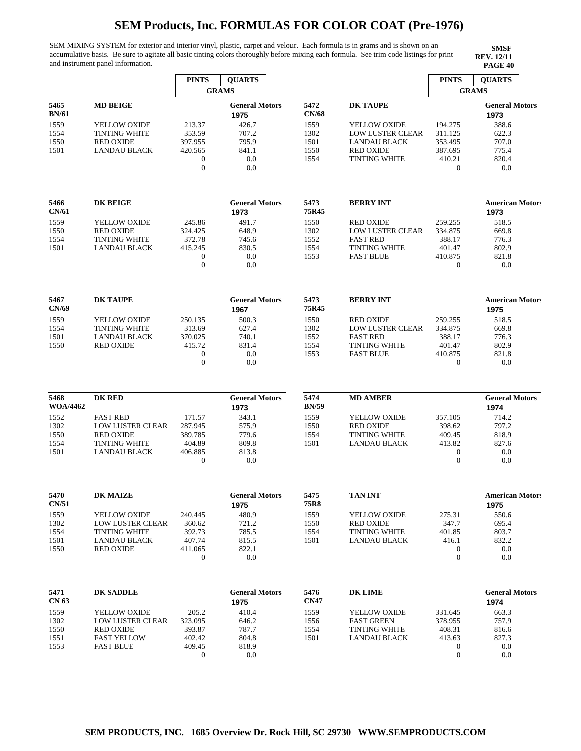# SEM Products, Inc. FORMULAS FOR COLOR COAT (Pre-1976)

SEM MIXING SYSTEM for exterior and interior vinyl, plastic, carpet and velour. Each formula is in grams and is shown on an accumulative basis. Be sure to agitate all basic tinting colors thoroughly before mixing each formula. See trim code listings for print and instrument panel information.

**SMSF**
**REV. 12/11**
**PAGE 40**

| | | PINTS | QUARTS |
|---|---|---|---|
| | | GRAMS | |
| **5465** | **MD BEIGE** | | **General Motors** |
| **BN/61** | | | **1975** |
| 1559 | YELLOW OXIDE | 213.37 | 426.7 |
| 1554 | TINTING WHITE | 353.59 | 707.2 |
| 1550 | RED OXIDE | 397.955 | 795.9 |
| 1501 | LANDAU BLACK | 420.565 | 841.1 |
| | | 0 | 0.0 |
| | | 0 | 0.0 |
| **5466** | **DK BEIGE** | | **General Motors** |
| **CN/61** | | | **1973** |
| 1559 | YELLOW OXIDE | 245.86 | 491.7 |
| 1550 | RED OXIDE | 324.425 | 648.9 |
| 1554 | TINTING WHITE | 372.78 | 745.6 |
| 1501 | LANDAU BLACK | 415.245 | 830.5 |
| | | 0 | 0.0 |
| | | 0 | 0.0 |
| **5467** | **DK TAUPE** | | **General Motors** |
| **CN/69** | | | **1967** |
| 1559 | YELLOW OXIDE | 250.135 | 500.3 |
| 1554 | TINTING WHITE | 313.69 | 627.4 |
| 1501 | LANDAU BLACK | 370.025 | 740.1 |
| 1550 | RED OXIDE | 415.72 | 831.4 |
| | | 0 | 0.0 |
| | | 0 | 0.0 |
| **5468** | **DK RED** | | **General Motors** |
| **WOA/4462** | | | **1973** |
| 1552 | FAST RED | 171.57 | 343.1 |
| 1302 | LOW LUSTER CLEAR | 287.945 | 575.9 |
| 1550 | RED OXIDE | 389.785 | 779.6 |
| 1554 | TINTING WHITE | 404.89 | 809.8 |
| 1501 | LANDAU BLACK | 406.885 | 813.8 |
| | | 0 | 0.0 |
| **5470** | **DK MAIZE** | | **General Motors** |
| **CN/51** | | | **1975** |
| 1559 | YELLOW OXIDE | 240.445 | 480.9 |
| 1302 | LOW LUSTER CLEAR | 360.62 | 721.2 |
| 1554 | TINTING WHITE | 392.73 | 785.5 |
| 1501 | LANDAU BLACK | 407.74 | 815.5 |
| 1550 | RED OXIDE | 411.065 | 822.1 |
| | | 0 | 0.0 |
| **5471** | **DK SADDLE** | | **General Motors** |
| **CN 63** | | | **1975** |
| 1559 | YELLOW OXIDE | 205.2 | 410.4 |
| 1302 | LOW LUSTER CLEAR | 323.095 | 646.2 |
| 1550 | RED OXIDE | 393.87 | 787.7 |
| 1551 | FAST YELLOW | 402.42 | 804.8 |
| 1553 | FAST BLUE | 409.45 | 818.9 |
| | | 0 | 0.0 |

| | | PINTS | QUARTS |
|---|---|---|---|
| | | GRAMS | |
| **5472** | **DK TAUPE** | | **General Motors** |
| **CN/68** | | | **1973** |
| 1559 | YELLOW OXIDE | 194.275 | 388.6 |
| 1302 | LOW LUSTER CLEAR | 311.125 | 622.3 |
| 1501 | LANDAU BLACK | 353.495 | 707.0 |
| 1550 | RED OXIDE | 387.695 | 775.4 |
| 1554 | TINTING WHITE | 410.21 | 820.4 |
| | | 0 | 0.0 |
| **5473** | **BERRY INT** | | **American Motors** |
| **75R45** | | | **1973** |
| 1550 | RED OXIDE | 259.255 | 518.5 |
| 1302 | LOW LUSTER CLEAR | 334.875 | 669.8 |
| 1552 | FAST RED | 388.17 | 776.3 |
| 1554 | TINTING WHITE | 401.47 | 802.9 |
| 1553 | FAST BLUE | 410.875 | 821.8 |
| | | 0 | 0.0 |
| **5473** | **BERRY INT** | | **American Motors** |
| **75R45** | | | **1975** |
| 1550 | RED OXIDE | 259.255 | 518.5 |
| 1302 | LOW LUSTER CLEAR | 334.875 | 669.8 |
| 1552 | FAST RED | 388.17 | 776.3 |
| 1554 | TINTING WHITE | 401.47 | 802.9 |
| 1553 | FAST BLUE | 410.875 | 821.8 |
| | | 0 | 0.0 |
| **5474** | **MD AMBER** | | **General Motors** |
| **BN/59** | | | **1974** |
| 1559 | YELLOW OXIDE | 357.105 | 714.2 |
| 1550 | RED OXIDE | 398.62 | 797.2 |
| 1554 | TINTING WHITE | 409.45 | 818.9 |
| 1501 | LANDAU BLACK | 413.82 | 827.6 |
| | | 0 | 0.0 |
| | | 0 | 0.0 |
| **5475** | **TAN INT** | | **American Motors** |
| **75R8** | | | **1975** |
| 1559 | YELLOW OXIDE | 275.31 | 550.6 |
| 1550 | RED OXIDE | 347.7 | 695.4 |
| 1554 | TINTING WHITE | 401.85 | 803.7 |
| 1501 | LANDAU BLACK | 416.1 | 832.2 |
| | | 0 | 0.0 |
| | | 0 | 0.0 |
| **5476** | **DK LIME** | | **General Motors** |
| **CN47** | | | **1974** |
| 1559 | YELLOW OXIDE | 331.645 | 663.3 |
| 1556 | FAST GREEN | 378.955 | 757.9 |
| 1554 | TINTING WHITE | 408.31 | 816.6 |
| 1501 | LANDAU BLACK | 413.63 | 827.3 |
| | | 0 | 0.0 |
| | | 0 | 0.0 |

SEM PRODUCTS, INC. 1685 Overview Dr. Rock Hill, SC 29730 WWW.SEMPRODUCTS.COM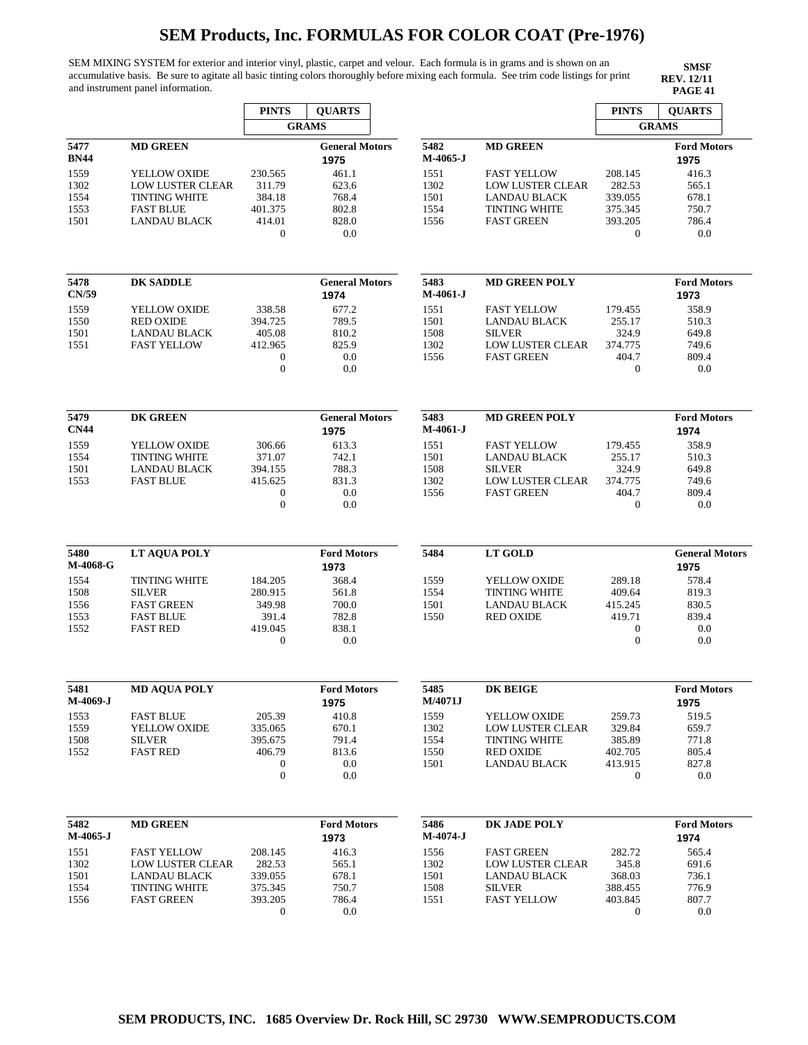# SEM Products, Inc. FORMULAS FOR COLOR COAT (Pre-1976)

SEM MIXING SYSTEM for exterior and interior vinyl, plastic, carpet and velour. Each formula is in grams and is shown on an accumulative basis. Be sure to agitate all basic tinting colors thoroughly before mixing each formula. See trim code listings for print and instrument panel information.

**SMSF**
**REV. 12/11**
**PAGE 41**

| | | PINTS | QUARTS |
|---|---|---|---|
| | | GRAMS | |
| **5477** **BN44** | **MD GREEN** | | **General Motors** 1975 |
| 1559 | YELLOW OXIDE | 230.565 | 461.1 |
| 1302 | LOW LUSTER CLEAR | 311.79 | 623.6 |
| 1554 | TINTING WHITE | 384.18 | 768.4 |
| 1553 | FAST BLUE | 401.375 | 802.8 |
| 1501 | LANDAU BLACK | 414.01 | 828.0 |
| | | 0 | 0.0 |
| **5478** **CN/59** | **DK SADDLE** | | **General Motors** 1974 |
| 1559 | YELLOW OXIDE | 338.58 | 677.2 |
| 1550 | RED OXIDE | 394.725 | 789.5 |
| 1501 | LANDAU BLACK | 405.08 | 810.2 |
| 1551 | FAST YELLOW | 412.965 | 825.9 |
| | | 0 | 0.0 |
| | | 0 | 0.0 |
| **5479** **CN44** | **DK GREEN** | | **General Motors** 1975 |
| 1559 | YELLOW OXIDE | 306.66 | 613.3 |
| 1554 | TINTING WHITE | 371.07 | 742.1 |
| 1501 | LANDAU BLACK | 394.155 | 788.3 |
| 1553 | FAST BLUE | 415.625 | 831.3 |
| | | 0 | 0.0 |
| | | 0 | 0.0 |
| **5480** **M-4068-G** | **LT AQUA POLY** | | **Ford Motors** 1973 |
| 1554 | TINTING WHITE | 184.205 | 368.4 |
| 1508 | SILVER | 280.915 | 561.8 |
| 1556 | FAST GREEN | 349.98 | 700.0 |
| 1553 | FAST BLUE | 391.4 | 782.8 |
| 1552 | FAST RED | 419.045 | 838.1 |
| | | 0 | 0.0 |
| **5481** **M-4069-J** | **MD AQUA POLY** | | **Ford Motors** 1975 |
| 1553 | FAST BLUE | 205.39 | 410.8 |
| 1559 | YELLOW OXIDE | 335.065 | 670.1 |
| 1508 | SILVER | 395.675 | 791.4 |
| 1552 | FAST RED | 406.79 | 813.6 |
| | | 0 | 0.0 |
| | | 0 | 0.0 |
| **5482** **M-4065-J** | **MD GREEN** | | **Ford Motors** 1973 |
| 1551 | FAST YELLOW | 208.145 | 416.3 |
| 1302 | LOW LUSTER CLEAR | 282.53 | 565.1 |
| 1501 | LANDAU BLACK | 339.055 | 678.1 |
| 1554 | TINTING WHITE | 375.345 | 750.7 |
| 1556 | FAST GREEN | 393.205 | 786.4 |
| | | 0 | 0.0 |

| | | PINTS | QUARTS |
|---|---|---|---|
| | | GRAMS | |
| **5482** **M-4065-J** | **MD GREEN** | | **Ford Motors** 1975 |
| 1551 | FAST YELLOW | 208.145 | 416.3 |
| 1302 | LOW LUSTER CLEAR | 282.53 | 565.1 |
| 1501 | LANDAU BLACK | 339.055 | 678.1 |
| 1554 | TINTING WHITE | 375.345 | 750.7 |
| 1556 | FAST GREEN | 393.205 | 786.4 |
| | | 0 | 0.0 |
| **5483** **M-4061-J** | **MD GREEN POLY** | | **Ford Motors** 1973 |
| 1551 | FAST YELLOW | 179.455 | 358.9 |
| 1501 | LANDAU BLACK | 255.17 | 510.3 |
| 1508 | SILVER | 324.9 | 649.8 |
| 1302 | LOW LUSTER CLEAR | 374.775 | 749.6 |
| 1556 | FAST GREEN | 404.7 | 809.4 |
| | | 0 | 0.0 |
| **5483** **M-4061-J** | **MD GREEN POLY** | | **Ford Motors** 1974 |
| 1551 | FAST YELLOW | 179.455 | 358.9 |
| 1501 | LANDAU BLACK | 255.17 | 510.3 |
| 1508 | SILVER | 324.9 | 649.8 |
| 1302 | LOW LUSTER CLEAR | 374.775 | 749.6 |
| 1556 | FAST GREEN | 404.7 | 809.4 |
| | | 0 | 0.0 |
| **5484** | **LT GOLD** | | **General Motors** 1975 |
| 1559 | YELLOW OXIDE | 289.18 | 578.4 |
| 1554 | TINTING WHITE | 409.64 | 819.3 |
| 1501 | LANDAU BLACK | 415.245 | 830.5 |
| 1550 | RED OXIDE | 419.71 | 839.4 |
| | | 0 | 0.0 |
| | | 0 | 0.0 |
| **5485** **M/4071J** | **DK BEIGE** | | **Ford Motors** 1975 |
| 1559 | YELLOW OXIDE | 259.73 | 519.5 |
| 1302 | LOW LUSTER CLEAR | 329.84 | 659.7 |
| 1554 | TINTING WHITE | 385.89 | 771.8 |
| 1550 | RED OXIDE | 402.705 | 805.4 |
| 1501 | LANDAU BLACK | 413.915 | 827.8 |
| | | 0 | 0.0 |
| **5486** **M-4074-J** | **DK JADE POLY** | | **Ford Motors** 1974 |
| 1556 | FAST GREEN | 282.72 | 565.4 |
| 1302 | LOW LUSTER CLEAR | 345.8 | 691.6 |
| 1501 | LANDAU BLACK | 368.03 | 736.1 |
| 1508 | SILVER | 388.455 | 776.9 |
| 1551 | FAST YELLOW | 403.845 | 807.7 |
| | | 0 | 0.0 |

**SEM PRODUCTS, INC. 1685 Overview Dr. Rock Hill, SC 29730 WWW.SEMPRODUCTS.COM**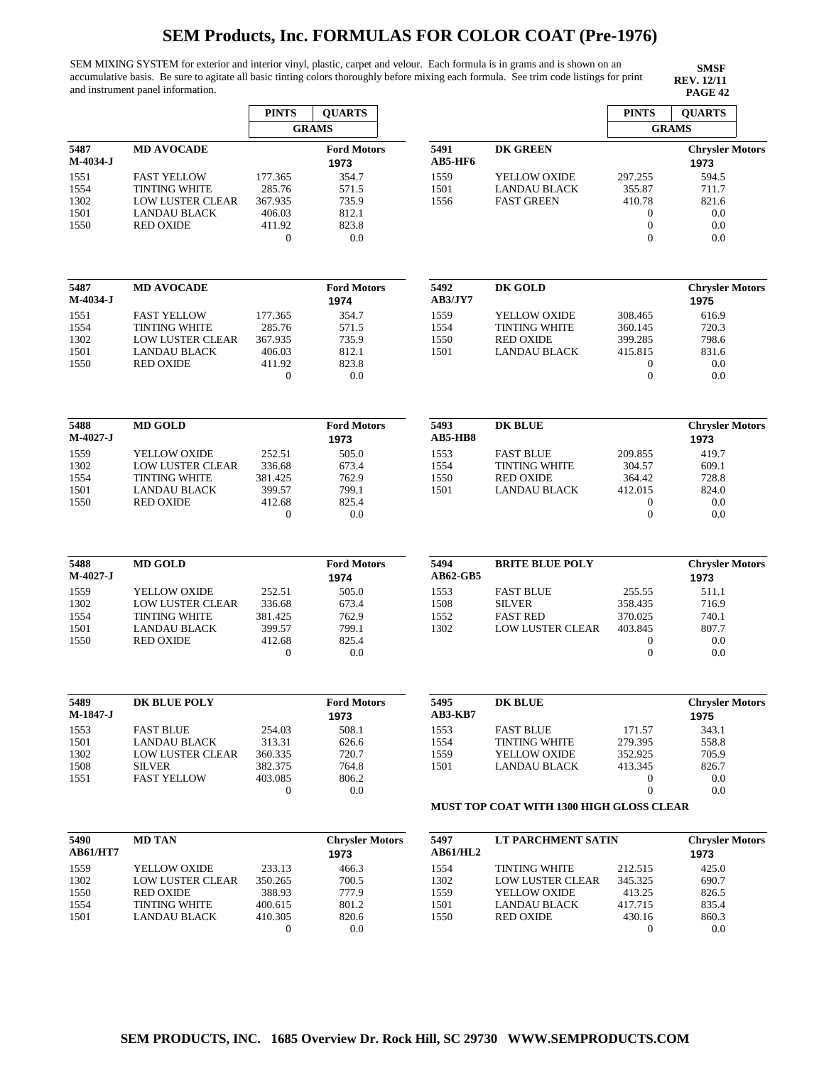# SEM Products, Inc. FORMULAS FOR COLOR COAT (Pre-1976)

SEM MIXING SYSTEM for exterior and interior vinyl, plastic, carpet and velour. Each formula is in grams and is shown on an accumulative basis. Be sure to agitate all basic tinting colors thoroughly before mixing each formula. See trim code listings for print and instrument panel information.

**SMSF**
**REV. 12/11**
**PAGE 42**

| | | PINTS | QUARTS |
|---|---|---|---|
| | | GRAMS | |
| **5487 M-4034-J** | **MD AVOCADE** | | **Ford Motors 1973** |
| 1551 | FAST YELLOW | 177.365 | 354.7 |
| 1554 | TINTING WHITE | 285.76 | 571.5 |
| 1302 | LOW LUSTER CLEAR | 367.935 | 735.9 |
| 1501 | LANDAU BLACK | 406.03 | 812.1 |
| 1550 | RED OXIDE | 411.92 | 823.8 |
| | | 0 | 0.0 |
| **5487 M-4034-J** | **MD AVOCADE** | | **Ford Motors 1974** |
| 1551 | FAST YELLOW | 177.365 | 354.7 |
| 1554 | TINTING WHITE | 285.76 | 571.5 |
| 1302 | LOW LUSTER CLEAR | 367.935 | 735.9 |
| 1501 | LANDAU BLACK | 406.03 | 812.1 |
| 1550 | RED OXIDE | 411.92 | 823.8 |
| | | 0 | 0.0 |
| **5488 M-4027-J** | **MD GOLD** | | **Ford Motors 1973** |
| 1559 | YELLOW OXIDE | 252.51 | 505.0 |
| 1302 | LOW LUSTER CLEAR | 336.68 | 673.4 |
| 1554 | TINTING WHITE | 381.425 | 762.9 |
| 1501 | LANDAU BLACK | 399.57 | 799.1 |
| 1550 | RED OXIDE | 412.68 | 825.4 |
| | | 0 | 0.0 |
| **5488 M-4027-J** | **MD GOLD** | | **Ford Motors 1974** |
| 1559 | YELLOW OXIDE | 252.51 | 505.0 |
| 1302 | LOW LUSTER CLEAR | 336.68 | 673.4 |
| 1554 | TINTING WHITE | 381.425 | 762.9 |
| 1501 | LANDAU BLACK | 399.57 | 799.1 |
| 1550 | RED OXIDE | 412.68 | 825.4 |
| | | 0 | 0.0 |
| **5489 M-1847-J** | **DK BLUE POLY** | | **Ford Motors 1973** |
| 1553 | FAST BLUE | 254.03 | 508.1 |
| 1501 | LANDAU BLACK | 313.31 | 626.6 |
| 1302 | LOW LUSTER CLEAR | 360.335 | 720.7 |
| 1508 | SILVER | 382.375 | 764.8 |
| 1551 | FAST YELLOW | 403.085 | 806.2 |
| | | 0 | 0.0 |
| **5490 AB61/HT7** | **MD TAN** | | **Chrysler Motors 1973** |
| 1559 | YELLOW OXIDE | 233.13 | 466.3 |
| 1302 | LOW LUSTER CLEAR | 350.265 | 700.5 |
| 1550 | RED OXIDE | 388.93 | 777.9 |
| 1554 | TINTING WHITE | 400.615 | 801.2 |
| 1501 | LANDAU BLACK | 410.305 | 820.6 |
| | | 0 | 0.0 |

| | | PINTS | QUARTS |
|---|---|---|---|
| | | GRAMS | |
| **5491 AB5-HF6** | **DK GREEN** | | **Chrysler Motors 1973** |
| 1559 | YELLOW OXIDE | 297.255 | 594.5 |
| 1501 | LANDAU BLACK | 355.87 | 711.7 |
| 1556 | FAST GREEN | 410.78 | 821.6 |
| | | 0 | 0.0 |
| | | 0 | 0.0 |
| | | 0 | 0.0 |
| **5492 AB3/JY7** | **DK GOLD** | | **Chrysler Motors 1975** |
| 1559 | YELLOW OXIDE | 308.465 | 616.9 |
| 1554 | TINTING WHITE | 360.145 | 720.3 |
| 1550 | RED OXIDE | 399.285 | 798.6 |
| 1501 | LANDAU BLACK | 415.815 | 831.6 |
| | | 0 | 0.0 |
| | | 0 | 0.0 |
| **5493 AB5-HB8** | **DK BLUE** | | **Chrysler Motors 1973** |
| 1553 | FAST BLUE | 209.855 | 419.7 |
| 1554 | TINTING WHITE | 304.57 | 609.1 |
| 1550 | RED OXIDE | 364.42 | 728.8 |
| 1501 | LANDAU BLACK | 412.015 | 824.0 |
| | | 0 | 0.0 |
| | | 0 | 0.0 |
| **5494 AB62-GB5** | **BRITE BLUE POLY** | | **Chrysler Motors 1973** |
| 1553 | FAST BLUE | 255.55 | 511.1 |
| 1508 | SILVER | 358.435 | 716.9 |
| 1552 | FAST RED | 370.025 | 740.1 |
| 1302 | LOW LUSTER CLEAR | 403.845 | 807.7 |
| | | 0 | 0.0 |
| | | 0 | 0.0 |
| **5495 AB3-KB7** | **DK BLUE** | | **Chrysler Motors 1975** |
| 1553 | FAST BLUE | 171.57 | 343.1 |
| 1554 | TINTING WHITE | 279.395 | 558.8 |
| 1559 | YELLOW OXIDE | 352.925 | 705.9 |
| 1501 | LANDAU BLACK | 413.345 | 826.7 |
| | | 0 | 0.0 |
| | | 0 | 0.0 |
| **MUST TOP COAT WITH 1300 HIGH GLOSS CLEAR** | | | |
| **5497 AB61/HL2** | **LT PARCHMENT SATIN** | | **Chrysler Motors 1973** |
| 1554 | TINTING WHITE | 212.515 | 425.0 |
| 1302 | LOW LUSTER CLEAR | 345.325 | 690.7 |
| 1559 | YELLOW OXIDE | 413.25 | 826.5 |
| 1501 | LANDAU BLACK | 417.715 | 835.4 |
| 1550 | RED OXIDE | 430.16 | 860.3 |
| | | 0 | 0.0 |

SEM PRODUCTS, INC. 1685 Overview Dr. Rock Hill, SC 29730 WWW.SEMPRODUCTS.COM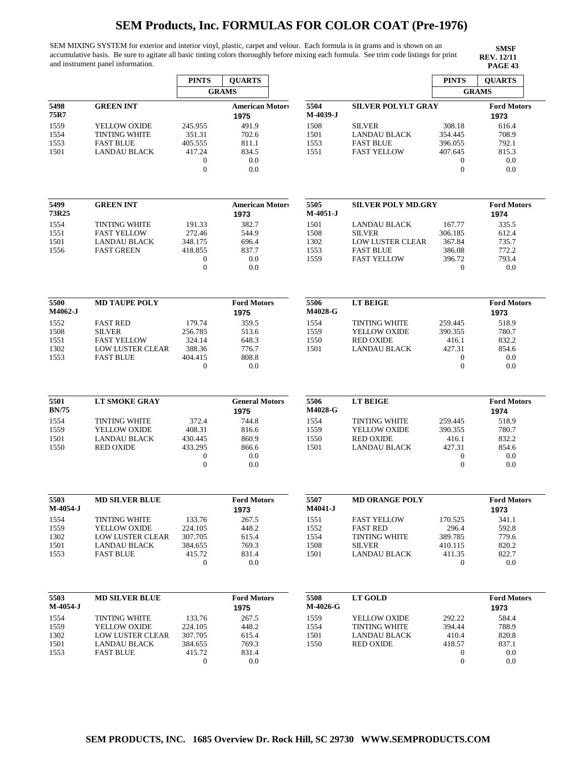# SEM Products, Inc. FORMULAS FOR COLOR COAT (Pre-1976)

SEM MIXING SYSTEM for exterior and interior vinyl, plastic, carpet and velour. Each formula is in grams and is shown on an accumulative basis. Be sure to agitate all basic tinting colors thoroughly before mixing each formula. See trim code listings for print and instrument panel information.

**SMSF**
**REV. 12/11**
**PAGE 43**

| | | PINTS | QUARTS |
|---|---|---|---|
| | | GRAMS | |
| **5498** **75R7** | **GREEN INT** | | **American Motors** 1975 |
| 1559 | YELLOW OXIDE | 245.955 | 491.9 |
| 1554 | TINTING WHITE | 351.31 | 702.6 |
| 1553 | FAST BLUE | 405.555 | 811.1 |
| 1501 | LANDAU BLACK | 417.24 | 834.5 |
| | | 0 | 0.0 |
| | | 0 | 0.0 |
| **5499** **73R25** | **GREEN INT** | | **American Motors** 1973 |
| 1554 | TINTING WHITE | 191.33 | 382.7 |
| 1551 | FAST YELLOW | 272.46 | 544.9 |
| 1501 | LANDAU BLACK | 348.175 | 696.4 |
| 1556 | FAST GREEN | 418.855 | 837.7 |
| | | 0 | 0.0 |
| | | 0 | 0.0 |
| **5500** **M4062-J** | **MD TAUPE POLY** | | **Ford Motors** 1975 |
| 1552 | FAST RED | 179.74 | 359.5 |
| 1508 | SILVER | 256.785 | 513.6 |
| 1551 | FAST YELLOW | 324.14 | 648.3 |
| 1302 | LOW LUSTER CLEAR | 388.36 | 776.7 |
| 1553 | FAST BLUE | 404.415 | 808.8 |
| | | 0 | 0.0 |
| **5501** **BN/75** | **LT SMOKE GRAY** | | **General Motors** 1975 |
| 1554 | TINTING WHITE | 372.4 | 744.8 |
| 1559 | YELLOW OXIDE | 408.31 | 816.6 |
| 1501 | LANDAU BLACK | 430.445 | 860.9 |
| 1550 | RED OXIDE | 433.295 | 866.6 |
| | | 0 | 0.0 |
| | | 0 | 0.0 |
| **5503** **M-4054-J** | **MD SILVER BLUE** | | **Ford Motors** 1973 |
| 1554 | TINTING WHITE | 133.76 | 267.5 |
| 1559 | YELLOW OXIDE | 224.105 | 448.2 |
| 1302 | LOW LUSTER CLEAR | 307.705 | 615.4 |
| 1501 | LANDAU BLACK | 384.655 | 769.3 |
| 1553 | FAST BLUE | 415.72 | 831.4 |
| | | 0 | 0.0 |
| **5503** **M-4054-J** | **MD SILVER BLUE** | | **Ford Motors** 1975 |
| 1554 | TINTING WHITE | 133.76 | 267.5 |
| 1559 | YELLOW OXIDE | 224.105 | 448.2 |
| 1302 | LOW LUSTER CLEAR | 307.705 | 615.4 |
| 1501 | LANDAU BLACK | 384.655 | 769.3 |
| 1553 | FAST BLUE | 415.72 | 831.4 |
| | | 0 | 0.0 |

| | | PINTS | QUARTS |
|---|---|---|---|
| | | GRAMS | |
| **5504** **M-4039-J** | **SILVER POLYLT GRAY** | | **Ford Motors** 1973 |
| 1508 | SILVER | 308.18 | 616.4 |
| 1501 | LANDAU BLACK | 354.445 | 708.9 |
| 1553 | FAST BLUE | 396.055 | 792.1 |
| 1551 | FAST YELLOW | 407.645 | 815.3 |
| | | 0 | 0.0 |
| | | 0 | 0.0 |
| **5505** **M-4051-J** | **SILVER POLY MD.GRY** | | **Ford Motors** 1974 |
| 1501 | LANDAU BLACK | 167.77 | 335.5 |
| 1508 | SILVER | 306.185 | 612.4 |
| 1302 | LOW LUSTER CLEAR | 367.84 | 735.7 |
| 1553 | FAST BLUE | 386.08 | 772.2 |
| 1559 | FAST YELLOW | 396.72 | 793.4 |
| | | 0 | 0.0 |
| **5506** **M4028-G** | **LT BEIGE** | | **Ford Motors** 1973 |
| 1554 | TINTING WHITE | 259.445 | 518.9 |
| 1559 | YELLOW OXIDE | 390.355 | 780.7 |
| 1550 | RED OXIDE | 416.1 | 832.2 |
| 1501 | LANDAU BLACK | 427.31 | 854.6 |
| | | 0 | 0.0 |
| | | 0 | 0.0 |
| **5506** **M4028-G** | **LT BEIGE** | | **Ford Motors** 1974 |
| 1554 | TINTING WHITE | 259.445 | 518.9 |
| 1559 | YELLOW OXIDE | 390.355 | 780.7 |
| 1550 | RED OXIDE | 416.1 | 832.2 |
| 1501 | LANDAU BLACK | 427.31 | 854.6 |
| | | 0 | 0.0 |
| | | 0 | 0.0 |
| **5507** **M4041-J** | **MD ORANGE POLY** | | **Ford Motors** 1973 |
| 1551 | FAST YELLOW | 170.525 | 341.1 |
| 1552 | FAST RED | 296.4 | 592.8 |
| 1554 | TINTING WHITE | 389.785 | 779.6 |
| 1508 | SILVER | 410.115 | 820.2 |
| 1501 | LANDAU BLACK | 411.35 | 822.7 |
| | | 0 | 0.0 |
| **5508** **M-4026-G** | **LT GOLD** | | **Ford Motors** 1973 |
| 1559 | YELLOW OXIDE | 292.22 | 584.4 |
| 1554 | TINTING WHITE | 394.44 | 788.9 |
| 1501 | LANDAU BLACK | 410.4 | 820.8 |
| 1550 | RED OXIDE | 418.57 | 837.1 |
| | | 0 | 0.0 |
| | | 0 | 0.0 |

**SEM PRODUCTS, INC. 1685 Overview Dr. Rock Hill, SC 29730 WWW.SEMPRODUCTS.COM**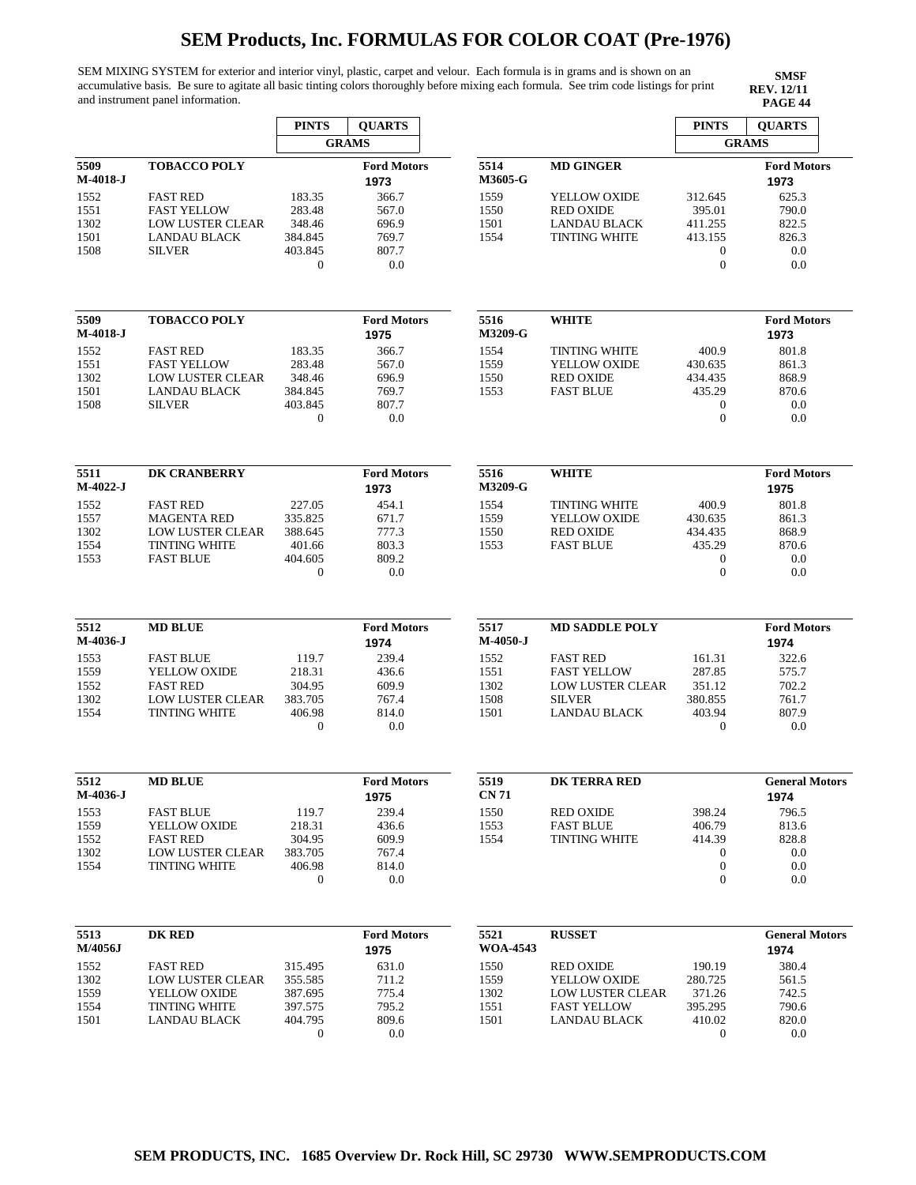# SEM Products, Inc. FORMULAS FOR COLOR COAT (Pre-1976)

SEM MIXING SYSTEM for exterior and interior vinyl, plastic, carpet and velour. Each formula is in grams and is shown on an accumulative basis. Be sure to agitate all basic tinting colors thoroughly before mixing each formula. See trim code listings for print and instrument panel information.

**SMSF**
**REV. 12/11**

| | | PINTS | QUARTS |
|---|---|---|---|
| | | GRAMS | |
| **5509** | **TOBACCO POLY** | | **Ford Motors** |
| **M-4018-J** | | | **1973** |
| 1552 | FAST RED | 183.35 | 366.7 |
| 1551 | FAST YELLOW | 283.48 | 567.0 |
| 1302 | LOW LUSTER CLEAR | 348.46 | 696.9 |
| 1501 | LANDAU BLACK | 384.845 | 769.7 |
| 1508 | SILVER | 403.845 | 807.7 |
| | | 0 | 0.0 |

| | | PINTS | QUARTS |
|---|---|---|---|
| **5509** | **TOBACCO POLY** | | **Ford Motors** |
| **M-4018-J** | | | **1975** |
| 1552 | FAST RED | 183.35 | 366.7 |
| 1551 | FAST YELLOW | 283.48 | 567.0 |
| 1302 | LOW LUSTER CLEAR | 348.46 | 696.9 |
| 1501 | LANDAU BLACK | 384.845 | 769.7 |
| 1508 | SILVER | 403.845 | 807.7 |
| | | 0 | 0.0 |

| | | PINTS | QUARTS |
|---|---|---|---|
| **5511** | **DK CRANBERRY** | | **Ford Motors** |
| **M-4022-J** | | | **1973** |
| 1552 | FAST RED | 227.05 | 454.1 |
| 1557 | MAGENTA RED | 335.825 | 671.7 |
| 1302 | LOW LUSTER CLEAR | 388.645 | 777.3 |
| 1554 | TINTING WHITE | 401.66 | 803.3 |
| 1553 | FAST BLUE | 404.605 | 809.2 |
| | | 0 | 0.0 |

| | | PINTS | QUARTS |
|---|---|---|---|
| **5512** | **MD BLUE** | | **Ford Motors** |
| **M-4036-J** | | | **1974** |
| 1553 | FAST BLUE | 119.7 | 239.4 |
| 1559 | YELLOW OXIDE | 218.31 | 436.6 |
| 1552 | FAST RED | 304.95 | 609.9 |
| 1302 | LOW LUSTER CLEAR | 383.705 | 767.4 |
| 1554 | TINTING WHITE | 406.98 | 814.0 |
| | | 0 | 0.0 |

| | | PINTS | QUARTS |
|---|---|---|---|
| **5512** | **MD BLUE** | | **Ford Motors** |
| **M-4036-J** | | | **1975** |
| 1553 | FAST BLUE | 119.7 | 239.4 |
| 1559 | YELLOW OXIDE | 218.31 | 436.6 |
| 1552 | FAST RED | 304.95 | 609.9 |
| 1302 | LOW LUSTER CLEAR | 383.705 | 767.4 |
| 1554 | TINTING WHITE | 406.98 | 814.0 |
| | | 0 | 0.0 |

| | | PINTS | QUARTS |
|---|---|---|---|
| **5513** | **DK RED** | | **Ford Motors** |
| **M/4056J** | | | **1975** |
| 1552 | FAST RED | 315.495 | 631.0 |
| 1302 | LOW LUSTER CLEAR | 355.585 | 711.2 |
| 1559 | YELLOW OXIDE | 387.695 | 775.4 |
| 1554 | TINTING WHITE | 397.575 | 795.2 |
| 1501 | LANDAU BLACK | 404.795 | 809.6 |
| | | 0 | 0.0 |

| | | PINTS | QUARTS |
|---|---|---|---|
| | | GRAMS | |
| **5514** | **MD GINGER** | | **Ford Motors** |
| **M3605-G** | | | **1973** |
| 1559 | YELLOW OXIDE | 312.645 | 625.3 |
| 1550 | RED OXIDE | 395.01 | 790.0 |
| 1501 | LANDAU BLACK | 411.255 | 822.5 |
| 1554 | TINTING WHITE | 413.155 | 826.3 |
| | | 0 | 0.0 |
| | | 0 | 0.0 |

| | | PINTS | QUARTS |
|---|---|---|---|
| **5516** | **WHITE** | | **Ford Motors** |
| **M3209-G** | | | **1973** |
| 1554 | TINTING WHITE | 400.9 | 801.8 |
| 1559 | YELLOW OXIDE | 430.635 | 861.3 |
| 1550 | RED OXIDE | 434.435 | 868.9 |
| 1553 | FAST BLUE | 435.29 | 870.6 |
| | | 0 | 0.0 |
| | | 0 | 0.0 |

| | | PINTS | QUARTS |
|---|---|---|---|
| **5516** | **WHITE** | | **Ford Motors** |
| **M3209-G** | | | **1975** |
| 1554 | TINTING WHITE | 400.9 | 801.8 |
| 1559 | YELLOW OXIDE | 430.635 | 861.3 |
| 1550 | RED OXIDE | 434.435 | 868.9 |
| 1553 | FAST BLUE | 435.29 | 870.6 |
| | | 0 | 0.0 |
| | | 0 | 0.0 |

| | | PINTS | QUARTS |
|---|---|---|---|
| **5517** | **MD SADDLE POLY** | | **Ford Motors** |
| **M-4050-J** | | | **1974** |
| 1552 | FAST RED | 161.31 | 322.6 |
| 1551 | FAST YELLOW | 287.85 | 575.7 |
| 1302 | LOW LUSTER CLEAR | 351.12 | 702.2 |
| 1508 | SILVER | 380.855 | 761.7 |
| 1501 | LANDAU BLACK | 403.94 | 807.9 |
| | | 0 | 0.0 |

| | | PINTS | QUARTS |
|---|---|---|---|
| **5519** | **DK TERRA RED** | | **General Motors** |
| **CN 71** | | | **1974** |
| 1550 | RED OXIDE | 398.24 | 796.5 |
| 1553 | FAST BLUE | 406.79 | 813.6 |
| 1554 | TINTING WHITE | 414.39 | 828.8 |
| | | 0 | 0.0 |
| | | 0 | 0.0 |
| | | 0 | 0.0 |

| | | PINTS | QUARTS |
|---|---|---|---|
| **5521** | **RUSSET** | | **General Motors** |
| **WOA-4543** | | | **1974** |
| 1550 | RED OXIDE | 190.19 | 380.4 |
| 1559 | YELLOW OXIDE | 280.725 | 561.5 |
| 1302 | LOW LUSTER CLEAR | 371.26 | 742.5 |
| 1551 | FAST YELLOW | 395.295 | 790.6 |
| 1501 | LANDAU BLACK | 410.02 | 820.0 |
| | | 0 | 0.0 |

**SEM PRODUCTS, INC. 1685 Overview Dr. Rock Hill, SC 29730 WWW.SEMPRODUCTS.COM**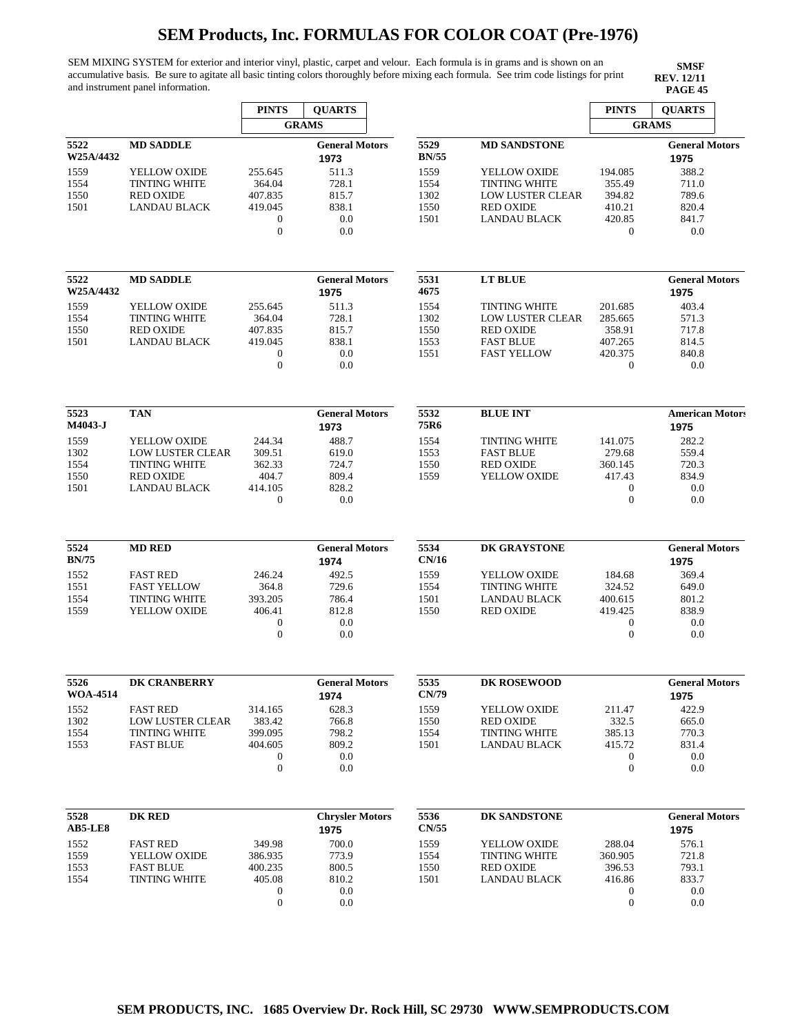# SEM Products, Inc. FORMULAS FOR COLOR COAT (Pre-1976)

SEM MIXING SYSTEM for exterior and interior vinyl, plastic, carpet and velour. Each formula is in grams and is shown on an accumulative basis. Be sure to agitate all basic tinting colors thoroughly before mixing each formula. See trim code listings for print and instrument panel information.

**SMSF**
**REV. 12/11**
**PAGE 45**

| | | PINTS | QUARTS |
|---|---|---|---|
| | | GRAMS | |
| **5522 W25A/4432** | **MD SADDLE** | | **General Motors 1973** |
| 1559 | YELLOW OXIDE | 255.645 | 511.3 |
| 1554 | TINTING WHITE | 364.04 | 728.1 |
| 1550 | RED OXIDE | 407.835 | 815.7 |
| 1501 | LANDAU BLACK | 419.045 | 838.1 |
| | | 0 | 0.0 |
| | | 0 | 0.0 |
| **5522 W25A/4432** | **MD SADDLE** | | **General Motors 1975** |
| 1559 | YELLOW OXIDE | 255.645 | 511.3 |
| 1554 | TINTING WHITE | 364.04 | 728.1 |
| 1550 | RED OXIDE | 407.835 | 815.7 |
| 1501 | LANDAU BLACK | 419.045 | 838.1 |
| | | 0 | 0.0 |
| | | 0 | 0.0 |
| **5523 M4043-J** | **TAN** | | **General Motors 1973** |
| 1559 | YELLOW OXIDE | 244.34 | 488.7 |
| 1302 | LOW LUSTER CLEAR | 309.51 | 619.0 |
| 1554 | TINTING WHITE | 362.33 | 724.7 |
| 1550 | RED OXIDE | 404.7 | 809.4 |
| 1501 | LANDAU BLACK | 414.105 | 828.2 |
| | | 0 | 0.0 |
| **5524 BN/75** | **MD RED** | | **General Motors 1974** |
| 1552 | FAST RED | 246.24 | 492.5 |
| 1551 | FAST YELLOW | 364.8 | 729.6 |
| 1554 | TINTING WHITE | 393.205 | 786.4 |
| 1559 | YELLOW OXIDE | 406.41 | 812.8 |
| | | 0 | 0.0 |
| | | 0 | 0.0 |
| **5526 WOA-4514** | **DK CRANBERRY** | | **General Motors 1974** |
| 1552 | FAST RED | 314.165 | 628.3 |
| 1302 | LOW LUSTER CLEAR | 383.42 | 766.8 |
| 1554 | TINTING WHITE | 399.095 | 798.2 |
| 1553 | FAST BLUE | 404.605 | 809.2 |
| | | 0 | 0.0 |
| | | 0 | 0.0 |
| **5528 AB5-LE8** | **DK RED** | | **Chrysler Motors 1975** |
| 1552 | FAST RED | 349.98 | 700.0 |
| 1559 | YELLOW OXIDE | 386.935 | 773.9 |
| 1553 | FAST BLUE | 400.235 | 800.5 |
| 1554 | TINTING WHITE | 405.08 | 810.2 |
| | | 0 | 0.0 |
| | | 0 | 0.0 |

| | | PINTS | QUARTS |
|---|---|---|---|
| | | GRAMS | |
| **5529 BN/55** | **MD SANDSTONE** | | **General Motors 1975** |
| 1559 | YELLOW OXIDE | 194.085 | 388.2 |
| 1554 | TINTING WHITE | 355.49 | 711.0 |
| 1302 | LOW LUSTER CLEAR | 394.82 | 789.6 |
| 1550 | RED OXIDE | 410.21 | 820.4 |
| 1501 | LANDAU BLACK | 420.85 | 841.7 |
| | | 0 | 0.0 |
| **5531 4675** | **LT BLUE** | | **General Motors 1975** |
| 1554 | TINTING WHITE | 201.685 | 403.4 |
| 1302 | LOW LUSTER CLEAR | 285.665 | 571.3 |
| 1550 | RED OXIDE | 358.91 | 717.8 |
| 1553 | FAST BLUE | 407.265 | 814.5 |
| 1551 | FAST YELLOW | 420.375 | 840.8 |
| | | 0 | 0.0 |
| **5532 75R6** | **BLUE INT** | | **American Motors 1975** |
| 1554 | TINTING WHITE | 141.075 | 282.2 |
| 1553 | FAST BLUE | 279.68 | 559.4 |
| 1550 | RED OXIDE | 360.145 | 720.3 |
| 1559 | YELLOW OXIDE | 417.43 | 834.9 |
| | | 0 | 0.0 |
| | | 0 | 0.0 |
| **5534 CN/16** | **DK GRAYSTONE** | | **General Motors 1975** |
| 1559 | YELLOW OXIDE | 184.68 | 369.4 |
| 1554 | TINTING WHITE | 324.52 | 649.0 |
| 1501 | LANDAU BLACK | 400.615 | 801.2 |
| 1550 | RED OXIDE | 419.425 | 838.9 |
| | | 0 | 0.0 |
| | | 0 | 0.0 |
| **5535 CN/79** | **DK ROSEWOOD** | | **General Motors 1975** |
| 1559 | YELLOW OXIDE | 211.47 | 422.9 |
| 1550 | RED OXIDE | 332.5 | 665.0 |
| 1554 | TINTING WHITE | 385.13 | 770.3 |
| 1501 | LANDAU BLACK | 415.72 | 831.4 |
| | | 0 | 0.0 |
| | | 0 | 0.0 |
| **5536 CN/55** | **DK SANDSTONE** | | **General Motors 1975** |
| 1559 | YELLOW OXIDE | 288.04 | 576.1 |
| 1554 | TINTING WHITE | 360.905 | 721.8 |
| 1550 | RED OXIDE | 396.53 | 793.1 |
| 1501 | LANDAU BLACK | 416.86 | 833.7 |
| | | 0 | 0.0 |
| | | 0 | 0.0 |

**SEM PRODUCTS, INC. 1685 Overview Dr. Rock Hill, SC 29730 WWW.SEMPRODUCTS.COM**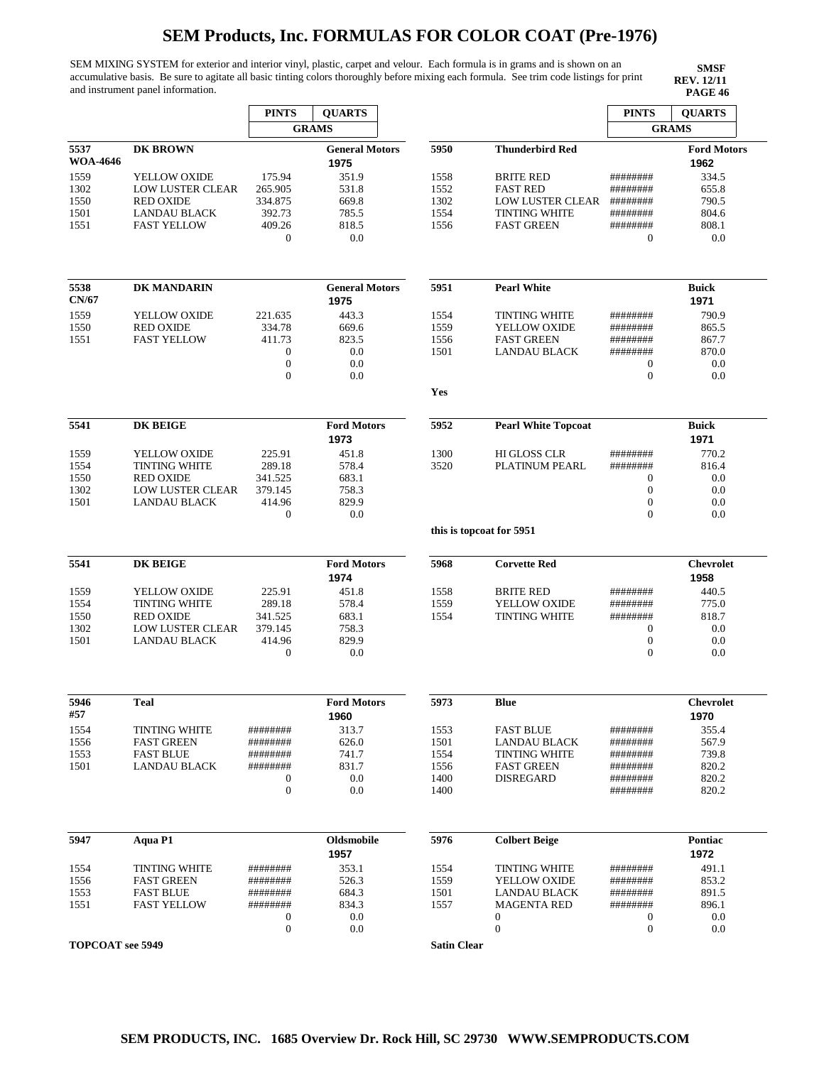# SEM Products, Inc. FORMULAS FOR COLOR COAT (Pre-1976)

SEM MIXING SYSTEM for exterior and interior vinyl, plastic, carpet and velour. Each formula is in grams and is shown on an accumulative basis. Be sure to agitate all basic tinting colors thoroughly before mixing each formula. See trim code listings for print and instrument panel information.

**SMSF**
**REV. 12/11**
**PAGE 46**

| | | PINTS | QUARTS |
|---|---|---|---|
| | | GRAMS | |
| **5537** **WOA-4646** | **DK BROWN** | | **General Motors** 1975 |
| 1559 | YELLOW OXIDE | 175.94 | 351.9 |
| 1302 | LOW LUSTER CLEAR | 265.905 | 531.8 |
| 1550 | RED OXIDE | 334.875 | 669.8 |
| 1501 | LANDAU BLACK | 392.73 | 785.5 |
| 1551 | FAST YELLOW | 409.26 | 818.5 |
| | | 0 | 0.0 |

| | | PINTS | QUARTS |
|---|---|---|---|
| **5538** **CN/67** | **DK MANDARIN** | | **General Motors** 1975 |
| 1559 | YELLOW OXIDE | 221.635 | 443.3 |
| 1550 | RED OXIDE | 334.78 | 669.6 |
| 1551 | FAST YELLOW | 411.73 | 823.5 |
| | | 0 | 0.0 |
| | | 0 | 0.0 |
| | | 0 | 0.0 |

| | | PINTS | QUARTS |
|---|---|---|---|
| **5541** | **DK BEIGE** | | **Ford Motors** 1973 |
| 1559 | YELLOW OXIDE | 225.91 | 451.8 |
| 1554 | TINTING WHITE | 289.18 | 578.4 |
| 1550 | RED OXIDE | 341.525 | 683.1 |
| 1302 | LOW LUSTER CLEAR | 379.145 | 758.3 |
| 1501 | LANDAU BLACK | 414.96 | 829.9 |
| | | 0 | 0.0 |

| | | PINTS | QUARTS |
|---|---|---|---|
| **5541** | **DK BEIGE** | | **Ford Motors** 1974 |
| 1559 | YELLOW OXIDE | 225.91 | 451.8 |
| 1554 | TINTING WHITE | 289.18 | 578.4 |
| 1550 | RED OXIDE | 341.525 | 683.1 |
| 1302 | LOW LUSTER CLEAR | 379.145 | 758.3 |
| 1501 | LANDAU BLACK | 414.96 | 829.9 |
| | | 0 | 0.0 |

| | | PINTS | QUARTS |
|---|---|---|---|
| **5946** **#57** | **Teal** | | **Ford Motors** 1960 |
| 1554 | TINTING WHITE | ######## | 313.7 |
| 1556 | FAST GREEN | ######## | 626.0 |
| 1553 | FAST BLUE | ######## | 741.7 |
| 1501 | LANDAU BLACK | ######## | 831.7 |
| | | 0 | 0.0 |
| | | 0 | 0.0 |

| | | PINTS | QUARTS |
|---|---|---|---|
| **5947** | **Aqua P1** | | **Oldsmobile** 1957 |
| 1554 | TINTING WHITE | ######## | 353.1 |
| 1556 | FAST GREEN | ######## | 526.3 |
| 1553 | FAST BLUE | ######## | 684.3 |
| 1551 | FAST YELLOW | ######## | 834.3 |
| | | 0 | 0.0 |
| | | 0 | 0.0 |

**TOPCOAT see 5949**

| | | PINTS | QUARTS |
|---|---|---|---|
| **5950** | **Thunderbird Red** | | **Ford Motors** 1962 |
| 1558 | BRITE RED | ######## | 334.5 |
| 1552 | FAST RED | ######## | 655.8 |
| 1302 | LOW LUSTER CLEAR | ######## | 790.5 |
| 1554 | TINTING WHITE | ######## | 804.6 |
| 1556 | FAST GREEN | ######## | 808.1 |
| | | 0 | 0.0 |

| | | PINTS | QUARTS |
|---|---|---|---|
| **5951** | **Pearl White** | | **Buick** 1971 |
| 1554 | TINTING WHITE | ######## | 790.9 |
| 1559 | YELLOW OXIDE | ######## | 865.5 |
| 1556 | FAST GREEN | ######## | 867.7 |
| 1501 | LANDAU BLACK | ######## | 870.0 |
| | | 0 | 0.0 |
| | | 0 | 0.0 |

**Yes**

| | | PINTS | QUARTS |
|---|---|---|---|
| **5952** | **Pearl White Topcoat** | | **Buick** 1971 |
| 1300 | HI GLOSS CLR | ######## | 770.2 |
| 3520 | PLATINUM PEARL | ######## | 816.4 |
| | | 0 | 0.0 |
| | | 0 | 0.0 |
| | | 0 | 0.0 |
| | | 0 | 0.0 |

**this is topcoat for 5951**

| | | PINTS | QUARTS |
|---|---|---|---|
| **5968** | **Corvette Red** | | **Chevrolet** 1958 |
| 1558 | BRITE RED | ######## | 440.5 |
| 1559 | YELLOW OXIDE | ######## | 775.0 |
| 1554 | TINTING WHITE | ######## | 818.7 |
| | | 0 | 0.0 |
| | | 0 | 0.0 |
| | | 0 | 0.0 |

| | | PINTS | QUARTS |
|---|---|---|---|
| **5973** | **Blue** | | **Chevrolet** 1970 |
| 1553 | FAST BLUE | ######## | 355.4 |
| 1501 | LANDAU BLACK | ######## | 567.9 |
| 1554 | TINTING WHITE | ######## | 739.8 |
| 1556 | FAST GREEN | ######## | 820.2 |
| 1400 | DISREGARD | ######## | 820.2 |
| 1400 | | ######## | 820.2 |

| | | PINTS | QUARTS |
|---|---|---|---|
| **5976** | **Colbert Beige** | | **Pontiac** 1972 |
| 1554 | TINTING WHITE | ######## | 491.1 |
| 1559 | YELLOW OXIDE | ######## | 853.2 |
| 1501 | LANDAU BLACK | ######## | 891.5 |
| 1557 | MAGENTA RED | ######## | 896.1 |
| | 0 | 0 | 0.0 |
| | 0 | 0 | 0.0 |

**Satin Clear**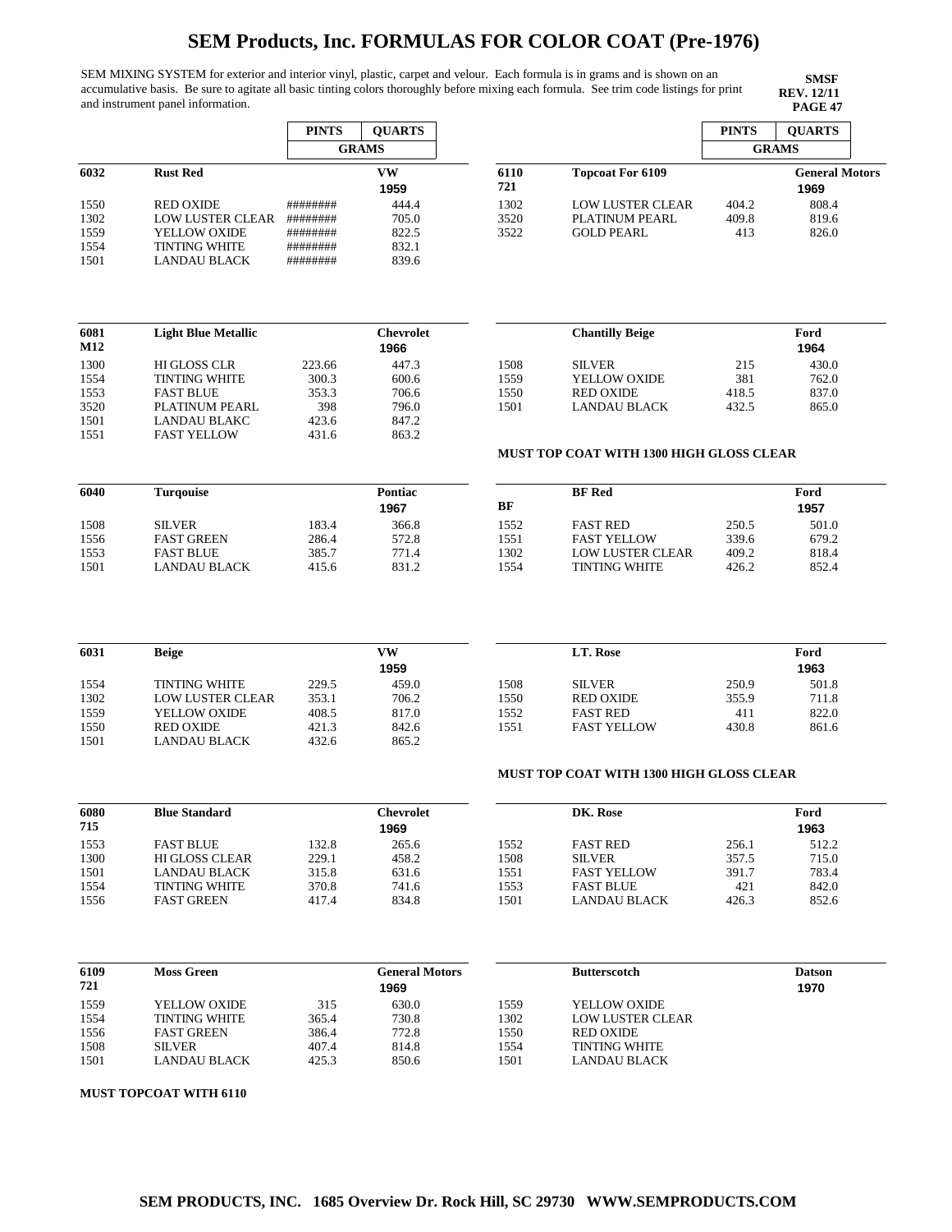# SEM Products, Inc. FORMULAS FOR COLOR COAT (Pre-1976)

SEM MIXING SYSTEM for exterior and interior vinyl, plastic, carpet and velour. Each formula is in grams and is shown on an accumulative basis. Be sure to agitate all basic tinting colors thoroughly before mixing each formula. See trim code listings for print and instrument panel information.

**SMSF**
**REV. 12/11**
**PAGE 47**

| 6032 | Rust Red | PINTS (GRAMS) | QUARTS (GRAMS) |
|---|---|---|---|
| | | | VW 1959 |
| 1550 | RED OXIDE | ######## | 444.4 |
| 1302 | LOW LUSTER CLEAR | ######## | 705.0 |
| 1559 | YELLOW OXIDE | ######## | 822.5 |
| 1554 | TINTING WHITE | ######## | 832.1 |
| 1501 | LANDAU BLACK | ######## | 839.6 |

| 6081 M12 | Light Blue Metallic | PINTS (GRAMS) | Chevrolet 1966 |
|---|---|---|---|
| 1300 | HI GLOSS CLR | 223.66 | 447.3 |
| 1554 | TINTING WHITE | 300.3 | 600.6 |
| 1553 | FAST BLUE | 353.3 | 706.6 |
| 3520 | PLATINUM PEARL | 398 | 796.0 |
| 1501 | LANDAU BLAKC | 423.6 | 847.2 |
| 1551 | FAST YELLOW | 431.6 | 863.2 |

| 6040 | Turqouise | PINTS (GRAMS) | Pontiac 1967 |
|---|---|---|---|
| 1508 | SILVER | 183.4 | 366.8 |
| 1556 | FAST GREEN | 286.4 | 572.8 |
| 1553 | FAST BLUE | 385.7 | 771.4 |
| 1501 | LANDAU BLACK | 415.6 | 831.2 |

| 6031 | Beige | PINTS (GRAMS) | VW 1959 |
|---|---|---|---|
| 1554 | TINTING WHITE | 229.5 | 459.0 |
| 1302 | LOW LUSTER CLEAR | 353.1 | 706.2 |
| 1559 | YELLOW OXIDE | 408.5 | 817.0 |
| 1550 | RED OXIDE | 421.3 | 842.6 |
| 1501 | LANDAU BLACK | 432.6 | 865.2 |

| 6080 715 | Blue Standard | PINTS (GRAMS) | Chevrolet 1969 |
|---|---|---|---|
| 1553 | FAST BLUE | 132.8 | 265.6 |
| 1300 | HI GLOSS CLEAR | 229.1 | 458.2 |
| 1501 | LANDAU BLACK | 315.8 | 631.6 |
| 1554 | TINTING WHITE | 370.8 | 741.6 |
| 1556 | FAST GREEN | 417.4 | 834.8 |

| 6109 721 | Moss Green | PINTS (GRAMS) | General Motors 1969 |
|---|---|---|---|
| 1559 | YELLOW OXIDE | 315 | 630.0 |
| 1554 | TINTING WHITE | 365.4 | 730.8 |
| 1556 | FAST GREEN | 386.4 | 772.8 |
| 1508 | SILVER | 407.4 | 814.8 |
| 1501 | LANDAU BLACK | 425.3 | 850.6 |

**MUST TOPCOAT WITH 6110**

| 6110 721 | Topcoat For 6109 | PINTS (GRAMS) | General Motors 1969 |
|---|---|---|---|
| 1302 | LOW LUSTER CLEAR | 404.2 | 808.4 |
| 3520 | PLATINUM PEARL | 409.8 | 819.6 |
| 3522 | GOLD PEARL | 413 | 826.0 |

| | Chantilly Beige | PINTS (GRAMS) | Ford 1964 |
|---|---|---|---|
| 1508 | SILVER | 215 | 430.0 |
| 1559 | YELLOW OXIDE | 381 | 762.0 |
| 1550 | RED OXIDE | 418.5 | 837.0 |
| 1501 | LANDAU BLACK | 432.5 | 865.0 |

**MUST TOP COAT WITH 1300 HIGH GLOSS CLEAR**

| BF | BF Red | PINTS (GRAMS) | Ford 1957 |
|---|---|---|---|
| 1552 | FAST RED | 250.5 | 501.0 |
| 1551 | FAST YELLOW | 339.6 | 679.2 |
| 1302 | LOW LUSTER CLEAR | 409.2 | 818.4 |
| 1554 | TINTING WHITE | 426.2 | 852.4 |

| | LT. Rose | PINTS (GRAMS) | Ford 1963 |
|---|---|---|---|
| 1508 | SILVER | 250.9 | 501.8 |
| 1550 | RED OXIDE | 355.9 | 711.8 |
| 1552 | FAST RED | 411 | 822.0 |
| 1551 | FAST YELLOW | 430.8 | 861.6 |

**MUST TOP COAT WITH 1300 HIGH GLOSS CLEAR**

| | DK. Rose | PINTS (GRAMS) | Ford 1963 |
|---|---|---|---|
| 1552 | FAST RED | 256.1 | 512.2 |
| 1508 | SILVER | 357.5 | 715.0 |
| 1551 | FAST YELLOW | 391.7 | 783.4 |
| 1553 | FAST BLUE | 421 | 842.0 |
| 1501 | LANDAU BLACK | 426.3 | 852.6 |

| | Butterscotch | PINTS (GRAMS) | Datson 1970 |
|---|---|---|---|
| 1559 | YELLOW OXIDE | | |
| 1302 | LOW LUSTER CLEAR | | |
| 1550 | RED OXIDE | | |
| 1554 | TINTING WHITE | | |
| 1501 | LANDAU BLACK | | |

**SEM PRODUCTS, INC. 1685 Overview Dr. Rock Hill, SC 29730 WWW.SEMPRODUCTS.COM**